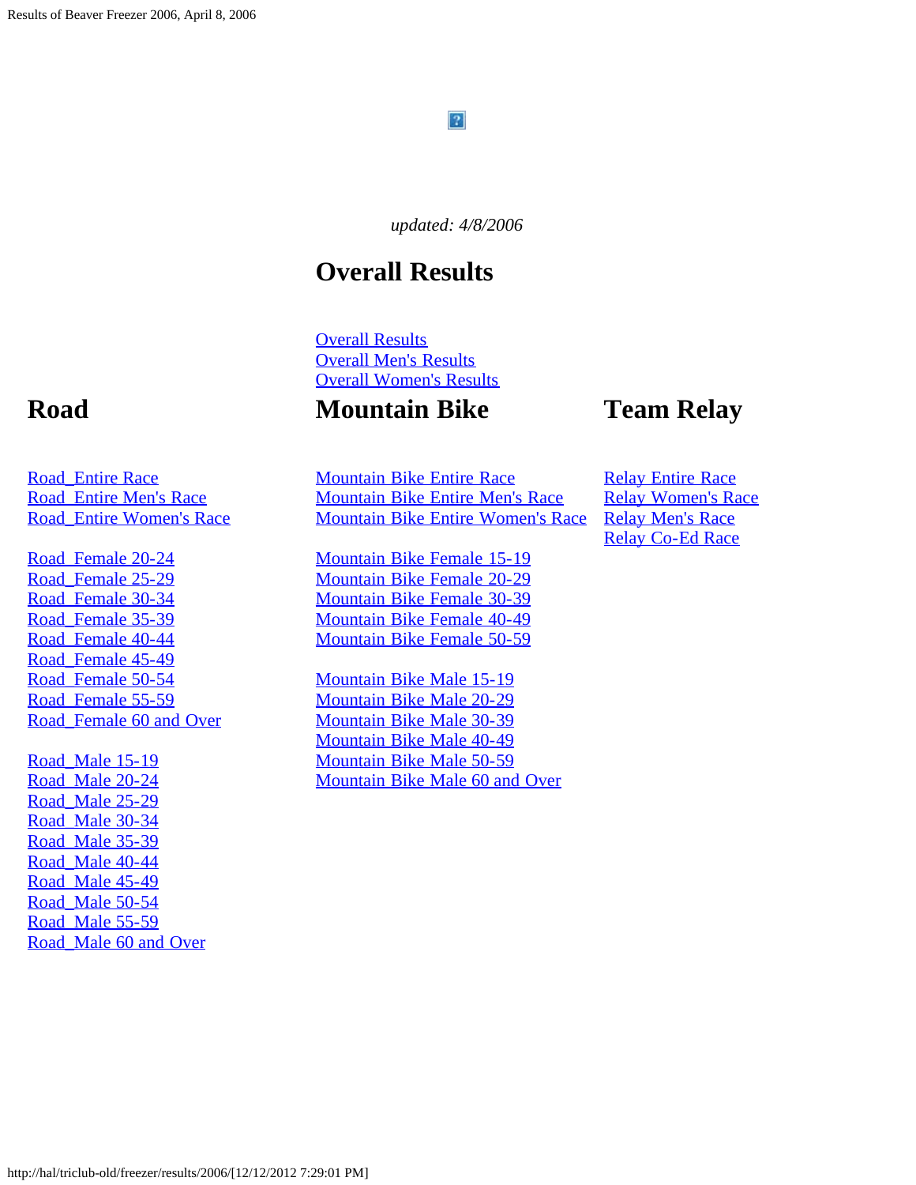*updated: 4/8/2006*

## Overall Results

Overall Results
Overall Men's Results
Overall Women's Results

## Road

Road_Entire Race
Road_Entire Men's Race
Road_Entire Women's Race

Road_Female 20-24
Road_Female 25-29
Road_Female 30-34
Road_Female 35-39
Road_Female 40-44
Road_Female 45-49
Road_Female 50-54
Road_Female 55-59
Road_Female 60 and Over

Road_Male 15-19
Road_Male 20-24
Road_Male 25-29
Road_Male 30-34
Road_Male 35-39
Road_Male 40-44
Road_Male 45-49
Road_Male 50-54
Road_Male 55-59
Road_Male 60 and Over

## Mountain Bike

Mountain Bike Entire Race
Mountain Bike Entire Men's Race
Mountain Bike Entire Women's Race

Mountain Bike Female 15-19
Mountain Bike Female 20-29
Mountain Bike Female 30-39
Mountain Bike Female 40-49
Mountain Bike Female 50-59

Mountain Bike Male 15-19
Mountain Bike Male 20-29
Mountain Bike Male 30-39
Mountain Bike Male 40-49
Mountain Bike Male 50-59
Mountain Bike Male 60 and Over

## Team Relay

Relay Entire Race
Relay Women's Race
Relay Men's Race
Relay Co-Ed Race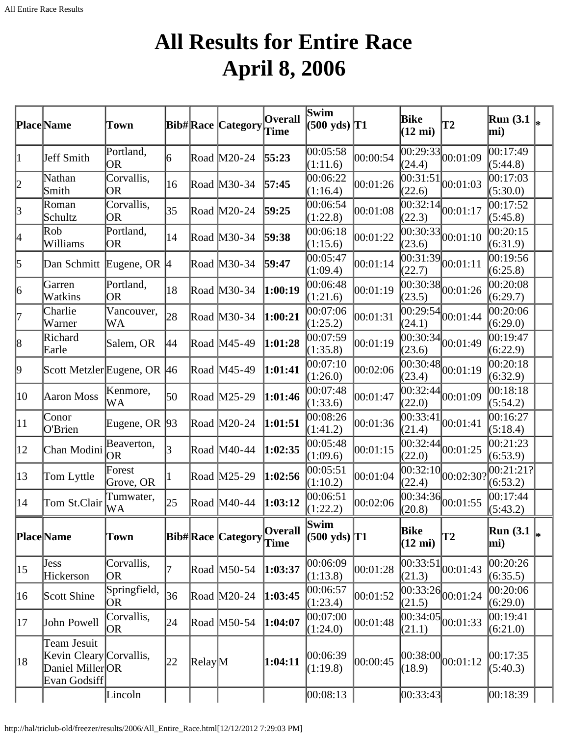# All Results for Entire Race April 8, 2006

| Place | Name | Town | Bib# | Race | Category | Overall Time | Swim (500 yds) | T1 | Bike (12 mi) | T2 | Run (3.1 mi) | * |
|---|---|---|---|---|---|---|---|---|---|---|---|---|
| 1 | Jeff Smith | Portland, OR | 6 | Road | M20-24 | **55:23** | 00:05:58 (1:11.6) | 00:00:54 | 00:29:33 (24.4) | 00:01:09 | 00:17:49 (5:44.8) | |
| 2 | Nathan Smith | Corvallis, OR | 16 | Road | M30-34 | **57:45** | 00:06:22 (1:16.4) | 00:01:26 | 00:31:51 (22.6) | 00:01:03 | 00:17:03 (5:30.0) | |
| 3 | Roman Schultz | Corvallis, OR | 35 | Road | M20-24 | **59:25** | 00:06:54 (1:22.8) | 00:01:08 | 00:32:14 (22.3) | 00:01:17 | 00:17:52 (5:45.8) | |
| 4 | Rob Williams | Portland, OR | 14 | Road | M30-34 | **59:38** | 00:06:18 (1:15.6) | 00:01:22 | 00:30:33 (23.6) | 00:01:10 | 00:20:15 (6:31.9) | |
| 5 | Dan Schmitt | Eugene, OR | 4 | Road | M30-34 | **59:47** | 00:05:47 (1:09.4) | 00:01:14 | 00:31:39 (22.7) | 00:01:11 | 00:19:56 (6:25.8) | |
| 6 | Garren Watkins | Portland, OR | 18 | Road | M30-34 | **1:00:19** | 00:06:48 (1:21.6) | 00:01:19 | 00:30:38 (23.5) | 00:01:26 | 00:20:08 (6:29.7) | |
| 7 | Charlie Warner | Vancouver, WA | 28 | Road | M30-34 | **1:00:21** | 00:07:06 (1:25.2) | 00:01:31 | 00:29:54 (24.1) | 00:01:44 | 00:20:06 (6:29.0) | |
| 8 | Richard Earle | Salem, OR | 44 | Road | M45-49 | **1:01:28** | 00:07:59 (1:35.8) | 00:01:19 | 00:30:34 (23.6) | 00:01:49 | 00:19:47 (6:22.9) | |
| 9 | Scott Metzler | Eugene, OR | 46 | Road | M45-49 | **1:01:41** | 00:07:10 (1:26.0) | 00:02:06 | 00:30:48 (23.4) | 00:01:19 | 00:20:18 (6:32.9) | |
| 10 | Aaron Moss | Kenmore, WA | 50 | Road | M25-29 | **1:01:46** | 00:07:48 (1:33.6) | 00:01:47 | 00:32:44 (22.0) | 00:01:09 | 00:18:18 (5:54.2) | |
| 11 | Conor O'Brien | Eugene, OR | 93 | Road | M20-24 | **1:01:51** | 00:08:26 (1:41.2) | 00:01:36 | 00:33:41 (21.4) | 00:01:41 | 00:16:27 (5:18.4) | |
| 12 | Chan Modini | Beaverton, OR | 3 | Road | M40-44 | **1:02:35** | 00:05:48 (1:09.6) | 00:01:15 | 00:32:44 (22.0) | 00:01:25 | 00:21:23 (6:53.9) | |
| 13 | Tom Lyttle | Forest Grove, OR | 1 | Road | M25-29 | **1:02:56** | 00:05:51 (1:10.2) | 00:01:04 | 00:32:10 (22.4) | 00:02:30? | 00:21:21? (6:53.2) | |
| 14 | Tom St.Clair | Tumwater, WA | 25 | Road | M40-44 | **1:03:12** | 00:06:51 (1:22.2) | 00:02:06 | 00:34:36 (20.8) | 00:01:55 | 00:17:44 (5:43.2) | |
| 15 | Jess Hickerson | Corvallis, OR | 7 | Road | M50-54 | **1:03:37** | 00:06:09 (1:13.8) | 00:01:28 | 00:33:51 (21.3) | 00:01:43 | 00:20:26 (6:35.5) | |
| 16 | Scott Shine | Springfield, OR | 36 | Road | M20-24 | **1:03:45** | 00:06:57 (1:23.4) | 00:01:52 | 00:33:26 (21.5) | 00:01:24 | 00:20:06 (6:29.0) | |
| 17 | John Powell | Corvallis, OR | 24 | Road | M50-54 | **1:04:07** | 00:07:00 (1:24.0) | 00:01:48 | 00:34:05 (21.1) | 00:01:33 | 00:19:41 (6:21.0) | |
| 18 | Team Jesuit Kevin Cleary Daniel Miller Evan Godsiff | Corvallis, OR | 22 | Relay | M | **1:04:11** | 00:06:39 (1:19.8) | 00:00:45 | 00:38:00 (18.9) | 00:01:12 | 00:17:35 (5:40.3) | |
| | | Lincoln | | | | | 00:08:13 | | 00:33:43 | | 00:18:39 | |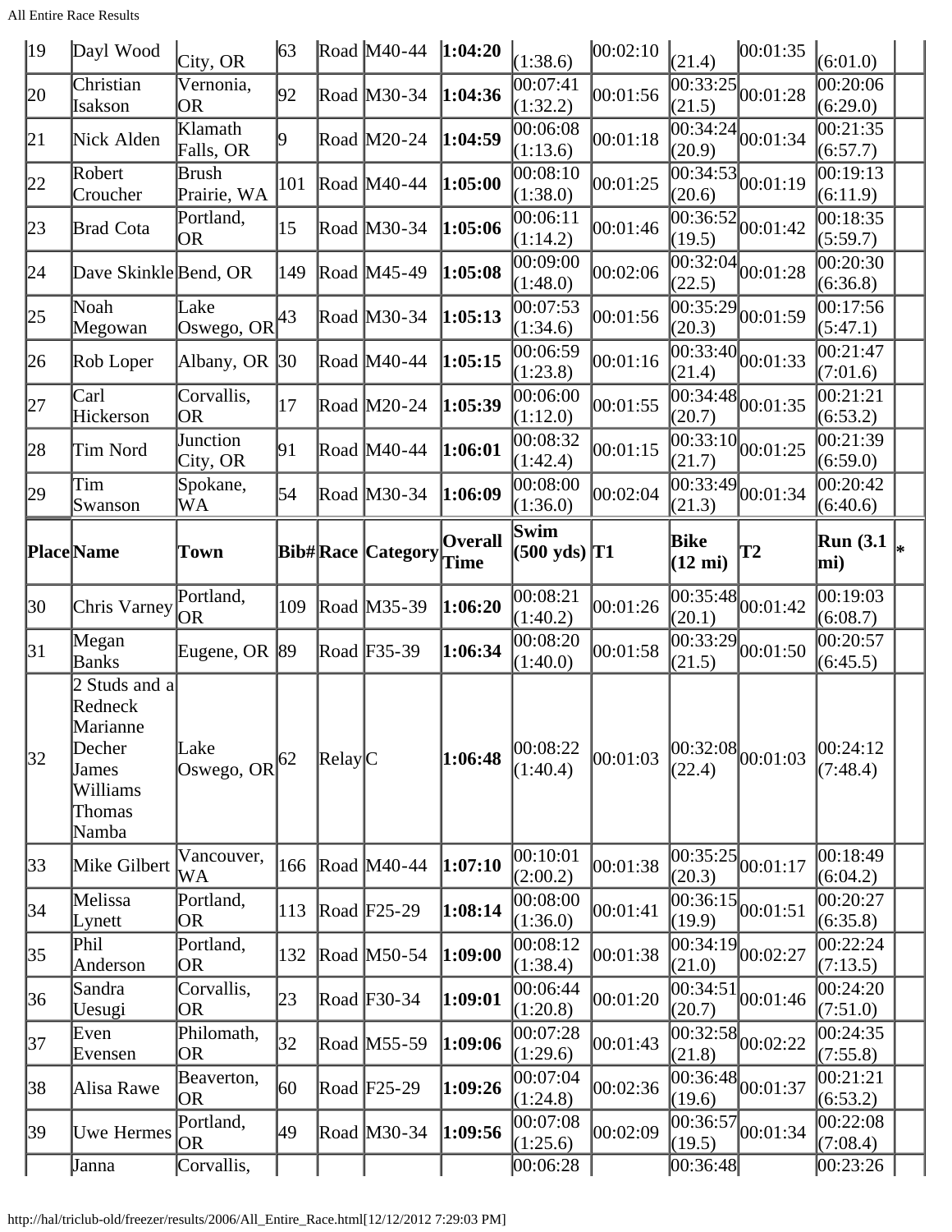| 19 | Dayl Wood | City, OR | 63 | Road | M40-44 | **1:04:20** | (1:38.6) | 00:02:10 | (21.4) | 00:01:35 | (6:01.0) | |
|---|---|---|---|---|---|---|---|---|---|---|---|---|
| 20 | Christian Isakson | Vernonia, OR | 92 | Road | M30-34 | **1:04:36** | 00:07:41 (1:32.2) | 00:01:56 | 00:33:25 (21.5) | 00:01:28 | 00:20:06 (6:29.0) | |
| 21 | Nick Alden | Klamath Falls, OR | 9 | Road | M20-24 | **1:04:59** | 00:06:08 (1:13.6) | 00:01:18 | 00:34:24 (20.9) | 00:01:34 | 00:21:35 (6:57.7) | |
| 22 | Robert Croucher | Brush Prairie, WA | 101 | Road | M40-44 | **1:05:00** | 00:08:10 (1:38.0) | 00:01:25 | 00:34:53 (20.6) | 00:01:19 | 00:19:13 (6:11.9) | |
| 23 | Brad Cota | Portland, OR | 15 | Road | M30-34 | **1:05:06** | 00:06:11 (1:14.2) | 00:01:46 | 00:36:52 (19.5) | 00:01:42 | 00:18:35 (5:59.7) | |
| 24 | Dave Skinkle | Bend, OR | 149 | Road | M45-49 | **1:05:08** | 00:09:00 (1:48.0) | 00:02:06 | 00:32:04 (22.5) | 00:01:28 | 00:20:30 (6:36.8) | |
| 25 | Noah Megowan | Lake Oswego, OR | 43 | Road | M30-34 | **1:05:13** | 00:07:53 (1:34.6) | 00:01:56 | 00:35:29 (20.3) | 00:01:59 | 00:17:56 (5:47.1) | |
| 26 | Rob Loper | Albany, OR | 30 | Road | M40-44 | **1:05:15** | 00:06:59 (1:23.8) | 00:01:16 | 00:33:40 (21.4) | 00:01:33 | 00:21:47 (7:01.6) | |
| 27 | Carl Hickerson | Corvallis, OR | 17 | Road | M20-24 | **1:05:39** | 00:06:00 (1:12.0) | 00:01:55 | 00:34:48 (20.7) | 00:01:35 | 00:21:21 (6:53.2) | |
| 28 | Tim Nord | Junction City, OR | 91 | Road | M40-44 | **1:06:01** | 00:08:32 (1:42.4) | 00:01:15 | 00:33:10 (21.7) | 00:01:25 | 00:21:39 (6:59.0) | |
| 29 | Tim Swanson | Spokane, WA | 54 | Road | M30-34 | **1:06:09** | 00:08:00 (1:36.0) | 00:02:04 | 00:33:49 (21.3) | 00:01:34 | 00:20:42 (6:40.6) | |
| **Place** | **Name** | **Town** | **Bib#** | **Race** | **Category** | **Overall Time** | **Swim (500 yds)** | **T1** | **Bike (12 mi)** | **T2** | **Run (3.1 mi)** | ***** |
| 30 | Chris Varney | Portland, OR | 109 | Road | M35-39 | **1:06:20** | 00:08:21 (1:40.2) | 00:01:26 | 00:35:48 (20.1) | 00:01:42 | 00:19:03 (6:08.7) | |
| 31 | Megan Banks | Eugene, OR | 89 | Road | F35-39 | **1:06:34** | 00:08:20 (1:40.0) | 00:01:58 | 00:33:29 (21.5) | 00:01:50 | 00:20:57 (6:45.5) | |
| 32 | 2 Studs and a Redneck Marianne Decher James Williams Thomas Namba | Lake Oswego, OR | 62 | Relay | C | **1:06:48** | 00:08:22 (1:40.4) | 00:01:03 | 00:32:08 (22.4) | 00:01:03 | 00:24:12 (7:48.4) | |
| 33 | Mike Gilbert | Vancouver, WA | 166 | Road | M40-44 | **1:07:10** | 00:10:01 (2:00.2) | 00:01:38 | 00:35:25 (20.3) | 00:01:17 | 00:18:49 (6:04.2) | |
| 34 | Melissa Lynett | Portland, OR | 113 | Road | F25-29 | **1:08:14** | 00:08:00 (1:36.0) | 00:01:41 | 00:36:15 (19.9) | 00:01:51 | 00:20:27 (6:35.8) | |
| 35 | Phil Anderson | Portland, OR | 132 | Road | M50-54 | **1:09:00** | 00:08:12 (1:38.4) | 00:01:38 | 00:34:19 (21.0) | 00:02:27 | 00:22:24 (7:13.5) | |
| 36 | Sandra Uesugi | Corvallis, OR | 23 | Road | F30-34 | **1:09:01** | 00:06:44 (1:20.8) | 00:01:20 | 00:34:51 (20.7) | 00:01:46 | 00:24:20 (7:51.0) | |
| 37 | Even Evensen | Philomath, OR | 32 | Road | M55-59 | **1:09:06** | 00:07:28 (1:29.6) | 00:01:43 | 00:32:58 (21.8) | 00:02:22 | 00:24:35 (7:55.8) | |
| 38 | Alisa Rawe | Beaverton, OR | 60 | Road | F25-29 | **1:09:26** | 00:07:04 (1:24.8) | 00:02:36 | 00:36:48 (19.6) | 00:01:37 | 00:21:21 (6:53.2) | |
| 39 | Uwe Hermes | Portland, OR | 49 | Road | M30-34 | **1:09:56** | 00:07:08 (1:25.6) | 00:02:09 | 00:36:57 (19.5) | 00:01:34 | 00:22:08 (7:08.4) | |
| | Janna | Corvallis, | | | | | 00:06:28 | | 00:36:48 | | 00:23:26 | |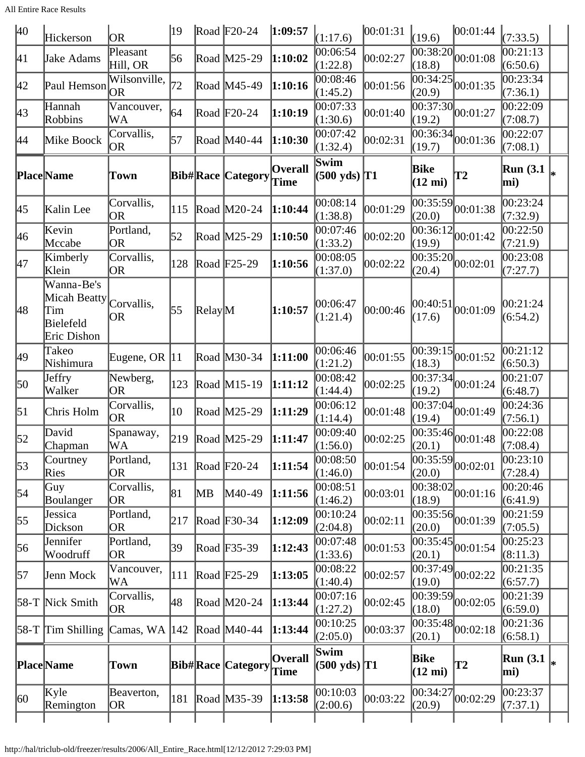| Place | Name | Town | Bib# | Race | Category | Overall Time | Swim (500 yds) | T1 | Bike (12 mi) | T2 | Run (3.1 mi) | * |
|---|---|---|---|---|---|---|---|---|---|---|---|---|
| 40 | Hickerson | OR | 19 | Road | F20-24 | **1:09:57** | (1:17.6) | 00:01:31 | (19.6) | 00:01:44 | (7:33.5) | |
| 41 | Jake Adams | Pleasant Hill, OR | 56 | Road | M25-29 | **1:10:02** | 00:06:54 (1:22.8) | 00:02:27 | 00:38:20 (18.8) | 00:01:08 | 00:21:13 (6:50.6) | |
| 42 | Paul Hemson | Wilsonville, OR | 72 | Road | M45-49 | **1:10:16** | 00:08:46 (1:45.2) | 00:01:56 | 00:34:25 (20.9) | 00:01:35 | 00:23:34 (7:36.1) | |
| 43 | Hannah Robbins | Vancouver, WA | 64 | Road | F20-24 | **1:10:19** | 00:07:33 (1:30.6) | 00:01:40 | 00:37:30 (19.2) | 00:01:27 | 00:22:09 (7:08.7) | |
| 44 | Mike Boock | Corvallis, OR | 57 | Road | M40-44 | **1:10:30** | 00:07:42 (1:32.4) | 00:02:31 | 00:36:34 (19.7) | 00:01:36 | 00:22:07 (7:08.1) | |
| **Place** | **Name** | **Town** | **Bib#** | **Race** | **Category** | **Overall Time** | **Swim (500 yds)** | **T1** | **Bike (12 mi)** | **T2** | **Run (3.1 mi)** | * |
| 45 | Kalin Lee | Corvallis, OR | 115 | Road | M20-24 | **1:10:44** | 00:08:14 (1:38.8) | 00:01:29 | 00:35:59 (20.0) | 00:01:38 | 00:23:24 (7:32.9) | |
| 46 | Kevin Mccabe | Portland, OR | 52 | Road | M25-29 | **1:10:50** | 00:07:46 (1:33.2) | 00:02:20 | 00:36:12 (19.9) | 00:01:42 | 00:22:50 (7:21.9) | |
| 47 | Kimberly Klein | Corvallis, OR | 128 | Road | F25-29 | **1:10:56** | 00:08:05 (1:37.0) | 00:02:22 | 00:35:20 (20.4) | 00:02:01 | 00:23:08 (7:27.7) | |
| 48 | Wanna-Be's Micah Beatty Tim Bielefeld Eric Dishon | Corvallis, OR | 55 | Relay | M | **1:10:57** | 00:06:47 (1:21.4) | 00:00:46 | 00:40:51 (17.6) | 00:01:09 | 00:21:24 (6:54.2) | |
| 49 | Takeo Nishimura | Eugene, OR | 11 | Road | M30-34 | **1:11:00** | 00:06:46 (1:21.2) | 00:01:55 | 00:39:15 (18.3) | 00:01:52 | 00:21:12 (6:50.3) | |
| 50 | Jeffry Walker | Newberg, OR | 123 | Road | M15-19 | **1:11:12** | 00:08:42 (1:44.4) | 00:02:25 | 00:37:34 (19.2) | 00:01:24 | 00:21:07 (6:48.7) | |
| 51 | Chris Holm | Corvallis, OR | 10 | Road | M25-29 | **1:11:29** | 00:06:12 (1:14.4) | 00:01:48 | 00:37:04 (19.4) | 00:01:49 | 00:24:36 (7:56.1) | |
| 52 | David Chapman | Spanaway, WA | 219 | Road | M25-29 | **1:11:47** | 00:09:40 (1:56.0) | 00:02:25 | 00:35:46 (20.1) | 00:01:48 | 00:22:08 (7:08.4) | |
| 53 | Courtney Ries | Portland, OR | 131 | Road | F20-24 | **1:11:54** | 00:08:50 (1:46.0) | 00:01:54 | 00:35:59 (20.0) | 00:02:01 | 00:23:10 (7:28.4) | |
| 54 | Guy Boulanger | Corvallis, OR | 81 | MB | M40-49 | **1:11:56** | 00:08:51 (1:46.2) | 00:03:01 | 00:38:02 (18.9) | 00:01:16 | 00:20:46 (6:41.9) | |
| 55 | Jessica Dickson | Portland, OR | 217 | Road | F30-34 | **1:12:09** | 00:10:24 (2:04.8) | 00:02:11 | 00:35:56 (20.0) | 00:01:39 | 00:21:59 (7:05.5) | |
| 56 | Jennifer Woodruff | Portland, OR | 39 | Road | F35-39 | **1:12:43** | 00:07:48 (1:33.6) | 00:01:53 | 00:35:45 (20.1) | 00:01:54 | 00:25:23 (8:11.3) | |
| 57 | Jenn Mock | Vancouver, WA | 111 | Road | F25-29 | **1:13:05** | 00:08:22 (1:40.4) | 00:02:57 | 00:37:49 (19.0) | 00:02:22 | 00:21:35 (6:57.7) | |
| 58-T | Nick Smith | Corvallis, OR | 48 | Road | M20-24 | **1:13:44** | 00:07:16 (1:27.2) | 00:02:45 | 00:39:59 (18.0) | 00:02:05 | 00:21:39 (6:59.0) | |
| 58-T | Tim Shilling | Camas, WA | 142 | Road | M40-44 | **1:13:44** | 00:10:25 (2:05.0) | 00:03:37 | 00:35:48 (20.1) | 00:02:18 | 00:21:36 (6:58.1) | |
| **Place** | **Name** | **Town** | **Bib#** | **Race** | **Category** | **Overall Time** | **Swim (500 yds)** | **T1** | **Bike (12 mi)** | **T2** | **Run (3.1 mi)** | * |
| 60 | Kyle Remington | Beaverton, OR | 181 | Road | M35-39 | **1:13:58** | 00:10:03 (2:00.6) | 00:03:22 | 00:34:27 (20.9) | 00:02:29 | 00:23:37 (7:37.1) | |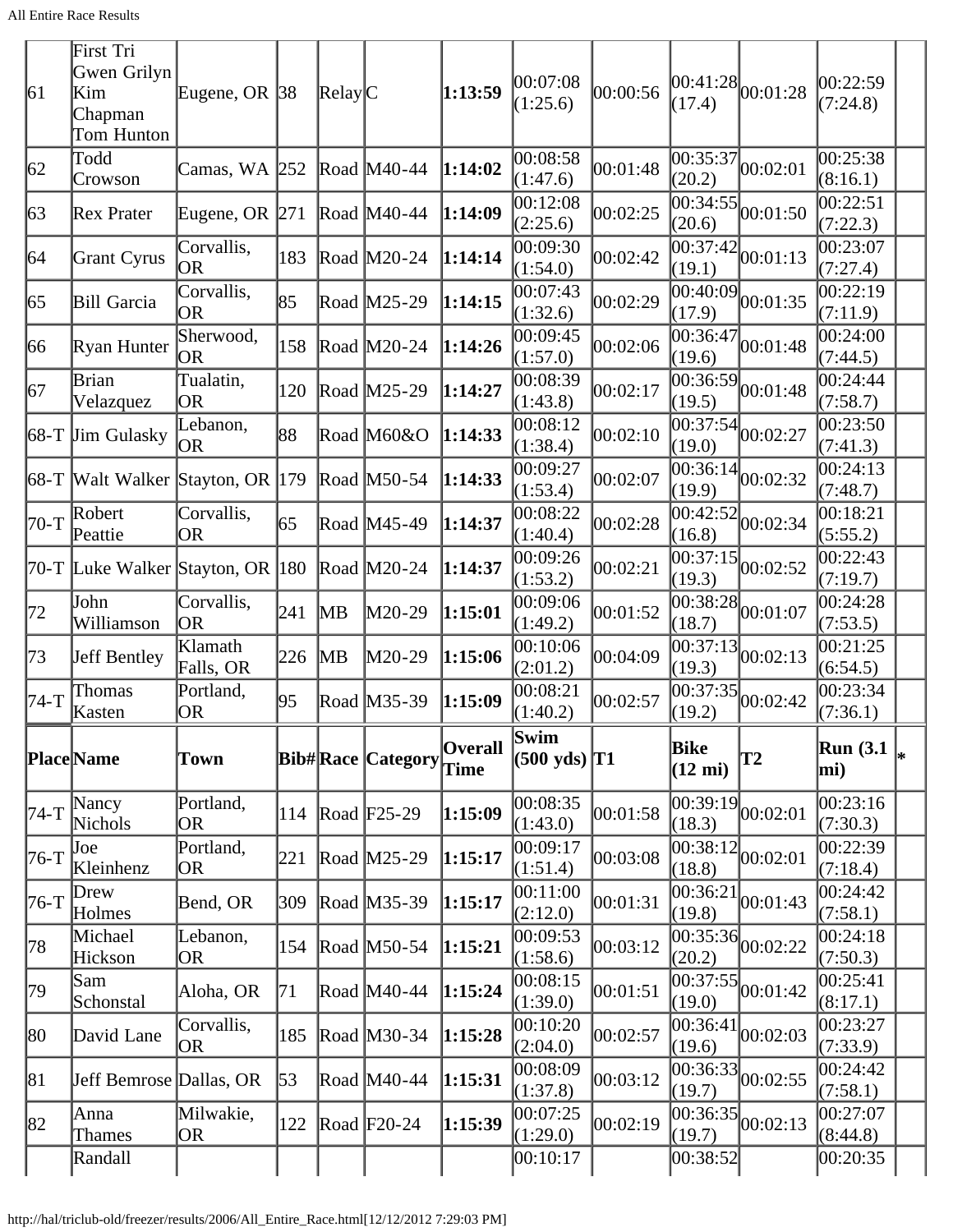| Place | Name | Town | Bib# | Race | Category | Overall Time | Swim (500 yds) | T1 | Bike (12 mi) | T2 | Run (3.1 mi) | * |
|---|---|---|---|---|---|---|---|---|---|---|---|---|
| 61 | First Tri Gwen Grilyn Kim Chapman Tom Hunton | Eugene, OR | 38 | Relay | C | **1:13:59** | 00:07:08 (1:25.6) | 00:00:56 | 00:41:28 (17.4) | 00:01:28 | 00:22:59 (7:24.8) | |
| 62 | Todd Crowson | Camas, WA | 252 | Road | M40-44 | **1:14:02** | 00:08:58 (1:47.6) | 00:01:48 | 00:35:37 (20.2) | 00:02:01 | 00:25:38 (8:16.1) | |
| 63 | Rex Prater | Eugene, OR | 271 | Road | M40-44 | **1:14:09** | 00:12:08 (2:25.6) | 00:02:25 | 00:34:55 (20.6) | 00:01:50 | 00:22:51 (7:22.3) | |
| 64 | Grant Cyrus | Corvallis, OR | 183 | Road | M20-24 | **1:14:14** | 00:09:30 (1:54.0) | 00:02:42 | 00:37:42 (19.1) | 00:01:13 | 00:23:07 (7:27.4) | |
| 65 | Bill Garcia | Corvallis, OR | 85 | Road | M25-29 | **1:14:15** | 00:07:43 (1:32.6) | 00:02:29 | 00:40:09 (17.9) | 00:01:35 | 00:22:19 (7:11.9) | |
| 66 | Ryan Hunter | Sherwood, OR | 158 | Road | M20-24 | **1:14:26** | 00:09:45 (1:57.0) | 00:02:06 | 00:36:47 (19.6) | 00:01:48 | 00:24:00 (7:44.5) | |
| 67 | Brian Velazquez | Tualatin, OR | 120 | Road | M25-29 | **1:14:27** | 00:08:39 (1:43.8) | 00:02:17 | 00:36:59 (19.5) | 00:01:48 | 00:24:44 (7:58.7) | |
| 68-T | Jim Gulasky | Lebanon, OR | 88 | Road | M60&O | **1:14:33** | 00:08:12 (1:38.4) | 00:02:10 | 00:37:54 (19.0) | 00:02:27 | 00:23:50 (7:41.3) | |
| 68-T | Walt Walker | Stayton, OR | 179 | Road | M50-54 | **1:14:33** | 00:09:27 (1:53.4) | 00:02:07 | 00:36:14 (19.9) | 00:02:32 | 00:24:13 (7:48.7) | |
| 70-T | Robert Peattie | Corvallis, OR | 65 | Road | M45-49 | **1:14:37** | 00:08:22 (1:40.4) | 00:02:28 | 00:42:52 (16.8) | 00:02:34 | 00:18:21 (5:55.2) | |
| 70-T | Luke Walker | Stayton, OR | 180 | Road | M20-24 | **1:14:37** | 00:09:26 (1:53.2) | 00:02:21 | 00:37:15 (19.3) | 00:02:52 | 00:22:43 (7:19.7) | |
| 72 | John Williamson | Corvallis, OR | 241 | MB | M20-29 | **1:15:01** | 00:09:06 (1:49.2) | 00:01:52 | 00:38:28 (18.7) | 00:01:07 | 00:24:28 (7:53.5) | |
| 73 | Jeff Bentley | Klamath Falls, OR | 226 | MB | M20-29 | **1:15:06** | 00:10:06 (2:01.2) | 00:04:09 | 00:37:13 (19.3) | 00:02:13 | 00:21:25 (6:54.5) | |
| 74-T | Thomas Kasten | Portland, OR | 95 | Road | M35-39 | **1:15:09** | 00:08:21 (1:40.2) | 00:02:57 | 00:37:35 (19.2) | 00:02:42 | 00:23:34 (7:36.1) | |
| **Place** | **Name** | **Town** | **Bib#** | **Race** | **Category** | **Overall Time** | **Swim (500 yds)** | **T1** | **Bike (12 mi)** | **T2** | **Run (3.1 mi)** | * |
| 74-T | Nancy Nichols | Portland, OR | 114 | Road | F25-29 | **1:15:09** | 00:08:35 (1:43.0) | 00:01:58 | 00:39:19 (18.3) | 00:02:01 | 00:23:16 (7:30.3) | |
| 76-T | Joe Kleinhenz | Portland, OR | 221 | Road | M25-29 | **1:15:17** | 00:09:17 (1:51.4) | 00:03:08 | 00:38:12 (18.8) | 00:02:01 | 00:22:39 (7:18.4) | |
| 76-T | Drew Holmes | Bend, OR | 309 | Road | M35-39 | **1:15:17** | 00:11:00 (2:12.0) | 00:01:31 | 00:36:21 (19.8) | 00:01:43 | 00:24:42 (7:58.1) | |
| 78 | Michael Hickson | Lebanon, OR | 154 | Road | M50-54 | **1:15:21** | 00:09:53 (1:58.6) | 00:03:12 | 00:35:36 (20.2) | 00:02:22 | 00:24:18 (7:50.3) | |
| 79 | Sam Schonstal | Aloha, OR | 71 | Road | M40-44 | **1:15:24** | 00:08:15 (1:39.0) | 00:01:51 | 00:37:55 (19.0) | 00:01:42 | 00:25:41 (8:17.1) | |
| 80 | David Lane | Corvallis, OR | 185 | Road | M30-34 | **1:15:28** | 00:10:20 (2:04.0) | 00:02:57 | 00:36:41 (19.6) | 00:02:03 | 00:23:27 (7:33.9) | |
| 81 | Jeff Bemrose | Dallas, OR | 53 | Road | M40-44 | **1:15:31** | 00:08:09 (1:37.8) | 00:03:12 | 00:36:33 (19.7) | 00:02:55 | 00:24:42 (7:58.1) | |
| 82 | Anna Thames | Milwakie, OR | 122 | Road | F20-24 | **1:15:39** | 00:07:25 (1:29.0) | 00:02:19 | 00:36:35 (19.7) | 00:02:13 | 00:27:07 (8:44.8) | |
| | Randall | | | | | | 00:10:17 | | 00:38:52 | | 00:20:35 | |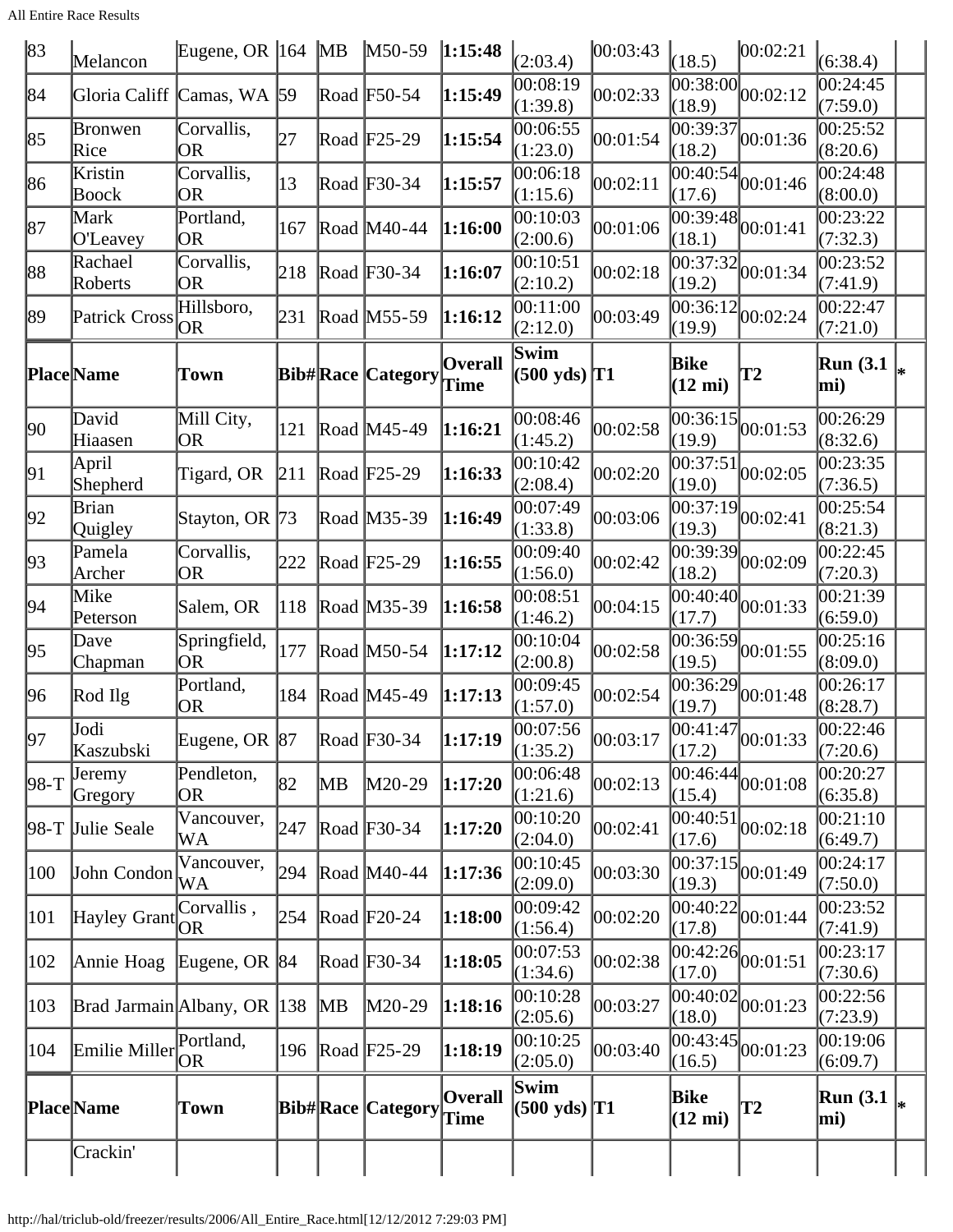| Place | Name | Town | Bib# | Race | Category | Overall Time | Swim (500 yds) | T1 | Bike (12 mi) | T2 | Run (3.1 mi) | * |
|---|---|---|---|---|---|---|---|---|---|---|---|---|
| 83 | Melancon | Eugene, OR | 164 | MB | M50-59 | **1:15:48** | (2:03.4) | 00:03:43 | (18.5) | 00:02:21 | (6:38.4) | |
| 84 | Gloria Califf | Camas, WA | 59 | Road | F50-54 | **1:15:49** | 00:08:19 (1:39.8) | 00:02:33 | 00:38:00 (18.9) | 00:02:12 | 00:24:45 (7:59.0) | |
| 85 | Bronwen Rice | Corvallis, OR | 27 | Road | F25-29 | **1:15:54** | 00:06:55 (1:23.0) | 00:01:54 | 00:39:37 (18.2) | 00:01:36 | 00:25:52 (8:20.6) | |
| 86 | Kristin Boock | Corvallis, OR | 13 | Road | F30-34 | **1:15:57** | 00:06:18 (1:15.6) | 00:02:11 | 00:40:54 (17.6) | 00:01:46 | 00:24:48 (8:00.0) | |
| 87 | Mark O'Leavey | Portland, OR | 167 | Road | M40-44 | **1:16:00** | 00:10:03 (2:00.6) | 00:01:06 | 00:39:48 (18.1) | 00:01:41 | 00:23:22 (7:32.3) | |
| 88 | Rachael Roberts | Corvallis, OR | 218 | Road | F30-34 | **1:16:07** | 00:10:51 (2:10.2) | 00:02:18 | 00:37:32 (19.2) | 00:01:34 | 00:23:52 (7:41.9) | |
| 89 | Patrick Cross | Hillsboro, OR | 231 | Road | M55-59 | **1:16:12** | 00:11:00 (2:12.0) | 00:03:49 | 00:36:12 (19.9) | 00:02:24 | 00:22:47 (7:21.0) | |
| **Place** | **Name** | **Town** | **Bib#** | **Race** | **Category** | **Overall Time** | **Swim (500 yds)** | **T1** | **Bike (12 mi)** | **T2** | **Run (3.1 mi)** | ***** |
| 90 | David Hiaasen | Mill City, OR | 121 | Road | M45-49 | **1:16:21** | 00:08:46 (1:45.2) | 00:02:58 | 00:36:15 (19.9) | 00:01:53 | 00:26:29 (8:32.6) | |
| 91 | April Shepherd | Tigard, OR | 211 | Road | F25-29 | **1:16:33** | 00:10:42 (2:08.4) | 00:02:20 | 00:37:51 (19.0) | 00:02:05 | 00:23:35 (7:36.5) | |
| 92 | Brian Quigley | Stayton, OR | 73 | Road | M35-39 | **1:16:49** | 00:07:49 (1:33.8) | 00:03:06 | 00:37:19 (19.3) | 00:02:41 | 00:25:54 (8:21.3) | |
| 93 | Pamela Archer | Corvallis, OR | 222 | Road | F25-29 | **1:16:55** | 00:09:40 (1:56.0) | 00:02:42 | 00:39:39 (18.2) | 00:02:09 | 00:22:45 (7:20.3) | |
| 94 | Mike Peterson | Salem, OR | 118 | Road | M35-39 | **1:16:58** | 00:08:51 (1:46.2) | 00:04:15 | 00:40:40 (17.7) | 00:01:33 | 00:21:39 (6:59.0) | |
| 95 | Dave Chapman | Springfield, OR | 177 | Road | M50-54 | **1:17:12** | 00:10:04 (2:00.8) | 00:02:58 | 00:36:59 (19.5) | 00:01:55 | 00:25:16 (8:09.0) | |
| 96 | Rod Ilg | Portland, OR | 184 | Road | M45-49 | **1:17:13** | 00:09:45 (1:57.0) | 00:02:54 | 00:36:29 (19.7) | 00:01:48 | 00:26:17 (8:28.7) | |
| 97 | Jodi Kaszubski | Eugene, OR | 87 | Road | F30-34 | **1:17:19** | 00:07:56 (1:35.2) | 00:03:17 | 00:41:47 (17.2) | 00:01:33 | 00:22:46 (7:20.6) | |
| 98-T | Jeremy Gregory | Pendleton, OR | 82 | MB | M20-29 | **1:17:20** | 00:06:48 (1:21.6) | 00:02:13 | 00:46:44 (15.4) | 00:01:08 | 00:20:27 (6:35.8) | |
| 98-T | Julie Seale | Vancouver, WA | 247 | Road | F30-34 | **1:17:20** | 00:10:20 (2:04.0) | 00:02:41 | 00:40:51 (17.6) | 00:02:18 | 00:21:10 (6:49.7) | |
| 100 | John Condon | Vancouver, WA | 294 | Road | M40-44 | **1:17:36** | 00:10:45 (2:09.0) | 00:03:30 | 00:37:15 (19.3) | 00:01:49 | 00:24:17 (7:50.0) | |
| 101 | Hayley Grant | Corvallis , OR | 254 | Road | F20-24 | **1:18:00** | 00:09:42 (1:56.4) | 00:02:20 | 00:40:22 (17.8) | 00:01:44 | 00:23:52 (7:41.9) | |
| 102 | Annie Hoag | Eugene, OR | 84 | Road | F30-34 | **1:18:05** | 00:07:53 (1:34.6) | 00:02:38 | 00:42:26 (17.0) | 00:01:51 | 00:23:17 (7:30.6) | |
| 103 | Brad Jarmain | Albany, OR | 138 | MB | M20-29 | **1:18:16** | 00:10:28 (2:05.6) | 00:03:27 | 00:40:02 (18.0) | 00:01:23 | 00:22:56 (7:23.9) | |
| 104 | Emilie Miller | Portland, OR | 196 | Road | F25-29 | **1:18:19** | 00:10:25 (2:05.0) | 00:03:40 | 00:43:45 (16.5) | 00:01:23 | 00:19:06 (6:09.7) | |
| **Place** | **Name** | **Town** | **Bib#** | **Race** | **Category** | **Overall Time** | **Swim (500 yds)** | **T1** | **Bike (12 mi)** | **T2** | **Run (3.1 mi)** | ***** |
| | Crackin' | | | | | | | | | | | |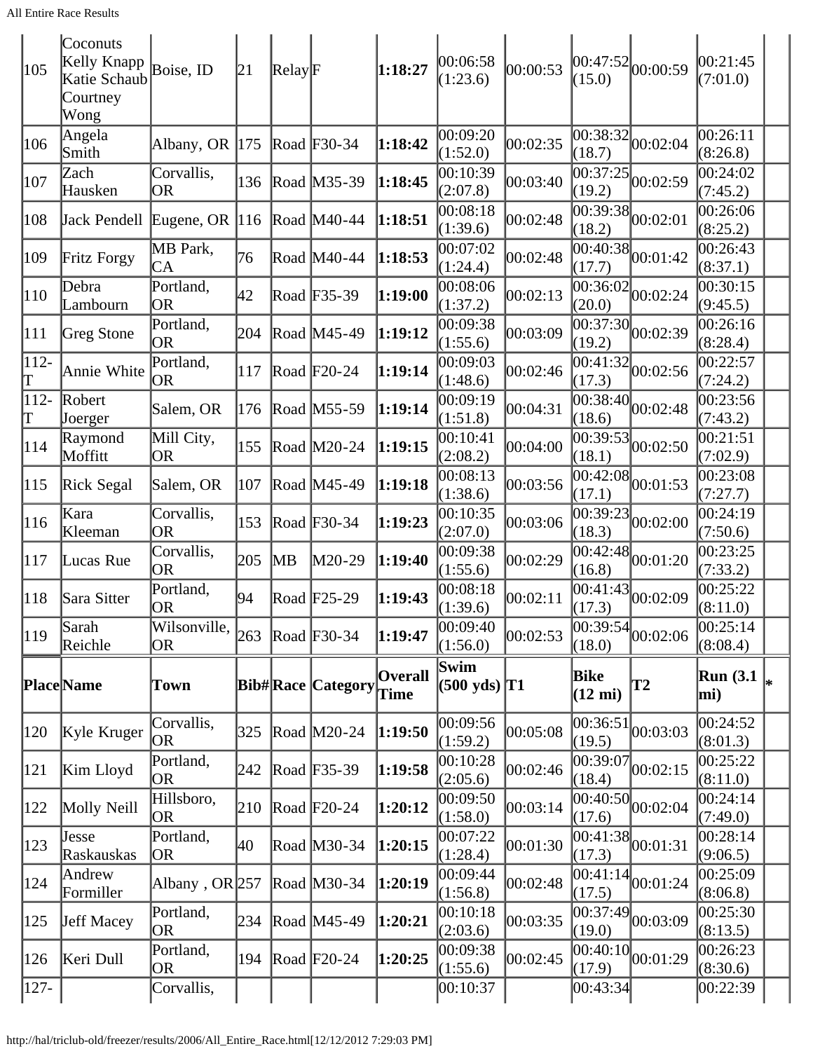| 105 | Coconuts Kelly Knapp Katie Schaub Courtney Wong | Boise, ID | 21 | Relay | F | **1:18:27** | 00:06:58 (1:23.6) | 00:00:53 | 00:47:52 (15.0) | 00:00:59 | 00:21:45 (7:01.0) | |
|---|---|---|---|---|---|---|---|---|---|---|---|---|
| 106 | Angela Smith | Albany, OR | 175 | Road | F30-34 | **1:18:42** | 00:09:20 (1:52.0) | 00:02:35 | 00:38:32 (18.7) | 00:02:04 | 00:26:11 (8:26.8) | |
| 107 | Zach Hausken | Corvallis, OR | 136 | Road | M35-39 | **1:18:45** | 00:10:39 (2:07.8) | 00:03:40 | 00:37:25 (19.2) | 00:02:59 | 00:24:02 (7:45.2) | |
| 108 | Jack Pendell | Eugene, OR | 116 | Road | M40-44 | **1:18:51** | 00:08:18 (1:39.6) | 00:02:48 | 00:39:38 (18.2) | 00:02:01 | 00:26:06 (8:25.2) | |
| 109 | Fritz Forgy | MB Park, CA | 76 | Road | M40-44 | **1:18:53** | 00:07:02 (1:24.4) | 00:02:48 | 00:40:38 (17.7) | 00:01:42 | 00:26:43 (8:37.1) | |
| 110 | Debra Lambourn | Portland, OR | 42 | Road | F35-39 | **1:19:00** | 00:08:06 (1:37.2) | 00:02:13 | 00:36:02 (20.0) | 00:02:24 | 00:30:15 (9:45.5) | |
| 111 | Greg Stone | Portland, OR | 204 | Road | M45-49 | **1:19:12** | 00:09:38 (1:55.6) | 00:03:09 | 00:37:30 (19.2) | 00:02:39 | 00:26:16 (8:28.4) | |
| 112-T | Annie White | Portland, OR | 117 | Road | F20-24 | **1:19:14** | 00:09:03 (1:48.6) | 00:02:46 | 00:41:32 (17.3) | 00:02:56 | 00:22:57 (7:24.2) | |
| 112-T | Robert Joerger | Salem, OR | 176 | Road | M55-59 | **1:19:14** | 00:09:19 (1:51.8) | 00:04:31 | 00:38:40 (18.6) | 00:02:48 | 00:23:56 (7:43.2) | |
| 114 | Raymond Moffitt | Mill City, OR | 155 | Road | M20-24 | **1:19:15** | 00:10:41 (2:08.2) | 00:04:00 | 00:39:53 (18.1) | 00:02:50 | 00:21:51 (7:02.9) | |
| 115 | Rick Segal | Salem, OR | 107 | Road | M45-49 | **1:19:18** | 00:08:13 (1:38.6) | 00:03:56 | 00:42:08 (17.1) | 00:01:53 | 00:23:08 (7:27.7) | |
| 116 | Kara Kleeman | Corvallis, OR | 153 | Road | F30-34 | **1:19:23** | 00:10:35 (2:07.0) | 00:03:06 | 00:39:23 (18.3) | 00:02:00 | 00:24:19 (7:50.6) | |
| 117 | Lucas Rue | Corvallis, OR | 205 | MB | M20-29 | **1:19:40** | 00:09:38 (1:55.6) | 00:02:29 | 00:42:48 (16.8) | 00:01:20 | 00:23:25 (7:33.2) | |
| 118 | Sara Sitter | Portland, OR | 94 | Road | F25-29 | **1:19:43** | 00:08:18 (1:39.6) | 00:02:11 | 00:41:43 (17.3) | 00:02:09 | 00:25:22 (8:11.0) | |
| 119 | Sarah Reichle | Wilsonville, OR | 263 | Road | F30-34 | **1:19:47** | 00:09:40 (1:56.0) | 00:02:53 | 00:39:54 (18.0) | 00:02:06 | 00:25:14 (8:08.4) | |
| **Place** | **Name** | **Town** | **Bib#** | **Race** | **Category** | **Overall Time** | **Swim (500 yds)** | **T1** | **Bike (12 mi)** | **T2** | **Run (3.1 mi)** | ***** |
| 120 | Kyle Kruger | Corvallis, OR | 325 | Road | M20-24 | **1:19:50** | 00:09:56 (1:59.2) | 00:05:08 | 00:36:51 (19.5) | 00:03:03 | 00:24:52 (8:01.3) | |
| 121 | Kim Lloyd | Portland, OR | 242 | Road | F35-39 | **1:19:58** | 00:10:28 (2:05.6) | 00:02:46 | 00:39:07 (18.4) | 00:02:15 | 00:25:22 (8:11.0) | |
| 122 | Molly Neill | Hillsboro, OR | 210 | Road | F20-24 | **1:20:12** | 00:09:50 (1:58.0) | 00:03:14 | 00:40:50 (17.6) | 00:02:04 | 00:24:14 (7:49.0) | |
| 123 | Jesse Raskauskas | Portland, OR | 40 | Road | M30-34 | **1:20:15** | 00:07:22 (1:28.4) | 00:01:30 | 00:41:38 (17.3) | 00:01:31 | 00:28:14 (9:06.5) | |
| 124 | Andrew Formiller | Albany , OR | 257 | Road | M30-34 | **1:20:19** | 00:09:44 (1:56.8) | 00:02:48 | 00:41:14 (17.5) | 00:01:24 | 00:25:09 (8:06.8) | |
| 125 | Jeff Macey | Portland, OR | 234 | Road | M45-49 | **1:20:21** | 00:10:18 (2:03.6) | 00:03:35 | 00:37:49 (19.0) | 00:03:09 | 00:25:30 (8:13.5) | |
| 126 | Keri Dull | Portland, OR | 194 | Road | F20-24 | **1:20:25** | 00:09:38 (1:55.6) | 00:02:45 | 00:40:10 (17.9) | 00:01:29 | 00:26:23 (8:30.6) | |
| 127- | | Corvallis, | | | | | 00:10:37 | | 00:43:34 | | 00:22:39 | |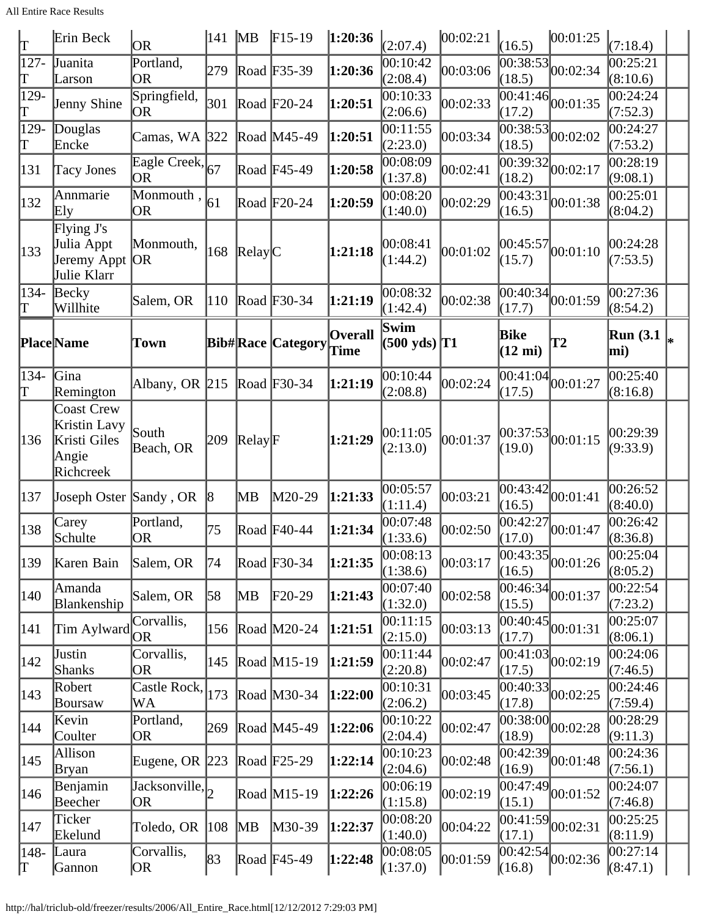| T | Erin Beck | OR | 141 | MB | F15-19 | **1:20:36** | (2:07.4) | 00:02:21 | (16.5) | 00:01:25 | (7:18.4) | |
|---|---|---|---|---|---|---|---|---|---|---|---|---|
| 127-T | Juanita Larson | Portland, OR | 279 | Road | F35-39 | **1:20:36** | 00:10:42 (2:08.4) | 00:03:06 | 00:38:53 (18.5) | 00:02:34 | 00:25:21 (8:10.6) | |
| 129-T | Jenny Shine | Springfield, OR | 301 | Road | F20-24 | **1:20:51** | 00:10:33 (2:06.6) | 00:02:33 | 00:41:46 (17.2) | 00:01:35 | 00:24:24 (7:52.3) | |
| 129-T | Douglas Encke | Camas, WA | 322 | Road | M45-49 | **1:20:51** | 00:11:55 (2:23.0) | 00:03:34 | 00:38:53 (18.5) | 00:02:02 | 00:24:27 (7:53.2) | |
| 131 | Tacy Jones | Eagle Creek, OR | 67 | Road | F45-49 | **1:20:58** | 00:08:09 (1:37.8) | 00:02:41 | 00:39:32 (18.2) | 00:02:17 | 00:28:19 (9:08.1) | |
| 132 | Annmarie Ely | Monmouth , OR | 61 | Road | F20-24 | **1:20:59** | 00:08:20 (1:40.0) | 00:02:29 | 00:43:31 (16.5) | 00:01:38 | 00:25:01 (8:04.2) | |
| 133 | Flying J's Julia Appt Jeremy Appt Julie Klarr | Monmouth, OR | 168 | Relay | C | **1:21:18** | 00:08:41 (1:44.2) | 00:01:02 | 00:45:57 (15.7) | 00:01:10 | 00:24:28 (7:53.5) | |
| 134-T | Becky Willhite | Salem, OR | 110 | Road | F30-34 | **1:21:19** | 00:08:32 (1:42.4) | 00:02:38 | 00:40:34 (17.7) | 00:01:59 | 00:27:36 (8:54.2) | |
| **Place** | **Name** | **Town** | **Bib#** | **Race** | **Category** | **Overall Time** | **Swim (500 yds)** | **T1** | **Bike (12 mi)** | **T2** | **Run (3.1 mi)** | * |
| 134-T | Gina Remington | Albany, OR | 215 | Road | F30-34 | **1:21:19** | 00:10:44 (2:08.8) | 00:02:24 | 00:41:04 (17.5) | 00:01:27 | 00:25:40 (8:16.8) | |
| 136 | Coast Crew Kristin Lavy Kristi Giles Angie Richcreek | South Beach, OR | 209 | Relay | F | **1:21:29** | 00:11:05 (2:13.0) | 00:01:37 | 00:37:53 (19.0) | 00:01:15 | 00:29:39 (9:33.9) | |
| 137 | Joseph Oster | Sandy , OR | 8 | MB | M20-29 | **1:21:33** | 00:05:57 (1:11.4) | 00:03:21 | 00:43:42 (16.5) | 00:01:41 | 00:26:52 (8:40.0) | |
| 138 | Carey Schulte | Portland, OR | 75 | Road | F40-44 | **1:21:34** | 00:07:48 (1:33.6) | 00:02:50 | 00:42:27 (17.0) | 00:01:47 | 00:26:42 (8:36.8) | |
| 139 | Karen Bain | Salem, OR | 74 | Road | F30-34 | **1:21:35** | 00:08:13 (1:38.6) | 00:03:17 | 00:43:35 (16.5) | 00:01:26 | 00:25:04 (8:05.2) | |
| 140 | Amanda Blankenship | Salem, OR | 58 | MB | F20-29 | **1:21:43** | 00:07:40 (1:32.0) | 00:02:58 | 00:46:34 (15.5) | 00:01:37 | 00:22:54 (7:23.2) | |
| 141 | Tim Aylward | Corvallis, OR | 156 | Road | M20-24 | **1:21:51** | 00:11:15 (2:15.0) | 00:03:13 | 00:40:45 (17.7) | 00:01:31 | 00:25:07 (8:06.1) | |
| 142 | Justin Shanks | Corvallis, OR | 145 | Road | M15-19 | **1:21:59** | 00:11:44 (2:20.8) | 00:02:47 | 00:41:03 (17.5) | 00:02:19 | 00:24:06 (7:46.5) | |
| 143 | Robert Boursaw | Castle Rock, WA | 173 | Road | M30-34 | **1:22:00** | 00:10:31 (2:06.2) | 00:03:45 | 00:40:33 (17.8) | 00:02:25 | 00:24:46 (7:59.4) | |
| 144 | Kevin Coulter | Portland, OR | 269 | Road | M45-49 | **1:22:06** | 00:10:22 (2:04.4) | 00:02:47 | 00:38:00 (18.9) | 00:02:28 | 00:28:29 (9:11.3) | |
| 145 | Allison Bryan | Eugene, OR | 223 | Road | F25-29 | **1:22:14** | 00:10:23 (2:04.6) | 00:02:48 | 00:42:39 (16.9) | 00:01:48 | 00:24:36 (7:56.1) | |
| 146 | Benjamin Beecher | Jacksonville, OR | 2 | Road | M15-19 | **1:22:26** | 00:06:19 (1:15.8) | 00:02:19 | 00:47:49 (15.1) | 00:01:52 | 00:24:07 (7:46.8) | |
| 147 | Ticker Ekelund | Toledo, OR | 108 | MB | M30-39 | **1:22:37** | 00:08:20 (1:40.0) | 00:04:22 | 00:41:59 (17.1) | 00:02:31 | 00:25:25 (8:11.9) | |
| 148-T | Laura Gannon | Corvallis, OR | 83 | Road | F45-49 | **1:22:48** | 00:08:05 (1:37.0) | 00:01:59 | 00:42:54 (16.8) | 00:02:36 | 00:27:14 (8:47.1) | |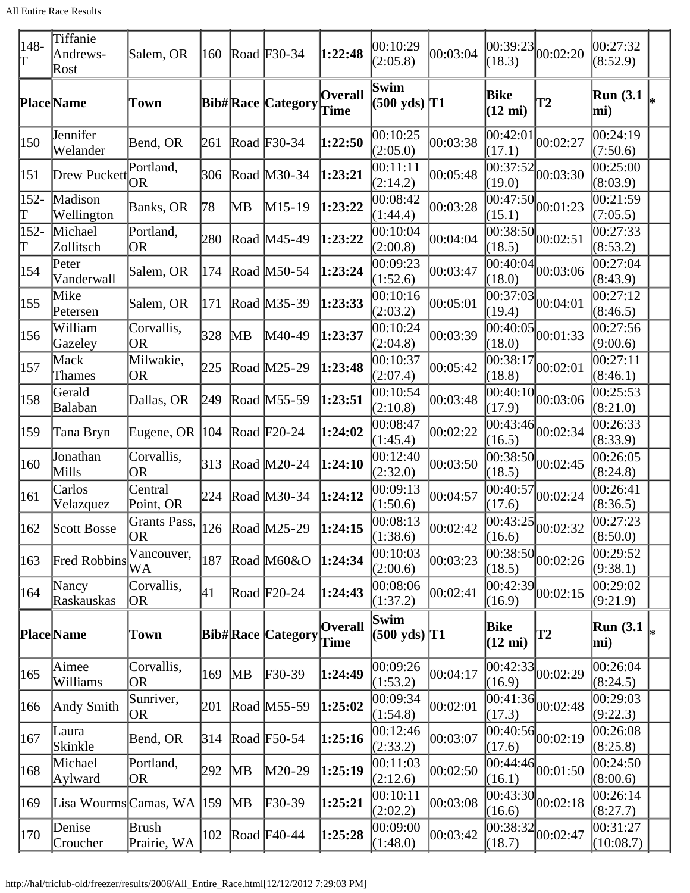| Place | Name | Town | Bib# | Race | Category | Overall Time | Swim (500 yds) | T1 | Bike (12 mi) | T2 | Run (3.1 mi) | * |
|---|---|---|---|---|---|---|---|---|---|---|---|---|
| 148-T | Tiffanie Andrews-Rost | Salem, OR | 160 | Road | F30-34 | **1:22:48** | 00:10:29 (2:05.8) | 00:03:04 | 00:39:23 (18.3) | 00:02:20 | 00:27:32 (8:52.9) | |
| 150 | Jennifer Welander | Bend, OR | 261 | Road | F30-34 | **1:22:50** | 00:10:25 (2:05.0) | 00:03:38 | 00:42:01 (17.1) | 00:02:27 | 00:24:19 (7:50.6) | |
| 151 | Drew Puckett | Portland, OR | 306 | Road | M30-34 | **1:23:21** | 00:11:11 (2:14.2) | 00:05:48 | 00:37:52 (19.0) | 00:03:30 | 00:25:00 (8:03.9) | |
| 152-T | Madison Wellington | Banks, OR | 78 | MB | M15-19 | **1:23:22** | 00:08:42 (1:44.4) | 00:03:28 | 00:47:50 (15.1) | 00:01:23 | 00:21:59 (7:05.5) | |
| 152-T | Michael Zollitsch | Portland, OR | 280 | Road | M45-49 | **1:23:22** | 00:10:04 (2:00.8) | 00:04:04 | 00:38:50 (18.5) | 00:02:51 | 00:27:33 (8:53.2) | |
| 154 | Peter Vanderwall | Salem, OR | 174 | Road | M50-54 | **1:23:24** | 00:09:23 (1:52.6) | 00:03:47 | 00:40:04 (18.0) | 00:03:06 | 00:27:04 (8:43.9) | |
| 155 | Mike Petersen | Salem, OR | 171 | Road | M35-39 | **1:23:33** | 00:10:16 (2:03.2) | 00:05:01 | 00:37:03 (19.4) | 00:04:01 | 00:27:12 (8:46.5) | |
| 156 | William Gazeley | Corvallis, OR | 328 | MB | M40-49 | **1:23:37** | 00:10:24 (2:04.8) | 00:03:39 | 00:40:05 (18.0) | 00:01:33 | 00:27:56 (9:00.6) | |
| 157 | Mack Thames | Milwakie, OR | 225 | Road | M25-29 | **1:23:48** | 00:10:37 (2:07.4) | 00:05:42 | 00:38:17 (18.8) | 00:02:01 | 00:27:11 (8:46.1) | |
| 158 | Gerald Balaban | Dallas, OR | 249 | Road | M55-59 | **1:23:51** | 00:10:54 (2:10.8) | 00:03:48 | 00:40:10 (17.9) | 00:03:06 | 00:25:53 (8:21.0) | |
| 159 | Tana Bryn | Eugene, OR | 104 | Road | F20-24 | **1:24:02** | 00:08:47 (1:45.4) | 00:02:22 | 00:43:46 (16.5) | 00:02:34 | 00:26:33 (8:33.9) | |
| 160 | Jonathan Mills | Corvallis, OR | 313 | Road | M20-24 | **1:24:10** | 00:12:40 (2:32.0) | 00:03:50 | 00:38:50 (18.5) | 00:02:45 | 00:26:05 (8:24.8) | |
| 161 | Carlos Velazquez | Central Point, OR | 224 | Road | M30-34 | **1:24:12** | 00:09:13 (1:50.6) | 00:04:57 | 00:40:57 (17.6) | 00:02:24 | 00:26:41 (8:36.5) | |
| 162 | Scott Bosse | Grants Pass, OR | 126 | Road | M25-29 | **1:24:15** | 00:08:13 (1:38.6) | 00:02:42 | 00:43:25 (16.6) | 00:02:32 | 00:27:23 (8:50.0) | |
| 163 | Fred Robbins | Vancouver, WA | 187 | Road | M60&O | **1:24:34** | 00:10:03 (2:00.6) | 00:03:23 | 00:38:50 (18.5) | 00:02:26 | 00:29:52 (9:38.1) | |
| 164 | Nancy Raskauskas | Corvallis, OR | 41 | Road | F20-24 | **1:24:43** | 00:08:06 (1:37.2) | 00:02:41 | 00:42:39 (16.9) | 00:02:15 | 00:29:02 (9:21.9) | |
| 165 | Aimee Williams | Corvallis, OR | 169 | MB | F30-39 | **1:24:49** | 00:09:26 (1:53.2) | 00:04:17 | 00:42:33 (16.9) | 00:02:29 | 00:26:04 (8:24.5) | |
| 166 | Andy Smith | Sunriver, OR | 201 | Road | M55-59 | **1:25:02** | 00:09:34 (1:54.8) | 00:02:01 | 00:41:36 (17.3) | 00:02:48 | 00:29:03 (9:22.3) | |
| 167 | Laura Skinkle | Bend, OR | 314 | Road | F50-54 | **1:25:16** | 00:12:46 (2:33.2) | 00:03:07 | 00:40:56 (17.6) | 00:02:19 | 00:26:08 (8:25.8) | |
| 168 | Michael Aylward | Portland, OR | 292 | MB | M20-29 | **1:25:19** | 00:11:03 (2:12.6) | 00:02:50 | 00:44:46 (16.1) | 00:01:50 | 00:24:50 (8:00.6) | |
| 169 | Lisa Wourms | Camas, WA | 159 | MB | F30-39 | **1:25:21** | 00:10:11 (2:02.2) | 00:03:08 | 00:43:30 (16.6) | 00:02:18 | 00:26:14 (8:27.7) | |
| 170 | Denise Croucher | Brush Prairie, WA | 102 | Road | F40-44 | **1:25:28** | 00:09:00 (1:48.0) | 00:03:42 | 00:38:32 (18.7) | 00:02:47 | 00:31:27 (10:08.7) | |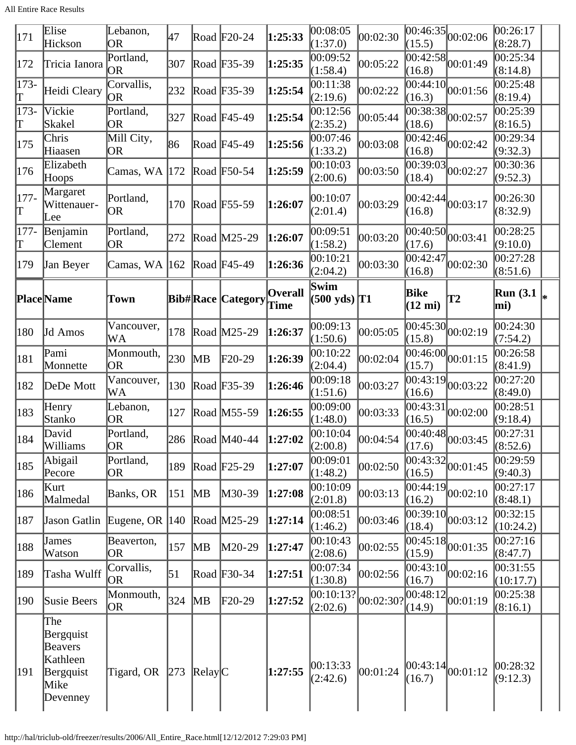| 171 | Elise Hickson | Lebanon, OR | 47 | Road | F20-24 | **1:25:33** | 00:08:05 (1:37.0) | 00:02:30 | 00:46:35 (15.5) | 00:02:06 | 00:26:17 (8:28.7) | |
|---|---|---|---|---|---|---|---|---|---|---|---|---|
| 172 | Tricia Ianora | Portland, OR | 307 | Road | F35-39 | **1:25:35** | 00:09:52 (1:58.4) | 00:05:22 | 00:42:58 (16.8) | 00:01:49 | 00:25:34 (8:14.8) | |
| 173-T | Heidi Cleary | Corvallis, OR | 232 | Road | F35-39 | **1:25:54** | 00:11:38 (2:19.6) | 00:02:22 | 00:44:10 (16.3) | 00:01:56 | 00:25:48 (8:19.4) | |
| 173-T | Vickie Skakel | Portland, OR | 327 | Road | F45-49 | **1:25:54** | 00:12:56 (2:35.2) | 00:05:44 | 00:38:38 (18.6) | 00:02:57 | 00:25:39 (8:16.5) | |
| 175 | Chris Hiaasen | Mill City, OR | 86 | Road | F45-49 | **1:25:56** | 00:07:46 (1:33.2) | 00:03:08 | 00:42:46 (16.8) | 00:02:42 | 00:29:34 (9:32.3) | |
| 176 | Elizabeth Hoops | Camas, WA | 172 | Road | F50-54 | **1:25:59** | 00:10:03 (2:00.6) | 00:03:50 | 00:39:03 (18.4) | 00:02:27 | 00:30:36 (9:52.3) | |
| 177-T | Margaret Wittenauer-Lee | Portland, OR | 170 | Road | F55-59 | **1:26:07** | 00:10:07 (2:01.4) | 00:03:29 | 00:42:44 (16.8) | 00:03:17 | 00:26:30 (8:32.9) | |
| 177-T | Benjamin Clement | Portland, OR | 272 | Road | M25-29 | **1:26:07** | 00:09:51 (1:58.2) | 00:03:20 | 00:40:50 (17.6) | 00:03:41 | 00:28:25 (9:10.0) | |
| 179 | Jan Beyer | Camas, WA | 162 | Road | F45-49 | **1:26:36** | 00:10:21 (2:04.2) | 00:03:30 | 00:42:47 (16.8) | 00:02:30 | 00:27:28 (8:51.6) | |
| **Place** | **Name** | **Town** | **Bib#** | **Race** | **Category** | **Overall Time** | **Swim (500 yds)** | **T1** | **Bike (12 mi)** | **T2** | **Run (3.1 mi)** | ***** |
| 180 | Jd Amos | Vancouver, WA | 178 | Road | M25-29 | **1:26:37** | 00:09:13 (1:50.6) | 00:05:05 | 00:45:30 (15.8) | 00:02:19 | 00:24:30 (7:54.2) | |
| 181 | Pami Monnette | Monmouth, OR | 230 | MB | F20-29 | **1:26:39** | 00:10:22 (2:04.4) | 00:02:04 | 00:46:00 (15.7) | 00:01:15 | 00:26:58 (8:41.9) | |
| 182 | DeDe Mott | Vancouver, WA | 130 | Road | F35-39 | **1:26:46** | 00:09:18 (1:51.6) | 00:03:27 | 00:43:19 (16.6) | 00:03:22 | 00:27:20 (8:49.0) | |
| 183 | Henry Stanko | Lebanon, OR | 127 | Road | M55-59 | **1:26:55** | 00:09:00 (1:48.0) | 00:03:33 | 00:43:31 (16.5) | 00:02:00 | 00:28:51 (9:18.4) | |
| 184 | David Williams | Portland, OR | 286 | Road | M40-44 | **1:27:02** | 00:10:04 (2:00.8) | 00:04:54 | 00:40:48 (17.6) | 00:03:45 | 00:27:31 (8:52.6) | |
| 185 | Abigail Pecore | Portland, OR | 189 | Road | F25-29 | **1:27:07** | 00:09:01 (1:48.2) | 00:02:50 | 00:43:32 (16.5) | 00:01:45 | 00:29:59 (9:40.3) | |
| 186 | Kurt Malmedal | Banks, OR | 151 | MB | M30-39 | **1:27:08** | 00:10:09 (2:01.8) | 00:03:13 | 00:44:19 (16.2) | 00:02:10 | 00:27:17 (8:48.1) | |
| 187 | Jason Gatlin | Eugene, OR | 140 | Road | M25-29 | **1:27:14** | 00:08:51 (1:46.2) | 00:03:46 | 00:39:10 (18.4) | 00:03:12 | 00:32:15 (10:24.2) | |
| 188 | James Watson | Beaverton, OR | 157 | MB | M20-29 | **1:27:47** | 00:10:43 (2:08.6) | 00:02:55 | 00:45:18 (15.9) | 00:01:35 | 00:27:16 (8:47.7) | |
| 189 | Tasha Wulff | Corvallis, OR | 51 | Road | F30-34 | **1:27:51** | 00:07:34 (1:30.8) | 00:02:56 | 00:43:10 (16.7) | 00:02:16 | 00:31:55 (10:17.7) | |
| 190 | Susie Beers | Monmouth, OR | 324 | MB | F20-29 | **1:27:52** | 00:10:13? (2:02.6) | 00:02:30? | 00:48:12 (14.9) | 00:01:19 | 00:25:38 (8:16.1) | |
| 191 | The Bergquist Beavers Kathleen Bergquist Mike Devenney | Tigard, OR | 273 | Relay | C | **1:27:55** | 00:13:33 (2:42.6) | 00:01:24 | 00:43:14 (16.7) | 00:01:12 | 00:28:32 (9:12.3) | |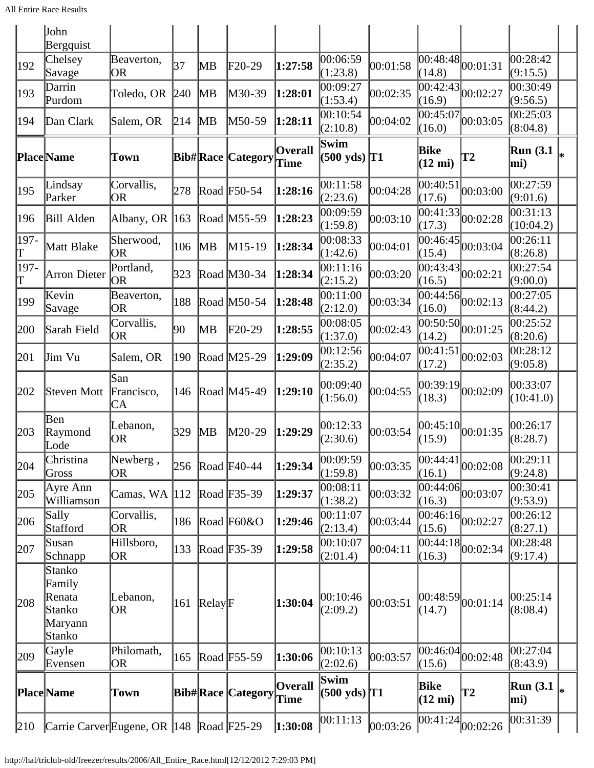| | John Bergquist | | | | | | | | | | | |
|---|---|---|---|---|---|---|---|---|---|---|---|---|
| 192 | Chelsey Savage | Beaverton, OR | 37 | MB | F20-29 | **1:27:58** | 00:06:59 (1:23.8) | 00:01:58 | 00:48:48 (14.8) | 00:01:31 | 00:28:42 (9:15.5) | |
| 193 | Darrin Purdom | Toledo, OR | 240 | MB | M30-39 | **1:28:01** | 00:09:27 (1:53.4) | 00:02:35 | 00:42:43 (16.9) | 00:02:27 | 00:30:49 (9:56.5) | |
| 194 | Dan Clark | Salem, OR | 214 | MB | M50-59 | **1:28:11** | 00:10:54 (2:10.8) | 00:04:02 | 00:45:07 (16.0) | 00:03:05 | 00:25:03 (8:04.8) | |
| **Place** | **Name** | **Town** | **Bib#** | **Race** | **Category** | **Overall Time** | **Swim (500 yds)** | **T1** | **Bike (12 mi)** | **T2** | **Run (3.1 mi)** | **\*** |
| 195 | Lindsay Parker | Corvallis, OR | 278 | Road | F50-54 | **1:28:16** | 00:11:58 (2:23.6) | 00:04:28 | 00:40:51 (17.6) | 00:03:00 | 00:27:59 (9:01.6) | |
| 196 | Bill Alden | Albany, OR | 163 | Road | M55-59 | **1:28:23** | 00:09:59 (1:59.8) | 00:03:10 | 00:41:33 (17.3) | 00:02:28 | 00:31:13 (10:04.2) | |
| 197-T | Matt Blake | Sherwood, OR | 106 | MB | M15-19 | **1:28:34** | 00:08:33 (1:42.6) | 00:04:01 | 00:46:45 (15.4) | 00:03:04 | 00:26:11 (8:26.8) | |
| 197-T | Arron Dieter | Portland, OR | 323 | Road | M30-34 | **1:28:34** | 00:11:16 (2:15.2) | 00:03:20 | 00:43:43 (16.5) | 00:02:21 | 00:27:54 (9:00.0) | |
| 199 | Kevin Savage | Beaverton, OR | 188 | Road | M50-54 | **1:28:48** | 00:11:00 (2:12.0) | 00:03:34 | 00:44:56 (16.0) | 00:02:13 | 00:27:05 (8:44.2) | |
| 200 | Sarah Field | Corvallis, OR | 90 | MB | F20-29 | **1:28:55** | 00:08:05 (1:37.0) | 00:02:43 | 00:50:50 (14.2) | 00:01:25 | 00:25:52 (8:20.6) | |
| 201 | Jim Vu | Salem, OR | 190 | Road | M25-29 | **1:29:09** | 00:12:56 (2:35.2) | 00:04:07 | 00:41:51 (17.2) | 00:02:03 | 00:28:12 (9:05.8) | |
| 202 | Steven Mott | San Francisco, CA | 146 | Road | M45-49 | **1:29:10** | 00:09:40 (1:56.0) | 00:04:55 | 00:39:19 (18.3) | 00:02:09 | 00:33:07 (10:41.0) | |
| 203 | Ben Raymond Lode | Lebanon, OR | 329 | MB | M20-29 | **1:29:29** | 00:12:33 (2:30.6) | 00:03:54 | 00:45:10 (15.9) | 00:01:35 | 00:26:17 (8:28.7) | |
| 204 | Christina Gross | Newberg , OR | 256 | Road | F40-44 | **1:29:34** | 00:09:59 (1:59.8) | 00:03:35 | 00:44:41 (16.1) | 00:02:08 | 00:29:11 (9:24.8) | |
| 205 | Ayre Ann Williamson | Camas, WA | 112 | Road | F35-39 | **1:29:37** | 00:08:11 (1:38.2) | 00:03:32 | 00:44:06 (16.3) | 00:03:07 | 00:30:41 (9:53.9) | |
| 206 | Sally Stafford | Corvallis, OR | 186 | Road | F60&O | **1:29:46** | 00:11:07 (2:13.4) | 00:03:44 | 00:46:16 (15.6) | 00:02:27 | 00:26:12 (8:27.1) | |
| 207 | Susan Schnapp | Hillsboro, OR | 133 | Road | F35-39 | **1:29:58** | 00:10:07 (2:01.4) | 00:04:11 | 00:44:18 (16.3) | 00:02:34 | 00:28:48 (9:17.4) | |
| 208 | Stanko Family Renata Stanko Maryann Stanko | Lebanon, OR | 161 | Relay | F | **1:30:04** | 00:10:46 (2:09.2) | 00:03:51 | 00:48:59 (14.7) | 00:01:14 | 00:25:14 (8:08.4) | |
| 209 | Gayle Evensen | Philomath, OR | 165 | Road | F55-59 | **1:30:06** | 00:10:13 (2:02.6) | 00:03:57 | 00:46:04 (15.6) | 00:02:48 | 00:27:04 (8:43.9) | |
| **Place** | **Name** | **Town** | **Bib#** | **Race** | **Category** | **Overall Time** | **Swim (500 yds)** | **T1** | **Bike (12 mi)** | **T2** | **Run (3.1 mi)** | **\*** |
| 210 | Carrie Carver | Eugene, OR | 148 | Road | F25-29 | **1:30:08** | 00:11:13 | 00:03:26 | 00:41:24 | 00:02:26 | 00:31:39 | |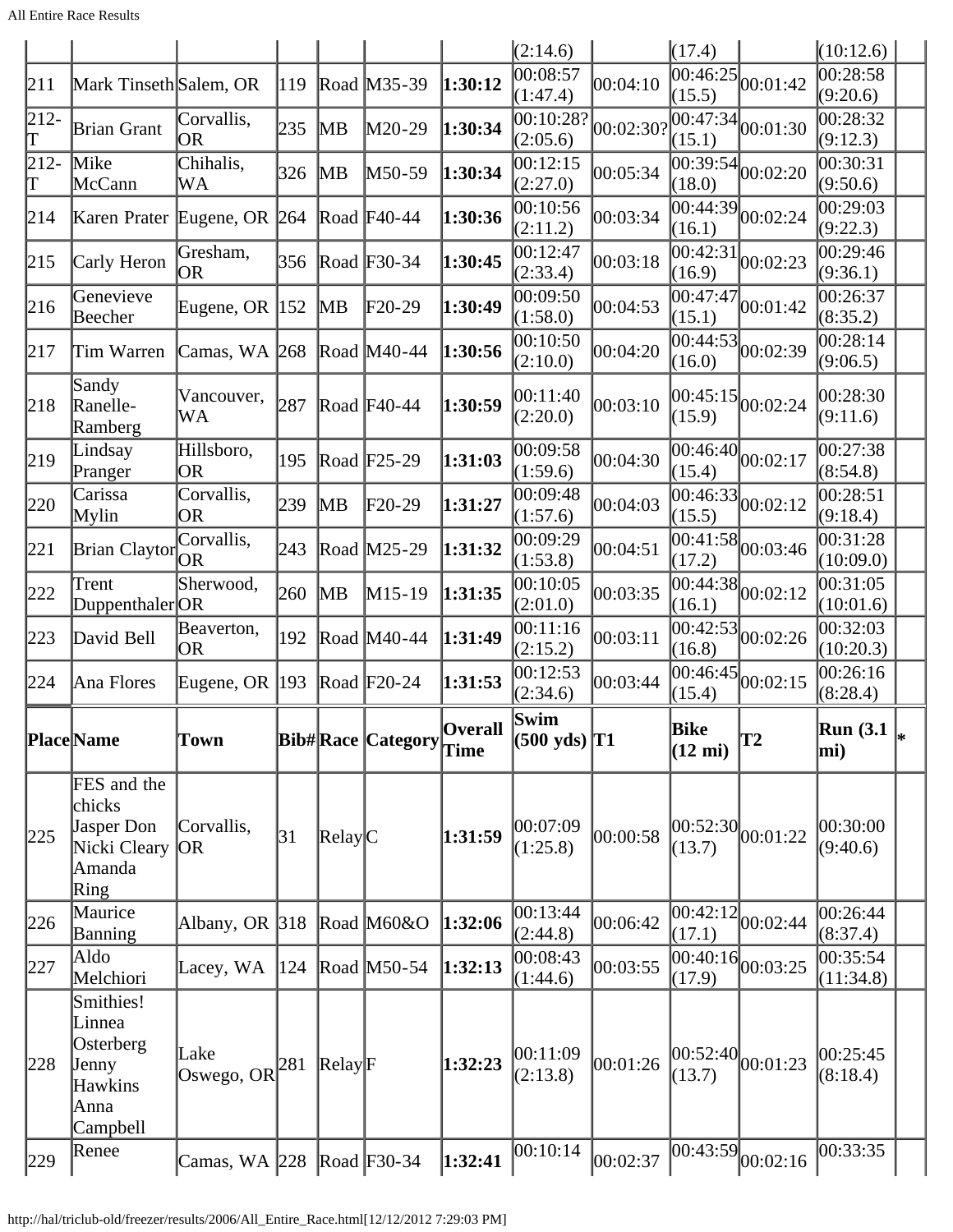| | | | | | | | (2:14.6) | | (17.4) | | (10:12.6) | |
|---|---|---|---|---|---|---|---|---|---|---|---|---|
| 211 | Mark Tinseth | Salem, OR | 119 | Road | M35-39 | **1:30:12** | 00:08:57 (1:47.4) | 00:04:10 | 00:46:25 (15.5) | 00:01:42 | 00:28:58 (9:20.6) | |
| 212-T | Brian Grant | Corvallis, OR | 235 | MB | M20-29 | **1:30:34** | 00:10:28? (2:05.6) | 00:02:30? | 00:47:34 (15.1) | 00:01:30 | 00:28:32 (9:12.3) | |
| 212-T | Mike McCann | Chihalis, WA | 326 | MB | M50-59 | **1:30:34** | 00:12:15 (2:27.0) | 00:05:34 | 00:39:54 (18.0) | 00:02:20 | 00:30:31 (9:50.6) | |
| 214 | Karen Prater | Eugene, OR | 264 | Road | F40-44 | **1:30:36** | 00:10:56 (2:11.2) | 00:03:34 | 00:44:39 (16.1) | 00:02:24 | 00:29:03 (9:22.3) | |
| 215 | Carly Heron | Gresham, OR | 356 | Road | F30-34 | **1:30:45** | 00:12:47 (2:33.4) | 00:03:18 | 00:42:31 (16.9) | 00:02:23 | 00:29:46 (9:36.1) | |
| 216 | Genevieve Beecher | Eugene, OR | 152 | MB | F20-29 | **1:30:49** | 00:09:50 (1:58.0) | 00:04:53 | 00:47:47 (15.1) | 00:01:42 | 00:26:37 (8:35.2) | |
| 217 | Tim Warren | Camas, WA | 268 | Road | M40-44 | **1:30:56** | 00:10:50 (2:10.0) | 00:04:20 | 00:44:53 (16.0) | 00:02:39 | 00:28:14 (9:06.5) | |
| 218 | Sandy Ranelle-Ramberg | Vancouver, WA | 287 | Road | F40-44 | **1:30:59** | 00:11:40 (2:20.0) | 00:03:10 | 00:45:15 (15.9) | 00:02:24 | 00:28:30 (9:11.6) | |
| 219 | Lindsay Pranger | Hillsboro, OR | 195 | Road | F25-29 | **1:31:03** | 00:09:58 (1:59.6) | 00:04:30 | 00:46:40 (15.4) | 00:02:17 | 00:27:38 (8:54.8) | |
| 220 | Carissa Mylin | Corvallis, OR | 239 | MB | F20-29 | **1:31:27** | 00:09:48 (1:57.6) | 00:04:03 | 00:46:33 (15.5) | 00:02:12 | 00:28:51 (9:18.4) | |
| 221 | Brian Claytor | Corvallis, OR | 243 | Road | M25-29 | **1:31:32** | 00:09:29 (1:53.8) | 00:04:51 | 00:41:58 (17.2) | 00:03:46 | 00:31:28 (10:09.0) | |
| 222 | Trent Duppenthaler | Sherwood, OR | 260 | MB | M15-19 | **1:31:35** | 00:10:05 (2:01.0) | 00:03:35 | 00:44:38 (16.1) | 00:02:12 | 00:31:05 (10:01.6) | |
| 223 | David Bell | Beaverton, OR | 192 | Road | M40-44 | **1:31:49** | 00:11:16 (2:15.2) | 00:03:11 | 00:42:53 (16.8) | 00:02:26 | 00:32:03 (10:20.3) | |
| 224 | Ana Flores | Eugene, OR | 193 | Road | F20-24 | **1:31:53** | 00:12:53 (2:34.6) | 00:03:44 | 00:46:45 (15.4) | 00:02:15 | 00:26:16 (8:28.4) | |
| **Place** | **Name** | **Town** | **Bib#** | **Race** | **Category** | **Overall Time** | **Swim (500 yds)** | **T1** | **Bike (12 mi)** | **T2** | **Run (3.1 mi)** | * |
| 225 | FES and the chicks Jasper Don Nicki Cleary Amanda Ring | Corvallis, OR | 31 | Relay | C | **1:31:59** | 00:07:09 (1:25.8) | 00:00:58 | 00:52:30 (13.7) | 00:01:22 | 00:30:00 (9:40.6) | |
| 226 | Maurice Banning | Albany, OR | 318 | Road | M60&O | **1:32:06** | 00:13:44 (2:44.8) | 00:06:42 | 00:42:12 (17.1) | 00:02:44 | 00:26:44 (8:37.4) | |
| 227 | Aldo Melchiori | Lacey, WA | 124 | Road | M50-54 | **1:32:13** | 00:08:43 (1:44.6) | 00:03:55 | 00:40:16 (17.9) | 00:03:25 | 00:35:54 (11:34.8) | |
| 228 | Smithies! Linnea Osterberg Jenny Hawkins Anna Campbell | Lake Oswego, OR | 281 | Relay | F | **1:32:23** | 00:11:09 (2:13.8) | 00:01:26 | 00:52:40 (13.7) | 00:01:23 | 00:25:45 (8:18.4) | |
| 229 | Renee | Camas, WA | 228 | Road | F30-34 | **1:32:41** | 00:10:14 | 00:02:37 | 00:43:59 | 00:02:16 | 00:33:35 | |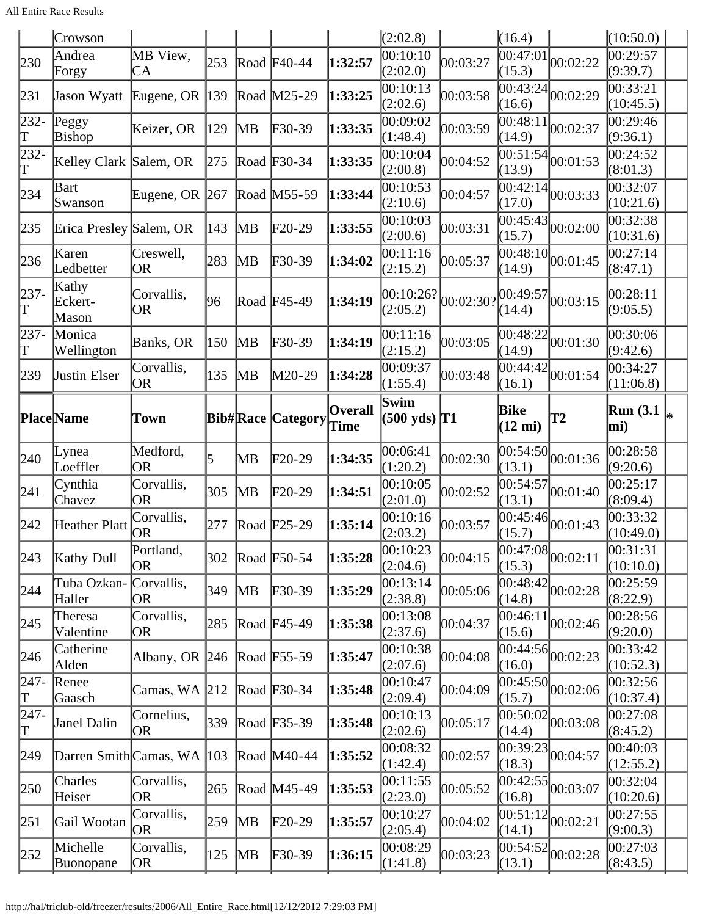| Place | Name | Town | Bib# | Race | Category | Overall Time | Swim (500 yds) | T1 | Bike (12 mi) | T2 | Run (3.1 mi) | * |
|---|---|---|---|---|---|---|---|---|---|---|---|---|
| | Crowson | | | | | | (2:02.8) | | (16.4) | | (10:50.0) | |
| 230 | Andrea Forgy | MB View, CA | 253 | Road | F40-44 | **1:32:57** | 00:10:10 (2:02.0) | 00:03:27 | 00:47:01 (15.3) | 00:02:22 | 00:29:57 (9:39.7) | |
| 231 | Jason Wyatt | Eugene, OR | 139 | Road | M25-29 | **1:33:25** | 00:10:13 (2:02.6) | 00:03:58 | 00:43:24 (16.6) | 00:02:29 | 00:33:21 (10:45.5) | |
| 232-T | Peggy Bishop | Keizer, OR | 129 | MB | F30-39 | **1:33:35** | 00:09:02 (1:48.4) | 00:03:59 | 00:48:11 (14.9) | 00:02:37 | 00:29:46 (9:36.1) | |
| 232-T | Kelley Clark | Salem, OR | 275 | Road | F30-34 | **1:33:35** | 00:10:04 (2:00.8) | 00:04:52 | 00:51:54 (13.9) | 00:01:53 | 00:24:52 (8:01.3) | |
| 234 | Bart Swanson | Eugene, OR | 267 | Road | M55-59 | **1:33:44** | 00:10:53 (2:10.6) | 00:04:57 | 00:42:14 (17.0) | 00:03:33 | 00:32:07 (10:21.6) | |
| 235 | Erica Presley | Salem, OR | 143 | MB | F20-29 | **1:33:55** | 00:10:03 (2:00.6) | 00:03:31 | 00:45:43 (15.7) | 00:02:00 | 00:32:38 (10:31.6) | |
| 236 | Karen Ledbetter | Creswell, OR | 283 | MB | F30-39 | **1:34:02** | 00:11:16 (2:15.2) | 00:05:37 | 00:48:10 (14.9) | 00:01:45 | 00:27:14 (8:47.1) | |
| 237-T | Kathy Eckert-Mason | Corvallis, OR | 96 | Road | F45-49 | **1:34:19** | 00:10:26? (2:05.2) | 00:02:30? | 00:49:57 (14.4) | 00:03:15 | 00:28:11 (9:05.5) | |
| 237-T | Monica Wellington | Banks, OR | 150 | MB | F30-39 | **1:34:19** | 00:11:16 (2:15.2) | 00:03:05 | 00:48:22 (14.9) | 00:01:30 | 00:30:06 (9:42.6) | |
| 239 | Justin Elser | Corvallis, OR | 135 | MB | M20-29 | **1:34:28** | 00:09:37 (1:55.4) | 00:03:48 | 00:44:42 (16.1) | 00:01:54 | 00:34:27 (11:06.8) | |
| **Place** | **Name** | **Town** | **Bib#** | **Race** | **Category** | **Overall Time** | **Swim (500 yds)** | **T1** | **Bike (12 mi)** | **T2** | **Run (3.1 mi)** | * |
| 240 | Lynea Loeffler | Medford, OR | 5 | MB | F20-29 | **1:34:35** | 00:06:41 (1:20.2) | 00:02:30 | 00:54:50 (13.1) | 00:01:36 | 00:28:58 (9:20.6) | |
| 241 | Cynthia Chavez | Corvallis, OR | 305 | MB | F20-29 | **1:34:51** | 00:10:05 (2:01.0) | 00:02:52 | 00:54:57 (13.1) | 00:01:40 | 00:25:17 (8:09.4) | |
| 242 | Heather Platt | Corvallis, OR | 277 | Road | F25-29 | **1:35:14** | 00:10:16 (2:03.2) | 00:03:57 | 00:45:46 (15.7) | 00:01:43 | 00:33:32 (10:49.0) | |
| 243 | Kathy Dull | Portland, OR | 302 | Road | F50-54 | **1:35:28** | 00:10:23 (2:04.6) | 00:04:15 | 00:47:08 (15.3) | 00:02:11 | 00:31:31 (10:10.0) | |
| 244 | Tuba Ozkan-Haller | Corvallis, OR | 349 | MB | F30-39 | **1:35:29** | 00:13:14 (2:38.8) | 00:05:06 | 00:48:42 (14.8) | 00:02:28 | 00:25:59 (8:22.9) | |
| 245 | Theresa Valentine | Corvallis, OR | 285 | Road | F45-49 | **1:35:38** | 00:13:08 (2:37.6) | 00:04:37 | 00:46:11 (15.6) | 00:02:46 | 00:28:56 (9:20.0) | |
| 246 | Catherine Alden | Albany, OR | 246 | Road | F55-59 | **1:35:47** | 00:10:38 (2:07.6) | 00:04:08 | 00:44:56 (16.0) | 00:02:23 | 00:33:42 (10:52.3) | |
| 247-T | Renee Gaasch | Camas, WA | 212 | Road | F30-34 | **1:35:48** | 00:10:47 (2:09.4) | 00:04:09 | 00:45:50 (15.7) | 00:02:06 | 00:32:56 (10:37.4) | |
| 247-T | Janel Dalin | Cornelius, OR | 339 | Road | F35-39 | **1:35:48** | 00:10:13 (2:02.6) | 00:05:17 | 00:50:02 (14.4) | 00:03:08 | 00:27:08 (8:45.2) | |
| 249 | Darren Smith | Camas, WA | 103 | Road | M40-44 | **1:35:52** | 00:08:32 (1:42.4) | 00:02:57 | 00:39:23 (18.3) | 00:04:57 | 00:40:03 (12:55.2) | |
| 250 | Charles Heiser | Corvallis, OR | 265 | Road | M45-49 | **1:35:53** | 00:11:55 (2:23.0) | 00:05:52 | 00:42:55 (16.8) | 00:03:07 | 00:32:04 (10:20.6) | |
| 251 | Gail Wootan | Corvallis, OR | 259 | MB | F20-29 | **1:35:57** | 00:10:27 (2:05.4) | 00:04:02 | 00:51:12 (14.1) | 00:02:21 | 00:27:55 (9:00.3) | |
| 252 | Michelle Buonopane | Corvallis, OR | 125 | MB | F30-39 | **1:36:15** | 00:08:29 (1:41.8) | 00:03:23 | 00:54:52 (13.1) | 00:02:28 | 00:27:03 (8:43.5) | |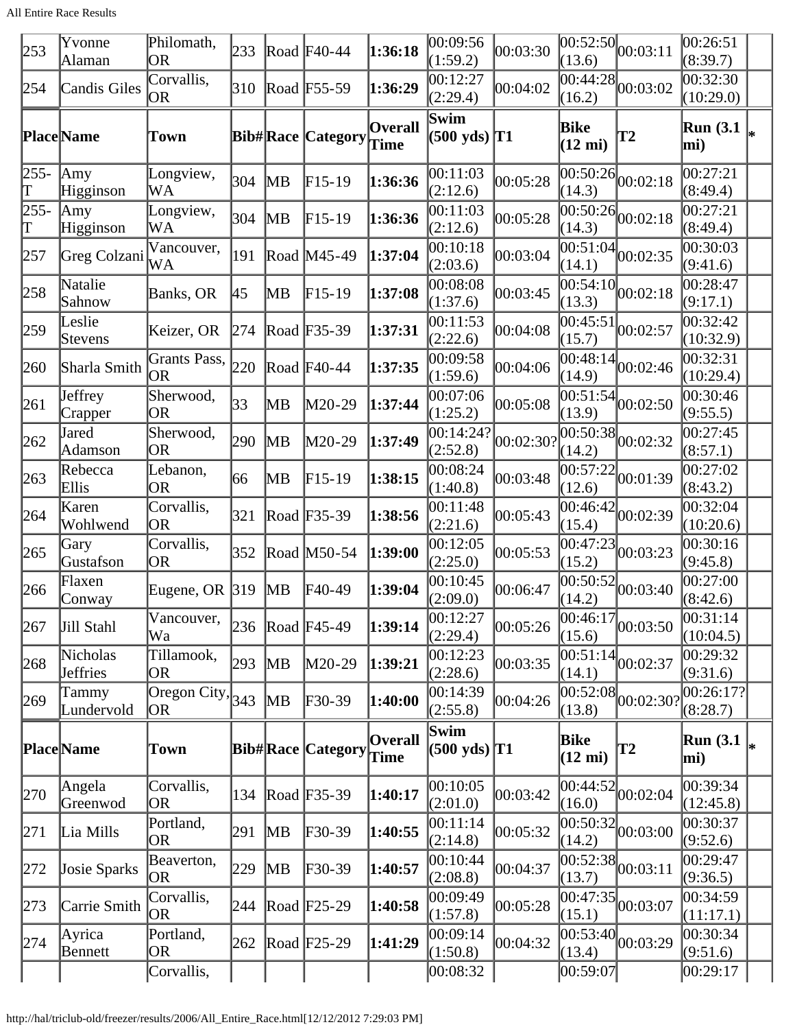| 253 | Yvonne Alaman | Philomath, OR | 233 | Road | F40-44 | **1:36:18** | 00:09:56 (1:59.2) | 00:03:30 | 00:52:50 (13.6) | 00:03:11 | 00:26:51 (8:39.7) | |
|---|---|---|---|---|---|---|---|---|---|---|---|---|
| 254 | Candis Giles | Corvallis, OR | 310 | Road | F55-59 | **1:36:29** | 00:12:27 (2:29.4) | 00:04:02 | 00:44:28 (16.2) | 00:03:02 | 00:32:30 (10:29.0) | |
| **Place** | **Name** | **Town** | **Bib#** | **Race** | **Category** | **Overall Time** | **Swim (500 yds)** | **T1** | **Bike (12 mi)** | **T2** | **Run (3.1 mi)** | * |
| 255-T | Amy Higginson | Longview, WA | 304 | MB | F15-19 | **1:36:36** | 00:11:03 (2:12.6) | 00:05:28 | 00:50:26 (14.3) | 00:02:18 | 00:27:21 (8:49.4) | |
| 255-T | Amy Higginson | Longview, WA | 304 | MB | F15-19 | **1:36:36** | 00:11:03 (2:12.6) | 00:05:28 | 00:50:26 (14.3) | 00:02:18 | 00:27:21 (8:49.4) | |
| 257 | Greg Colzani | Vancouver, WA | 191 | Road | M45-49 | **1:37:04** | 00:10:18 (2:03.6) | 00:03:04 | 00:51:04 (14.1) | 00:02:35 | 00:30:03 (9:41.6) | |
| 258 | Natalie Sahnow | Banks, OR | 45 | MB | F15-19 | **1:37:08** | 00:08:08 (1:37.6) | 00:03:45 | 00:54:10 (13.3) | 00:02:18 | 00:28:47 (9:17.1) | |
| 259 | Leslie Stevens | Keizer, OR | 274 | Road | F35-39 | **1:37:31** | 00:11:53 (2:22.6) | 00:04:08 | 00:45:51 (15.7) | 00:02:57 | 00:32:42 (10:32.9) | |
| 260 | Sharla Smith | Grants Pass, OR | 220 | Road | F40-44 | **1:37:35** | 00:09:58 (1:59.6) | 00:04:06 | 00:48:14 (14.9) | 00:02:46 | 00:32:31 (10:29.4) | |
| 261 | Jeffrey Crapper | Sherwood, OR | 33 | MB | M20-29 | **1:37:44** | 00:07:06 (1:25.2) | 00:05:08 | 00:51:54 (13.9) | 00:02:50 | 00:30:46 (9:55.5) | |
| 262 | Jared Adamson | Sherwood, OR | 290 | MB | M20-29 | **1:37:49** | 00:14:24? (2:52.8) | 00:02:30? | 00:50:38 (14.2) | 00:02:32 | 00:27:45 (8:57.1) | |
| 263 | Rebecca Ellis | Lebanon, OR | 66 | MB | F15-19 | **1:38:15** | 00:08:24 (1:40.8) | 00:03:48 | 00:57:22 (12.6) | 00:01:39 | 00:27:02 (8:43.2) | |
| 264 | Karen Wohlwend | Corvallis, OR | 321 | Road | F35-39 | **1:38:56** | 00:11:48 (2:21.6) | 00:05:43 | 00:46:42 (15.4) | 00:02:39 | 00:32:04 (10:20.6) | |
| 265 | Gary Gustafson | Corvallis, OR | 352 | Road | M50-54 | **1:39:00** | 00:12:05 (2:25.0) | 00:05:53 | 00:47:23 (15.2) | 00:03:23 | 00:30:16 (9:45.8) | |
| 266 | Flaxen Conway | Eugene, OR | 319 | MB | F40-49 | **1:39:04** | 00:10:45 (2:09.0) | 00:06:47 | 00:50:52 (14.2) | 00:03:40 | 00:27:00 (8:42.6) | |
| 267 | Jill Stahl | Vancouver, Wa | 236 | Road | F45-49 | **1:39:14** | 00:12:27 (2:29.4) | 00:05:26 | 00:46:17 (15.6) | 00:03:50 | 00:31:14 (10:04.5) | |
| 268 | Nicholas Jeffries | Tillamook, OR | 293 | MB | M20-29 | **1:39:21** | 00:12:23 (2:28.6) | 00:03:35 | 00:51:14 (14.1) | 00:02:37 | 00:29:32 (9:31.6) | |
| 269 | Tammy Lundervold | Oregon City, OR | 343 | MB | F30-39 | **1:40:00** | 00:14:39 (2:55.8) | 00:04:26 | 00:52:08 (13.8) | 00:02:30? | 00:26:17? (8:28.7) | |
| **Place** | **Name** | **Town** | **Bib#** | **Race** | **Category** | **Overall Time** | **Swim (500 yds)** | **T1** | **Bike (12 mi)** | **T2** | **Run (3.1 mi)** | * |
| 270 | Angela Greenwod | Corvallis, OR | 134 | Road | F35-39 | **1:40:17** | 00:10:05 (2:01.0) | 00:03:42 | 00:44:52 (16.0) | 00:02:04 | 00:39:34 (12:45.8) | |
| 271 | Lia Mills | Portland, OR | 291 | MB | F30-39 | **1:40:55** | 00:11:14 (2:14.8) | 00:05:32 | 00:50:32 (14.2) | 00:03:00 | 00:30:37 (9:52.6) | |
| 272 | Josie Sparks | Beaverton, OR | 229 | MB | F30-39 | **1:40:57** | 00:10:44 (2:08.8) | 00:04:37 | 00:52:38 (13.7) | 00:03:11 | 00:29:47 (9:36.5) | |
| 273 | Carrie Smith | Corvallis, OR | 244 | Road | F25-29 | **1:40:58** | 00:09:49 (1:57.8) | 00:05:28 | 00:47:35 (15.1) | 00:03:07 | 00:34:59 (11:17.1) | |
| 274 | Ayrica Bennett | Portland, OR | 262 | Road | F25-29 | **1:41:29** | 00:09:14 (1:50.8) | 00:04:32 | 00:53:40 (13.4) | 00:03:29 | 00:30:34 (9:51.6) | |
| | | Corvallis, | | | | | 00:08:32 | | 00:59:07 | | 00:29:17 | |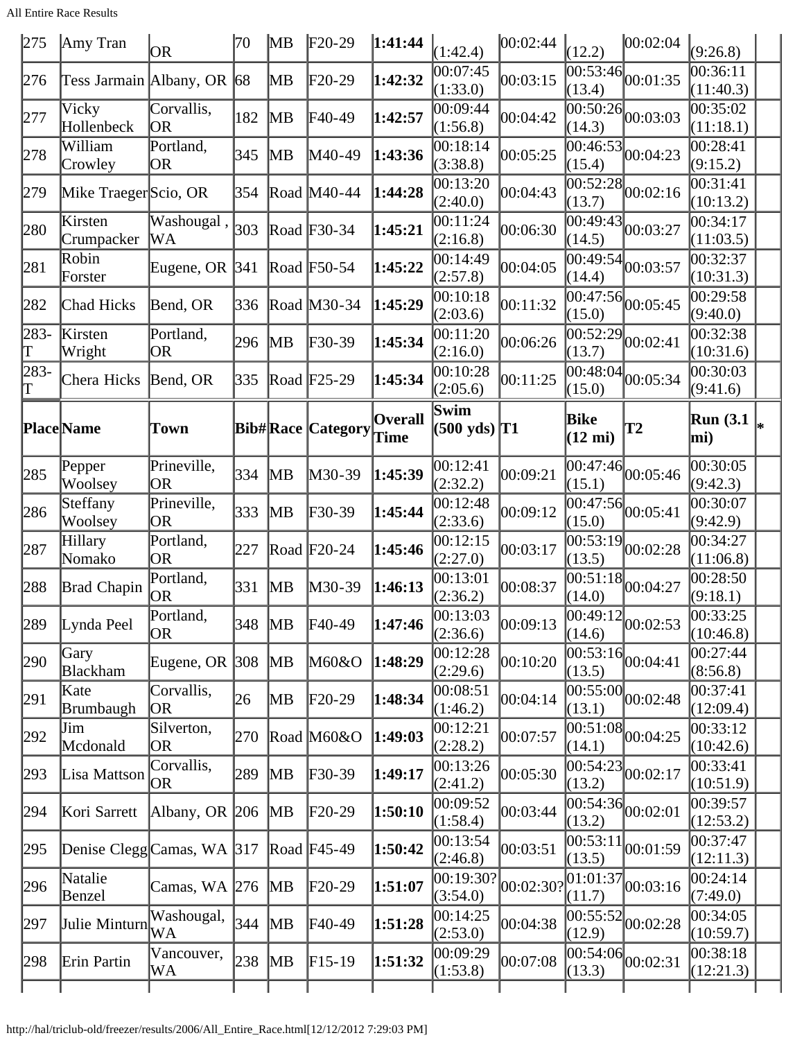| 275 | Amy Tran | OR | 70 | MB | F20-29 | **1:41:44** | (1:42.4) | 00:02:44 | (12.2) | 00:02:04 | (9:26.8) | |
|---|---|---|---|---|---|---|---|---|---|---|---|---|
| 276 | Tess Jarmain | Albany, OR | 68 | MB | F20-29 | **1:42:32** | 00:07:45 (1:33.0) | 00:03:15 | 00:53:46 (13.4) | 00:01:35 | 00:36:11 (11:40.3) | |
| 277 | Vicky Hollenbeck | Corvallis, OR | 182 | MB | F40-49 | **1:42:57** | 00:09:44 (1:56.8) | 00:04:42 | 00:50:26 (14.3) | 00:03:03 | 00:35:02 (11:18.1) | |
| 278 | William Crowley | Portland, OR | 345 | MB | M40-49 | **1:43:36** | 00:18:14 (3:38.8) | 00:05:25 | 00:46:53 (15.4) | 00:04:23 | 00:28:41 (9:15.2) | |
| 279 | Mike Traeger | Scio, OR | 354 | Road | M40-44 | **1:44:28** | 00:13:20 (2:40.0) | 00:04:43 | 00:52:28 (13.7) | 00:02:16 | 00:31:41 (10:13.2) | |
| 280 | Kirsten Crumpacker | Washougal , WA | 303 | Road | F30-34 | **1:45:21** | 00:11:24 (2:16.8) | 00:06:30 | 00:49:43 (14.5) | 00:03:27 | 00:34:17 (11:03.5) | |
| 281 | Robin Forster | Eugene, OR | 341 | Road | F50-54 | **1:45:22** | 00:14:49 (2:57.8) | 00:04:05 | 00:49:54 (14.4) | 00:03:57 | 00:32:37 (10:31.3) | |
| 282 | Chad Hicks | Bend, OR | 336 | Road | M30-34 | **1:45:29** | 00:10:18 (2:03.6) | 00:11:32 | 00:47:56 (15.0) | 00:05:45 | 00:29:58 (9:40.0) | |
| 283-T | Kirsten Wright | Portland, OR | 296 | MB | F30-39 | **1:45:34** | 00:11:20 (2:16.0) | 00:06:26 | 00:52:29 (13.7) | 00:02:41 | 00:32:38 (10:31.6) | |
| 283-T | Chera Hicks | Bend, OR | 335 | Road | F25-29 | **1:45:34** | 00:10:28 (2:05.6) | 00:11:25 | 00:48:04 (15.0) | 00:05:34 | 00:30:03 (9:41.6) | |
| **Place** | **Name** | **Town** | **Bib#** | **Race** | **Category** | **Overall Time** | **Swim (500 yds)** | **T1** | **Bike (12 mi)** | **T2** | **Run (3.1 mi)** | * |
| 285 | Pepper Woolsey | Prineville, OR | 334 | MB | M30-39 | **1:45:39** | 00:12:41 (2:32.2) | 00:09:21 | 00:47:46 (15.1) | 00:05:46 | 00:30:05 (9:42.3) | |
| 286 | Steffany Woolsey | Prineville, OR | 333 | MB | F30-39 | **1:45:44** | 00:12:48 (2:33.6) | 00:09:12 | 00:47:56 (15.0) | 00:05:41 | 00:30:07 (9:42.9) | |
| 287 | Hillary Nomako | Portland, OR | 227 | Road | F20-24 | **1:45:46** | 00:12:15 (2:27.0) | 00:03:17 | 00:53:19 (13.5) | 00:02:28 | 00:34:27 (11:06.8) | |
| 288 | Brad Chapin | Portland, OR | 331 | MB | M30-39 | **1:46:13** | 00:13:01 (2:36.2) | 00:08:37 | 00:51:18 (14.0) | 00:04:27 | 00:28:50 (9:18.1) | |
| 289 | Lynda Peel | Portland, OR | 348 | MB | F40-49 | **1:47:46** | 00:13:03 (2:36.6) | 00:09:13 | 00:49:12 (14.6) | 00:02:53 | 00:33:25 (10:46.8) | |
| 290 | Gary Blackham | Eugene, OR | 308 | MB | M60&O | **1:48:29** | 00:12:28 (2:29.6) | 00:10:20 | 00:53:16 (13.5) | 00:04:41 | 00:27:44 (8:56.8) | |
| 291 | Kate Brumbaugh | Corvallis, OR | 26 | MB | F20-29 | **1:48:34** | 00:08:51 (1:46.2) | 00:04:14 | 00:55:00 (13.1) | 00:02:48 | 00:37:41 (12:09.4) | |
| 292 | Jim Mcdonald | Silverton, OR | 270 | Road | M60&O | **1:49:03** | 00:12:21 (2:28.2) | 00:07:57 | 00:51:08 (14.1) | 00:04:25 | 00:33:12 (10:42.6) | |
| 293 | Lisa Mattson | Corvallis, OR | 289 | MB | F30-39 | **1:49:17** | 00:13:26 (2:41.2) | 00:05:30 | 00:54:23 (13.2) | 00:02:17 | 00:33:41 (10:51.9) | |
| 294 | Kori Sarrett | Albany, OR | 206 | MB | F20-29 | **1:50:10** | 00:09:52 (1:58.4) | 00:03:44 | 00:54:36 (13.2) | 00:02:01 | 00:39:57 (12:53.2) | |
| 295 | Denise Clegg | Camas, WA | 317 | Road | F45-49 | **1:50:42** | 00:13:54 (2:46.8) | 00:03:51 | 00:53:11 (13.5) | 00:01:59 | 00:37:47 (12:11.3) | |
| 296 | Natalie Benzel | Camas, WA | 276 | MB | F20-29 | **1:51:07** | 00:19:30? (3:54.0) | 00:02:30? | 01:01:37 (11.7) | 00:03:16 | 00:24:14 (7:49.0) | |
| 297 | Julie Minturn | Washougal, WA | 344 | MB | F40-49 | **1:51:28** | 00:14:25 (2:53.0) | 00:04:38 | 00:55:52 (12.9) | 00:02:28 | 00:34:05 (10:59.7) | |
| 298 | Erin Partin | Vancouver, WA | 238 | MB | F15-19 | **1:51:32** | 00:09:29 (1:53.8) | 00:07:08 | 00:54:06 (13.3) | 00:02:31 | 00:38:18 (12:21.3) | |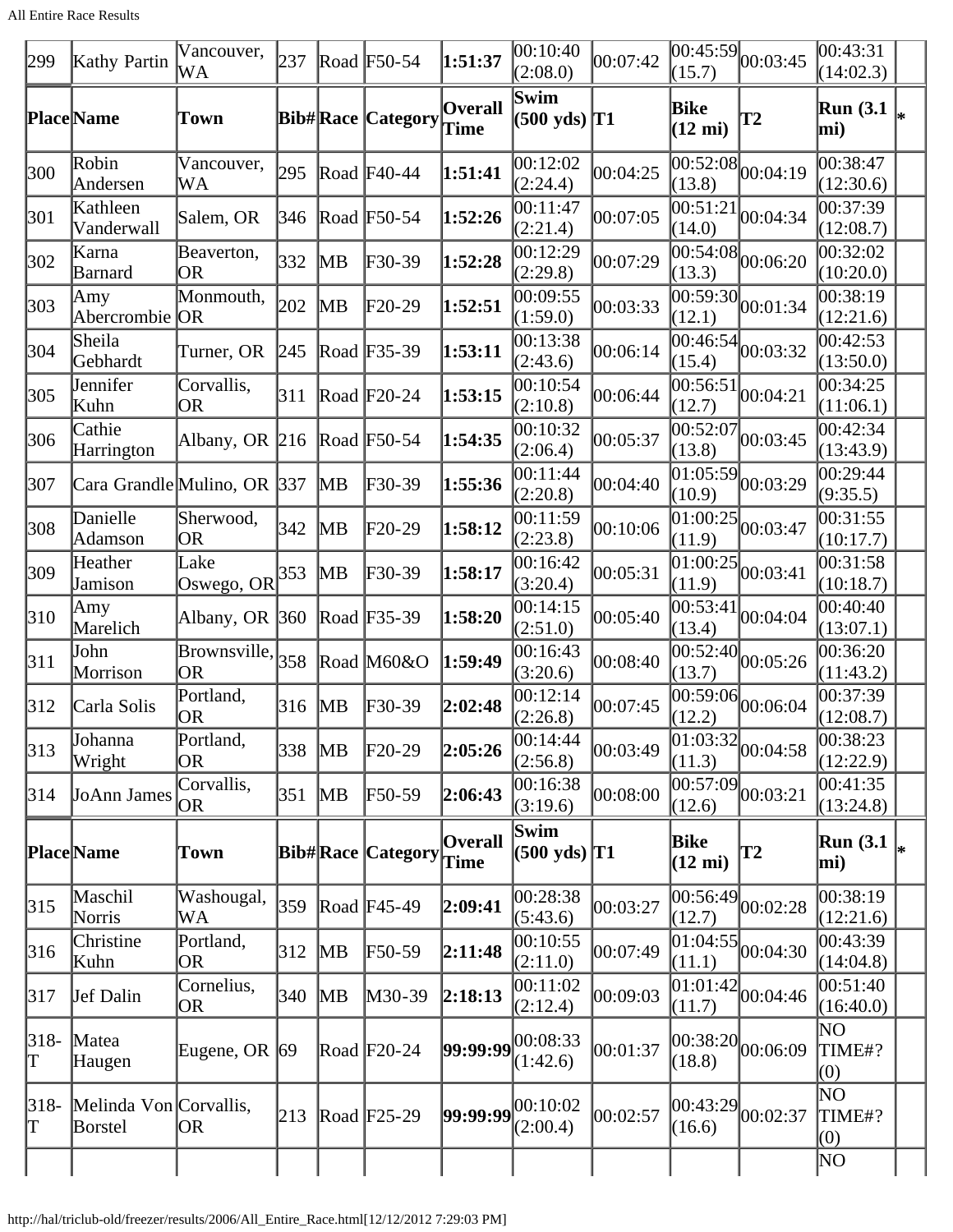| Place | Name | Town | Bib# | Race | Category | Overall Time | Swim (500 yds) | T1 | Bike (12 mi) | T2 | Run (3.1 mi) | * |
|---|---|---|---|---|---|---|---|---|---|---|---|---|
| 299 | Kathy Partin | Vancouver, WA | 237 | Road | F50-54 | **1:51:37** | 00:10:40 (2:08.0) | 00:07:42 | 00:45:59 (15.7) | 00:03:45 | 00:43:31 (14:02.3) | |
| 300 | Robin Andersen | Vancouver, WA | 295 | Road | F40-44 | **1:51:41** | 00:12:02 (2:24.4) | 00:04:25 | 00:52:08 (13.8) | 00:04:19 | 00:38:47 (12:30.6) | |
| 301 | Kathleen Vanderwall | Salem, OR | 346 | Road | F50-54 | **1:52:26** | 00:11:47 (2:21.4) | 00:07:05 | 00:51:21 (14.0) | 00:04:34 | 00:37:39 (12:08.7) | |
| 302 | Karna Barnard | Beaverton, OR | 332 | MB | F30-39 | **1:52:28** | 00:12:29 (2:29.8) | 00:07:29 | 00:54:08 (13.3) | 00:06:20 | 00:32:02 (10:20.0) | |
| 303 | Amy Abercrombie | Monmouth, OR | 202 | MB | F20-29 | **1:52:51** | 00:09:55 (1:59.0) | 00:03:33 | 00:59:30 (12.1) | 00:01:34 | 00:38:19 (12:21.6) | |
| 304 | Sheila Gebhardt | Turner, OR | 245 | Road | F35-39 | **1:53:11** | 00:13:38 (2:43.6) | 00:06:14 | 00:46:54 (15.4) | 00:03:32 | 00:42:53 (13:50.0) | |
| 305 | Jennifer Kuhn | Corvallis, OR | 311 | Road | F20-24 | **1:53:15** | 00:10:54 (2:10.8) | 00:06:44 | 00:56:51 (12.7) | 00:04:21 | 00:34:25 (11:06.1) | |
| 306 | Cathie Harrington | Albany, OR | 216 | Road | F50-54 | **1:54:35** | 00:10:32 (2:06.4) | 00:05:37 | 00:52:07 (13.8) | 00:03:45 | 00:42:34 (13:43.9) | |
| 307 | Cara Grandle | Mulino, OR | 337 | MB | F30-39 | **1:55:36** | 00:11:44 (2:20.8) | 00:04:40 | 01:05:59 (10.9) | 00:03:29 | 00:29:44 (9:35.5) | |
| 308 | Danielle Adamson | Sherwood, OR | 342 | MB | F20-29 | **1:58:12** | 00:11:59 (2:23.8) | 00:10:06 | 01:00:25 (11.9) | 00:03:47 | 00:31:55 (10:17.7) | |
| 309 | Heather Jamison | Lake Oswego, OR | 353 | MB | F30-39 | **1:58:17** | 00:16:42 (3:20.4) | 00:05:31 | 01:00:25 (11.9) | 00:03:41 | 00:31:58 (10:18.7) | |
| 310 | Amy Marelich | Albany, OR | 360 | Road | F35-39 | **1:58:20** | 00:14:15 (2:51.0) | 00:05:40 | 00:53:41 (13.4) | 00:04:04 | 00:40:40 (13:07.1) | |
| 311 | John Morrison | Brownsville, OR | 358 | Road | M60&O | **1:59:49** | 00:16:43 (3:20.6) | 00:08:40 | 00:52:40 (13.7) | 00:05:26 | 00:36:20 (11:43.2) | |
| 312 | Carla Solis | Portland, OR | 316 | MB | F30-39 | **2:02:48** | 00:12:14 (2:26.8) | 00:07:45 | 00:59:06 (12.2) | 00:06:04 | 00:37:39 (12:08.7) | |
| 313 | Johanna Wright | Portland, OR | 338 | MB | F20-29 | **2:05:26** | 00:14:44 (2:56.8) | 00:03:49 | 01:03:32 (11.3) | 00:04:58 | 00:38:23 (12:22.9) | |
| 314 | JoAnn James | Corvallis, OR | 351 | MB | F50-59 | **2:06:43** | 00:16:38 (3:19.6) | 00:08:00 | 00:57:09 (12.6) | 00:03:21 | 00:41:35 (13:24.8) | |
| **Place** | **Name** | **Town** | **Bib#** | **Race** | **Category** | **Overall Time** | **Swim (500 yds)** | **T1** | **Bike (12 mi)** | **T2** | **Run (3.1 mi)** | ***** |
| 315 | Maschil Norris | Washougal, WA | 359 | Road | F45-49 | **2:09:41** | 00:28:38 (5:43.6) | 00:03:27 | 00:56:49 (12.7) | 00:02:28 | 00:38:19 (12:21.6) | |
| 316 | Christine Kuhn | Portland, OR | 312 | MB | F50-59 | **2:11:48** | 00:10:55 (2:11.0) | 00:07:49 | 01:04:55 (11.1) | 00:04:30 | 00:43:39 (14:04.8) | |
| 317 | Jef Dalin | Cornelius, OR | 340 | MB | M30-39 | **2:18:13** | 00:11:02 (2:12.4) | 00:09:03 | 01:01:42 (11.7) | 00:04:46 | 00:51:40 (16:40.0) | |
| 318-T | Matea Haugen | Eugene, OR | 69 | Road | F20-24 | **99:99:99** | 00:08:33 (1:42.6) | 00:01:37 | 00:38:20 (18.8) | 00:06:09 | NO TIME#? (0) | |
| 318-T | Melinda Von Borstel | Corvallis, OR | 213 | Road | F25-29 | **99:99:99** | 00:10:02 (2:00.4) | 00:02:57 | 00:43:29 (16.6) | 00:02:37 | NO TIME#? (0) | |
| | | | | | | | | | | | NO | |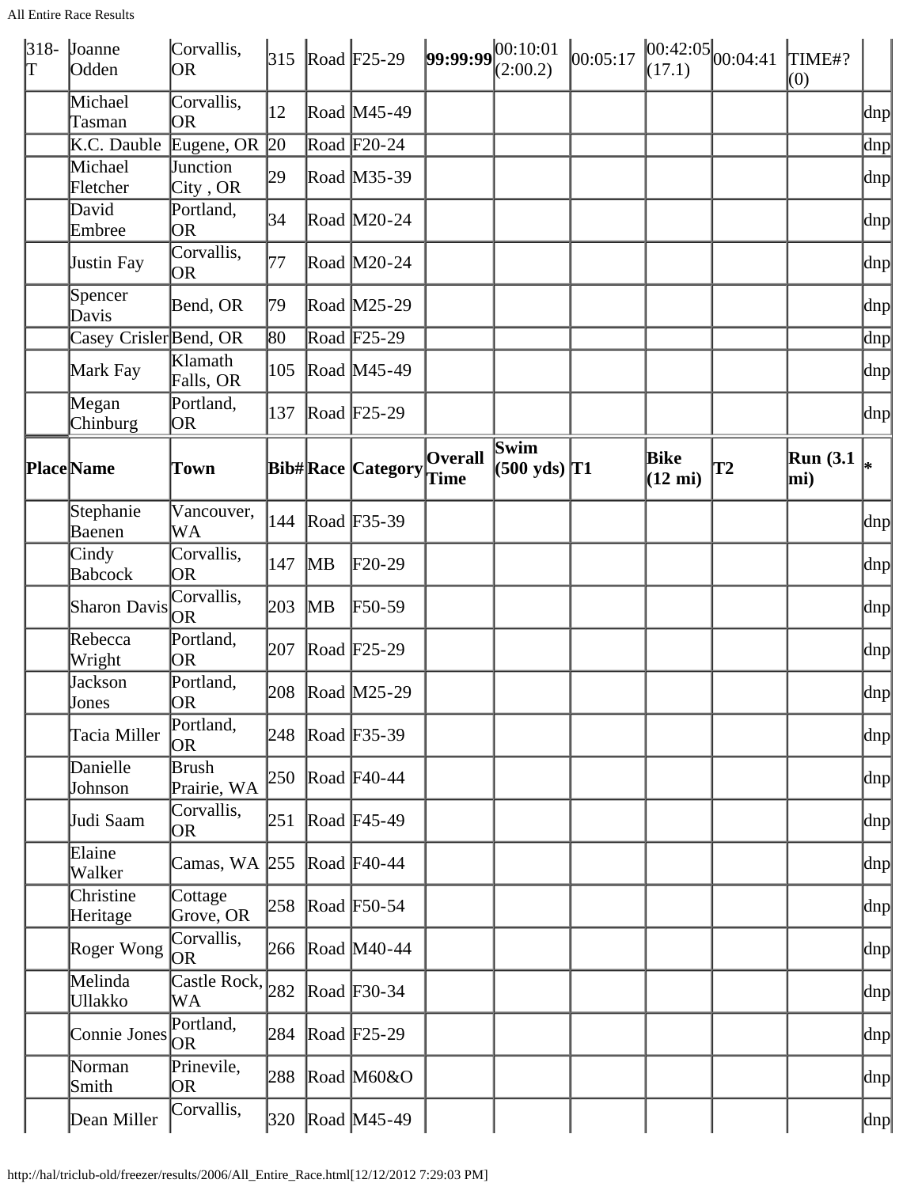| Place | Name | Town | Bib# | Race | Category | Overall Time | Swim (500 yds) | T1 | Bike (12 mi) | T2 | Run (3.1 mi) | * |
|---|---|---|---|---|---|---|---|---|---|---|---|---|
| 318-T | Joanne Odden | Corvallis, OR | 315 | Road | F25-29 | **99:99:99** | 00:10:01 (2:00.2) | 00:05:17 | 00:42:05 (17.1) | 00:04:41 | TIME#? (0) | |
| | Michael Tasman | Corvallis, OR | 12 | Road | M45-49 | | | | | | | dnp |
| | K.C. Dauble | Eugene, OR | 20 | Road | F20-24 | | | | | | | dnp |
| | Michael Fletcher | Junction City , OR | 29 | Road | M35-39 | | | | | | | dnp |
| | David Embree | Portland, OR | 34 | Road | M20-24 | | | | | | | dnp |
| | Justin Fay | Corvallis, OR | 77 | Road | M20-24 | | | | | | | dnp |
| | Spencer Davis | Bend, OR | 79 | Road | M25-29 | | | | | | | dnp |
| | Casey Crisler | Bend, OR | 80 | Road | F25-29 | | | | | | | dnp |
| | Mark Fay | Klamath Falls, OR | 105 | Road | M45-49 | | | | | | | dnp |
| | Megan Chinburg | Portland, OR | 137 | Road | F25-29 | | | | | | | dnp |
| **Place** | **Name** | **Town** | **Bib#** | **Race** | **Category** | **Overall Time** | **Swim (500 yds)** | **T1** | **Bike (12 mi)** | **T2** | **Run (3.1 mi)** | ***** |
| | Stephanie Baenen | Vancouver, WA | 144 | Road | F35-39 | | | | | | | dnp |
| | Cindy Babcock | Corvallis, OR | 147 | MB | F20-29 | | | | | | | dnp |
| | Sharon Davis | Corvallis, OR | 203 | MB | F50-59 | | | | | | | dnp |
| | Rebecca Wright | Portland, OR | 207 | Road | F25-29 | | | | | | | dnp |
| | Jackson Jones | Portland, OR | 208 | Road | M25-29 | | | | | | | dnp |
| | Tacia Miller | Portland, OR | 248 | Road | F35-39 | | | | | | | dnp |
| | Danielle Johnson | Brush Prairie, WA | 250 | Road | F40-44 | | | | | | | dnp |
| | Judi Saam | Corvallis, OR | 251 | Road | F45-49 | | | | | | | dnp |
| | Elaine Walker | Camas, WA | 255 | Road | F40-44 | | | | | | | dnp |
| | Christine Heritage | Cottage Grove, OR | 258 | Road | F50-54 | | | | | | | dnp |
| | Roger Wong | Corvallis, OR | 266 | Road | M40-44 | | | | | | | dnp |
| | Melinda Ullakko | Castle Rock, WA | 282 | Road | F30-34 | | | | | | | dnp |
| | Connie Jones | Portland, OR | 284 | Road | F25-29 | | | | | | | dnp |
| | Norman Smith | Prinevile, OR | 288 | Road | M60&O | | | | | | | dnp |
| | Dean Miller | Corvallis, | 320 | Road | M45-49 | | | | | | | dnp |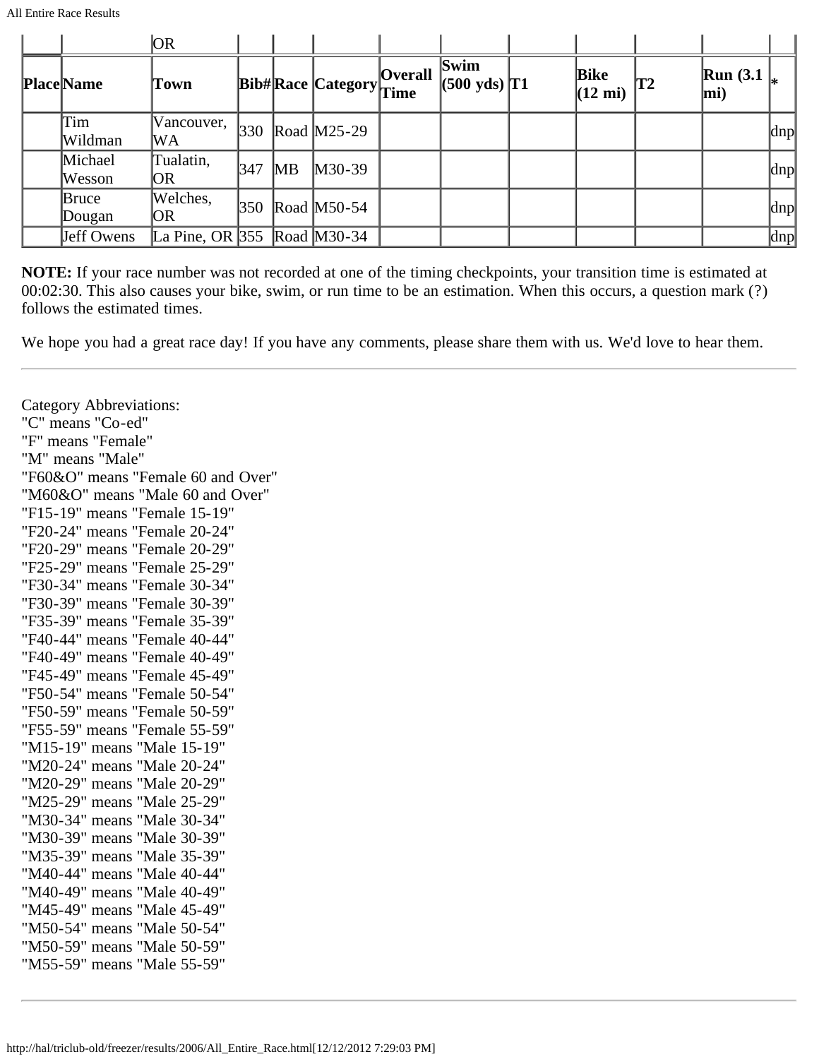| Place | Name | Town | Bib# | Race | Category | Overall Time | Swim (500 yds) | T1 | Bike (12 mi) | T2 | Run (3.1 mi) | * |
|---|---|---|---|---|---|---|---|---|---|---|---|---|
| | | OR | | | | | | | | | | |
| | Tim Wildman | Vancouver, WA | 330 | Road | M25-29 | | | | | | | dnp |
| | Michael Wesson | Tualatin, OR | 347 | MB | M30-39 | | | | | | | dnp |
| | Bruce Dougan | Welches, OR | 350 | Road | M50-54 | | | | | | | dnp |
| | Jeff Owens | La Pine, OR | 355 | Road | M30-34 | | | | | | | dnp |

**NOTE:** If your race number was not recorded at one of the timing checkpoints, your transition time is estimated at 00:02:30. This also causes your bike, swim, or run time to be an estimation. When this occurs, a question mark (?) follows the estimated times.

We hope you had a great race day! If you have any comments, please share them with us. We'd love to hear them.

---

Category Abbreviations:
"C" means "Co-ed"
"F" means "Female"
"M" means "Male"
"F60&O" means "Female 60 and Over"
"M60&O" means "Male 60 and Over"
"F15-19" means "Female 15-19"
"F20-24" means "Female 20-24"
"F20-29" means "Female 20-29"
"F25-29" means "Female 25-29"
"F30-34" means "Female 30-34"
"F30-39" means "Female 30-39"
"F35-39" means "Female 35-39"
"F40-44" means "Female 40-44"
"F40-49" means "Female 40-49"
"F45-49" means "Female 45-49"
"F50-54" means "Female 50-54"
"F50-59" means "Female 50-59"
"F55-59" means "Female 55-59"
"M15-19" means "Male 15-19"
"M20-24" means "Male 20-24"
"M20-29" means "Male 20-29"
"M25-29" means "Male 25-29"
"M30-34" means "Male 30-34"
"M30-39" means "Male 30-39"
"M35-39" means "Male 35-39"
"M40-44" means "Male 40-44"
"M40-49" means "Male 40-49"
"M45-49" means "Male 45-49"
"M50-54" means "Male 50-54"
"M50-59" means "Male 50-59"
"M55-59" means "Male 55-59"

---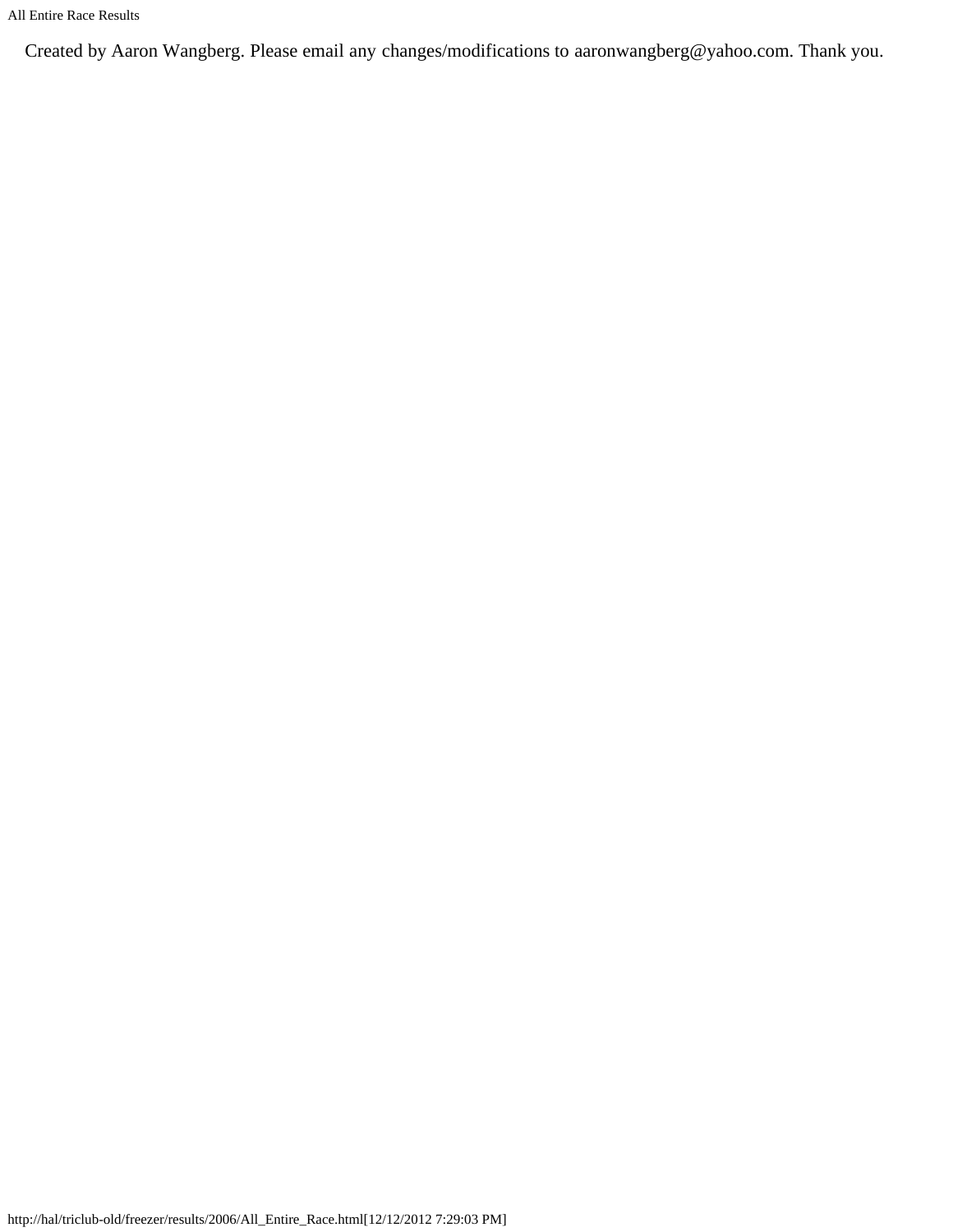Created by Aaron Wangberg. Please email any changes/modifications to aaronwangberg@yahoo.com. Thank you.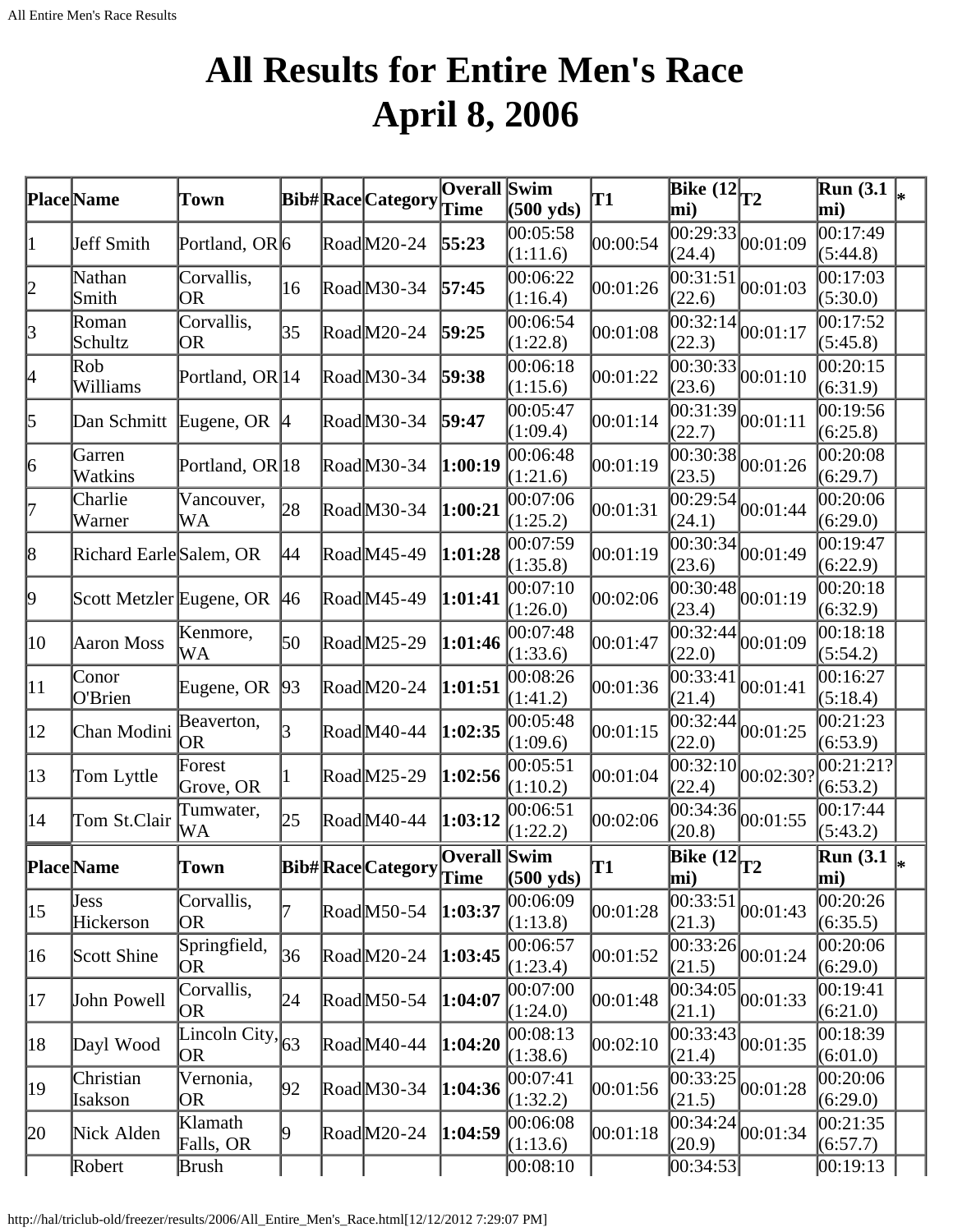# All Results for Entire Men's Race April 8, 2006

| Place | Name | Town | Bib# | Race | Category | Overall Time | Swim (500 yds) | T1 | Bike (12 mi) | T2 | Run (3.1 mi) | * |
|---|---|---|---|---|---|---|---|---|---|---|---|---|
| 1 | Jeff Smith | Portland, OR | 6 | Road | M20-24 | **55:23** | 00:05:58 (1:11.6) | 00:00:54 | 00:29:33 (24.4) | 00:01:09 | 00:17:49 (5:44.8) | |
| 2 | Nathan Smith | Corvallis, OR | 16 | Road | M30-34 | **57:45** | 00:06:22 (1:16.4) | 00:01:26 | 00:31:51 (22.6) | 00:01:03 | 00:17:03 (5:30.0) | |
| 3 | Roman Schultz | Corvallis, OR | 35 | Road | M20-24 | **59:25** | 00:06:54 (1:22.8) | 00:01:08 | 00:32:14 (22.3) | 00:01:17 | 00:17:52 (5:45.8) | |
| 4 | Rob Williams | Portland, OR | 14 | Road | M30-34 | **59:38** | 00:06:18 (1:15.6) | 00:01:22 | 00:30:33 (23.6) | 00:01:10 | 00:20:15 (6:31.9) | |
| 5 | Dan Schmitt | Eugene, OR | 4 | Road | M30-34 | **59:47** | 00:05:47 (1:09.4) | 00:01:14 | 00:31:39 (22.7) | 00:01:11 | 00:19:56 (6:25.8) | |
| 6 | Garren Watkins | Portland, OR | 18 | Road | M30-34 | **1:00:19** | 00:06:48 (1:21.6) | 00:01:19 | 00:30:38 (23.5) | 00:01:26 | 00:20:08 (6:29.7) | |
| 7 | Charlie Warner | Vancouver, WA | 28 | Road | M30-34 | **1:00:21** | 00:07:06 (1:25.2) | 00:01:31 | 00:29:54 (24.1) | 00:01:44 | 00:20:06 (6:29.0) | |
| 8 | Richard Earle | Salem, OR | 44 | Road | M45-49 | **1:01:28** | 00:07:59 (1:35.8) | 00:01:19 | 00:30:34 (23.6) | 00:01:49 | 00:19:47 (6:22.9) | |
| 9 | Scott Metzler | Eugene, OR | 46 | Road | M45-49 | **1:01:41** | 00:07:10 (1:26.0) | 00:02:06 | 00:30:48 (23.4) | 00:01:19 | 00:20:18 (6:32.9) | |
| 10 | Aaron Moss | Kenmore, WA | 50 | Road | M25-29 | **1:01:46** | 00:07:48 (1:33.6) | 00:01:47 | 00:32:44 (22.0) | 00:01:09 | 00:18:18 (5:54.2) | |
| 11 | Conor O'Brien | Eugene, OR | 93 | Road | M20-24 | **1:01:51** | 00:08:26 (1:41.2) | 00:01:36 | 00:33:41 (21.4) | 00:01:41 | 00:16:27 (5:18.4) | |
| 12 | Chan Modini | Beaverton, OR | 3 | Road | M40-44 | **1:02:35** | 00:05:48 (1:09.6) | 00:01:15 | 00:32:44 (22.0) | 00:01:25 | 00:21:23 (6:53.9) | |
| 13 | Tom Lyttle | Forest Grove, OR | 1 | Road | M25-29 | **1:02:56** | 00:05:51 (1:10.2) | 00:01:04 | 00:32:10 (22.4) | 00:02:30? | 00:21:21? (6:53.2) | |
| 14 | Tom St.Clair | Tumwater, WA | 25 | Road | M40-44 | **1:03:12** | 00:06:51 (1:22.2) | 00:02:06 | 00:34:36 (20.8) | 00:01:55 | 00:17:44 (5:43.2) | |
| 15 | Jess Hickerson | Corvallis, OR | 7 | Road | M50-54 | **1:03:37** | 00:06:09 (1:13.8) | 00:01:28 | 00:33:51 (21.3) | 00:01:43 | 00:20:26 (6:35.5) | |
| 16 | Scott Shine | Springfield, OR | 36 | Road | M20-24 | **1:03:45** | 00:06:57 (1:23.4) | 00:01:52 | 00:33:26 (21.5) | 00:01:24 | 00:20:06 (6:29.0) | |
| 17 | John Powell | Corvallis, OR | 24 | Road | M50-54 | **1:04:07** | 00:07:00 (1:24.0) | 00:01:48 | 00:34:05 (21.1) | 00:01:33 | 00:19:41 (6:21.0) | |
| 18 | Dayl Wood | Lincoln City, OR | 63 | Road | M40-44 | **1:04:20** | 00:08:13 (1:38.6) | 00:02:10 | 00:33:43 (21.4) | 00:01:35 | 00:18:39 (6:01.0) | |
| 19 | Christian Isakson | Vernonia, OR | 92 | Road | M30-34 | **1:04:36** | 00:07:41 (1:32.2) | 00:01:56 | 00:33:25 (21.5) | 00:01:28 | 00:20:06 (6:29.0) | |
| 20 | Nick Alden | Klamath Falls, OR | 9 | Road | M20-24 | **1:04:59** | 00:06:08 (1:13.6) | 00:01:18 | 00:34:24 (20.9) | 00:01:34 | 00:21:35 (6:57.7) | |
| | Robert | Brush | | | | | 00:08:10 | | 00:34:53 | | 00:19:13 | |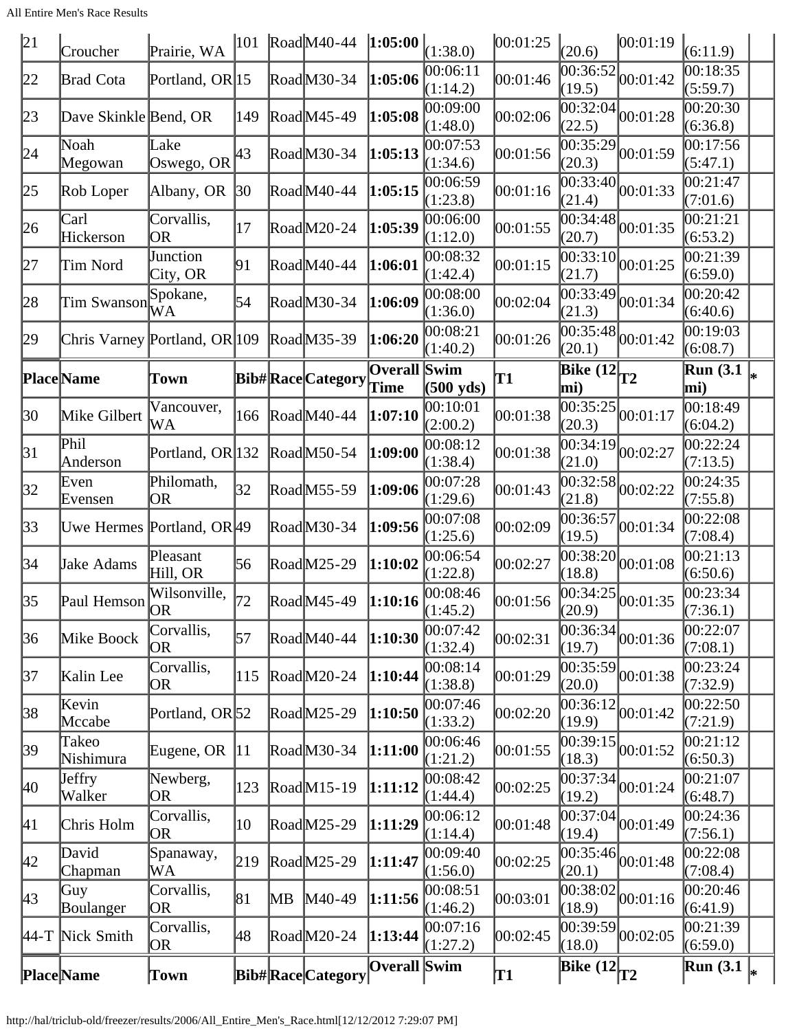| Place | Name | Town | Bib# | Race | Category | Overall Time | Swim (500 yds) | T1 | Bike (12 mi) | T2 | Run (3.1 mi) | * |
|---|---|---|---|---|---|---|---|---|---|---|---|---|
| 21 | Croucher | Prairie, WA | 101 | Road | M40-44 | **1:05:00** | (1:38.0) | 00:01:25 | (20.6) | 00:01:19 | (6:11.9) | |
| 22 | Brad Cota | Portland, OR | 15 | Road | M30-34 | **1:05:06** | 00:06:11 (1:14.2) | 00:01:46 | 00:36:52 (19.5) | 00:01:42 | 00:18:35 (5:59.7) | |
| 23 | Dave Skinkle | Bend, OR | 149 | Road | M45-49 | **1:05:08** | 00:09:00 (1:48.0) | 00:02:06 | 00:32:04 (22.5) | 00:01:28 | 00:20:30 (6:36.8) | |
| 24 | Noah Megowan | Lake Oswego, OR | 43 | Road | M30-34 | **1:05:13** | 00:07:53 (1:34.6) | 00:01:56 | 00:35:29 (20.3) | 00:01:59 | 00:17:56 (5:47.1) | |
| 25 | Rob Loper | Albany, OR | 30 | Road | M40-44 | **1:05:15** | 00:06:59 (1:23.8) | 00:01:16 | 00:33:40 (21.4) | 00:01:33 | 00:21:47 (7:01.6) | |
| 26 | Carl Hickerson | Corvallis, OR | 17 | Road | M20-24 | **1:05:39** | 00:06:00 (1:12.0) | 00:01:55 | 00:34:48 (20.7) | 00:01:35 | 00:21:21 (6:53.2) | |
| 27 | Tim Nord | Junction City, OR | 91 | Road | M40-44 | **1:06:01** | 00:08:32 (1:42.4) | 00:01:15 | 00:33:10 (21.7) | 00:01:25 | 00:21:39 (6:59.0) | |
| 28 | Tim Swanson | Spokane, WA | 54 | Road | M30-34 | **1:06:09** | 00:08:00 (1:36.0) | 00:02:04 | 00:33:49 (21.3) | 00:01:34 | 00:20:42 (6:40.6) | |
| 29 | Chris Varney | Portland, OR | 109 | Road | M35-39 | **1:06:20** | 00:08:21 (1:40.2) | 00:01:26 | 00:35:48 (20.1) | 00:01:42 | 00:19:03 (6:08.7) | |
| **Place** | **Name** | **Town** | **Bib#** | **Race** | **Category** | **Overall Time** | **Swim (500 yds)** | **T1** | **Bike (12 mi)** | **T2** | **Run (3.1 mi)** | ***** |
| 30 | Mike Gilbert | Vancouver, WA | 166 | Road | M40-44 | **1:07:10** | 00:10:01 (2:00.2) | 00:01:38 | 00:35:25 (20.3) | 00:01:17 | 00:18:49 (6:04.2) | |
| 31 | Phil Anderson | Portland, OR | 132 | Road | M50-54 | **1:09:00** | 00:08:12 (1:38.4) | 00:01:38 | 00:34:19 (21.0) | 00:02:27 | 00:22:24 (7:13.5) | |
| 32 | Even Evensen | Philomath, OR | 32 | Road | M55-59 | **1:09:06** | 00:07:28 (1:29.6) | 00:01:43 | 00:32:58 (21.8) | 00:02:22 | 00:24:35 (7:55.8) | |
| 33 | Uwe Hermes | Portland, OR | 49 | Road | M30-34 | **1:09:56** | 00:07:08 (1:25.6) | 00:02:09 | 00:36:57 (19.5) | 00:01:34 | 00:22:08 (7:08.4) | |
| 34 | Jake Adams | Pleasant Hill, OR | 56 | Road | M25-29 | **1:10:02** | 00:06:54 (1:22.8) | 00:02:27 | 00:38:20 (18.8) | 00:01:08 | 00:21:13 (6:50.6) | |
| 35 | Paul Hemson | Wilsonville, OR | 72 | Road | M45-49 | **1:10:16** | 00:08:46 (1:45.2) | 00:01:56 | 00:34:25 (20.9) | 00:01:35 | 00:23:34 (7:36.1) | |
| 36 | Mike Boock | Corvallis, OR | 57 | Road | M40-44 | **1:10:30** | 00:07:42 (1:32.4) | 00:02:31 | 00:36:34 (19.7) | 00:01:36 | 00:22:07 (7:08.1) | |
| 37 | Kalin Lee | Corvallis, OR | 115 | Road | M20-24 | **1:10:44** | 00:08:14 (1:38.8) | 00:01:29 | 00:35:59 (20.0) | 00:01:38 | 00:23:24 (7:32.9) | |
| 38 | Kevin Mccabe | Portland, OR | 52 | Road | M25-29 | **1:10:50** | 00:07:46 (1:33.2) | 00:02:20 | 00:36:12 (19.9) | 00:01:42 | 00:22:50 (7:21.9) | |
| 39 | Takeo Nishimura | Eugene, OR | 11 | Road | M30-34 | **1:11:00** | 00:06:46 (1:21.2) | 00:01:55 | 00:39:15 (18.3) | 00:01:52 | 00:21:12 (6:50.3) | |
| 40 | Jeffry Walker | Newberg, OR | 123 | Road | M15-19 | **1:11:12** | 00:08:42 (1:44.4) | 00:02:25 | 00:37:34 (19.2) | 00:01:24 | 00:21:07 (6:48.7) | |
| 41 | Chris Holm | Corvallis, OR | 10 | Road | M25-29 | **1:11:29** | 00:06:12 (1:14.4) | 00:01:48 | 00:37:04 (19.4) | 00:01:49 | 00:24:36 (7:56.1) | |
| 42 | David Chapman | Spanaway, WA | 219 | Road | M25-29 | **1:11:47** | 00:09:40 (1:56.0) | 00:02:25 | 00:35:46 (20.1) | 00:01:48 | 00:22:08 (7:08.4) | |
| 43 | Guy Boulanger | Corvallis, OR | 81 | MB | M40-49 | **1:11:56** | 00:08:51 (1:46.2) | 00:03:01 | 00:38:02 (18.9) | 00:01:16 | 00:20:46 (6:41.9) | |
| 44-T | Nick Smith | Corvallis, OR | 48 | Road | M20-24 | **1:13:44** | 00:07:16 (1:27.2) | 00:02:45 | 00:39:59 (18.0) | 00:02:05 | 00:21:39 (6:59.0) | |
| **Place** | **Name** | **Town** | **Bib#** | **Race** | **Category** | **Overall** | **Swim** | **T1** | **Bike (12** | **T2** | **Run (3.1** | ***** |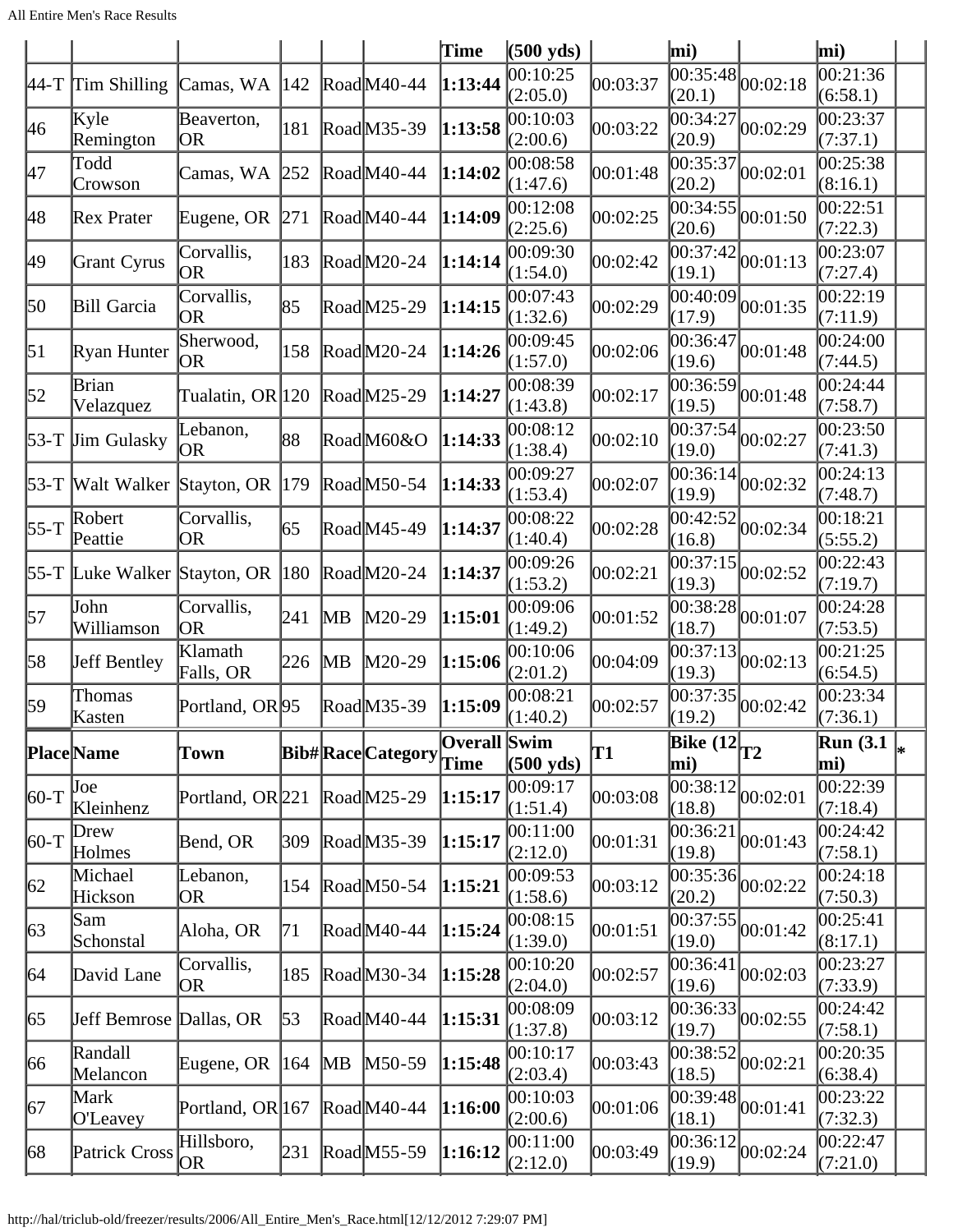| Place | Name | Town | Bib# | Race | Category | Overall Time | Swim (500 yds) | T1 | Bike (12 mi) | T2 | Run (3.1 mi) | * |
|---|---|---|---|---|---|---|---|---|---|---|---|---|
| 44-T | Tim Shilling | Camas, WA | 142 | Road | M40-44 | **1:13:44** | 00:10:25 (2:05.0) | 00:03:37 | 00:35:48 (20.1) | 00:02:18 | 00:21:36 (6:58.1) | |
| 46 | Kyle Remington | Beaverton, OR | 181 | Road | M35-39 | **1:13:58** | 00:10:03 (2:00.6) | 00:03:22 | 00:34:27 (20.9) | 00:02:29 | 00:23:37 (7:37.1) | |
| 47 | Todd Crowson | Camas, WA | 252 | Road | M40-44 | **1:14:02** | 00:08:58 (1:47.6) | 00:01:48 | 00:35:37 (20.2) | 00:02:01 | 00:25:38 (8:16.1) | |
| 48 | Rex Prater | Eugene, OR | 271 | Road | M40-44 | **1:14:09** | 00:12:08 (2:25.6) | 00:02:25 | 00:34:55 (20.6) | 00:01:50 | 00:22:51 (7:22.3) | |
| 49 | Grant Cyrus | Corvallis, OR | 183 | Road | M20-24 | **1:14:14** | 00:09:30 (1:54.0) | 00:02:42 | 00:37:42 (19.1) | 00:01:13 | 00:23:07 (7:27.4) | |
| 50 | Bill Garcia | Corvallis, OR | 85 | Road | M25-29 | **1:14:15** | 00:07:43 (1:32.6) | 00:02:29 | 00:40:09 (17.9) | 00:01:35 | 00:22:19 (7:11.9) | |
| 51 | Ryan Hunter | Sherwood, OR | 158 | Road | M20-24 | **1:14:26** | 00:09:45 (1:57.0) | 00:02:06 | 00:36:47 (19.6) | 00:01:48 | 00:24:00 (7:44.5) | |
| 52 | Brian Velazquez | Tualatin, OR | 120 | Road | M25-29 | **1:14:27** | 00:08:39 (1:43.8) | 00:02:17 | 00:36:59 (19.5) | 00:01:48 | 00:24:44 (7:58.7) | |
| 53-T | Jim Gulasky | Lebanon, OR | 88 | Road | M60&O | **1:14:33** | 00:08:12 (1:38.4) | 00:02:10 | 00:37:54 (19.0) | 00:02:27 | 00:23:50 (7:41.3) | |
| 53-T | Walt Walker | Stayton, OR | 179 | Road | M50-54 | **1:14:33** | 00:09:27 (1:53.4) | 00:02:07 | 00:36:14 (19.9) | 00:02:32 | 00:24:13 (7:48.7) | |
| 55-T | Robert Peattie | Corvallis, OR | 65 | Road | M45-49 | **1:14:37** | 00:08:22 (1:40.4) | 00:02:28 | 00:42:52 (16.8) | 00:02:34 | 00:18:21 (5:55.2) | |
| 55-T | Luke Walker | Stayton, OR | 180 | Road | M20-24 | **1:14:37** | 00:09:26 (1:53.2) | 00:02:21 | 00:37:15 (19.3) | 00:02:52 | 00:22:43 (7:19.7) | |
| 57 | John Williamson | Corvallis, OR | 241 | MB | M20-29 | **1:15:01** | 00:09:06 (1:49.2) | 00:01:52 | 00:38:28 (18.7) | 00:01:07 | 00:24:28 (7:53.5) | |
| 58 | Jeff Bentley | Klamath Falls, OR | 226 | MB | M20-29 | **1:15:06** | 00:10:06 (2:01.2) | 00:04:09 | 00:37:13 (19.3) | 00:02:13 | 00:21:25 (6:54.5) | |
| 59 | Thomas Kasten | Portland, OR | 95 | Road | M35-39 | **1:15:09** | 00:08:21 (1:40.2) | 00:02:57 | 00:37:35 (19.2) | 00:02:42 | 00:23:34 (7:36.1) | |
| **Place** | **Name** | **Town** | **Bib#** | **Race** | **Category** | **Overall Time** | **Swim (500 yds)** | **T1** | **Bike (12 mi)** | **T2** | **Run (3.1 mi)** | * |
| 60-T | Joe Kleinhenz | Portland, OR | 221 | Road | M25-29 | **1:15:17** | 00:09:17 (1:51.4) | 00:03:08 | 00:38:12 (18.8) | 00:02:01 | 00:22:39 (7:18.4) | |
| 60-T | Drew Holmes | Bend, OR | 309 | Road | M35-39 | **1:15:17** | 00:11:00 (2:12.0) | 00:01:31 | 00:36:21 (19.8) | 00:01:43 | 00:24:42 (7:58.1) | |
| 62 | Michael Hickson | Lebanon, OR | 154 | Road | M50-54 | **1:15:21** | 00:09:53 (1:58.6) | 00:03:12 | 00:35:36 (20.2) | 00:02:22 | 00:24:18 (7:50.3) | |
| 63 | Sam Schonstal | Aloha, OR | 71 | Road | M40-44 | **1:15:24** | 00:08:15 (1:39.0) | 00:01:51 | 00:37:55 (19.0) | 00:01:42 | 00:25:41 (8:17.1) | |
| 64 | David Lane | Corvallis, OR | 185 | Road | M30-34 | **1:15:28** | 00:10:20 (2:04.0) | 00:02:57 | 00:36:41 (19.6) | 00:02:03 | 00:23:27 (7:33.9) | |
| 65 | Jeff Bemrose | Dallas, OR | 53 | Road | M40-44 | **1:15:31** | 00:08:09 (1:37.8) | 00:03:12 | 00:36:33 (19.7) | 00:02:55 | 00:24:42 (7:58.1) | |
| 66 | Randall Melancon | Eugene, OR | 164 | MB | M50-59 | **1:15:48** | 00:10:17 (2:03.4) | 00:03:43 | 00:38:52 (18.5) | 00:02:21 | 00:20:35 (6:38.4) | |
| 67 | Mark O'Leavey | Portland, OR | 167 | Road | M40-44 | **1:16:00** | 00:10:03 (2:00.6) | 00:01:06 | 00:39:48 (18.1) | 00:01:41 | 00:23:22 (7:32.3) | |
| 68 | Patrick Cross | Hillsboro, OR | 231 | Road | M55-59 | **1:16:12** | 00:11:00 (2:12.0) | 00:03:49 | 00:36:12 (19.9) | 00:02:24 | 00:22:47 (7:21.0) | |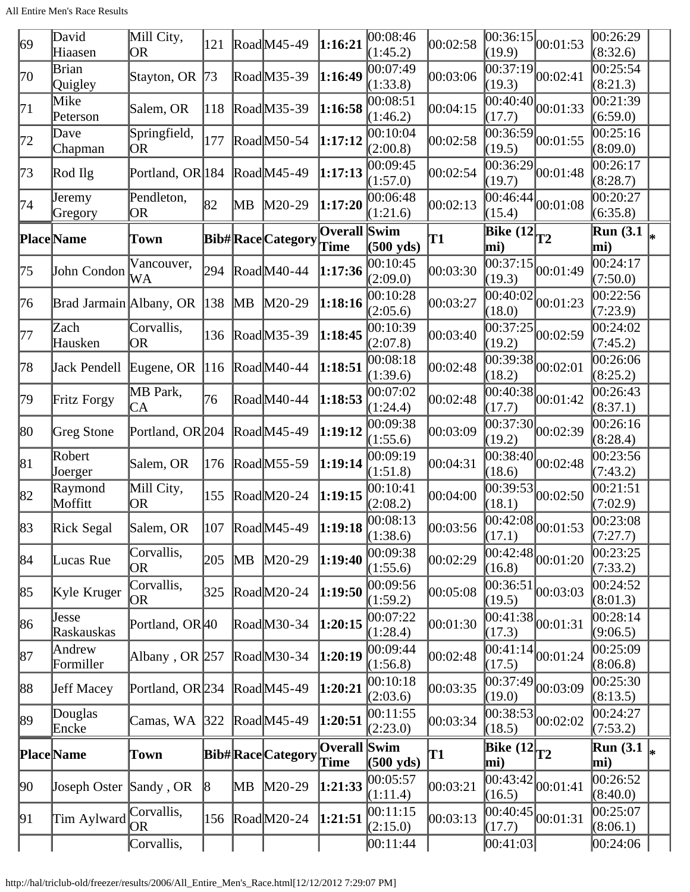| 69 | David Hiaasen | Mill City, OR | 121 | Road | M45-49 | 1:16:21 | 00:08:46 (1:45.2) | 00:02:58 | 00:36:15 (19.9) | 00:01:53 | 00:26:29 (8:32.6) | |
|---|---|---|---|---|---|---|---|---|---|---|---|---|
| 70 | Brian Quigley | Stayton, OR | 73 | Road | M35-39 | 1:16:49 | 00:07:49 (1:33.8) | 00:03:06 | 00:37:19 (19.3) | 00:02:41 | 00:25:54 (8:21.3) | |
| 71 | Mike Peterson | Salem, OR | 118 | Road | M35-39 | 1:16:58 | 00:08:51 (1:46.2) | 00:04:15 | 00:40:40 (17.7) | 00:01:33 | 00:21:39 (6:59.0) | |
| 72 | Dave Chapman | Springfield, OR | 177 | Road | M50-54 | 1:17:12 | 00:10:04 (2:00.8) | 00:02:58 | 00:36:59 (19.5) | 00:01:55 | 00:25:16 (8:09.0) | |
| 73 | Rod Ilg | Portland, OR | 184 | Road | M45-49 | 1:17:13 | 00:09:45 (1:57.0) | 00:02:54 | 00:36:29 (19.7) | 00:01:48 | 00:26:17 (8:28.7) | |
| 74 | Jeremy Gregory | Pendleton, OR | 82 | MB | M20-29 | 1:17:20 | 00:06:48 (1:21.6) | 00:02:13 | 00:46:44 (15.4) | 00:01:08 | 00:20:27 (6:35.8) | |
| **Place** | **Name** | **Town** | **Bib#** | **Race** | **Category** | **Overall Time** | **Swim (500 yds)** | **T1** | **Bike (12 mi)** | **T2** | **Run (3.1 mi)** | * |
| 75 | John Condon | Vancouver, WA | 294 | Road | M40-44 | 1:17:36 | 00:10:45 (2:09.0) | 00:03:30 | 00:37:15 (19.3) | 00:01:49 | 00:24:17 (7:50.0) | |
| 76 | Brad Jarmain | Albany, OR | 138 | MB | M20-29 | 1:18:16 | 00:10:28 (2:05.6) | 00:03:27 | 00:40:02 (18.0) | 00:01:23 | 00:22:56 (7:23.9) | |
| 77 | Zach Hausken | Corvallis, OR | 136 | Road | M35-39 | 1:18:45 | 00:10:39 (2:07.8) | 00:03:40 | 00:37:25 (19.2) | 00:02:59 | 00:24:02 (7:45.2) | |
| 78 | Jack Pendell | Eugene, OR | 116 | Road | M40-44 | 1:18:51 | 00:08:18 (1:39.6) | 00:02:48 | 00:39:38 (18.2) | 00:02:01 | 00:26:06 (8:25.2) | |
| 79 | Fritz Forgy | MB Park, CA | 76 | Road | M40-44 | 1:18:53 | 00:07:02 (1:24.4) | 00:02:48 | 00:40:38 (17.7) | 00:01:42 | 00:26:43 (8:37.1) | |
| 80 | Greg Stone | Portland, OR | 204 | Road | M45-49 | 1:19:12 | 00:09:38 (1:55.6) | 00:03:09 | 00:37:30 (19.2) | 00:02:39 | 00:26:16 (8:28.4) | |
| 81 | Robert Joerger | Salem, OR | 176 | Road | M55-59 | 1:19:14 | 00:09:19 (1:51.8) | 00:04:31 | 00:38:40 (18.6) | 00:02:48 | 00:23:56 (7:43.2) | |
| 82 | Raymond Moffitt | Mill City, OR | 155 | Road | M20-24 | 1:19:15 | 00:10:41 (2:08.2) | 00:04:00 | 00:39:53 (18.1) | 00:02:50 | 00:21:51 (7:02.9) | |
| 83 | Rick Segal | Salem, OR | 107 | Road | M45-49 | 1:19:18 | 00:08:13 (1:38.6) | 00:03:56 | 00:42:08 (17.1) | 00:01:53 | 00:23:08 (7:27.7) | |
| 84 | Lucas Rue | Corvallis, OR | 205 | MB | M20-29 | 1:19:40 | 00:09:38 (1:55.6) | 00:02:29 | 00:42:48 (16.8) | 00:01:20 | 00:23:25 (7:33.2) | |
| 85 | Kyle Kruger | Corvallis, OR | 325 | Road | M20-24 | 1:19:50 | 00:09:56 (1:59.2) | 00:05:08 | 00:36:51 (19.5) | 00:03:03 | 00:24:52 (8:01.3) | |
| 86 | Jesse Raskauskas | Portland, OR | 40 | Road | M30-34 | 1:20:15 | 00:07:22 (1:28.4) | 00:01:30 | 00:41:38 (17.3) | 00:01:31 | 00:28:14 (9:06.5) | |
| 87 | Andrew Formiller | Albany , OR | 257 | Road | M30-34 | 1:20:19 | 00:09:44 (1:56.8) | 00:02:48 | 00:41:14 (17.5) | 00:01:24 | 00:25:09 (8:06.8) | |
| 88 | Jeff Macey | Portland, OR | 234 | Road | M45-49 | 1:20:21 | 00:10:18 (2:03.6) | 00:03:35 | 00:37:49 (19.0) | 00:03:09 | 00:25:30 (8:13.5) | |
| 89 | Douglas Encke | Camas, WA | 322 | Road | M45-49 | 1:20:51 | 00:11:55 (2:23.0) | 00:03:34 | 00:38:53 (18.5) | 00:02:02 | 00:24:27 (7:53.2) | |
| **Place** | **Name** | **Town** | **Bib#** | **Race** | **Category** | **Overall Time** | **Swim (500 yds)** | **T1** | **Bike (12 mi)** | **T2** | **Run (3.1 mi)** | * |
| 90 | Joseph Oster | Sandy , OR | 8 | MB | M20-29 | 1:21:33 | 00:05:57 (1:11.4) | 00:03:21 | 00:43:42 (16.5) | 00:01:41 | 00:26:52 (8:40.0) | |
| 91 | Tim Aylward | Corvallis, OR | 156 | Road | M20-24 | 1:21:51 | 00:11:15 (2:15.0) | 00:03:13 | 00:40:45 (17.7) | 00:01:31 | 00:25:07 (8:06.1) | |
| | | Corvallis, | | | | | 00:11:44 | | 00:41:03 | | 00:24:06 | |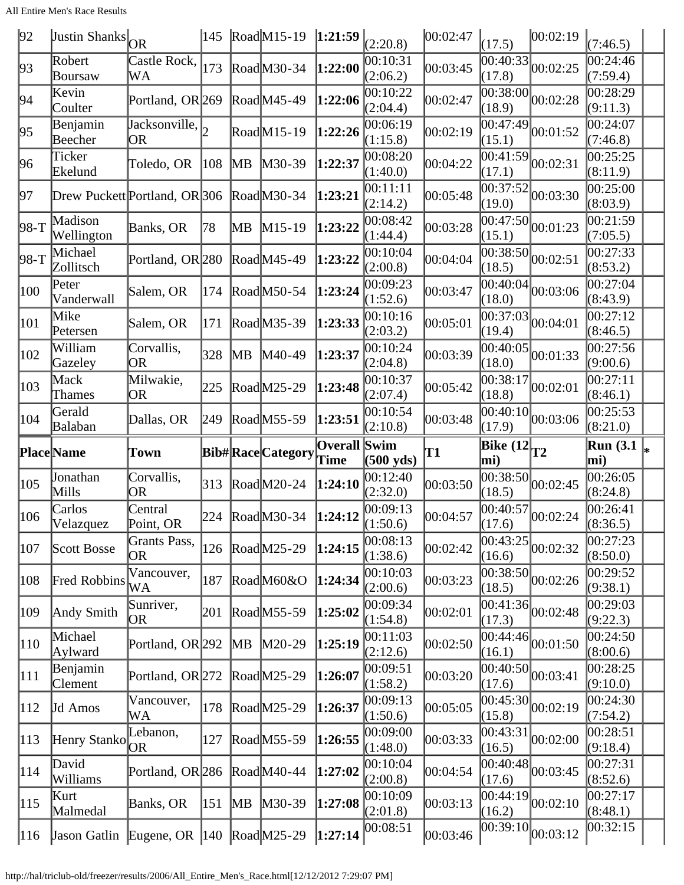| 92 | Justin Shanks | OR | 145 | Road | M15-19 | **1:21:59** | (2:20.8) | 00:02:47 | (17.5) | 00:02:19 | (7:46.5) | |
|---|---|---|---|---|---|---|---|---|---|---|---|---|
| 93 | Robert Boursaw | Castle Rock, WA | 173 | Road | M30-34 | **1:22:00** | 00:10:31 (2:06.2) | 00:03:45 | 00:40:33 (17.8) | 00:02:25 | 00:24:46 (7:59.4) | |
| 94 | Kevin Coulter | Portland, OR | 269 | Road | M45-49 | **1:22:06** | 00:10:22 (2:04.4) | 00:02:47 | 00:38:00 (18.9) | 00:02:28 | 00:28:29 (9:11.3) | |
| 95 | Benjamin Beecher | Jacksonville, OR | 2 | Road | M15-19 | **1:22:26** | 00:06:19 (1:15.8) | 00:02:19 | 00:47:49 (15.1) | 00:01:52 | 00:24:07 (7:46.8) | |
| 96 | Ticker Ekelund | Toledo, OR | 108 | MB | M30-39 | **1:22:37** | 00:08:20 (1:40.0) | 00:04:22 | 00:41:59 (17.1) | 00:02:31 | 00:25:25 (8:11.9) | |
| 97 | Drew Puckett | Portland, OR | 306 | Road | M30-34 | **1:23:21** | 00:11:11 (2:14.2) | 00:05:48 | 00:37:52 (19.0) | 00:03:30 | 00:25:00 (8:03.9) | |
| 98-T | Madison Wellington | Banks, OR | 78 | MB | M15-19 | **1:23:22** | 00:08:42 (1:44.4) | 00:03:28 | 00:47:50 (15.1) | 00:01:23 | 00:21:59 (7:05.5) | |
| 98-T | Michael Zollitsch | Portland, OR | 280 | Road | M45-49 | **1:23:22** | 00:10:04 (2:00.8) | 00:04:04 | 00:38:50 (18.5) | 00:02:51 | 00:27:33 (8:53.2) | |
| 100 | Peter Vanderwall | Salem, OR | 174 | Road | M50-54 | **1:23:24** | 00:09:23 (1:52.6) | 00:03:47 | 00:40:04 (18.0) | 00:03:06 | 00:27:04 (8:43.9) | |
| 101 | Mike Petersen | Salem, OR | 171 | Road | M35-39 | **1:23:33** | 00:10:16 (2:03.2) | 00:05:01 | 00:37:03 (19.4) | 00:04:01 | 00:27:12 (8:46.5) | |
| 102 | William Gazeley | Corvallis, OR | 328 | MB | M40-49 | **1:23:37** | 00:10:24 (2:04.8) | 00:03:39 | 00:40:05 (18.0) | 00:01:33 | 00:27:56 (9:00.6) | |
| 103 | Mack Thames | Milwakie, OR | 225 | Road | M25-29 | **1:23:48** | 00:10:37 (2:07.4) | 00:05:42 | 00:38:17 (18.8) | 00:02:01 | 00:27:11 (8:46.1) | |
| 104 | Gerald Balaban | Dallas, OR | 249 | Road | M55-59 | **1:23:51** | 00:10:54 (2:10.8) | 00:03:48 | 00:40:10 (17.9) | 00:03:06 | 00:25:53 (8:21.0) | |
| **Place** | **Name** | **Town** | **Bib#** | **Race** | **Category** | **Overall Time** | **Swim (500 yds)** | **T1** | **Bike (12 mi)** | **T2** | **Run (3.1 mi)** | * |
| 105 | Jonathan Mills | Corvallis, OR | 313 | Road | M20-24 | **1:24:10** | 00:12:40 (2:32.0) | 00:03:50 | 00:38:50 (18.5) | 00:02:45 | 00:26:05 (8:24.8) | |
| 106 | Carlos Velazquez | Central Point, OR | 224 | Road | M30-34 | **1:24:12** | 00:09:13 (1:50.6) | 00:04:57 | 00:40:57 (17.6) | 00:02:24 | 00:26:41 (8:36.5) | |
| 107 | Scott Bosse | Grants Pass, OR | 126 | Road | M25-29 | **1:24:15** | 00:08:13 (1:38.6) | 00:02:42 | 00:43:25 (16.6) | 00:02:32 | 00:27:23 (8:50.0) | |
| 108 | Fred Robbins | Vancouver, WA | 187 | Road | M60&O | **1:24:34** | 00:10:03 (2:00.6) | 00:03:23 | 00:38:50 (18.5) | 00:02:26 | 00:29:52 (9:38.1) | |
| 109 | Andy Smith | Sunriver, OR | 201 | Road | M55-59 | **1:25:02** | 00:09:34 (1:54.8) | 00:02:01 | 00:41:36 (17.3) | 00:02:48 | 00:29:03 (9:22.3) | |
| 110 | Michael Aylward | Portland, OR | 292 | MB | M20-29 | **1:25:19** | 00:11:03 (2:12.6) | 00:02:50 | 00:44:46 (16.1) | 00:01:50 | 00:24:50 (8:00.6) | |
| 111 | Benjamin Clement | Portland, OR | 272 | Road | M25-29 | **1:26:07** | 00:09:51 (1:58.2) | 00:03:20 | 00:40:50 (17.6) | 00:03:41 | 00:28:25 (9:10.0) | |
| 112 | Jd Amos | Vancouver, WA | 178 | Road | M25-29 | **1:26:37** | 00:09:13 (1:50.6) | 00:05:05 | 00:45:30 (15.8) | 00:02:19 | 00:24:30 (7:54.2) | |
| 113 | Henry Stanko | Lebanon, OR | 127 | Road | M55-59 | **1:26:55** | 00:09:00 (1:48.0) | 00:03:33 | 00:43:31 (16.5) | 00:02:00 | 00:28:51 (9:18.4) | |
| 114 | David Williams | Portland, OR | 286 | Road | M40-44 | **1:27:02** | 00:10:04 (2:00.8) | 00:04:54 | 00:40:48 (17.6) | 00:03:45 | 00:27:31 (8:52.6) | |
| 115 | Kurt Malmedal | Banks, OR | 151 | MB | M30-39 | **1:27:08** | 00:10:09 (2:01.8) | 00:03:13 | 00:44:19 (16.2) | 00:02:10 | 00:27:17 (8:48.1) | |
| 116 | Jason Gatlin | Eugene, OR | 140 | Road | M25-29 | **1:27:14** | 00:08:51 | 00:03:46 | 00:39:10 | 00:03:12 | 00:32:15 | |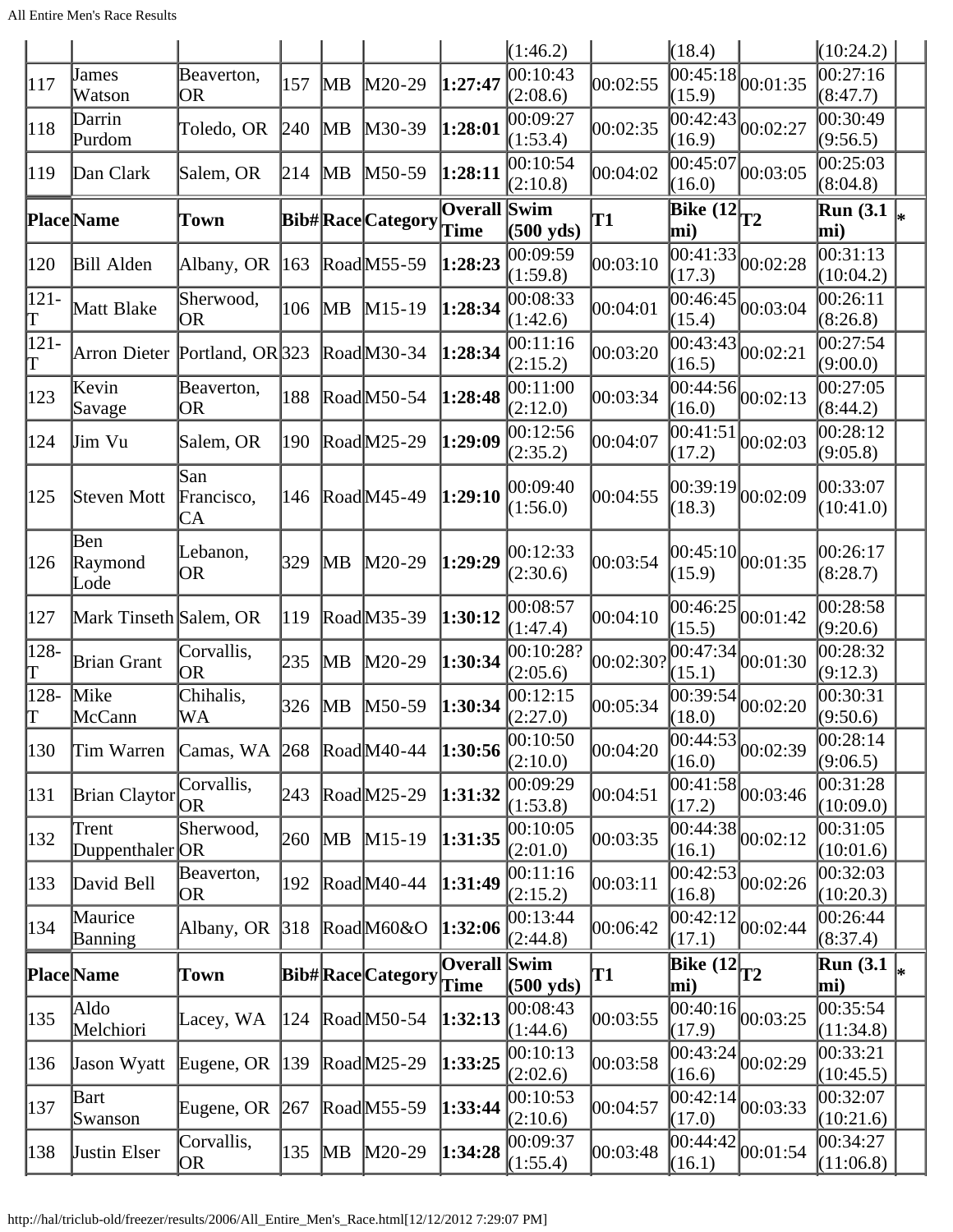| | | | | | | | (1:46.2) | | (18.4) | | (10:24.2) | |
|---|---|---|---|---|---|---|---|---|---|---|---|---|
| 117 | James Watson | Beaverton, OR | 157 | MB | M20-29 | **1:27:47** | 00:10:43 (2:08.6) | 00:02:55 | 00:45:18 (15.9) | 00:01:35 | 00:27:16 (8:47.7) | |
| 118 | Darrin Purdom | Toledo, OR | 240 | MB | M30-39 | **1:28:01** | 00:09:27 (1:53.4) | 00:02:35 | 00:42:43 (16.9) | 00:02:27 | 00:30:49 (9:56.5) | |
| 119 | Dan Clark | Salem, OR | 214 | MB | M50-59 | **1:28:11** | 00:10:54 (2:10.8) | 00:04:02 | 00:45:07 (16.0) | 00:03:05 | 00:25:03 (8:04.8) | |
| **Place** | **Name** | **Town** | **Bib#** | **Race** | **Category** | **Overall Time** | **Swim (500 yds)** | **T1** | **Bike (12 mi)** | **T2** | **Run (3.1 mi)** | ***** |
| 120 | Bill Alden | Albany, OR | 163 | Road | M55-59 | **1:28:23** | 00:09:59 (1:59.8) | 00:03:10 | 00:41:33 (17.3) | 00:02:28 | 00:31:13 (10:04.2) | |
| 121-T | Matt Blake | Sherwood, OR | 106 | MB | M15-19 | **1:28:34** | 00:08:33 (1:42.6) | 00:04:01 | 00:46:45 (15.4) | 00:03:04 | 00:26:11 (8:26.8) | |
| 121-T | Arron Dieter | Portland, OR | 323 | Road | M30-34 | **1:28:34** | 00:11:16 (2:15.2) | 00:03:20 | 00:43:43 (16.5) | 00:02:21 | 00:27:54 (9:00.0) | |
| 123 | Kevin Savage | Beaverton, OR | 188 | Road | M50-54 | **1:28:48** | 00:11:00 (2:12.0) | 00:03:34 | 00:44:56 (16.0) | 00:02:13 | 00:27:05 (8:44.2) | |
| 124 | Jim Vu | Salem, OR | 190 | Road | M25-29 | **1:29:09** | 00:12:56 (2:35.2) | 00:04:07 | 00:41:51 (17.2) | 00:02:03 | 00:28:12 (9:05.8) | |
| 125 | Steven Mott | San Francisco, CA | 146 | Road | M45-49 | **1:29:10** | 00:09:40 (1:56.0) | 00:04:55 | 00:39:19 (18.3) | 00:02:09 | 00:33:07 (10:41.0) | |
| 126 | Ben Raymond Lode | Lebanon, OR | 329 | MB | M20-29 | **1:29:29** | 00:12:33 (2:30.6) | 00:03:54 | 00:45:10 (15.9) | 00:01:35 | 00:26:17 (8:28.7) | |
| 127 | Mark Tinseth | Salem, OR | 119 | Road | M35-39 | **1:30:12** | 00:08:57 (1:47.4) | 00:04:10 | 00:46:25 (15.5) | 00:01:42 | 00:28:58 (9:20.6) | |
| 128-T | Brian Grant | Corvallis, OR | 235 | MB | M20-29 | **1:30:34** | 00:10:28? (2:05.6) | 00:02:30? | 00:47:34 (15.1) | 00:01:30 | 00:28:32 (9:12.3) | |
| 128-T | Mike McCann | Chihalis, WA | 326 | MB | M50-59 | **1:30:34** | 00:12:15 (2:27.0) | 00:05:34 | 00:39:54 (18.0) | 00:02:20 | 00:30:31 (9:50.6) | |
| 130 | Tim Warren | Camas, WA | 268 | Road | M40-44 | **1:30:56** | 00:10:50 (2:10.0) | 00:04:20 | 00:44:53 (16.0) | 00:02:39 | 00:28:14 (9:06.5) | |
| 131 | Brian Claytor | Corvallis, OR | 243 | Road | M25-29 | **1:31:32** | 00:09:29 (1:53.8) | 00:04:51 | 00:41:58 (17.2) | 00:03:46 | 00:31:28 (10:09.0) | |
| 132 | Trent Duppenthaler | Sherwood, OR | 260 | MB | M15-19 | **1:31:35** | 00:10:05 (2:01.0) | 00:03:35 | 00:44:38 (16.1) | 00:02:12 | 00:31:05 (10:01.6) | |
| 133 | David Bell | Beaverton, OR | 192 | Road | M40-44 | **1:31:49** | 00:11:16 (2:15.2) | 00:03:11 | 00:42:53 (16.8) | 00:02:26 | 00:32:03 (10:20.3) | |
| 134 | Maurice Banning | Albany, OR | 318 | Road | M60&O | **1:32:06** | 00:13:44 (2:44.8) | 00:06:42 | 00:42:12 (17.1) | 00:02:44 | 00:26:44 (8:37.4) | |
| **Place** | **Name** | **Town** | **Bib#** | **Race** | **Category** | **Overall Time** | **Swim (500 yds)** | **T1** | **Bike (12 mi)** | **T2** | **Run (3.1 mi)** | ***** |
| 135 | Aldo Melchiori | Lacey, WA | 124 | Road | M50-54 | **1:32:13** | 00:08:43 (1:44.6) | 00:03:55 | 00:40:16 (17.9) | 00:03:25 | 00:35:54 (11:34.8) | |
| 136 | Jason Wyatt | Eugene, OR | 139 | Road | M25-29 | **1:33:25** | 00:10:13 (2:02.6) | 00:03:58 | 00:43:24 (16.6) | 00:02:29 | 00:33:21 (10:45.5) | |
| 137 | Bart Swanson | Eugene, OR | 267 | Road | M55-59 | **1:33:44** | 00:10:53 (2:10.6) | 00:04:57 | 00:42:14 (17.0) | 00:03:33 | 00:32:07 (10:21.6) | |
| 138 | Justin Elser | Corvallis, OR | 135 | MB | M20-29 | **1:34:28** | 00:09:37 (1:55.4) | 00:03:48 | 00:44:42 (16.1) | 00:01:54 | 00:34:27 (11:06.8) | |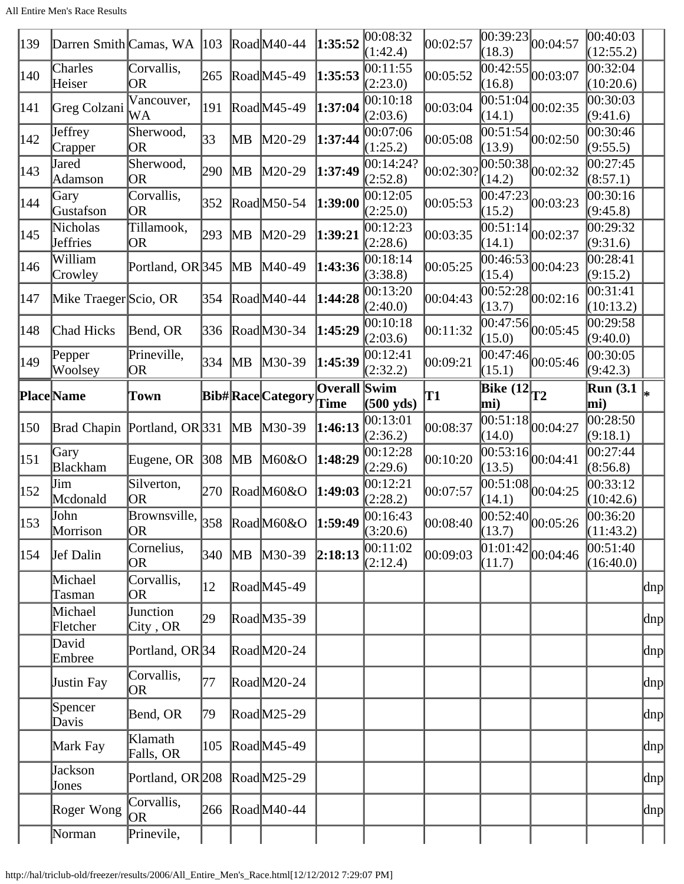| 139 | Darren Smith | Camas, WA | 103 | Road | M40-44 | **1:35:52** | 00:08:32 (1:42.4) | 00:02:57 | 00:39:23 (18.3) | 00:04:57 | 00:40:03 (12:55.2) | |
|---|---|---|---|---|---|---|---|---|---|---|---|---|
| 140 | Charles Heiser | Corvallis, OR | 265 | Road | M45-49 | **1:35:53** | 00:11:55 (2:23.0) | 00:05:52 | 00:42:55 (16.8) | 00:03:07 | 00:32:04 (10:20.6) | |
| 141 | Greg Colzani | Vancouver, WA | 191 | Road | M45-49 | **1:37:04** | 00:10:18 (2:03.6) | 00:03:04 | 00:51:04 (14.1) | 00:02:35 | 00:30:03 (9:41.6) | |
| 142 | Jeffrey Crapper | Sherwood, OR | 33 | MB | M20-29 | **1:37:44** | 00:07:06 (1:25.2) | 00:05:08 | 00:51:54 (13.9) | 00:02:50 | 00:30:46 (9:55.5) | |
| 143 | Jared Adamson | Sherwood, OR | 290 | MB | M20-29 | **1:37:49** | 00:14:24? (2:52.8) | 00:02:30? | 00:50:38 (14.2) | 00:02:32 | 00:27:45 (8:57.1) | |
| 144 | Gary Gustafson | Corvallis, OR | 352 | Road | M50-54 | **1:39:00** | 00:12:05 (2:25.0) | 00:05:53 | 00:47:23 (15.2) | 00:03:23 | 00:30:16 (9:45.8) | |
| 145 | Nicholas Jeffries | Tillamook, OR | 293 | MB | M20-29 | **1:39:21** | 00:12:23 (2:28.6) | 00:03:35 | 00:51:14 (14.1) | 00:02:37 | 00:29:32 (9:31.6) | |
| 146 | William Crowley | Portland, OR | 345 | MB | M40-49 | **1:43:36** | 00:18:14 (3:38.8) | 00:05:25 | 00:46:53 (15.4) | 00:04:23 | 00:28:41 (9:15.2) | |
| 147 | Mike Traeger | Scio, OR | 354 | Road | M40-44 | **1:44:28** | 00:13:20 (2:40.0) | 00:04:43 | 00:52:28 (13.7) | 00:02:16 | 00:31:41 (10:13.2) | |
| 148 | Chad Hicks | Bend, OR | 336 | Road | M30-34 | **1:45:29** | 00:10:18 (2:03.6) | 00:11:32 | 00:47:56 (15.0) | 00:05:45 | 00:29:58 (9:40.0) | |
| 149 | Pepper Woolsey | Prineville, OR | 334 | MB | M30-39 | **1:45:39** | 00:12:41 (2:32.2) | 00:09:21 | 00:47:46 (15.1) | 00:05:46 | 00:30:05 (9:42.3) | |
| **Place** | **Name** | **Town** | **Bib#** | **Race** | **Category** | **Overall Time** | **Swim (500 yds)** | **T1** | **Bike (12 mi)** | **T2** | **Run (3.1 mi)** | ***** |
| 150 | Brad Chapin | Portland, OR | 331 | MB | M30-39 | **1:46:13** | 00:13:01 (2:36.2) | 00:08:37 | 00:51:18 (14.0) | 00:04:27 | 00:28:50 (9:18.1) | |
| 151 | Gary Blackham | Eugene, OR | 308 | MB | M60&O | **1:48:29** | 00:12:28 (2:29.6) | 00:10:20 | 00:53:16 (13.5) | 00:04:41 | 00:27:44 (8:56.8) | |
| 152 | Jim Mcdonald | Silverton, OR | 270 | Road | M60&O | **1:49:03** | 00:12:21 (2:28.2) | 00:07:57 | 00:51:08 (14.1) | 00:04:25 | 00:33:12 (10:42.6) | |
| 153 | John Morrison | Brownsville, OR | 358 | Road | M60&O | **1:59:49** | 00:16:43 (3:20.6) | 00:08:40 | 00:52:40 (13.7) | 00:05:26 | 00:36:20 (11:43.2) | |
| 154 | Jef Dalin | Cornelius, OR | 340 | MB | M30-39 | **2:18:13** | 00:11:02 (2:12.4) | 00:09:03 | 01:01:42 (11.7) | 00:04:46 | 00:51:40 (16:40.0) | |
| | Michael Tasman | Corvallis, OR | 12 | Road | M45-49 | | | | | | | dnp |
| | Michael Fletcher | Junction City , OR | 29 | Road | M35-39 | | | | | | | dnp |
| | David Embree | Portland, OR | 34 | Road | M20-24 | | | | | | | dnp |
| | Justin Fay | Corvallis, OR | 77 | Road | M20-24 | | | | | | | dnp |
| | Spencer Davis | Bend, OR | 79 | Road | M25-29 | | | | | | | dnp |
| | Mark Fay | Klamath Falls, OR | 105 | Road | M45-49 | | | | | | | dnp |
| | Jackson Jones | Portland, OR | 208 | Road | M25-29 | | | | | | | dnp |
| | Roger Wong | Corvallis, OR | 266 | Road | M40-44 | | | | | | | dnp |
| | Norman | Prinevile, | | | | | | | | | | |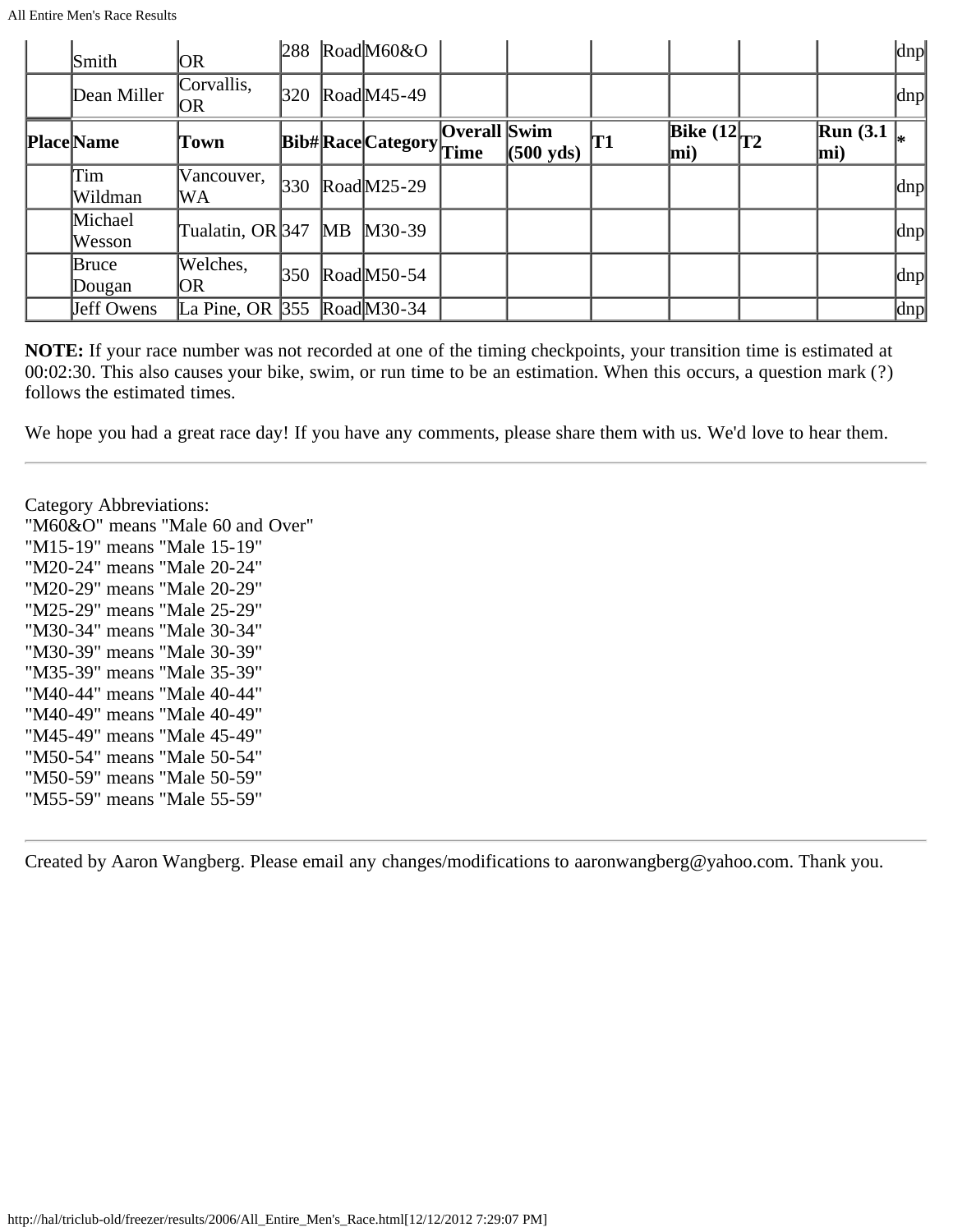| Place | Name | Town | Bib# | Race | Category | Overall Time | Swim (500 yds) | T1 | Bike (12 mi) | T2 | Run (3.1 mi) | * |
|---|---|---|---|---|---|---|---|---|---|---|---|---|
| | Smith | OR | 288 | Road | M60&O | | | | | | | dnp |
| | Dean Miller | Corvallis, OR | 320 | Road | M45-49 | | | | | | | dnp |
| | Tim Wildman | Vancouver, WA | 330 | Road | M25-29 | | | | | | | dnp |
| | Michael Wesson | Tualatin, OR | 347 | MB | M30-39 | | | | | | | dnp |
| | Bruce Dougan | Welches, OR | 350 | Road | M50-54 | | | | | | | dnp |
| | Jeff Owens | La Pine, OR | 355 | Road | M30-34 | | | | | | | dnp |

**NOTE:** If your race number was not recorded at one of the timing checkpoints, your transition time is estimated at 00:02:30. This also causes your bike, swim, or run time to be an estimation. When this occurs, a question mark (?) follows the estimated times.

We hope you had a great race day! If you have any comments, please share them with us. We'd love to hear them.

---

Category Abbreviations:
"M60&O" means "Male 60 and Over"
"M15-19" means "Male 15-19"
"M20-24" means "Male 20-24"
"M20-29" means "Male 20-29"
"M25-29" means "Male 25-29"
"M30-34" means "Male 30-34"
"M30-39" means "Male 30-39"
"M35-39" means "Male 35-39"
"M40-44" means "Male 40-44"
"M40-49" means "Male 40-49"
"M45-49" means "Male 45-49"
"M50-54" means "Male 50-54"
"M50-59" means "Male 50-59"
"M55-59" means "Male 55-59"

---

Created by Aaron Wangberg. Please email any changes/modifications to aaronwangberg@yahoo.com. Thank you.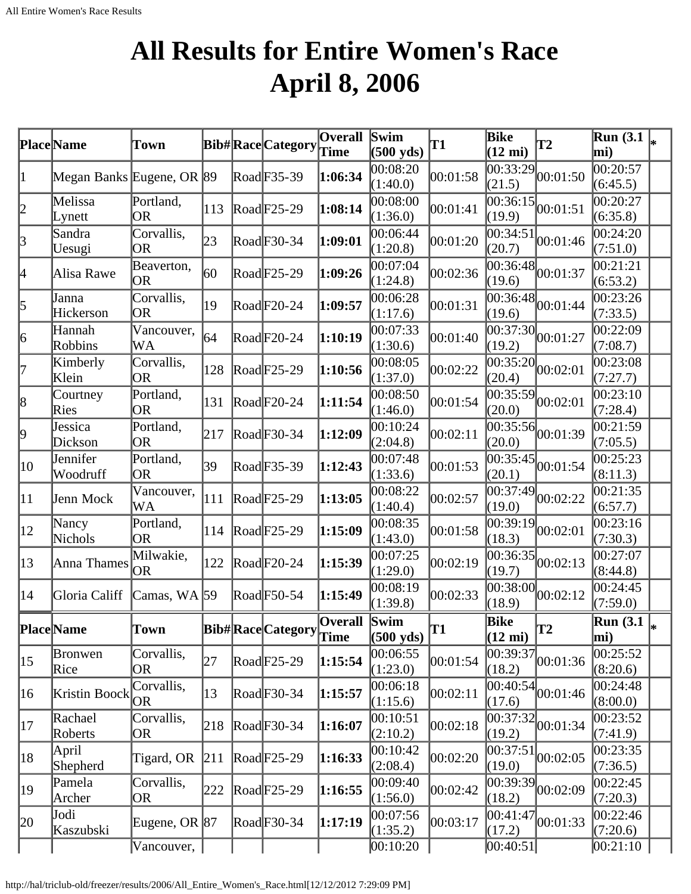# All Results for Entire Women's Race April 8, 2006

| Place | Name | Town | Bib# | Race | Category | Overall Time | Swim (500 yds) | T1 | Bike (12 mi) | T2 | Run (3.1 mi) | * |
|---|---|---|---|---|---|---|---|---|---|---|---|---|
| 1 | Megan Banks | Eugene, OR | 89 | Road | F35-39 | **1:06:34** | 00:08:20 (1:40.0) | 00:01:58 | 00:33:29 (21.5) | 00:01:50 | 00:20:57 (6:45.5) | |
| 2 | Melissa Lynett | Portland, OR | 113 | Road | F25-29 | **1:08:14** | 00:08:00 (1:36.0) | 00:01:41 | 00:36:15 (19.9) | 00:01:51 | 00:20:27 (6:35.8) | |
| 3 | Sandra Uesugi | Corvallis, OR | 23 | Road | F30-34 | **1:09:01** | 00:06:44 (1:20.8) | 00:01:20 | 00:34:51 (20.7) | 00:01:46 | 00:24:20 (7:51.0) | |
| 4 | Alisa Rawe | Beaverton, OR | 60 | Road | F25-29 | **1:09:26** | 00:07:04 (1:24.8) | 00:02:36 | 00:36:48 (19.6) | 00:01:37 | 00:21:21 (6:53.2) | |
| 5 | Janna Hickerson | Corvallis, OR | 19 | Road | F20-24 | **1:09:57** | 00:06:28 (1:17.6) | 00:01:31 | 00:36:48 (19.6) | 00:01:44 | 00:23:26 (7:33.5) | |
| 6 | Hannah Robbins | Vancouver, WA | 64 | Road | F20-24 | **1:10:19** | 00:07:33 (1:30.6) | 00:01:40 | 00:37:30 (19.2) | 00:01:27 | 00:22:09 (7:08.7) | |
| 7 | Kimberly Klein | Corvallis, OR | 128 | Road | F25-29 | **1:10:56** | 00:08:05 (1:37.0) | 00:02:22 | 00:35:20 (20.4) | 00:02:01 | 00:23:08 (7:27.7) | |
| 8 | Courtney Ries | Portland, OR | 131 | Road | F20-24 | **1:11:54** | 00:08:50 (1:46.0) | 00:01:54 | 00:35:59 (20.0) | 00:02:01 | 00:23:10 (7:28.4) | |
| 9 | Jessica Dickson | Portland, OR | 217 | Road | F30-34 | **1:12:09** | 00:10:24 (2:04.8) | 00:02:11 | 00:35:56 (20.0) | 00:01:39 | 00:21:59 (7:05.5) | |
| 10 | Jennifer Woodruff | Portland, OR | 39 | Road | F35-39 | **1:12:43** | 00:07:48 (1:33.6) | 00:01:53 | 00:35:45 (20.1) | 00:01:54 | 00:25:23 (8:11.3) | |
| 11 | Jenn Mock | Vancouver, WA | 111 | Road | F25-29 | **1:13:05** | 00:08:22 (1:40.4) | 00:02:57 | 00:37:49 (19.0) | 00:02:22 | 00:21:35 (6:57.7) | |
| 12 | Nancy Nichols | Portland, OR | 114 | Road | F25-29 | **1:15:09** | 00:08:35 (1:43.0) | 00:01:58 | 00:39:19 (18.3) | 00:02:01 | 00:23:16 (7:30.3) | |
| 13 | Anna Thames | Milwakie, OR | 122 | Road | F20-24 | **1:15:39** | 00:07:25 (1:29.0) | 00:02:19 | 00:36:35 (19.7) | 00:02:13 | 00:27:07 (8:44.8) | |
| 14 | Gloria Califf | Camas, WA | 59 | Road | F50-54 | **1:15:49** | 00:08:19 (1:39.8) | 00:02:33 | 00:38:00 (18.9) | 00:02:12 | 00:24:45 (7:59.0) | |
| **Place** | **Name** | **Town** | **Bib#** | **Race** | **Category** | **Overall Time** | **Swim (500 yds)** | **T1** | **Bike (12 mi)** | **T2** | **Run (3.1 mi)** | ***** |
| 15 | Bronwen Rice | Corvallis, OR | 27 | Road | F25-29 | **1:15:54** | 00:06:55 (1:23.0) | 00:01:54 | 00:39:37 (18.2) | 00:01:36 | 00:25:52 (8:20.6) | |
| 16 | Kristin Boock | Corvallis, OR | 13 | Road | F30-34 | **1:15:57** | 00:06:18 (1:15.6) | 00:02:11 | 00:40:54 (17.6) | 00:01:46 | 00:24:48 (8:00.0) | |
| 17 | Rachael Roberts | Corvallis, OR | 218 | Road | F30-34 | **1:16:07** | 00:10:51 (2:10.2) | 00:02:18 | 00:37:32 (19.2) | 00:01:34 | 00:23:52 (7:41.9) | |
| 18 | April Shepherd | Tigard, OR | 211 | Road | F25-29 | **1:16:33** | 00:10:42 (2:08.4) | 00:02:20 | 00:37:51 (19.0) | 00:02:05 | 00:23:35 (7:36.5) | |
| 19 | Pamela Archer | Corvallis, OR | 222 | Road | F25-29 | **1:16:55** | 00:09:40 (1:56.0) | 00:02:42 | 00:39:39 (18.2) | 00:02:09 | 00:22:45 (7:20.3) | |
| 20 | Jodi Kaszubski | Eugene, OR | 87 | Road | F30-34 | **1:17:19** | 00:07:56 (1:35.2) | 00:03:17 | 00:41:47 (17.2) | 00:01:33 | 00:22:46 (7:20.6) | |
| | | Vancouver, | | | | | 00:10:20 | | 00:40:51 | | 00:21:10 | |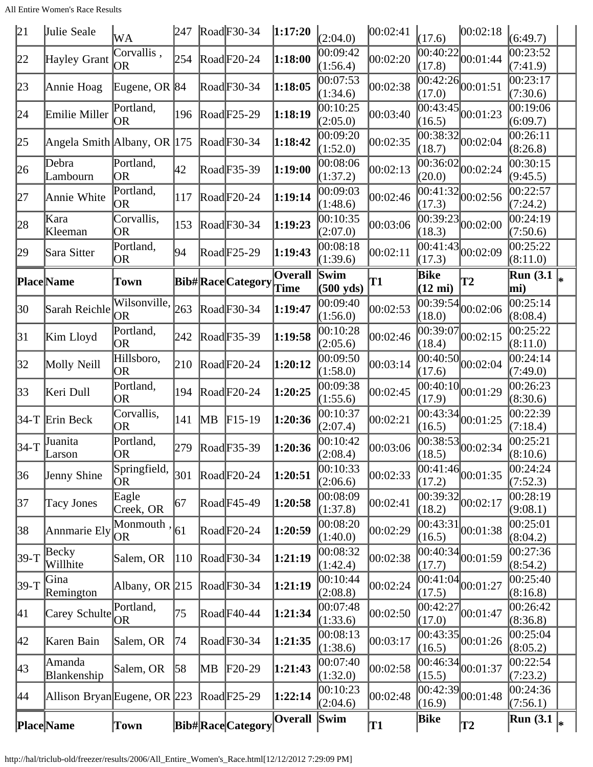| 21 | Julie Seale | WA | 247 | Road | F30-34 | **1:17:20** | (2:04.0) | 00:02:41 | (17.6) | 00:02:18 | (6:49.7) | |
|---|---|---|---|---|---|---|---|---|---|---|---|---|
| 22 | Hayley Grant | Corvallis , OR | 254 | Road | F20-24 | **1:18:00** | 00:09:42 (1:56.4) | 00:02:20 | 00:40:22 (17.8) | 00:01:44 | 00:23:52 (7:41.9) | |
| 23 | Annie Hoag | Eugene, OR | 84 | Road | F30-34 | **1:18:05** | 00:07:53 (1:34.6) | 00:02:38 | 00:42:26 (17.0) | 00:01:51 | 00:23:17 (7:30.6) | |
| 24 | Emilie Miller | Portland, OR | 196 | Road | F25-29 | **1:18:19** | 00:10:25 (2:05.0) | 00:03:40 | 00:43:45 (16.5) | 00:01:23 | 00:19:06 (6:09.7) | |
| 25 | Angela Smith | Albany, OR | 175 | Road | F30-34 | **1:18:42** | 00:09:20 (1:52.0) | 00:02:35 | 00:38:32 (18.7) | 00:02:04 | 00:26:11 (8:26.8) | |
| 26 | Debra Lambourn | Portland, OR | 42 | Road | F35-39 | **1:19:00** | 00:08:06 (1:37.2) | 00:02:13 | 00:36:02 (20.0) | 00:02:24 | 00:30:15 (9:45.5) | |
| 27 | Annie White | Portland, OR | 117 | Road | F20-24 | **1:19:14** | 00:09:03 (1:48.6) | 00:02:46 | 00:41:32 (17.3) | 00:02:56 | 00:22:57 (7:24.2) | |
| 28 | Kara Kleeman | Corvallis, OR | 153 | Road | F30-34 | **1:19:23** | 00:10:35 (2:07.0) | 00:03:06 | 00:39:23 (18.3) | 00:02:00 | 00:24:19 (7:50.6) | |
| 29 | Sara Sitter | Portland, OR | 94 | Road | F25-29 | **1:19:43** | 00:08:18 (1:39.6) | 00:02:11 | 00:41:43 (17.3) | 00:02:09 | 00:25:22 (8:11.0) | |
| **Place** | **Name** | **Town** | **Bib#** | **Race** | **Category** | **Overall Time** | **Swim (500 yds)** | **T1** | **Bike (12 mi)** | **T2** | **Run (3.1 mi)** | ***** |
| 30 | Sarah Reichle | Wilsonville, OR | 263 | Road | F30-34 | **1:19:47** | 00:09:40 (1:56.0) | 00:02:53 | 00:39:54 (18.0) | 00:02:06 | 00:25:14 (8:08.4) | |
| 31 | Kim Lloyd | Portland, OR | 242 | Road | F35-39 | **1:19:58** | 00:10:28 (2:05.6) | 00:02:46 | 00:39:07 (18.4) | 00:02:15 | 00:25:22 (8:11.0) | |
| 32 | Molly Neill | Hillsboro, OR | 210 | Road | F20-24 | **1:20:12** | 00:09:50 (1:58.0) | 00:03:14 | 00:40:50 (17.6) | 00:02:04 | 00:24:14 (7:49.0) | |
| 33 | Keri Dull | Portland, OR | 194 | Road | F20-24 | **1:20:25** | 00:09:38 (1:55.6) | 00:02:45 | 00:40:10 (17.9) | 00:01:29 | 00:26:23 (8:30.6) | |
| 34-T | Erin Beck | Corvallis, OR | 141 | MB | F15-19 | **1:20:36** | 00:10:37 (2:07.4) | 00:02:21 | 00:43:34 (16.5) | 00:01:25 | 00:22:39 (7:18.4) | |
| 34-T | Juanita Larson | Portland, OR | 279 | Road | F35-39 | **1:20:36** | 00:10:42 (2:08.4) | 00:03:06 | 00:38:53 (18.5) | 00:02:34 | 00:25:21 (8:10.6) | |
| 36 | Jenny Shine | Springfield, OR | 301 | Road | F20-24 | **1:20:51** | 00:10:33 (2:06.6) | 00:02:33 | 00:41:46 (17.2) | 00:01:35 | 00:24:24 (7:52.3) | |
| 37 | Tacy Jones | Eagle Creek, OR | 67 | Road | F45-49 | **1:20:58** | 00:08:09 (1:37.8) | 00:02:41 | 00:39:32 (18.2) | 00:02:17 | 00:28:19 (9:08.1) | |
| 38 | Annmarie Ely | Monmouth , OR | 61 | Road | F20-24 | **1:20:59** | 00:08:20 (1:40.0) | 00:02:29 | 00:43:31 (16.5) | 00:01:38 | 00:25:01 (8:04.2) | |
| 39-T | Becky Willhite | Salem, OR | 110 | Road | F30-34 | **1:21:19** | 00:08:32 (1:42.4) | 00:02:38 | 00:40:34 (17.7) | 00:01:59 | 00:27:36 (8:54.2) | |
| 39-T | Gina Remington | Albany, OR | 215 | Road | F30-34 | **1:21:19** | 00:10:44 (2:08.8) | 00:02:24 | 00:41:04 (17.5) | 00:01:27 | 00:25:40 (8:16.8) | |
| 41 | Carey Schulte | Portland, OR | 75 | Road | F40-44 | **1:21:34** | 00:07:48 (1:33.6) | 00:02:50 | 00:42:27 (17.0) | 00:01:47 | 00:26:42 (8:36.8) | |
| 42 | Karen Bain | Salem, OR | 74 | Road | F30-34 | **1:21:35** | 00:08:13 (1:38.6) | 00:03:17 | 00:43:35 (16.5) | 00:01:26 | 00:25:04 (8:05.2) | |
| 43 | Amanda Blankenship | Salem, OR | 58 | MB | F20-29 | **1:21:43** | 00:07:40 (1:32.0) | 00:02:58 | 00:46:34 (15.5) | 00:01:37 | 00:22:54 (7:23.2) | |
| 44 | Allison Bryan | Eugene, OR | 223 | Road | F25-29 | **1:22:14** | 00:10:23 (2:04.6) | 00:02:48 | 00:42:39 (16.9) | 00:01:48 | 00:24:36 (7:56.1) | |
| **Place** | **Name** | **Town** | **Bib#** | **Race** | **Category** | **Overall** | **Swim** | **T1** | **Bike** | **T2** | **Run (3.1** | ***** |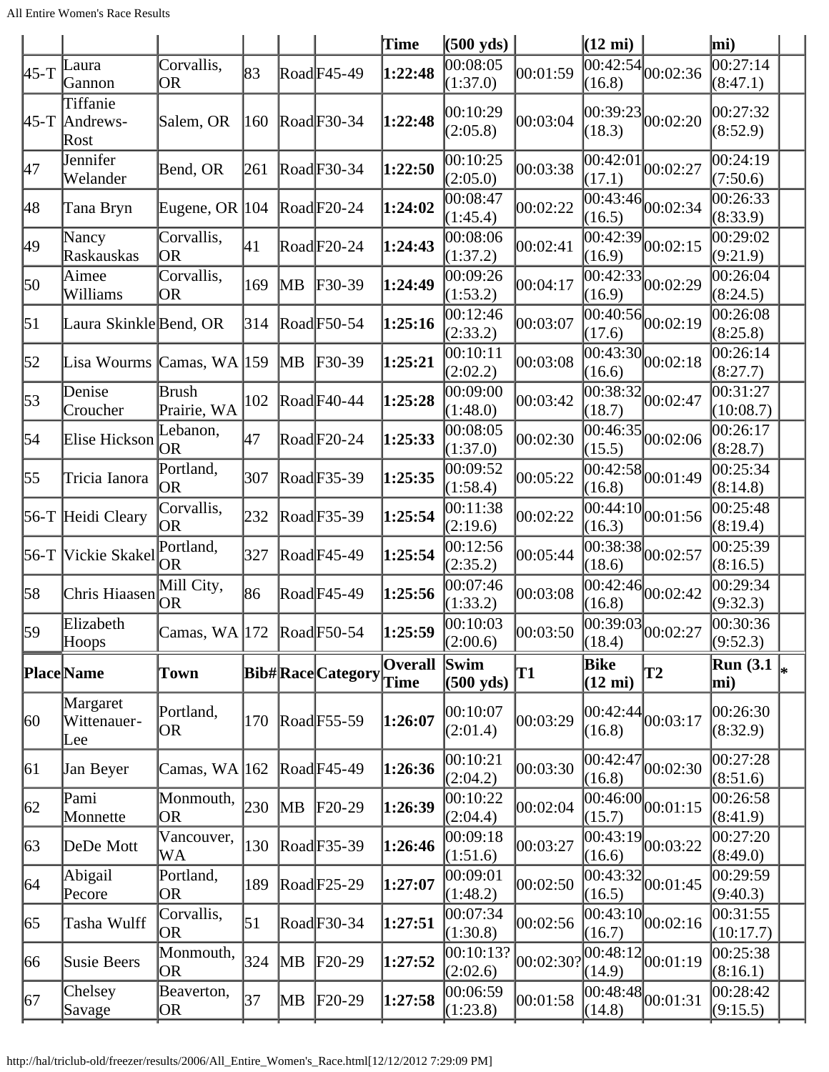| Place | Name | Town | Bib# | Race | Category | Overall Time | Swim (500 yds) | T1 | Bike (12 mi) | T2 | Run (3.1 mi) | * |
|---|---|---|---|---|---|---|---|---|---|---|---|---|
| 45-T | Laura Gannon | Corvallis, OR | 83 | Road | F45-49 | **1:22:48** | 00:08:05 (1:37.0) | 00:01:59 | 00:42:54 (16.8) | 00:02:36 | 00:27:14 (8:47.1) | |
| 45-T | Tiffanie Andrews-Rost | Salem, OR | 160 | Road | F30-34 | **1:22:48** | 00:10:29 (2:05.8) | 00:03:04 | 00:39:23 (18.3) | 00:02:20 | 00:27:32 (8:52.9) | |
| 47 | Jennifer Welander | Bend, OR | 261 | Road | F30-34 | **1:22:50** | 00:10:25 (2:05.0) | 00:03:38 | 00:42:01 (17.1) | 00:02:27 | 00:24:19 (7:50.6) | |
| 48 | Tana Bryn | Eugene, OR | 104 | Road | F20-24 | **1:24:02** | 00:08:47 (1:45.4) | 00:02:22 | 00:43:46 (16.5) | 00:02:34 | 00:26:33 (8:33.9) | |
| 49 | Nancy Raskauskas | Corvallis, OR | 41 | Road | F20-24 | **1:24:43** | 00:08:06 (1:37.2) | 00:02:41 | 00:42:39 (16.9) | 00:02:15 | 00:29:02 (9:21.9) | |
| 50 | Aimee Williams | Corvallis, OR | 169 | MB | F30-39 | **1:24:49** | 00:09:26 (1:53.2) | 00:04:17 | 00:42:33 (16.9) | 00:02:29 | 00:26:04 (8:24.5) | |
| 51 | Laura Skinkle | Bend, OR | 314 | Road | F50-54 | **1:25:16** | 00:12:46 (2:33.2) | 00:03:07 | 00:40:56 (17.6) | 00:02:19 | 00:26:08 (8:25.8) | |
| 52 | Lisa Wourms | Camas, WA | 159 | MB | F30-39 | **1:25:21** | 00:10:11 (2:02.2) | 00:03:08 | 00:43:30 (16.6) | 00:02:18 | 00:26:14 (8:27.7) | |
| 53 | Denise Croucher | Brush Prairie, WA | 102 | Road | F40-44 | **1:25:28** | 00:09:00 (1:48.0) | 00:03:42 | 00:38:32 (18.7) | 00:02:47 | 00:31:27 (10:08.7) | |
| 54 | Elise Hickson | Lebanon, OR | 47 | Road | F20-24 | **1:25:33** | 00:08:05 (1:37.0) | 00:02:30 | 00:46:35 (15.5) | 00:02:06 | 00:26:17 (8:28.7) | |
| 55 | Tricia Ianora | Portland, OR | 307 | Road | F35-39 | **1:25:35** | 00:09:52 (1:58.4) | 00:05:22 | 00:42:58 (16.8) | 00:01:49 | 00:25:34 (8:14.8) | |
| 56-T | Heidi Cleary | Corvallis, OR | 232 | Road | F35-39 | **1:25:54** | 00:11:38 (2:19.6) | 00:02:22 | 00:44:10 (16.3) | 00:01:56 | 00:25:48 (8:19.4) | |
| 56-T | Vickie Skakel | Portland, OR | 327 | Road | F45-49 | **1:25:54** | 00:12:56 (2:35.2) | 00:05:44 | 00:38:38 (18.6) | 00:02:57 | 00:25:39 (8:16.5) | |
| 58 | Chris Hiaasen | Mill City, OR | 86 | Road | F45-49 | **1:25:56** | 00:07:46 (1:33.2) | 00:03:08 | 00:42:46 (16.8) | 00:02:42 | 00:29:34 (9:32.3) | |
| 59 | Elizabeth Hoops | Camas, WA | 172 | Road | F50-54 | **1:25:59** | 00:10:03 (2:00.6) | 00:03:50 | 00:39:03 (18.4) | 00:02:27 | 00:30:36 (9:52.3) | |
| **Place** | **Name** | **Town** | **Bib#** | **Race** | **Category** | **Overall Time** | **Swim (500 yds)** | **T1** | **Bike (12 mi)** | **T2** | **Run (3.1 mi)** | * |
| 60 | Margaret Wittenauer-Lee | Portland, OR | 170 | Road | F55-59 | **1:26:07** | 00:10:07 (2:01.4) | 00:03:29 | 00:42:44 (16.8) | 00:03:17 | 00:26:30 (8:32.9) | |
| 61 | Jan Beyer | Camas, WA | 162 | Road | F45-49 | **1:26:36** | 00:10:21 (2:04.2) | 00:03:30 | 00:42:47 (16.8) | 00:02:30 | 00:27:28 (8:51.6) | |
| 62 | Pami Monnette | Monmouth, OR | 230 | MB | F20-29 | **1:26:39** | 00:10:22 (2:04.4) | 00:02:04 | 00:46:00 (15.7) | 00:01:15 | 00:26:58 (8:41.9) | |
| 63 | DeDe Mott | Vancouver, WA | 130 | Road | F35-39 | **1:26:46** | 00:09:18 (1:51.6) | 00:03:27 | 00:43:19 (16.6) | 00:03:22 | 00:27:20 (8:49.0) | |
| 64 | Abigail Pecore | Portland, OR | 189 | Road | F25-29 | **1:27:07** | 00:09:01 (1:48.2) | 00:02:50 | 00:43:32 (16.5) | 00:01:45 | 00:29:59 (9:40.3) | |
| 65 | Tasha Wulff | Corvallis, OR | 51 | Road | F30-34 | **1:27:51** | 00:07:34 (1:30.8) | 00:02:56 | 00:43:10 (16.7) | 00:02:16 | 00:31:55 (10:17.7) | |
| 66 | Susie Beers | Monmouth, OR | 324 | MB | F20-29 | **1:27:52** | 00:10:13? (2:02.6) | 00:02:30? | 00:48:12 (14.9) | 00:01:19 | 00:25:38 (8:16.1) | |
| 67 | Chelsey Savage | Beaverton, OR | 37 | MB | F20-29 | **1:27:58** | 00:06:59 (1:23.8) | 00:01:58 | 00:48:48 (14.8) | 00:01:31 | 00:28:42 (9:15.5) | |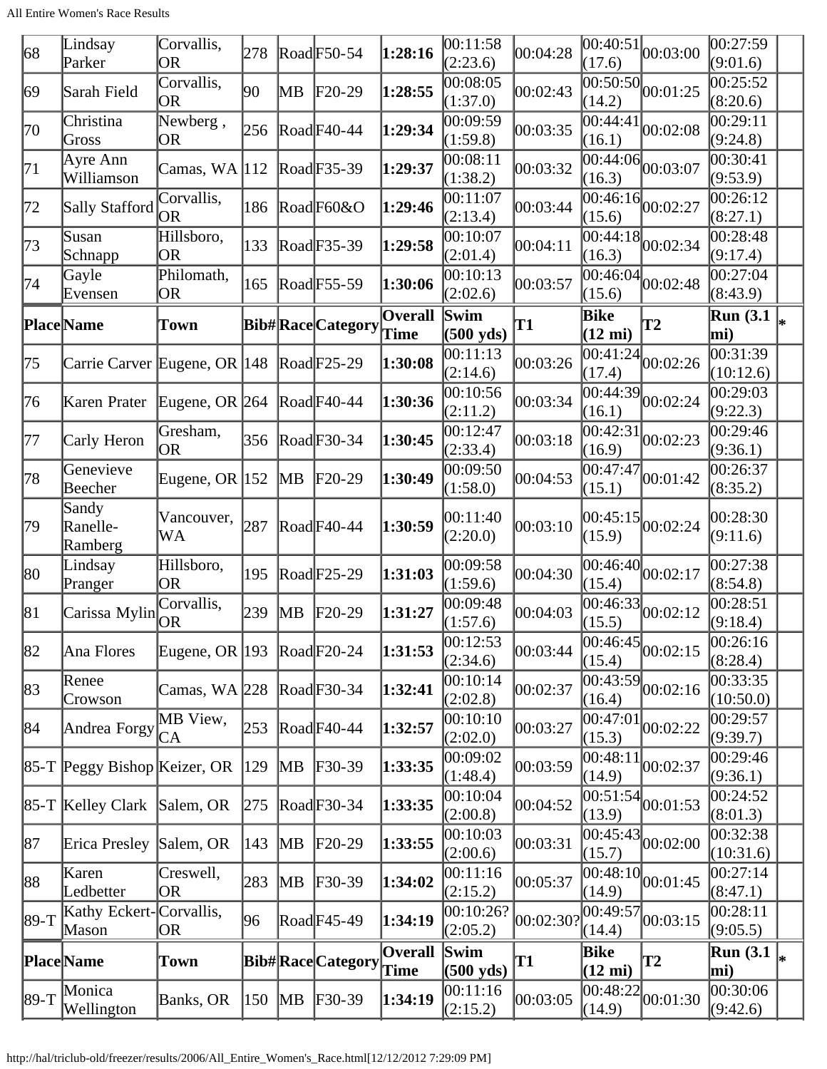| Place | Name | Town | Bib# | Race | Category | Overall Time | Swim (500 yds) | T1 | Bike (12 mi) | T2 | Run (3.1 mi) | * |
|---|---|---|---|---|---|---|---|---|---|---|---|---|
| 68 | Lindsay Parker | Corvallis, OR | 278 | Road | F50-54 | **1:28:16** | 00:11:58 (2:23.6) | 00:04:28 | 00:40:51 (17.6) | 00:03:00 | 00:27:59 (9:01.6) | |
| 69 | Sarah Field | Corvallis, OR | 90 | MB | F20-29 | **1:28:55** | 00:08:05 (1:37.0) | 00:02:43 | 00:50:50 (14.2) | 00:01:25 | 00:25:52 (8:20.6) | |
| 70 | Christina Gross | Newberg , OR | 256 | Road | F40-44 | **1:29:34** | 00:09:59 (1:59.8) | 00:03:35 | 00:44:41 (16.1) | 00:02:08 | 00:29:11 (9:24.8) | |
| 71 | Ayre Ann Williamson | Camas, WA | 112 | Road | F35-39 | **1:29:37** | 00:08:11 (1:38.2) | 00:03:32 | 00:44:06 (16.3) | 00:03:07 | 00:30:41 (9:53.9) | |
| 72 | Sally Stafford | Corvallis, OR | 186 | Road | F60&O | **1:29:46** | 00:11:07 (2:13.4) | 00:03:44 | 00:46:16 (15.6) | 00:02:27 | 00:26:12 (8:27.1) | |
| 73 | Susan Schnapp | Hillsboro, OR | 133 | Road | F35-39 | **1:29:58** | 00:10:07 (2:01.4) | 00:04:11 | 00:44:18 (16.3) | 00:02:34 | 00:28:48 (9:17.4) | |
| 74 | Gayle Evensen | Philomath, OR | 165 | Road | F55-59 | **1:30:06** | 00:10:13 (2:02.6) | 00:03:57 | 00:46:04 (15.6) | 00:02:48 | 00:27:04 (8:43.9) | |
| **Place** | **Name** | **Town** | **Bib#** | **Race** | **Category** | **Overall Time** | **Swim (500 yds)** | **T1** | **Bike (12 mi)** | **T2** | **Run (3.1 mi)** | * |
| 75 | Carrie Carver | Eugene, OR | 148 | Road | F25-29 | **1:30:08** | 00:11:13 (2:14.6) | 00:03:26 | 00:41:24 (17.4) | 00:02:26 | 00:31:39 (10:12.6) | |
| 76 | Karen Prater | Eugene, OR | 264 | Road | F40-44 | **1:30:36** | 00:10:56 (2:11.2) | 00:03:34 | 00:44:39 (16.1) | 00:02:24 | 00:29:03 (9:22.3) | |
| 77 | Carly Heron | Gresham, OR | 356 | Road | F30-34 | **1:30:45** | 00:12:47 (2:33.4) | 00:03:18 | 00:42:31 (16.9) | 00:02:23 | 00:29:46 (9:36.1) | |
| 78 | Genevieve Beecher | Eugene, OR | 152 | MB | F20-29 | **1:30:49** | 00:09:50 (1:58.0) | 00:04:53 | 00:47:47 (15.1) | 00:01:42 | 00:26:37 (8:35.2) | |
| 79 | Sandy Ranelle-Ramberg | Vancouver, WA | 287 | Road | F40-44 | **1:30:59** | 00:11:40 (2:20.0) | 00:03:10 | 00:45:15 (15.9) | 00:02:24 | 00:28:30 (9:11.6) | |
| 80 | Lindsay Pranger | Hillsboro, OR | 195 | Road | F25-29 | **1:31:03** | 00:09:58 (1:59.6) | 00:04:30 | 00:46:40 (15.4) | 00:02:17 | 00:27:38 (8:54.8) | |
| 81 | Carissa Mylin | Corvallis, OR | 239 | MB | F20-29 | **1:31:27** | 00:09:48 (1:57.6) | 00:04:03 | 00:46:33 (15.5) | 00:02:12 | 00:28:51 (9:18.4) | |
| 82 | Ana Flores | Eugene, OR | 193 | Road | F20-24 | **1:31:53** | 00:12:53 (2:34.6) | 00:03:44 | 00:46:45 (15.4) | 00:02:15 | 00:26:16 (8:28.4) | |
| 83 | Renee Crowson | Camas, WA | 228 | Road | F30-34 | **1:32:41** | 00:10:14 (2:02.8) | 00:02:37 | 00:43:59 (16.4) | 00:02:16 | 00:33:35 (10:50.0) | |
| 84 | Andrea Forgy | MB View, CA | 253 | Road | F40-44 | **1:32:57** | 00:10:10 (2:02.0) | 00:03:27 | 00:47:01 (15.3) | 00:02:22 | 00:29:57 (9:39.7) | |
| 85-T | Peggy Bishop | Keizer, OR | 129 | MB | F30-39 | **1:33:35** | 00:09:02 (1:48.4) | 00:03:59 | 00:48:11 (14.9) | 00:02:37 | 00:29:46 (9:36.1) | |
| 85-T | Kelley Clark | Salem, OR | 275 | Road | F30-34 | **1:33:35** | 00:10:04 (2:00.8) | 00:04:52 | 00:51:54 (13.9) | 00:01:53 | 00:24:52 (8:01.3) | |
| 87 | Erica Presley | Salem, OR | 143 | MB | F20-29 | **1:33:55** | 00:10:03 (2:00.6) | 00:03:31 | 00:45:43 (15.7) | 00:02:00 | 00:32:38 (10:31.6) | |
| 88 | Karen Ledbetter | Creswell, OR | 283 | MB | F30-39 | **1:34:02** | 00:11:16 (2:15.2) | 00:05:37 | 00:48:10 (14.9) | 00:01:45 | 00:27:14 (8:47.1) | |
| 89-T | Kathy Eckert-Mason | Corvallis, OR | 96 | Road | F45-49 | **1:34:19** | 00:10:26? (2:05.2) | 00:02:30? | 00:49:57 (14.4) | 00:03:15 | 00:28:11 (9:05.5) | |
| **Place** | **Name** | **Town** | **Bib#** | **Race** | **Category** | **Overall Time** | **Swim (500 yds)** | **T1** | **Bike (12 mi)** | **T2** | **Run (3.1 mi)** | * |
| 89-T | Monica Wellington | Banks, OR | 150 | MB | F30-39 | **1:34:19** | 00:11:16 (2:15.2) | 00:03:05 | 00:48:22 (14.9) | 00:01:30 | 00:30:06 (9:42.6) | |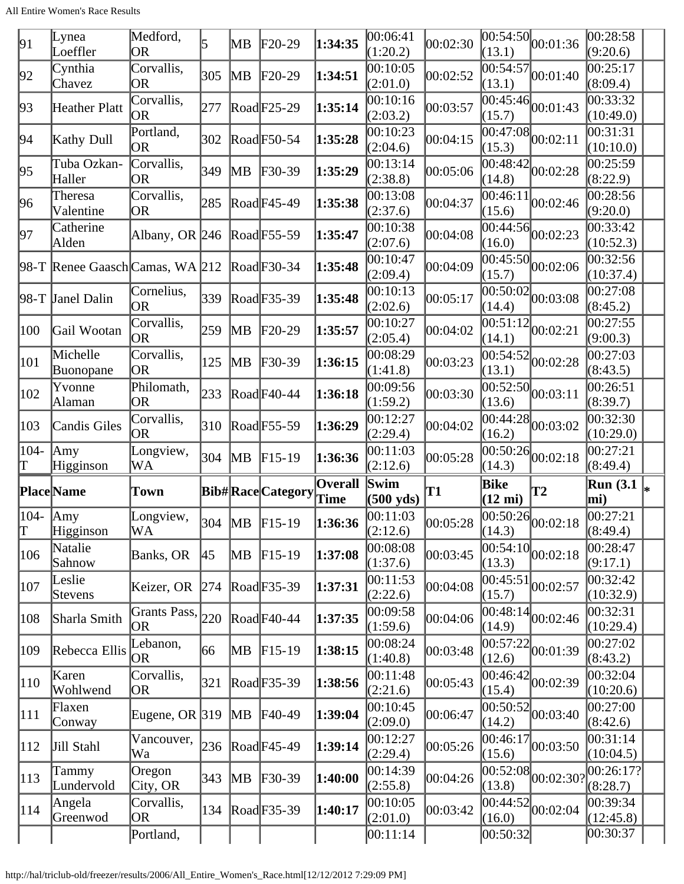| 91 | Lynea Loeffler | Medford, OR | 5 | MB | F20-29 | **1:34:35** | 00:06:41 (1:20.2) | 00:02:30 | 00:54:50 (13.1) | 00:01:36 | 00:28:58 (9:20.6) | |
|---|---|---|---|---|---|---|---|---|---|---|---|---|
| 92 | Cynthia Chavez | Corvallis, OR | 305 | MB | F20-29 | **1:34:51** | 00:10:05 (2:01.0) | 00:02:52 | 00:54:57 (13.1) | 00:01:40 | 00:25:17 (8:09.4) | |
| 93 | Heather Platt | Corvallis, OR | 277 | Road | F25-29 | **1:35:14** | 00:10:16 (2:03.2) | 00:03:57 | 00:45:46 (15.7) | 00:01:43 | 00:33:32 (10:49.0) | |
| 94 | Kathy Dull | Portland, OR | 302 | Road | F50-54 | **1:35:28** | 00:10:23 (2:04.6) | 00:04:15 | 00:47:08 (15.3) | 00:02:11 | 00:31:31 (10:10.0) | |
| 95 | Tuba Ozkan-Haller | Corvallis, OR | 349 | MB | F30-39 | **1:35:29** | 00:13:14 (2:38.8) | 00:05:06 | 00:48:42 (14.8) | 00:02:28 | 00:25:59 (8:22.9) | |
| 96 | Theresa Valentine | Corvallis, OR | 285 | Road | F45-49 | **1:35:38** | 00:13:08 (2:37.6) | 00:04:37 | 00:46:11 (15.6) | 00:02:46 | 00:28:56 (9:20.0) | |
| 97 | Catherine Alden | Albany, OR | 246 | Road | F55-59 | **1:35:47** | 00:10:38 (2:07.6) | 00:04:08 | 00:44:56 (16.0) | 00:02:23 | 00:33:42 (10:52.3) | |
| 98-T | Renee Gaasch | Camas, WA | 212 | Road | F30-34 | **1:35:48** | 00:10:47 (2:09.4) | 00:04:09 | 00:45:50 (15.7) | 00:02:06 | 00:32:56 (10:37.4) | |
| 98-T | Janel Dalin | Cornelius, OR | 339 | Road | F35-39 | **1:35:48** | 00:10:13 (2:02.6) | 00:05:17 | 00:50:02 (14.4) | 00:03:08 | 00:27:08 (8:45.2) | |
| 100 | Gail Wootan | Corvallis, OR | 259 | MB | F20-29 | **1:35:57** | 00:10:27 (2:05.4) | 00:04:02 | 00:51:12 (14.1) | 00:02:21 | 00:27:55 (9:00.3) | |
| 101 | Michelle Buonopane | Corvallis, OR | 125 | MB | F30-39 | **1:36:15** | 00:08:29 (1:41.8) | 00:03:23 | 00:54:52 (13.1) | 00:02:28 | 00:27:03 (8:43.5) | |
| 102 | Yvonne Alaman | Philomath, OR | 233 | Road | F40-44 | **1:36:18** | 00:09:56 (1:59.2) | 00:03:30 | 00:52:50 (13.6) | 00:03:11 | 00:26:51 (8:39.7) | |
| 103 | Candis Giles | Corvallis, OR | 310 | Road | F55-59 | **1:36:29** | 00:12:27 (2:29.4) | 00:04:02 | 00:44:28 (16.2) | 00:03:02 | 00:32:30 (10:29.0) | |
| 104-T | Amy Higginson | Longview, WA | 304 | MB | F15-19 | **1:36:36** | 00:11:03 (2:12.6) | 00:05:28 | 00:50:26 (14.3) | 00:02:18 | 00:27:21 (8:49.4) | |
| **Place** | **Name** | **Town** | **Bib#** | **Race** | **Category** | **Overall Time** | **Swim (500 yds)** | **T1** | **Bike (12 mi)** | **T2** | **Run (3.1 mi)** | * |
| 104-T | Amy Higginson | Longview, WA | 304 | MB | F15-19 | **1:36:36** | 00:11:03 (2:12.6) | 00:05:28 | 00:50:26 (14.3) | 00:02:18 | 00:27:21 (8:49.4) | |
| 106 | Natalie Sahnow | Banks, OR | 45 | MB | F15-19 | **1:37:08** | 00:08:08 (1:37.6) | 00:03:45 | 00:54:10 (13.3) | 00:02:18 | 00:28:47 (9:17.1) | |
| 107 | Leslie Stevens | Keizer, OR | 274 | Road | F35-39 | **1:37:31** | 00:11:53 (2:22.6) | 00:04:08 | 00:45:51 (15.7) | 00:02:57 | 00:32:42 (10:32.9) | |
| 108 | Sharla Smith | Grants Pass, OR | 220 | Road | F40-44 | **1:37:35** | 00:09:58 (1:59.6) | 00:04:06 | 00:48:14 (14.9) | 00:02:46 | 00:32:31 (10:29.4) | |
| 109 | Rebecca Ellis | Lebanon, OR | 66 | MB | F15-19 | **1:38:15** | 00:08:24 (1:40.8) | 00:03:48 | 00:57:22 (12.6) | 00:01:39 | 00:27:02 (8:43.2) | |
| 110 | Karen Wohlwend | Corvallis, OR | 321 | Road | F35-39 | **1:38:56** | 00:11:48 (2:21.6) | 00:05:43 | 00:46:42 (15.4) | 00:02:39 | 00:32:04 (10:20.6) | |
| 111 | Flaxen Conway | Eugene, OR | 319 | MB | F40-49 | **1:39:04** | 00:10:45 (2:09.0) | 00:06:47 | 00:50:52 (14.2) | 00:03:40 | 00:27:00 (8:42.6) | |
| 112 | Jill Stahl | Vancouver, Wa | 236 | Road | F45-49 | **1:39:14** | 00:12:27 (2:29.4) | 00:05:26 | 00:46:17 (15.6) | 00:03:50 | 00:31:14 (10:04.5) | |
| 113 | Tammy Lundervold | Oregon City, OR | 343 | MB | F30-39 | **1:40:00** | 00:14:39 (2:55.8) | 00:04:26 | 00:52:08 (13.8) | 00:02:30? | 00:26:17? (8:28.7) | |
| 114 | Angela Greenwod | Corvallis, OR | 134 | Road | F35-39 | **1:40:17** | 00:10:05 (2:01.0) | 00:03:42 | 00:44:52 (16.0) | 00:02:04 | 00:39:34 (12:45.8) | |
| | | Portland, | | | | | 00:11:14 | | 00:50:32 | | 00:30:37 | |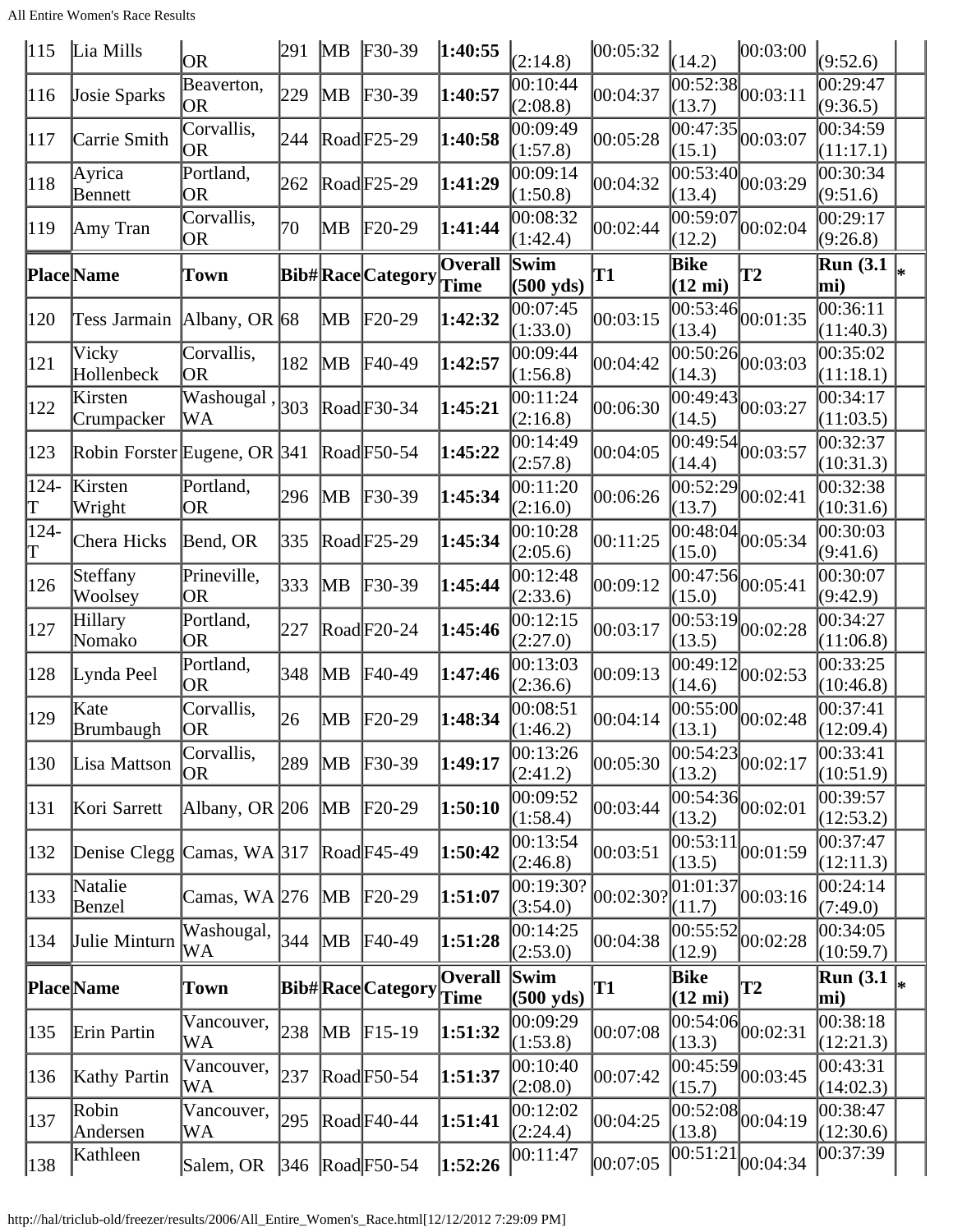| 115 | Lia Mills | OR | 291 | MB | F30-39 | **1:40:55** | (2:14.8) | 00:05:32 | (14.2) | 00:03:00 | (9:52.6) | |
|---|---|---|---|---|---|---|---|---|---|---|---|---|
| 116 | Josie Sparks | Beaverton, OR | 229 | MB | F30-39 | **1:40:57** | 00:10:44 (2:08.8) | 00:04:37 | 00:52:38 (13.7) | 00:03:11 | 00:29:47 (9:36.5) | |
| 117 | Carrie Smith | Corvallis, OR | 244 | Road | F25-29 | **1:40:58** | 00:09:49 (1:57.8) | 00:05:28 | 00:47:35 (15.1) | 00:03:07 | 00:34:59 (11:17.1) | |
| 118 | Ayrica Bennett | Portland, OR | 262 | Road | F25-29 | **1:41:29** | 00:09:14 (1:50.8) | 00:04:32 | 00:53:40 (13.4) | 00:03:29 | 00:30:34 (9:51.6) | |
| 119 | Amy Tran | Corvallis, OR | 70 | MB | F20-29 | **1:41:44** | 00:08:32 (1:42.4) | 00:02:44 | 00:59:07 (12.2) | 00:02:04 | 00:29:17 (9:26.8) | |
| **Place** | **Name** | **Town** | **Bib#** | **Race** | **Category** | **Overall Time** | **Swim (500 yds)** | **T1** | **Bike (12 mi)** | **T2** | **Run (3.1 mi)** | **\*** |
| 120 | Tess Jarmain | Albany, OR | 68 | MB | F20-29 | **1:42:32** | 00:07:45 (1:33.0) | 00:03:15 | 00:53:46 (13.4) | 00:01:35 | 00:36:11 (11:40.3) | |
| 121 | Vicky Hollenbeck | Corvallis, OR | 182 | MB | F40-49 | **1:42:57** | 00:09:44 (1:56.8) | 00:04:42 | 00:50:26 (14.3) | 00:03:03 | 00:35:02 (11:18.1) | |
| 122 | Kirsten Crumpacker | Washougal , WA | 303 | Road | F30-34 | **1:45:21** | 00:11:24 (2:16.8) | 00:06:30 | 00:49:43 (14.5) | 00:03:27 | 00:34:17 (11:03.5) | |
| 123 | Robin Forster | Eugene, OR | 341 | Road | F50-54 | **1:45:22** | 00:14:49 (2:57.8) | 00:04:05 | 00:49:54 (14.4) | 00:03:57 | 00:32:37 (10:31.3) | |
| 124-T | Kirsten Wright | Portland, OR | 296 | MB | F30-39 | **1:45:34** | 00:11:20 (2:16.0) | 00:06:26 | 00:52:29 (13.7) | 00:02:41 | 00:32:38 (10:31.6) | |
| 124-T | Chera Hicks | Bend, OR | 335 | Road | F25-29 | **1:45:34** | 00:10:28 (2:05.6) | 00:11:25 | 00:48:04 (15.0) | 00:05:34 | 00:30:03 (9:41.6) | |
| 126 | Steffany Woolsey | Prineville, OR | 333 | MB | F30-39 | **1:45:44** | 00:12:48 (2:33.6) | 00:09:12 | 00:47:56 (15.0) | 00:05:41 | 00:30:07 (9:42.9) | |
| 127 | Hillary Nomako | Portland, OR | 227 | Road | F20-24 | **1:45:46** | 00:12:15 (2:27.0) | 00:03:17 | 00:53:19 (13.5) | 00:02:28 | 00:34:27 (11:06.8) | |
| 128 | Lynda Peel | Portland, OR | 348 | MB | F40-49 | **1:47:46** | 00:13:03 (2:36.6) | 00:09:13 | 00:49:12 (14.6) | 00:02:53 | 00:33:25 (10:46.8) | |
| 129 | Kate Brumbaugh | Corvallis, OR | 26 | MB | F20-29 | **1:48:34** | 00:08:51 (1:46.2) | 00:04:14 | 00:55:00 (13.1) | 00:02:48 | 00:37:41 (12:09.4) | |
| 130 | Lisa Mattson | Corvallis, OR | 289 | MB | F30-39 | **1:49:17** | 00:13:26 (2:41.2) | 00:05:30 | 00:54:23 (13.2) | 00:02:17 | 00:33:41 (10:51.9) | |
| 131 | Kori Sarrett | Albany, OR | 206 | MB | F20-29 | **1:50:10** | 00:09:52 (1:58.4) | 00:03:44 | 00:54:36 (13.2) | 00:02:01 | 00:39:57 (12:53.2) | |
| 132 | Denise Clegg | Camas, WA | 317 | Road | F45-49 | **1:50:42** | 00:13:54 (2:46.8) | 00:03:51 | 00:53:11 (13.5) | 00:01:59 | 00:37:47 (12:11.3) | |
| 133 | Natalie Benzel | Camas, WA | 276 | MB | F20-29 | **1:51:07** | 00:19:30? (3:54.0) | 00:02:30? | 01:01:37 (11.7) | 00:03:16 | 00:24:14 (7:49.0) | |
| 134 | Julie Minturn | Washougal, WA | 344 | MB | F40-49 | **1:51:28** | 00:14:25 (2:53.0) | 00:04:38 | 00:55:52 (12.9) | 00:02:28 | 00:34:05 (10:59.7) | |
| **Place** | **Name** | **Town** | **Bib#** | **Race** | **Category** | **Overall Time** | **Swim (500 yds)** | **T1** | **Bike (12 mi)** | **T2** | **Run (3.1 mi)** | **\*** |
| 135 | Erin Partin | Vancouver, WA | 238 | MB | F15-19 | **1:51:32** | 00:09:29 (1:53.8) | 00:07:08 | 00:54:06 (13.3) | 00:02:31 | 00:38:18 (12:21.3) | |
| 136 | Kathy Partin | Vancouver, WA | 237 | Road | F50-54 | **1:51:37** | 00:10:40 (2:08.0) | 00:07:42 | 00:45:59 (15.7) | 00:03:45 | 00:43:31 (14:02.3) | |
| 137 | Robin Andersen | Vancouver, WA | 295 | Road | F40-44 | **1:51:41** | 00:12:02 (2:24.4) | 00:04:25 | 00:52:08 (13.8) | 00:04:19 | 00:38:47 (12:30.6) | |
| 138 | Kathleen | Salem, OR | 346 | Road | F50-54 | **1:52:26** | 00:11:47 | 00:07:05 | 00:51:21 | 00:04:34 | 00:37:39 | |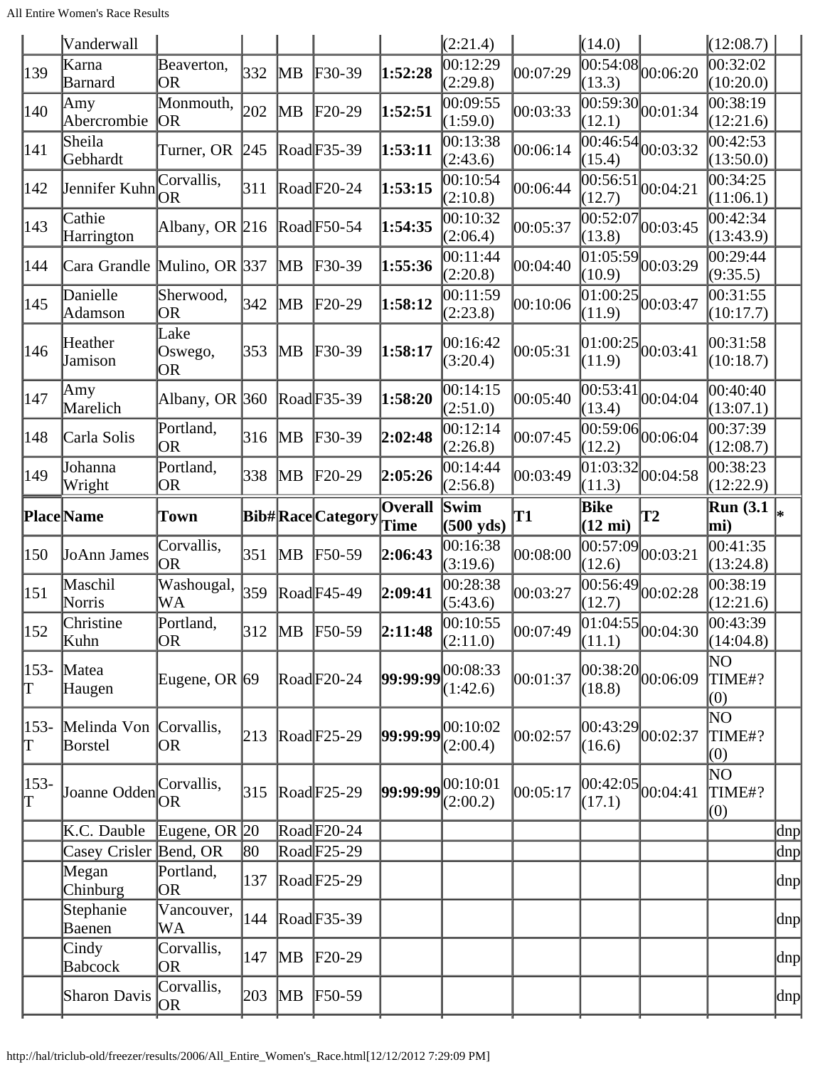| | Vanderwall | | | | | | (2:21.4) | | (14.0) | | (12:08.7) | |
|---|---|---|---|---|---|---|---|---|---|---|---|---|
| 139 | Karna Barnard | Beaverton, OR | 332 | MB | F30-39 | **1:52:28** | 00:12:29 (2:29.8) | 00:07:29 | 00:54:08 (13.3) | 00:06:20 | 00:32:02 (10:20.0) | |
| 140 | Amy Abercrombie | Monmouth, OR | 202 | MB | F20-29 | **1:52:51** | 00:09:55 (1:59.0) | 00:03:33 | 00:59:30 (12.1) | 00:01:34 | 00:38:19 (12:21.6) | |
| 141 | Sheila Gebhardt | Turner, OR | 245 | Road | F35-39 | **1:53:11** | 00:13:38 (2:43.6) | 00:06:14 | 00:46:54 (15.4) | 00:03:32 | 00:42:53 (13:50.0) | |
| 142 | Jennifer Kuhn | Corvallis, OR | 311 | Road | F20-24 | **1:53:15** | 00:10:54 (2:10.8) | 00:06:44 | 00:56:51 (12.7) | 00:04:21 | 00:34:25 (11:06.1) | |
| 143 | Cathie Harrington | Albany, OR | 216 | Road | F50-54 | **1:54:35** | 00:10:32 (2:06.4) | 00:05:37 | 00:52:07 (13.8) | 00:03:45 | 00:42:34 (13:43.9) | |
| 144 | Cara Grandle | Mulino, OR | 337 | MB | F30-39 | **1:55:36** | 00:11:44 (2:20.8) | 00:04:40 | 01:05:59 (10.9) | 00:03:29 | 00:29:44 (9:35.5) | |
| 145 | Danielle Adamson | Sherwood, OR | 342 | MB | F20-29 | **1:58:12** | 00:11:59 (2:23.8) | 00:10:06 | 01:00:25 (11.9) | 00:03:47 | 00:31:55 (10:17.7) | |
| 146 | Heather Jamison | Lake Oswego, OR | 353 | MB | F30-39 | **1:58:17** | 00:16:42 (3:20.4) | 00:05:31 | 01:00:25 (11.9) | 00:03:41 | 00:31:58 (10:18.7) | |
| 147 | Amy Marelich | Albany, OR | 360 | Road | F35-39 | **1:58:20** | 00:14:15 (2:51.0) | 00:05:40 | 00:53:41 (13.4) | 00:04:04 | 00:40:40 (13:07.1) | |
| 148 | Carla Solis | Portland, OR | 316 | MB | F30-39 | **2:02:48** | 00:12:14 (2:26.8) | 00:07:45 | 00:59:06 (12.2) | 00:06:04 | 00:37:39 (12:08.7) | |
| 149 | Johanna Wright | Portland, OR | 338 | MB | F20-29 | **2:05:26** | 00:14:44 (2:56.8) | 00:03:49 | 01:03:32 (11.3) | 00:04:58 | 00:38:23 (12:22.9) | |
| **Place** | **Name** | **Town** | **Bib#** | **Race** | **Category** | **Overall Time** | **Swim (500 yds)** | **T1** | **Bike (12 mi)** | **T2** | **Run (3.1 mi)** | * |
| 150 | JoAnn James | Corvallis, OR | 351 | MB | F50-59 | **2:06:43** | 00:16:38 (3:19.6) | 00:08:00 | 00:57:09 (12.6) | 00:03:21 | 00:41:35 (13:24.8) | |
| 151 | Maschil Norris | Washougal, WA | 359 | Road | F45-49 | **2:09:41** | 00:28:38 (5:43.6) | 00:03:27 | 00:56:49 (12.7) | 00:02:28 | 00:38:19 (12:21.6) | |
| 152 | Christine Kuhn | Portland, OR | 312 | MB | F50-59 | **2:11:48** | 00:10:55 (2:11.0) | 00:07:49 | 01:04:55 (11.1) | 00:04:30 | 00:43:39 (14:04.8) | |
| 153-T | Matea Haugen | Eugene, OR | 69 | Road | F20-24 | **99:99:99** | 00:08:33 (1:42.6) | 00:01:37 | 00:38:20 (18.8) | 00:06:09 | NO TIME#? (0) | |
| 153-T | Melinda Von Borstel | Corvallis, OR | 213 | Road | F25-29 | **99:99:99** | 00:10:02 (2:00.4) | 00:02:57 | 00:43:29 (16.6) | 00:02:37 | NO TIME#? (0) | |
| 153-T | Joanne Odden | Corvallis, OR | 315 | Road | F25-29 | **99:99:99** | 00:10:01 (2:00.2) | 00:05:17 | 00:42:05 (17.1) | 00:04:41 | NO TIME#? (0) | |
| | K.C. Dauble | Eugene, OR | 20 | Road | F20-24 | | | | | | | dnp |
| | Casey Crisler | Bend, OR | 80 | Road | F25-29 | | | | | | | dnp |
| | Megan Chinburg | Portland, OR | 137 | Road | F25-29 | | | | | | | dnp |
| | Stephanie Baenen | Vancouver, WA | 144 | Road | F35-39 | | | | | | | dnp |
| | Cindy Babcock | Corvallis, OR | 147 | MB | F20-29 | | | | | | | dnp |
| | Sharon Davis | Corvallis, OR | 203 | MB | F50-59 | | | | | | | dnp |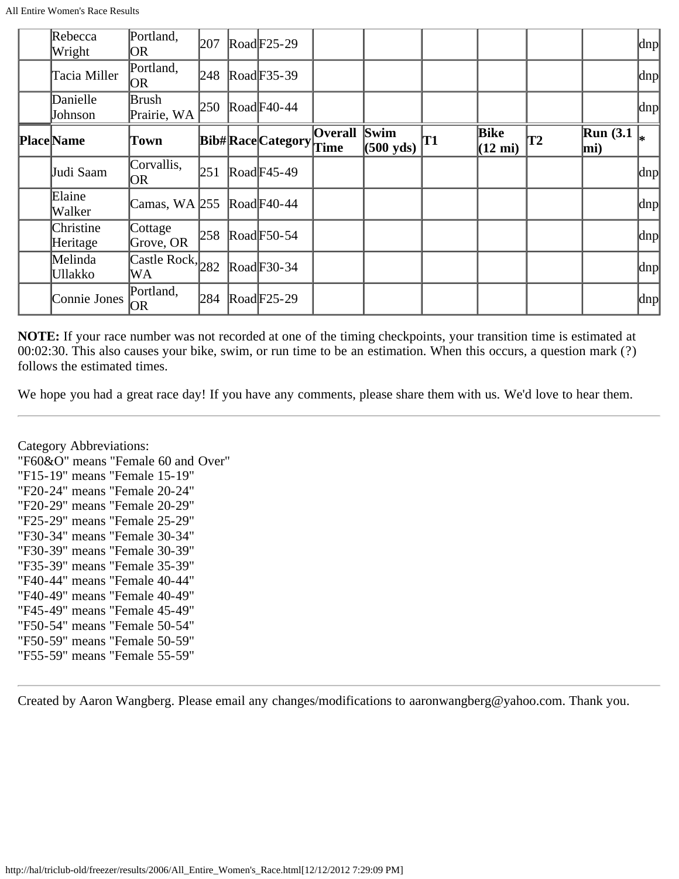| Place | Name | Town | Bib# | Race | Category | Overall Time | Swim (500 yds) | T1 | Bike (12 mi) | T2 | Run (3.1 mi) | * |
|---|---|---|---|---|---|---|---|---|---|---|---|---|
| | Rebecca Wright | Portland, OR | 207 | Road | F25-29 | | | | | | | dnp |
| | Tacia Miller | Portland, OR | 248 | Road | F35-39 | | | | | | | dnp |
| | Danielle Johnson | Brush Prairie, WA | 250 | Road | F40-44 | | | | | | | dnp |
| | Judi Saam | Corvallis, OR | 251 | Road | F45-49 | | | | | | | dnp |
| | Elaine Walker | Camas, WA | 255 | Road | F40-44 | | | | | | | dnp |
| | Christine Heritage | Cottage Grove, OR | 258 | Road | F50-54 | | | | | | | dnp |
| | Melinda Ullakko | Castle Rock, WA | 282 | Road | F30-34 | | | | | | | dnp |
| | Connie Jones | Portland, OR | 284 | Road | F25-29 | | | | | | | dnp |

**NOTE:** If your race number was not recorded at one of the timing checkpoints, your transition time is estimated at 00:02:30. This also causes your bike, swim, or run time to be an estimation. When this occurs, a question mark (?) follows the estimated times.

We hope you had a great race day! If you have any comments, please share them with us. We'd love to hear them.

---

Category Abbreviations:
"F60&O" means "Female 60 and Over"
"F15-19" means "Female 15-19"
"F20-24" means "Female 20-24"
"F20-29" means "Female 20-29"
"F25-29" means "Female 25-29"
"F30-34" means "Female 30-34"
"F30-39" means "Female 30-39"
"F35-39" means "Female 35-39"
"F40-44" means "Female 40-44"
"F40-49" means "Female 40-49"
"F45-49" means "Female 45-49"
"F50-54" means "Female 50-54"
"F50-59" means "Female 50-59"
"F55-59" means "Female 55-59"

---

Created by Aaron Wangberg. Please email any changes/modifications to aaronwangberg@yahoo.com. Thank you.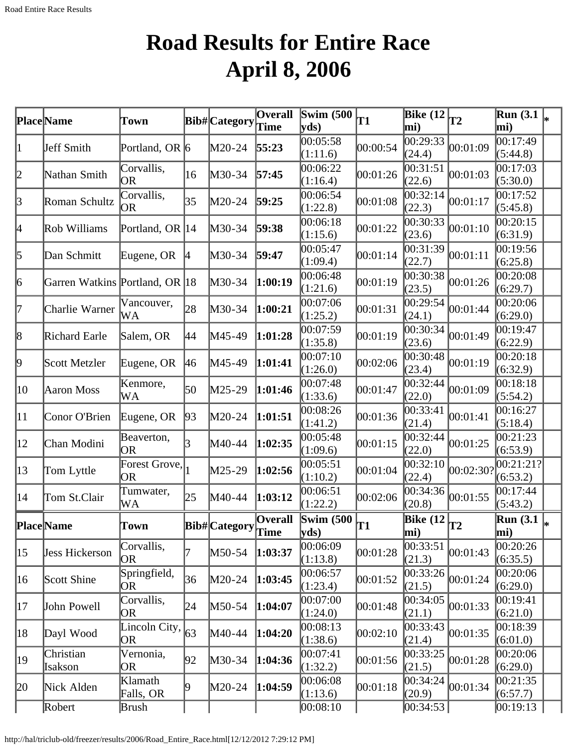# Road Results for Entire Race April 8, 2006

| Place | Name | Town | Bib# | Category | Overall Time | Swim (500 yds) | T1 | Bike (12 mi) | T2 | Run (3.1 mi) | * |
|---|---|---|---|---|---|---|---|---|---|---|---|
| 1 | Jeff Smith | Portland, OR | 6 | M20-24 | **55:23** | 00:05:58 (1:11.6) | 00:00:54 | 00:29:33 (24.4) | 00:01:09 | 00:17:49 (5:44.8) | |
| 2 | Nathan Smith | Corvallis, OR | 16 | M30-34 | **57:45** | 00:06:22 (1:16.4) | 00:01:26 | 00:31:51 (22.6) | 00:01:03 | 00:17:03 (5:30.0) | |
| 3 | Roman Schultz | Corvallis, OR | 35 | M20-24 | **59:25** | 00:06:54 (1:22.8) | 00:01:08 | 00:32:14 (22.3) | 00:01:17 | 00:17:52 (5:45.8) | |
| 4 | Rob Williams | Portland, OR | 14 | M30-34 | **59:38** | 00:06:18 (1:15.6) | 00:01:22 | 00:30:33 (23.6) | 00:01:10 | 00:20:15 (6:31.9) | |
| 5 | Dan Schmitt | Eugene, OR | 4 | M30-34 | **59:47** | 00:05:47 (1:09.4) | 00:01:14 | 00:31:39 (22.7) | 00:01:11 | 00:19:56 (6:25.8) | |
| 6 | Garren Watkins | Portland, OR | 18 | M30-34 | **1:00:19** | 00:06:48 (1:21.6) | 00:01:19 | 00:30:38 (23.5) | 00:01:26 | 00:20:08 (6:29.7) | |
| 7 | Charlie Warner | Vancouver, WA | 28 | M30-34 | **1:00:21** | 00:07:06 (1:25.2) | 00:01:31 | 00:29:54 (24.1) | 00:01:44 | 00:20:06 (6:29.0) | |
| 8 | Richard Earle | Salem, OR | 44 | M45-49 | **1:01:28** | 00:07:59 (1:35.8) | 00:01:19 | 00:30:34 (23.6) | 00:01:49 | 00:19:47 (6:22.9) | |
| 9 | Scott Metzler | Eugene, OR | 46 | M45-49 | **1:01:41** | 00:07:10 (1:26.0) | 00:02:06 | 00:30:48 (23.4) | 00:01:19 | 00:20:18 (6:32.9) | |
| 10 | Aaron Moss | Kenmore, WA | 50 | M25-29 | **1:01:46** | 00:07:48 (1:33.6) | 00:01:47 | 00:32:44 (22.0) | 00:01:09 | 00:18:18 (5:54.2) | |
| 11 | Conor O'Brien | Eugene, OR | 93 | M20-24 | **1:01:51** | 00:08:26 (1:41.2) | 00:01:36 | 00:33:41 (21.4) | 00:01:41 | 00:16:27 (5:18.4) | |
| 12 | Chan Modini | Beaverton, OR | 3 | M40-44 | **1:02:35** | 00:05:48 (1:09.6) | 00:01:15 | 00:32:44 (22.0) | 00:01:25 | 00:21:23 (6:53.9) | |
| 13 | Tom Lyttle | Forest Grove, OR | 1 | M25-29 | **1:02:56** | 00:05:51 (1:10.2) | 00:01:04 | 00:32:10 (22.4) | 00:02:30? | 00:21:21? (6:53.2) | |
| 14 | Tom St.Clair | Tumwater, WA | 25 | M40-44 | **1:03:12** | 00:06:51 (1:22.2) | 00:02:06 | 00:34:36 (20.8) | 00:01:55 | 00:17:44 (5:43.2) | |
| **Place** | **Name** | **Town** | **Bib#** | **Category** | **Overall Time** | **Swim (500 yds)** | **T1** | **Bike (12 mi)** | **T2** | **Run (3.1 mi)** | * |
| 15 | Jess Hickerson | Corvallis, OR | 7 | M50-54 | **1:03:37** | 00:06:09 (1:13.8) | 00:01:28 | 00:33:51 (21.3) | 00:01:43 | 00:20:26 (6:35.5) | |
| 16 | Scott Shine | Springfield, OR | 36 | M20-24 | **1:03:45** | 00:06:57 (1:23.4) | 00:01:52 | 00:33:26 (21.5) | 00:01:24 | 00:20:06 (6:29.0) | |
| 17 | John Powell | Corvallis, OR | 24 | M50-54 | **1:04:07** | 00:07:00 (1:24.0) | 00:01:48 | 00:34:05 (21.1) | 00:01:33 | 00:19:41 (6:21.0) | |
| 18 | Dayl Wood | Lincoln City, OR | 63 | M40-44 | **1:04:20** | 00:08:13 (1:38.6) | 00:02:10 | 00:33:43 (21.4) | 00:01:35 | 00:18:39 (6:01.0) | |
| 19 | Christian Isakson | Vernonia, OR | 92 | M30-34 | **1:04:36** | 00:07:41 (1:32.2) | 00:01:56 | 00:33:25 (21.5) | 00:01:28 | 00:20:06 (6:29.0) | |
| 20 | Nick Alden | Klamath Falls, OR | 9 | M20-24 | **1:04:59** | 00:06:08 (1:13.6) | 00:01:18 | 00:34:24 (20.9) | 00:01:34 | 00:21:35 (6:57.7) | |
| | Robert | Brush | | | | 00:08:10 | | 00:34:53 | | 00:19:13 | |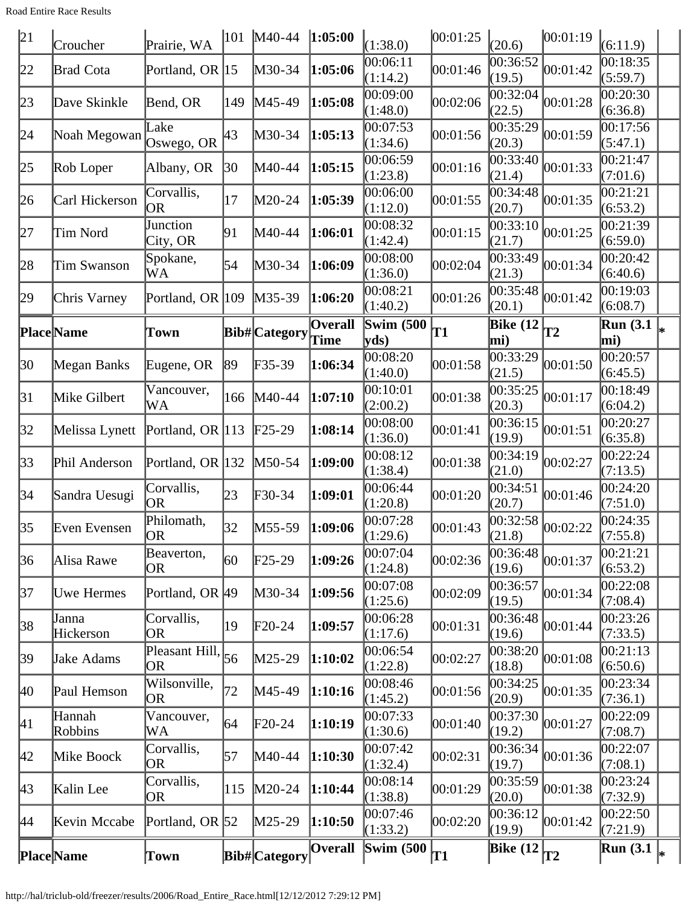| 21 | Croucher | Prairie, WA | 101 | M40-44 | **1:05:00** | (1:38.0) | 00:01:25 | (20.6) | 00:01:19 | (6:11.9) | |
|---|---|---|---|---|---|---|---|---|---|---|---|
| 22 | Brad Cota | Portland, OR | 15 | M30-34 | **1:05:06** | 00:06:11 (1:14.2) | 00:01:46 | 00:36:52 (19.5) | 00:01:42 | 00:18:35 (5:59.7) | |
| 23 | Dave Skinkle | Bend, OR | 149 | M45-49 | **1:05:08** | 00:09:00 (1:48.0) | 00:02:06 | 00:32:04 (22.5) | 00:01:28 | 00:20:30 (6:36.8) | |
| 24 | Noah Megowan | Lake Oswego, OR | 43 | M30-34 | **1:05:13** | 00:07:53 (1:34.6) | 00:01:56 | 00:35:29 (20.3) | 00:01:59 | 00:17:56 (5:47.1) | |
| 25 | Rob Loper | Albany, OR | 30 | M40-44 | **1:05:15** | 00:06:59 (1:23.8) | 00:01:16 | 00:33:40 (21.4) | 00:01:33 | 00:21:47 (7:01.6) | |
| 26 | Carl Hickerson | Corvallis, OR | 17 | M20-24 | **1:05:39** | 00:06:00 (1:12.0) | 00:01:55 | 00:34:48 (20.7) | 00:01:35 | 00:21:21 (6:53.2) | |
| 27 | Tim Nord | Junction City, OR | 91 | M40-44 | **1:06:01** | 00:08:32 (1:42.4) | 00:01:15 | 00:33:10 (21.7) | 00:01:25 | 00:21:39 (6:59.0) | |
| 28 | Tim Swanson | Spokane, WA | 54 | M30-34 | **1:06:09** | 00:08:00 (1:36.0) | 00:02:04 | 00:33:49 (21.3) | 00:01:34 | 00:20:42 (6:40.6) | |
| 29 | Chris Varney | Portland, OR | 109 | M35-39 | **1:06:20** | 00:08:21 (1:40.2) | 00:01:26 | 00:35:48 (20.1) | 00:01:42 | 00:19:03 (6:08.7) | |
| **Place** | **Name** | **Town** | **Bib#** | **Category** | **Overall Time** | **Swim (500 yds)** | **T1** | **Bike (12 mi)** | **T2** | **Run (3.1 mi)** | * |
| 30 | Megan Banks | Eugene, OR | 89 | F35-39 | **1:06:34** | 00:08:20 (1:40.0) | 00:01:58 | 00:33:29 (21.5) | 00:01:50 | 00:20:57 (6:45.5) | |
| 31 | Mike Gilbert | Vancouver, WA | 166 | M40-44 | **1:07:10** | 00:10:01 (2:00.2) | 00:01:38 | 00:35:25 (20.3) | 00:01:17 | 00:18:49 (6:04.2) | |
| 32 | Melissa Lynett | Portland, OR | 113 | F25-29 | **1:08:14** | 00:08:00 (1:36.0) | 00:01:41 | 00:36:15 (19.9) | 00:01:51 | 00:20:27 (6:35.8) | |
| 33 | Phil Anderson | Portland, OR | 132 | M50-54 | **1:09:00** | 00:08:12 (1:38.4) | 00:01:38 | 00:34:19 (21.0) | 00:02:27 | 00:22:24 (7:13.5) | |
| 34 | Sandra Uesugi | Corvallis, OR | 23 | F30-34 | **1:09:01** | 00:06:44 (1:20.8) | 00:01:20 | 00:34:51 (20.7) | 00:01:46 | 00:24:20 (7:51.0) | |
| 35 | Even Evensen | Philomath, OR | 32 | M55-59 | **1:09:06** | 00:07:28 (1:29.6) | 00:01:43 | 00:32:58 (21.8) | 00:02:22 | 00:24:35 (7:55.8) | |
| 36 | Alisa Rawe | Beaverton, OR | 60 | F25-29 | **1:09:26** | 00:07:04 (1:24.8) | 00:02:36 | 00:36:48 (19.6) | 00:01:37 | 00:21:21 (6:53.2) | |
| 37 | Uwe Hermes | Portland, OR | 49 | M30-34 | **1:09:56** | 00:07:08 (1:25.6) | 00:02:09 | 00:36:57 (19.5) | 00:01:34 | 00:22:08 (7:08.4) | |
| 38 | Janna Hickerson | Corvallis, OR | 19 | F20-24 | **1:09:57** | 00:06:28 (1:17.6) | 00:01:31 | 00:36:48 (19.6) | 00:01:44 | 00:23:26 (7:33.5) | |
| 39 | Jake Adams | Pleasant Hill, OR | 56 | M25-29 | **1:10:02** | 00:06:54 (1:22.8) | 00:02:27 | 00:38:20 (18.8) | 00:01:08 | 00:21:13 (6:50.6) | |
| 40 | Paul Hemson | Wilsonville, OR | 72 | M45-49 | **1:10:16** | 00:08:46 (1:45.2) | 00:01:56 | 00:34:25 (20.9) | 00:01:35 | 00:23:34 (7:36.1) | |
| 41 | Hannah Robbins | Vancouver, WA | 64 | F20-24 | **1:10:19** | 00:07:33 (1:30.6) | 00:01:40 | 00:37:30 (19.2) | 00:01:27 | 00:22:09 (7:08.7) | |
| 42 | Mike Boock | Corvallis, OR | 57 | M40-44 | **1:10:30** | 00:07:42 (1:32.4) | 00:02:31 | 00:36:34 (19.7) | 00:01:36 | 00:22:07 (7:08.1) | |
| 43 | Kalin Lee | Corvallis, OR | 115 | M20-24 | **1:10:44** | 00:08:14 (1:38.8) | 00:01:29 | 00:35:59 (20.0) | 00:01:38 | 00:23:24 (7:32.9) | |
| 44 | Kevin Mccabe | Portland, OR | 52 | M25-29 | **1:10:50** | 00:07:46 (1:33.2) | 00:02:20 | 00:36:12 (19.9) | 00:01:42 | 00:22:50 (7:21.9) | |
| **Place** | **Name** | **Town** | **Bib#** | **Category** | **Overall** | **Swim (500** | **T1** | **Bike (12** | **T2** | **Run (3.1** | * |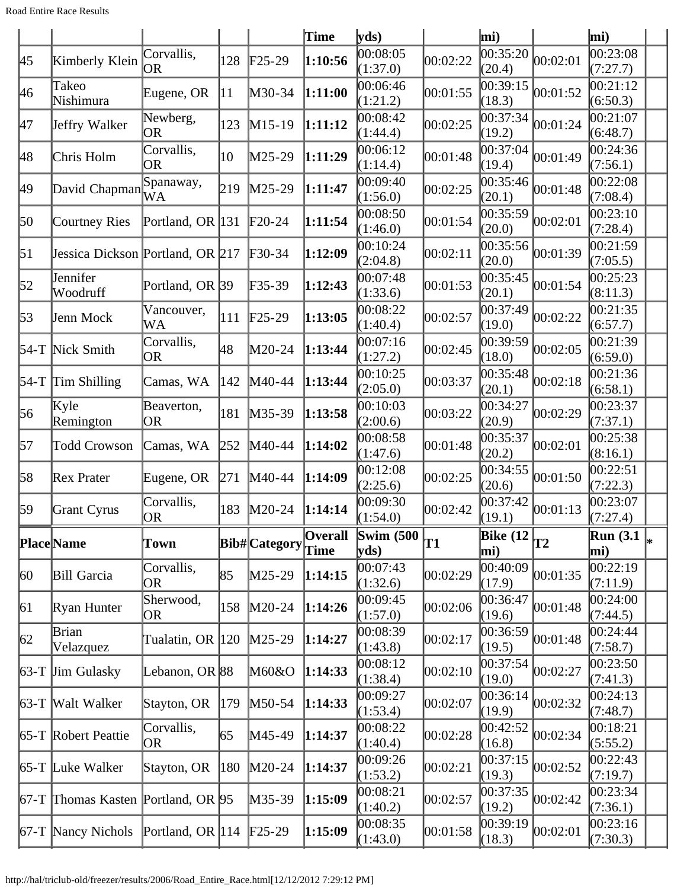| Place | Name | Town | Bib# | Category | Overall Time | Swim (500 yds) | T1 | Bike (12 mi) | T2 | Run (3.1 mi) | * |
|---|---|---|---|---|---|---|---|---|---|---|---|
| 45 | Kimberly Klein | Corvallis, OR | 128 | F25-29 | **1:10:56** | 00:08:05 (1:37.0) | 00:02:22 | 00:35:20 (20.4) | 00:02:01 | 00:23:08 (7:27.7) | |
| 46 | Takeo Nishimura | Eugene, OR | 11 | M30-34 | **1:11:00** | 00:06:46 (1:21.2) | 00:01:55 | 00:39:15 (18.3) | 00:01:52 | 00:21:12 (6:50.3) | |
| 47 | Jeffry Walker | Newberg, OR | 123 | M15-19 | **1:11:12** | 00:08:42 (1:44.4) | 00:02:25 | 00:37:34 (19.2) | 00:01:24 | 00:21:07 (6:48.7) | |
| 48 | Chris Holm | Corvallis, OR | 10 | M25-29 | **1:11:29** | 00:06:12 (1:14.4) | 00:01:48 | 00:37:04 (19.4) | 00:01:49 | 00:24:36 (7:56.1) | |
| 49 | David Chapman | Spanaway, WA | 219 | M25-29 | **1:11:47** | 00:09:40 (1:56.0) | 00:02:25 | 00:35:46 (20.1) | 00:01:48 | 00:22:08 (7:08.4) | |
| 50 | Courtney Ries | Portland, OR | 131 | F20-24 | **1:11:54** | 00:08:50 (1:46.0) | 00:01:54 | 00:35:59 (20.0) | 00:02:01 | 00:23:10 (7:28.4) | |
| 51 | Jessica Dickson | Portland, OR | 217 | F30-34 | **1:12:09** | 00:10:24 (2:04.8) | 00:02:11 | 00:35:56 (20.0) | 00:01:39 | 00:21:59 (7:05.5) | |
| 52 | Jennifer Woodruff | Portland, OR | 39 | F35-39 | **1:12:43** | 00:07:48 (1:33.6) | 00:01:53 | 00:35:45 (20.1) | 00:01:54 | 00:25:23 (8:11.3) | |
| 53 | Jenn Mock | Vancouver, WA | 111 | F25-29 | **1:13:05** | 00:08:22 (1:40.4) | 00:02:57 | 00:37:49 (19.0) | 00:02:22 | 00:21:35 (6:57.7) | |
| 54-T | Nick Smith | Corvallis, OR | 48 | M20-24 | **1:13:44** | 00:07:16 (1:27.2) | 00:02:45 | 00:39:59 (18.0) | 00:02:05 | 00:21:39 (6:59.0) | |
| 54-T | Tim Shilling | Camas, WA | 142 | M40-44 | **1:13:44** | 00:10:25 (2:05.0) | 00:03:37 | 00:35:48 (20.1) | 00:02:18 | 00:21:36 (6:58.1) | |
| 56 | Kyle Remington | Beaverton, OR | 181 | M35-39 | **1:13:58** | 00:10:03 (2:00.6) | 00:03:22 | 00:34:27 (20.9) | 00:02:29 | 00:23:37 (7:37.1) | |
| 57 | Todd Crowson | Camas, WA | 252 | M40-44 | **1:14:02** | 00:08:58 (1:47.6) | 00:01:48 | 00:35:37 (20.2) | 00:02:01 | 00:25:38 (8:16.1) | |
| 58 | Rex Prater | Eugene, OR | 271 | M40-44 | **1:14:09** | 00:12:08 (2:25.6) | 00:02:25 | 00:34:55 (20.6) | 00:01:50 | 00:22:51 (7:22.3) | |
| 59 | Grant Cyrus | Corvallis, OR | 183 | M20-24 | **1:14:14** | 00:09:30 (1:54.0) | 00:02:42 | 00:37:42 (19.1) | 00:01:13 | 00:23:07 (7:27.4) | |
| **Place** | **Name** | **Town** | **Bib#** | **Category** | **Overall Time** | **Swim (500 yds)** | **T1** | **Bike (12 mi)** | **T2** | **Run (3.1 mi)** | * |
| 60 | Bill Garcia | Corvallis, OR | 85 | M25-29 | **1:14:15** | 00:07:43 (1:32.6) | 00:02:29 | 00:40:09 (17.9) | 00:01:35 | 00:22:19 (7:11.9) | |
| 61 | Ryan Hunter | Sherwood, OR | 158 | M20-24 | **1:14:26** | 00:09:45 (1:57.0) | 00:02:06 | 00:36:47 (19.6) | 00:01:48 | 00:24:00 (7:44.5) | |
| 62 | Brian Velazquez | Tualatin, OR | 120 | M25-29 | **1:14:27** | 00:08:39 (1:43.8) | 00:02:17 | 00:36:59 (19.5) | 00:01:48 | 00:24:44 (7:58.7) | |
| 63-T | Jim Gulasky | Lebanon, OR | 88 | M60&O | **1:14:33** | 00:08:12 (1:38.4) | 00:02:10 | 00:37:54 (19.0) | 00:02:27 | 00:23:50 (7:41.3) | |
| 63-T | Walt Walker | Stayton, OR | 179 | M50-54 | **1:14:33** | 00:09:27 (1:53.4) | 00:02:07 | 00:36:14 (19.9) | 00:02:32 | 00:24:13 (7:48.7) | |
| 65-T | Robert Peattie | Corvallis, OR | 65 | M45-49 | **1:14:37** | 00:08:22 (1:40.4) | 00:02:28 | 00:42:52 (16.8) | 00:02:34 | 00:18:21 (5:55.2) | |
| 65-T | Luke Walker | Stayton, OR | 180 | M20-24 | **1:14:37** | 00:09:26 (1:53.2) | 00:02:21 | 00:37:15 (19.3) | 00:02:52 | 00:22:43 (7:19.7) | |
| 67-T | Thomas Kasten | Portland, OR | 95 | M35-39 | **1:15:09** | 00:08:21 (1:40.2) | 00:02:57 | 00:37:35 (19.2) | 00:02:42 | 00:23:34 (7:36.1) | |
| 67-T | Nancy Nichols | Portland, OR | 114 | F25-29 | **1:15:09** | 00:08:35 (1:43.0) | 00:01:58 | 00:39:19 (18.3) | 00:02:01 | 00:23:16 (7:30.3) | |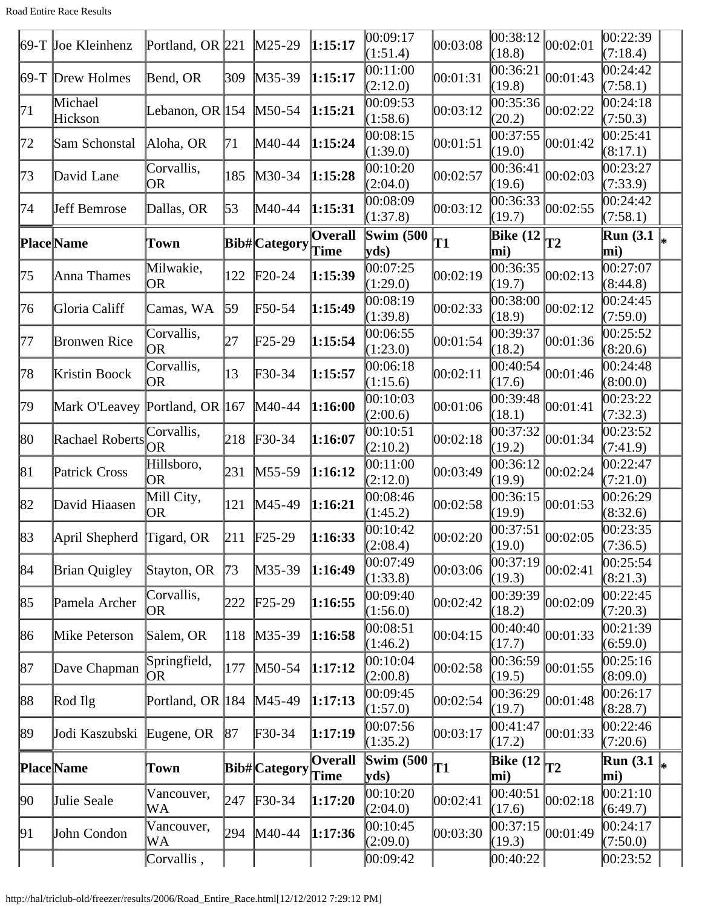| Place | Name | Town | Bib# | Category | Overall Time | Swim (500 yds) | T1 | Bike (12 mi) | T2 | Run (3.1 mi) | * |
|---|---|---|---|---|---|---|---|---|---|---|---|
| 69-T | Joe Kleinhenz | Portland, OR | 221 | M25-29 | **1:15:17** | 00:09:17 (1:51.4) | 00:03:08 | 00:38:12 (18.8) | 00:02:01 | 00:22:39 (7:18.4) | |
| 69-T | Drew Holmes | Bend, OR | 309 | M35-39 | **1:15:17** | 00:11:00 (2:12.0) | 00:01:31 | 00:36:21 (19.8) | 00:01:43 | 00:24:42 (7:58.1) | |
| 71 | Michael Hickson | Lebanon, OR | 154 | M50-54 | **1:15:21** | 00:09:53 (1:58.6) | 00:03:12 | 00:35:36 (20.2) | 00:02:22 | 00:24:18 (7:50.3) | |
| 72 | Sam Schonstal | Aloha, OR | 71 | M40-44 | **1:15:24** | 00:08:15 (1:39.0) | 00:01:51 | 00:37:55 (19.0) | 00:01:42 | 00:25:41 (8:17.1) | |
| 73 | David Lane | Corvallis, OR | 185 | M30-34 | **1:15:28** | 00:10:20 (2:04.0) | 00:02:57 | 00:36:41 (19.6) | 00:02:03 | 00:23:27 (7:33.9) | |
| 74 | Jeff Bemrose | Dallas, OR | 53 | M40-44 | **1:15:31** | 00:08:09 (1:37.8) | 00:03:12 | 00:36:33 (19.7) | 00:02:55 | 00:24:42 (7:58.1) | |
| **Place** | **Name** | **Town** | **Bib#** | **Category** | **Overall Time** | **Swim (500 yds)** | **T1** | **Bike (12 mi)** | **T2** | **Run (3.1 mi)** | * |
| 75 | Anna Thames | Milwakie, OR | 122 | F20-24 | **1:15:39** | 00:07:25 (1:29.0) | 00:02:19 | 00:36:35 (19.7) | 00:02:13 | 00:27:07 (8:44.8) | |
| 76 | Gloria Califf | Camas, WA | 59 | F50-54 | **1:15:49** | 00:08:19 (1:39.8) | 00:02:33 | 00:38:00 (18.9) | 00:02:12 | 00:24:45 (7:59.0) | |
| 77 | Bronwen Rice | Corvallis, OR | 27 | F25-29 | **1:15:54** | 00:06:55 (1:23.0) | 00:01:54 | 00:39:37 (18.2) | 00:01:36 | 00:25:52 (8:20.6) | |
| 78 | Kristin Boock | Corvallis, OR | 13 | F30-34 | **1:15:57** | 00:06:18 (1:15.6) | 00:02:11 | 00:40:54 (17.6) | 00:01:46 | 00:24:48 (8:00.0) | |
| 79 | Mark O'Leavey | Portland, OR | 167 | M40-44 | **1:16:00** | 00:10:03 (2:00.6) | 00:01:06 | 00:39:48 (18.1) | 00:01:41 | 00:23:22 (7:32.3) | |
| 80 | Rachael Roberts | Corvallis, OR | 218 | F30-34 | **1:16:07** | 00:10:51 (2:10.2) | 00:02:18 | 00:37:32 (19.2) | 00:01:34 | 00:23:52 (7:41.9) | |
| 81 | Patrick Cross | Hillsboro, OR | 231 | M55-59 | **1:16:12** | 00:11:00 (2:12.0) | 00:03:49 | 00:36:12 (19.9) | 00:02:24 | 00:22:47 (7:21.0) | |
| 82 | David Hiaasen | Mill City, OR | 121 | M45-49 | **1:16:21** | 00:08:46 (1:45.2) | 00:02:58 | 00:36:15 (19.9) | 00:01:53 | 00:26:29 (8:32.6) | |
| 83 | April Shepherd | Tigard, OR | 211 | F25-29 | **1:16:33** | 00:10:42 (2:08.4) | 00:02:20 | 00:37:51 (19.0) | 00:02:05 | 00:23:35 (7:36.5) | |
| 84 | Brian Quigley | Stayton, OR | 73 | M35-39 | **1:16:49** | 00:07:49 (1:33.8) | 00:03:06 | 00:37:19 (19.3) | 00:02:41 | 00:25:54 (8:21.3) | |
| 85 | Pamela Archer | Corvallis, OR | 222 | F25-29 | **1:16:55** | 00:09:40 (1:56.0) | 00:02:42 | 00:39:39 (18.2) | 00:02:09 | 00:22:45 (7:20.3) | |
| 86 | Mike Peterson | Salem, OR | 118 | M35-39 | **1:16:58** | 00:08:51 (1:46.2) | 00:04:15 | 00:40:40 (17.7) | 00:01:33 | 00:21:39 (6:59.0) | |
| 87 | Dave Chapman | Springfield, OR | 177 | M50-54 | **1:17:12** | 00:10:04 (2:00.8) | 00:02:58 | 00:36:59 (19.5) | 00:01:55 | 00:25:16 (8:09.0) | |
| 88 | Rod Ilg | Portland, OR | 184 | M45-49 | **1:17:13** | 00:09:45 (1:57.0) | 00:02:54 | 00:36:29 (19.7) | 00:01:48 | 00:26:17 (8:28.7) | |
| 89 | Jodi Kaszubski | Eugene, OR | 87 | F30-34 | **1:17:19** | 00:07:56 (1:35.2) | 00:03:17 | 00:41:47 (17.2) | 00:01:33 | 00:22:46 (7:20.6) | |
| **Place** | **Name** | **Town** | **Bib#** | **Category** | **Overall Time** | **Swim (500 yds)** | **T1** | **Bike (12 mi)** | **T2** | **Run (3.1 mi)** | * |
| 90 | Julie Seale | Vancouver, WA | 247 | F30-34 | **1:17:20** | 00:10:20 (2:04.0) | 00:02:41 | 00:40:51 (17.6) | 00:02:18 | 00:21:10 (6:49.7) | |
| 91 | John Condon | Vancouver, WA | 294 | M40-44 | **1:17:36** | 00:10:45 (2:09.0) | 00:03:30 | 00:37:15 (19.3) | 00:01:49 | 00:24:17 (7:50.0) | |
| | | Corvallis , | | | | 00:09:42 | | 00:40:22 | | 00:23:52 | |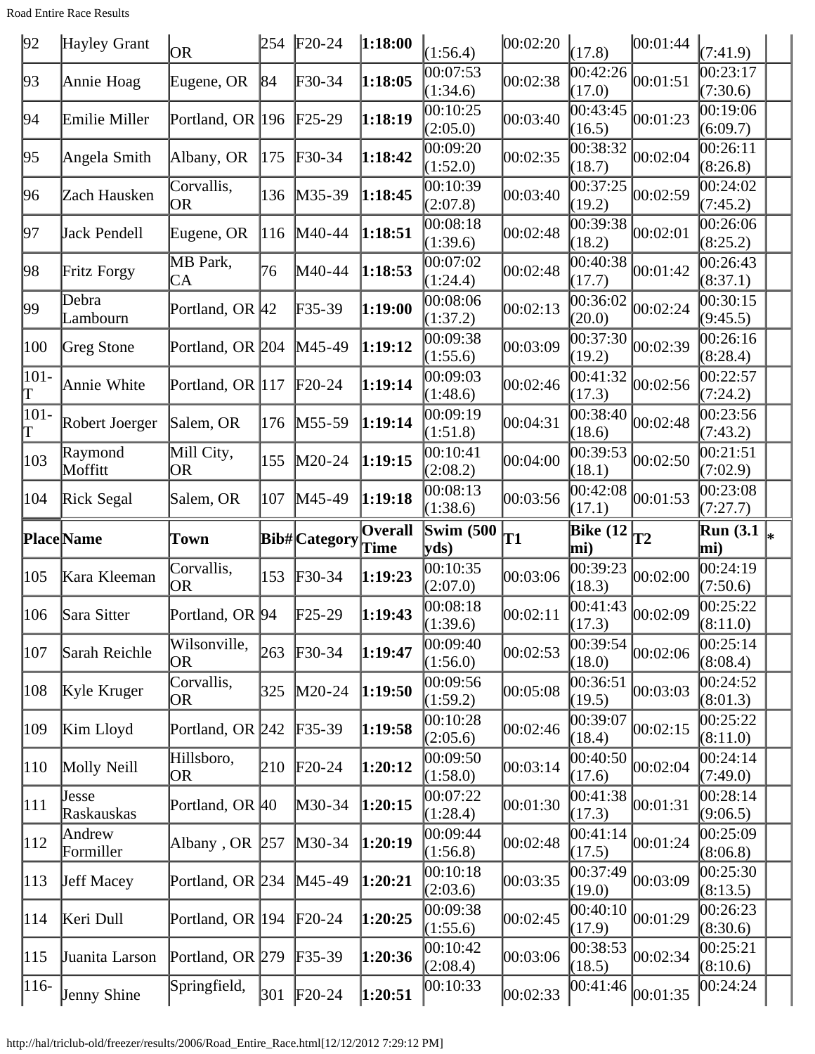| 92 | Hayley Grant | OR | 254 | F20-24 | **1:18:00** | (1:56.4) | 00:02:20 | (17.8) | 00:01:44 | (7:41.9) | |
|---|---|---|---|---|---|---|---|---|---|---|---|
| 93 | Annie Hoag | Eugene, OR | 84 | F30-34 | **1:18:05** | 00:07:53 (1:34.6) | 00:02:38 | 00:42:26 (17.0) | 00:01:51 | 00:23:17 (7:30.6) | |
| 94 | Emilie Miller | Portland, OR | 196 | F25-29 | **1:18:19** | 00:10:25 (2:05.0) | 00:03:40 | 00:43:45 (16.5) | 00:01:23 | 00:19:06 (6:09.7) | |
| 95 | Angela Smith | Albany, OR | 175 | F30-34 | **1:18:42** | 00:09:20 (1:52.0) | 00:02:35 | 00:38:32 (18.7) | 00:02:04 | 00:26:11 (8:26.8) | |
| 96 | Zach Hausken | Corvallis, OR | 136 | M35-39 | **1:18:45** | 00:10:39 (2:07.8) | 00:03:40 | 00:37:25 (19.2) | 00:02:59 | 00:24:02 (7:45.2) | |
| 97 | Jack Pendell | Eugene, OR | 116 | M40-44 | **1:18:51** | 00:08:18 (1:39.6) | 00:02:48 | 00:39:38 (18.2) | 00:02:01 | 00:26:06 (8:25.2) | |
| 98 | Fritz Forgy | MB Park, CA | 76 | M40-44 | **1:18:53** | 00:07:02 (1:24.4) | 00:02:48 | 00:40:38 (17.7) | 00:01:42 | 00:26:43 (8:37.1) | |
| 99 | Debra Lambourn | Portland, OR | 42 | F35-39 | **1:19:00** | 00:08:06 (1:37.2) | 00:02:13 | 00:36:02 (20.0) | 00:02:24 | 00:30:15 (9:45.5) | |
| 100 | Greg Stone | Portland, OR | 204 | M45-49 | **1:19:12** | 00:09:38 (1:55.6) | 00:03:09 | 00:37:30 (19.2) | 00:02:39 | 00:26:16 (8:28.4) | |
| 101-T | Annie White | Portland, OR | 117 | F20-24 | **1:19:14** | 00:09:03 (1:48.6) | 00:02:46 | 00:41:32 (17.3) | 00:02:56 | 00:22:57 (7:24.2) | |
| 101-T | Robert Joerger | Salem, OR | 176 | M55-59 | **1:19:14** | 00:09:19 (1:51.8) | 00:04:31 | 00:38:40 (18.6) | 00:02:48 | 00:23:56 (7:43.2) | |
| 103 | Raymond Moffitt | Mill City, OR | 155 | M20-24 | **1:19:15** | 00:10:41 (2:08.2) | 00:04:00 | 00:39:53 (18.1) | 00:02:50 | 00:21:51 (7:02.9) | |
| 104 | Rick Segal | Salem, OR | 107 | M45-49 | **1:19:18** | 00:08:13 (1:38.6) | 00:03:56 | 00:42:08 (17.1) | 00:01:53 | 00:23:08 (7:27.7) | |
| **Place** | **Name** | **Town** | **Bib#** | **Category** | **Overall Time** | **Swim (500 yds)** | **T1** | **Bike (12 mi)** | **T2** | **Run (3.1 mi)** | ***** |
| 105 | Kara Kleeman | Corvallis, OR | 153 | F30-34 | **1:19:23** | 00:10:35 (2:07.0) | 00:03:06 | 00:39:23 (18.3) | 00:02:00 | 00:24:19 (7:50.6) | |
| 106 | Sara Sitter | Portland, OR | 94 | F25-29 | **1:19:43** | 00:08:18 (1:39.6) | 00:02:11 | 00:41:43 (17.3) | 00:02:09 | 00:25:22 (8:11.0) | |
| 107 | Sarah Reichle | Wilsonville, OR | 263 | F30-34 | **1:19:47** | 00:09:40 (1:56.0) | 00:02:53 | 00:39:54 (18.0) | 00:02:06 | 00:25:14 (8:08.4) | |
| 108 | Kyle Kruger | Corvallis, OR | 325 | M20-24 | **1:19:50** | 00:09:56 (1:59.2) | 00:05:08 | 00:36:51 (19.5) | 00:03:03 | 00:24:52 (8:01.3) | |
| 109 | Kim Lloyd | Portland, OR | 242 | F35-39 | **1:19:58** | 00:10:28 (2:05.6) | 00:02:46 | 00:39:07 (18.4) | 00:02:15 | 00:25:22 (8:11.0) | |
| 110 | Molly Neill | Hillsboro, OR | 210 | F20-24 | **1:20:12** | 00:09:50 (1:58.0) | 00:03:14 | 00:40:50 (17.6) | 00:02:04 | 00:24:14 (7:49.0) | |
| 111 | Jesse Raskauskas | Portland, OR | 40 | M30-34 | **1:20:15** | 00:07:22 (1:28.4) | 00:01:30 | 00:41:38 (17.3) | 00:01:31 | 00:28:14 (9:06.5) | |
| 112 | Andrew Formiller | Albany , OR | 257 | M30-34 | **1:20:19** | 00:09:44 (1:56.8) | 00:02:48 | 00:41:14 (17.5) | 00:01:24 | 00:25:09 (8:06.8) | |
| 113 | Jeff Macey | Portland, OR | 234 | M45-49 | **1:20:21** | 00:10:18 (2:03.6) | 00:03:35 | 00:37:49 (19.0) | 00:03:09 | 00:25:30 (8:13.5) | |
| 114 | Keri Dull | Portland, OR | 194 | F20-24 | **1:20:25** | 00:09:38 (1:55.6) | 00:02:45 | 00:40:10 (17.9) | 00:01:29 | 00:26:23 (8:30.6) | |
| 115 | Juanita Larson | Portland, OR | 279 | F35-39 | **1:20:36** | 00:10:42 (2:08.4) | 00:03:06 | 00:38:53 (18.5) | 00:02:34 | 00:25:21 (8:10.6) | |
| 116- | Jenny Shine | Springfield, | 301 | F20-24 | **1:20:51** | 00:10:33 | 00:02:33 | 00:41:46 | 00:01:35 | 00:24:24 | |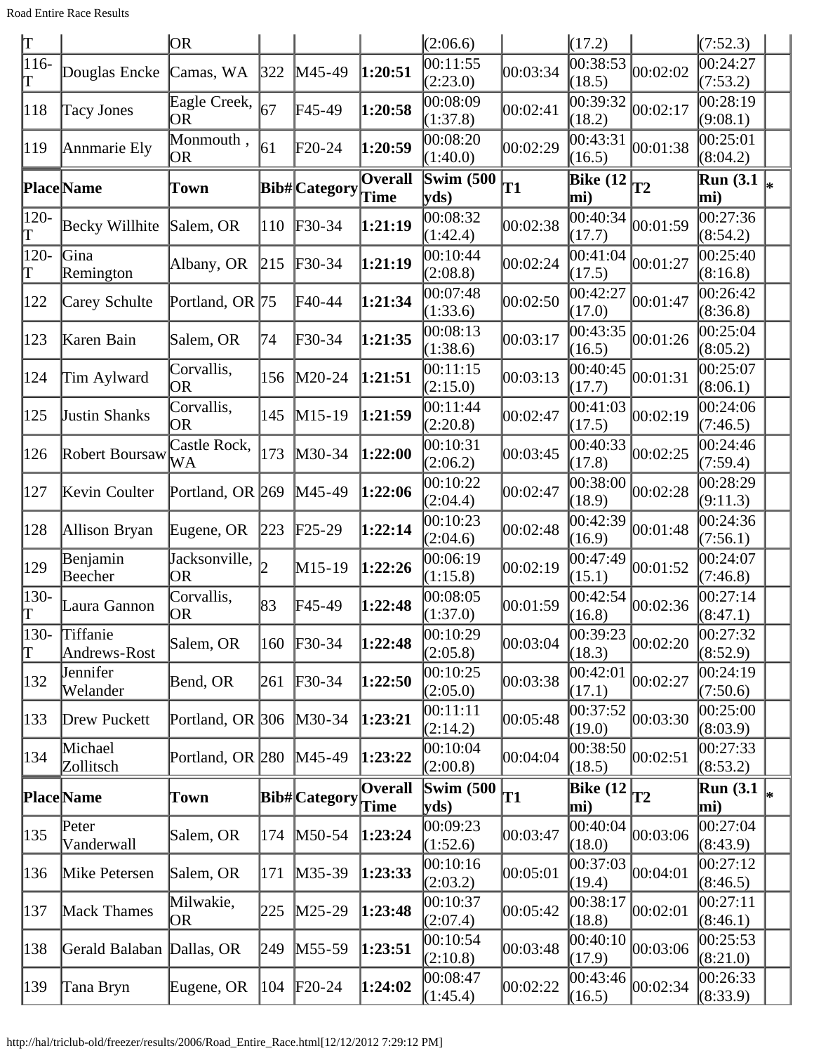| T | | OR | | | | (2:06.6) | | (17.2) | | (7:52.3) | |
|---|---|---|---|---|---|---|---|---|---|---|---|
| 116-T | Douglas Encke | Camas, WA | 322 | M45-49 | **1:20:51** | 00:11:55 (2:23.0) | 00:03:34 | 00:38:53 (18.5) | 00:02:02 | 00:24:27 (7:53.2) | |
| 118 | Tacy Jones | Eagle Creek, OR | 67 | F45-49 | **1:20:58** | 00:08:09 (1:37.8) | 00:02:41 | 00:39:32 (18.2) | 00:02:17 | 00:28:19 (9:08.1) | |
| 119 | Annmarie Ely | Monmouth , OR | 61 | F20-24 | **1:20:59** | 00:08:20 (1:40.0) | 00:02:29 | 00:43:31 (16.5) | 00:01:38 | 00:25:01 (8:04.2) | |
| **Place** | **Name** | **Town** | **Bib#** | **Category** | **Overall Time** | **Swim (500 yds)** | **T1** | **Bike (12 mi)** | **T2** | **Run (3.1 mi)** | ***** |
| 120-T | Becky Willhite | Salem, OR | 110 | F30-34 | **1:21:19** | 00:08:32 (1:42.4) | 00:02:38 | 00:40:34 (17.7) | 00:01:59 | 00:27:36 (8:54.2) | |
| 120-T | Gina Remington | Albany, OR | 215 | F30-34 | **1:21:19** | 00:10:44 (2:08.8) | 00:02:24 | 00:41:04 (17.5) | 00:01:27 | 00:25:40 (8:16.8) | |
| 122 | Carey Schulte | Portland, OR | 75 | F40-44 | **1:21:34** | 00:07:48 (1:33.6) | 00:02:50 | 00:42:27 (17.0) | 00:01:47 | 00:26:42 (8:36.8) | |
| 123 | Karen Bain | Salem, OR | 74 | F30-34 | **1:21:35** | 00:08:13 (1:38.6) | 00:03:17 | 00:43:35 (16.5) | 00:01:26 | 00:25:04 (8:05.2) | |
| 124 | Tim Aylward | Corvallis, OR | 156 | M20-24 | **1:21:51** | 00:11:15 (2:15.0) | 00:03:13 | 00:40:45 (17.7) | 00:01:31 | 00:25:07 (8:06.1) | |
| 125 | Justin Shanks | Corvallis, OR | 145 | M15-19 | **1:21:59** | 00:11:44 (2:20.8) | 00:02:47 | 00:41:03 (17.5) | 00:02:19 | 00:24:06 (7:46.5) | |
| 126 | Robert Boursaw | Castle Rock, WA | 173 | M30-34 | **1:22:00** | 00:10:31 (2:06.2) | 00:03:45 | 00:40:33 (17.8) | 00:02:25 | 00:24:46 (7:59.4) | |
| 127 | Kevin Coulter | Portland, OR | 269 | M45-49 | **1:22:06** | 00:10:22 (2:04.4) | 00:02:47 | 00:38:00 (18.9) | 00:02:28 | 00:28:29 (9:11.3) | |
| 128 | Allison Bryan | Eugene, OR | 223 | F25-29 | **1:22:14** | 00:10:23 (2:04.6) | 00:02:48 | 00:42:39 (16.9) | 00:01:48 | 00:24:36 (7:56.1) | |
| 129 | Benjamin Beecher | Jacksonville, OR | 2 | M15-19 | **1:22:26** | 00:06:19 (1:15.8) | 00:02:19 | 00:47:49 (15.1) | 00:01:52 | 00:24:07 (7:46.8) | |
| 130-T | Laura Gannon | Corvallis, OR | 83 | F45-49 | **1:22:48** | 00:08:05 (1:37.0) | 00:01:59 | 00:42:54 (16.8) | 00:02:36 | 00:27:14 (8:47.1) | |
| 130-T | Tiffanie Andrews-Rost | Salem, OR | 160 | F30-34 | **1:22:48** | 00:10:29 (2:05.8) | 00:03:04 | 00:39:23 (18.3) | 00:02:20 | 00:27:32 (8:52.9) | |
| 132 | Jennifer Welander | Bend, OR | 261 | F30-34 | **1:22:50** | 00:10:25 (2:05.0) | 00:03:38 | 00:42:01 (17.1) | 00:02:27 | 00:24:19 (7:50.6) | |
| 133 | Drew Puckett | Portland, OR | 306 | M30-34 | **1:23:21** | 00:11:11 (2:14.2) | 00:05:48 | 00:37:52 (19.0) | 00:03:30 | 00:25:00 (8:03.9) | |
| 134 | Michael Zollitsch | Portland, OR | 280 | M45-49 | **1:23:22** | 00:10:04 (2:00.8) | 00:04:04 | 00:38:50 (18.5) | 00:02:51 | 00:27:33 (8:53.2) | |
| **Place** | **Name** | **Town** | **Bib#** | **Category** | **Overall Time** | **Swim (500 yds)** | **T1** | **Bike (12 mi)** | **T2** | **Run (3.1 mi)** | ***** |
| 135 | Peter Vanderwall | Salem, OR | 174 | M50-54 | **1:23:24** | 00:09:23 (1:52.6) | 00:03:47 | 00:40:04 (18.0) | 00:03:06 | 00:27:04 (8:43.9) | |
| 136 | Mike Petersen | Salem, OR | 171 | M35-39 | **1:23:33** | 00:10:16 (2:03.2) | 00:05:01 | 00:37:03 (19.4) | 00:04:01 | 00:27:12 (8:46.5) | |
| 137 | Mack Thames | Milwakie, OR | 225 | M25-29 | **1:23:48** | 00:10:37 (2:07.4) | 00:05:42 | 00:38:17 (18.8) | 00:02:01 | 00:27:11 (8:46.1) | |
| 138 | Gerald Balaban | Dallas, OR | 249 | M55-59 | **1:23:51** | 00:10:54 (2:10.8) | 00:03:48 | 00:40:10 (17.9) | 00:03:06 | 00:25:53 (8:21.0) | |
| 139 | Tana Bryn | Eugene, OR | 104 | F20-24 | **1:24:02** | 00:08:47 (1:45.4) | 00:02:22 | 00:43:46 (16.5) | 00:02:34 | 00:26:33 (8:33.9) | |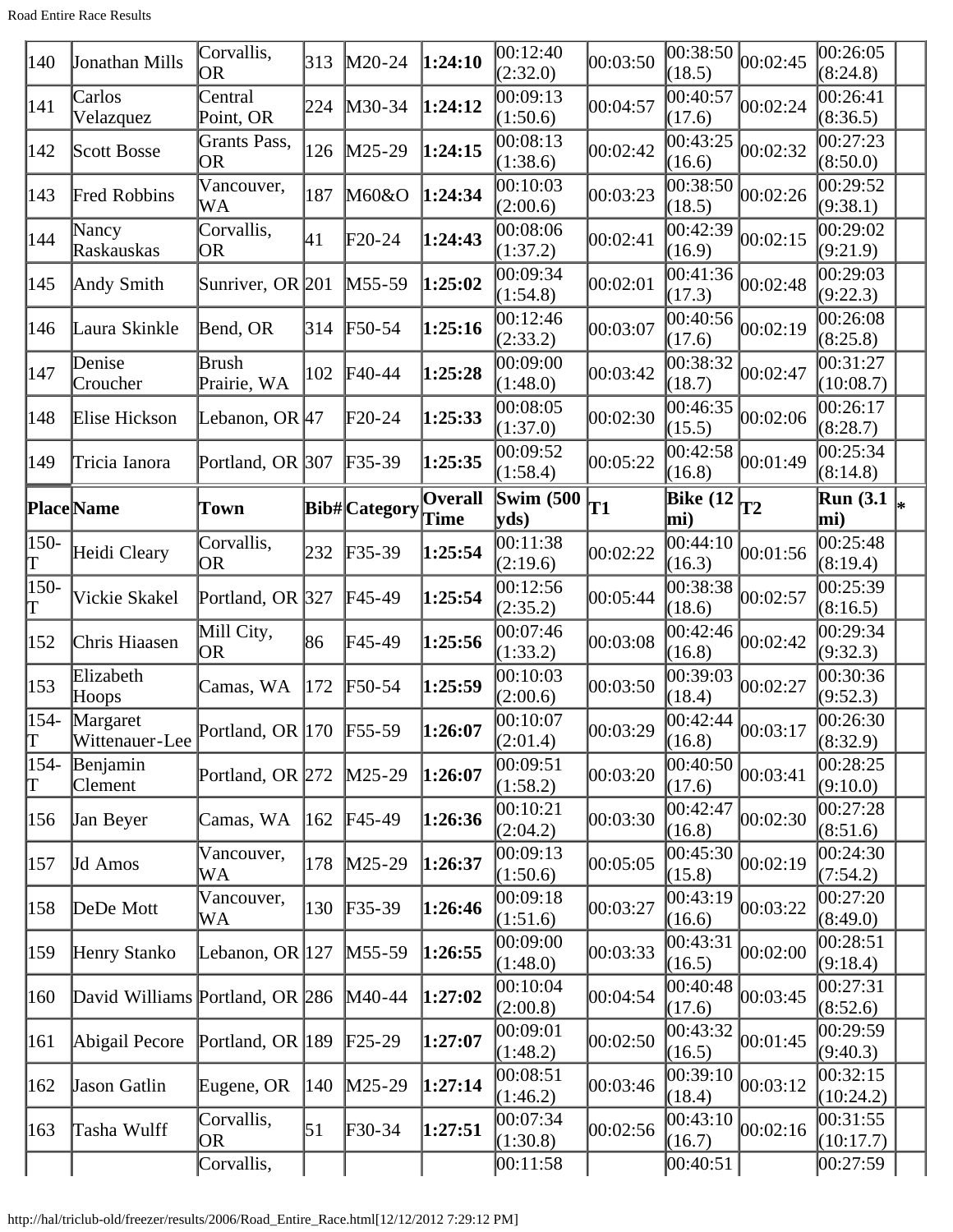| 140 | Jonathan Mills | Corvallis, OR | 313 | M20-24 | **1:24:10** | 00:12:40 (2:32.0) | 00:03:50 | 00:38:50 (18.5) | 00:02:45 | 00:26:05 (8:24.8) | |
|---|---|---|---|---|---|---|---|---|---|---|---|
| 141 | Carlos Velazquez | Central Point, OR | 224 | M30-34 | **1:24:12** | 00:09:13 (1:50.6) | 00:04:57 | 00:40:57 (17.6) | 00:02:24 | 00:26:41 (8:36.5) | |
| 142 | Scott Bosse | Grants Pass, OR | 126 | M25-29 | **1:24:15** | 00:08:13 (1:38.6) | 00:02:42 | 00:43:25 (16.6) | 00:02:32 | 00:27:23 (8:50.0) | |
| 143 | Fred Robbins | Vancouver, WA | 187 | M60&O | **1:24:34** | 00:10:03 (2:00.6) | 00:03:23 | 00:38:50 (18.5) | 00:02:26 | 00:29:52 (9:38.1) | |
| 144 | Nancy Raskauskas | Corvallis, OR | 41 | F20-24 | **1:24:43** | 00:08:06 (1:37.2) | 00:02:41 | 00:42:39 (16.9) | 00:02:15 | 00:29:02 (9:21.9) | |
| 145 | Andy Smith | Sunriver, OR | 201 | M55-59 | **1:25:02** | 00:09:34 (1:54.8) | 00:02:01 | 00:41:36 (17.3) | 00:02:48 | 00:29:03 (9:22.3) | |
| 146 | Laura Skinkle | Bend, OR | 314 | F50-54 | **1:25:16** | 00:12:46 (2:33.2) | 00:03:07 | 00:40:56 (17.6) | 00:02:19 | 00:26:08 (8:25.8) | |
| 147 | Denise Croucher | Brush Prairie, WA | 102 | F40-44 | **1:25:28** | 00:09:00 (1:48.0) | 00:03:42 | 00:38:32 (18.7) | 00:02:47 | 00:31:27 (10:08.7) | |
| 148 | Elise Hickson | Lebanon, OR | 47 | F20-24 | **1:25:33** | 00:08:05 (1:37.0) | 00:02:30 | 00:46:35 (15.5) | 00:02:06 | 00:26:17 (8:28.7) | |
| 149 | Tricia Ianora | Portland, OR | 307 | F35-39 | **1:25:35** | 00:09:52 (1:58.4) | 00:05:22 | 00:42:58 (16.8) | 00:01:49 | 00:25:34 (8:14.8) | |
| **Place** | **Name** | **Town** | **Bib#** | **Category** | **Overall Time** | **Swim (500 yds)** | **T1** | **Bike (12 mi)** | **T2** | **Run (3.1 mi)** | * |
| 150-T | Heidi Cleary | Corvallis, OR | 232 | F35-39 | **1:25:54** | 00:11:38 (2:19.6) | 00:02:22 | 00:44:10 (16.3) | 00:01:56 | 00:25:48 (8:19.4) | |
| 150-T | Vickie Skakel | Portland, OR | 327 | F45-49 | **1:25:54** | 00:12:56 (2:35.2) | 00:05:44 | 00:38:38 (18.6) | 00:02:57 | 00:25:39 (8:16.5) | |
| 152 | Chris Hiaasen | Mill City, OR | 86 | F45-49 | **1:25:56** | 00:07:46 (1:33.2) | 00:03:08 | 00:42:46 (16.8) | 00:02:42 | 00:29:34 (9:32.3) | |
| 153 | Elizabeth Hoops | Camas, WA | 172 | F50-54 | **1:25:59** | 00:10:03 (2:00.6) | 00:03:50 | 00:39:03 (18.4) | 00:02:27 | 00:30:36 (9:52.3) | |
| 154-T | Margaret Wittenauer-Lee | Portland, OR | 170 | F55-59 | **1:26:07** | 00:10:07 (2:01.4) | 00:03:29 | 00:42:44 (16.8) | 00:03:17 | 00:26:30 (8:32.9) | |
| 154-T | Benjamin Clement | Portland, OR | 272 | M25-29 | **1:26:07** | 00:09:51 (1:58.2) | 00:03:20 | 00:40:50 (17.6) | 00:03:41 | 00:28:25 (9:10.0) | |
| 156 | Jan Beyer | Camas, WA | 162 | F45-49 | **1:26:36** | 00:10:21 (2:04.2) | 00:03:30 | 00:42:47 (16.8) | 00:02:30 | 00:27:28 (8:51.6) | |
| 157 | Jd Amos | Vancouver, WA | 178 | M25-29 | **1:26:37** | 00:09:13 (1:50.6) | 00:05:05 | 00:45:30 (15.8) | 00:02:19 | 00:24:30 (7:54.2) | |
| 158 | DeDe Mott | Vancouver, WA | 130 | F35-39 | **1:26:46** | 00:09:18 (1:51.6) | 00:03:27 | 00:43:19 (16.6) | 00:03:22 | 00:27:20 (8:49.0) | |
| 159 | Henry Stanko | Lebanon, OR | 127 | M55-59 | **1:26:55** | 00:09:00 (1:48.0) | 00:03:33 | 00:43:31 (16.5) | 00:02:00 | 00:28:51 (9:18.4) | |
| 160 | David Williams | Portland, OR | 286 | M40-44 | **1:27:02** | 00:10:04 (2:00.8) | 00:04:54 | 00:40:48 (17.6) | 00:03:45 | 00:27:31 (8:52.6) | |
| 161 | Abigail Pecore | Portland, OR | 189 | F25-29 | **1:27:07** | 00:09:01 (1:48.2) | 00:02:50 | 00:43:32 (16.5) | 00:01:45 | 00:29:59 (9:40.3) | |
| 162 | Jason Gatlin | Eugene, OR | 140 | M25-29 | **1:27:14** | 00:08:51 (1:46.2) | 00:03:46 | 00:39:10 (18.4) | 00:03:12 | 00:32:15 (10:24.2) | |
| 163 | Tasha Wulff | Corvallis, OR | 51 | F30-34 | **1:27:51** | 00:07:34 (1:30.8) | 00:02:56 | 00:43:10 (16.7) | 00:02:16 | 00:31:55 (10:17.7) | |
| | | Corvallis, | | | | 00:11:58 | | 00:40:51 | | 00:27:59 | |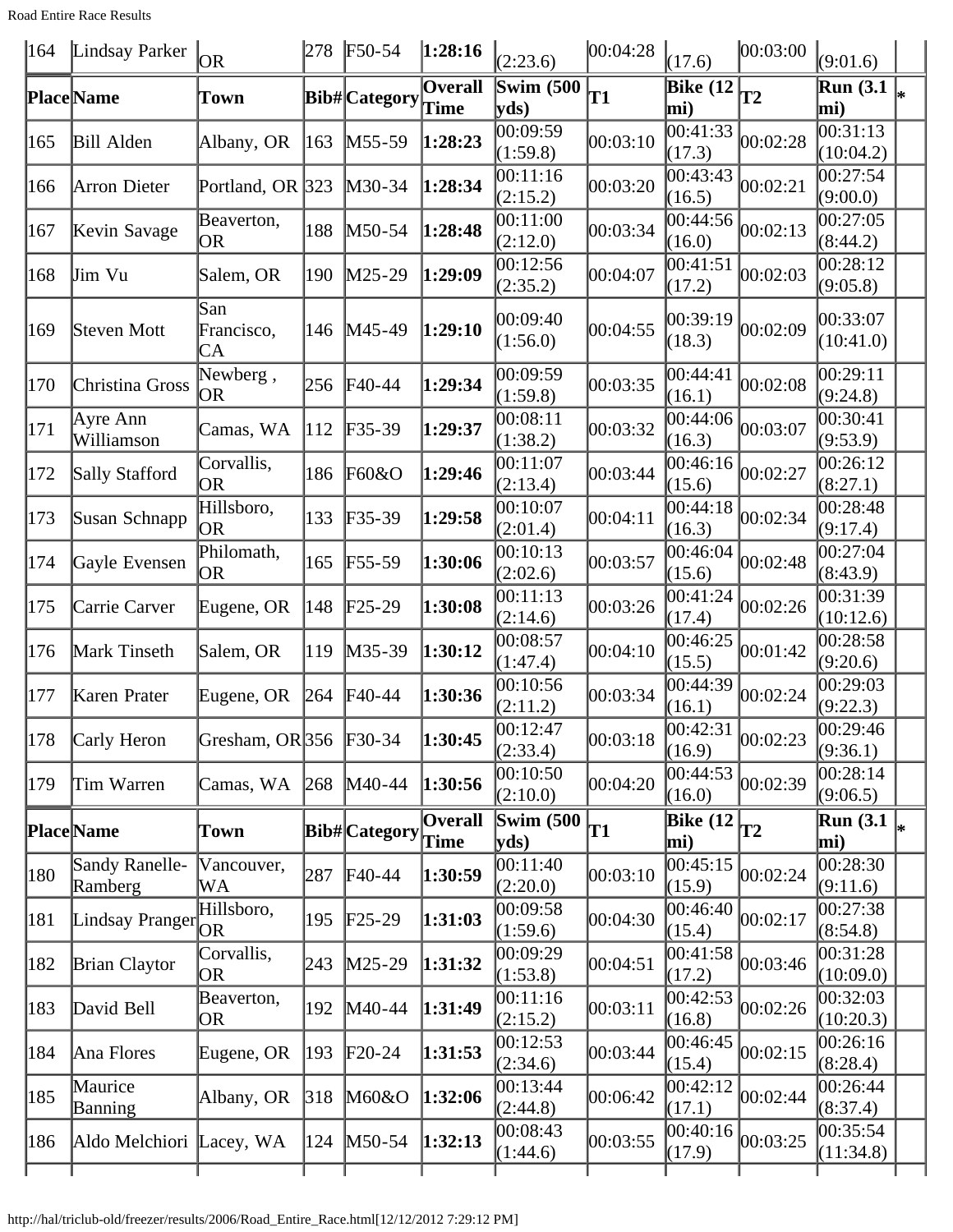| 164 | Lindsay Parker | OR | 278 | F50-54 | **1:28:16** | (2:23.6) | 00:04:28 | (17.6) | 00:03:00 | (9:01.6) | |
|---|---|---|---|---|---|---|---|---|---|---|---|
| **Place** | **Name** | **Town** | **Bib#** | **Category** | **Overall Time** | **Swim (500 yds)** | **T1** | **Bike (12 mi)** | **T2** | **Run (3.1 mi)** | * |
| 165 | Bill Alden | Albany, OR | 163 | M55-59 | **1:28:23** | 00:09:59 (1:59.8) | 00:03:10 | 00:41:33 (17.3) | 00:02:28 | 00:31:13 (10:04.2) | |
| 166 | Arron Dieter | Portland, OR | 323 | M30-34 | **1:28:34** | 00:11:16 (2:15.2) | 00:03:20 | 00:43:43 (16.5) | 00:02:21 | 00:27:54 (9:00.0) | |
| 167 | Kevin Savage | Beaverton, OR | 188 | M50-54 | **1:28:48** | 00:11:00 (2:12.0) | 00:03:34 | 00:44:56 (16.0) | 00:02:13 | 00:27:05 (8:44.2) | |
| 168 | Jim Vu | Salem, OR | 190 | M25-29 | **1:29:09** | 00:12:56 (2:35.2) | 00:04:07 | 00:41:51 (17.2) | 00:02:03 | 00:28:12 (9:05.8) | |
| 169 | Steven Mott | San Francisco, CA | 146 | M45-49 | **1:29:10** | 00:09:40 (1:56.0) | 00:04:55 | 00:39:19 (18.3) | 00:02:09 | 00:33:07 (10:41.0) | |
| 170 | Christina Gross | Newberg , OR | 256 | F40-44 | **1:29:34** | 00:09:59 (1:59.8) | 00:03:35 | 00:44:41 (16.1) | 00:02:08 | 00:29:11 (9:24.8) | |
| 171 | Ayre Ann Williamson | Camas, WA | 112 | F35-39 | **1:29:37** | 00:08:11 (1:38.2) | 00:03:32 | 00:44:06 (16.3) | 00:03:07 | 00:30:41 (9:53.9) | |
| 172 | Sally Stafford | Corvallis, OR | 186 | F60&O | **1:29:46** | 00:11:07 (2:13.4) | 00:03:44 | 00:46:16 (15.6) | 00:02:27 | 00:26:12 (8:27.1) | |
| 173 | Susan Schnapp | Hillsboro, OR | 133 | F35-39 | **1:29:58** | 00:10:07 (2:01.4) | 00:04:11 | 00:44:18 (16.3) | 00:02:34 | 00:28:48 (9:17.4) | |
| 174 | Gayle Evensen | Philomath, OR | 165 | F55-59 | **1:30:06** | 00:10:13 (2:02.6) | 00:03:57 | 00:46:04 (15.6) | 00:02:48 | 00:27:04 (8:43.9) | |
| 175 | Carrie Carver | Eugene, OR | 148 | F25-29 | **1:30:08** | 00:11:13 (2:14.6) | 00:03:26 | 00:41:24 (17.4) | 00:02:26 | 00:31:39 (10:12.6) | |
| 176 | Mark Tinseth | Salem, OR | 119 | M35-39 | **1:30:12** | 00:08:57 (1:47.4) | 00:04:10 | 00:46:25 (15.5) | 00:01:42 | 00:28:58 (9:20.6) | |
| 177 | Karen Prater | Eugene, OR | 264 | F40-44 | **1:30:36** | 00:10:56 (2:11.2) | 00:03:34 | 00:44:39 (16.1) | 00:02:24 | 00:29:03 (9:22.3) | |
| 178 | Carly Heron | Gresham, OR | 356 | F30-34 | **1:30:45** | 00:12:47 (2:33.4) | 00:03:18 | 00:42:31 (16.9) | 00:02:23 | 00:29:46 (9:36.1) | |
| 179 | Tim Warren | Camas, WA | 268 | M40-44 | **1:30:56** | 00:10:50 (2:10.0) | 00:04:20 | 00:44:53 (16.0) | 00:02:39 | 00:28:14 (9:06.5) | |
| **Place** | **Name** | **Town** | **Bib#** | **Category** | **Overall Time** | **Swim (500 yds)** | **T1** | **Bike (12 mi)** | **T2** | **Run (3.1 mi)** | * |
| 180 | Sandy Ranelle-Ramberg | Vancouver, WA | 287 | F40-44 | **1:30:59** | 00:11:40 (2:20.0) | 00:03:10 | 00:45:15 (15.9) | 00:02:24 | 00:28:30 (9:11.6) | |
| 181 | Lindsay Pranger | Hillsboro, OR | 195 | F25-29 | **1:31:03** | 00:09:58 (1:59.6) | 00:04:30 | 00:46:40 (15.4) | 00:02:17 | 00:27:38 (8:54.8) | |
| 182 | Brian Claytor | Corvallis, OR | 243 | M25-29 | **1:31:32** | 00:09:29 (1:53.8) | 00:04:51 | 00:41:58 (17.2) | 00:03:46 | 00:31:28 (10:09.0) | |
| 183 | David Bell | Beaverton, OR | 192 | M40-44 | **1:31:49** | 00:11:16 (2:15.2) | 00:03:11 | 00:42:53 (16.8) | 00:02:26 | 00:32:03 (10:20.3) | |
| 184 | Ana Flores | Eugene, OR | 193 | F20-24 | **1:31:53** | 00:12:53 (2:34.6) | 00:03:44 | 00:46:45 (15.4) | 00:02:15 | 00:26:16 (8:28.4) | |
| 185 | Maurice Banning | Albany, OR | 318 | M60&O | **1:32:06** | 00:13:44 (2:44.8) | 00:06:42 | 00:42:12 (17.1) | 00:02:44 | 00:26:44 (8:37.4) | |
| 186 | Aldo Melchiori | Lacey, WA | 124 | M50-54 | **1:32:13** | 00:08:43 (1:44.6) | 00:03:55 | 00:40:16 (17.9) | 00:03:25 | 00:35:54 (11:34.8) | |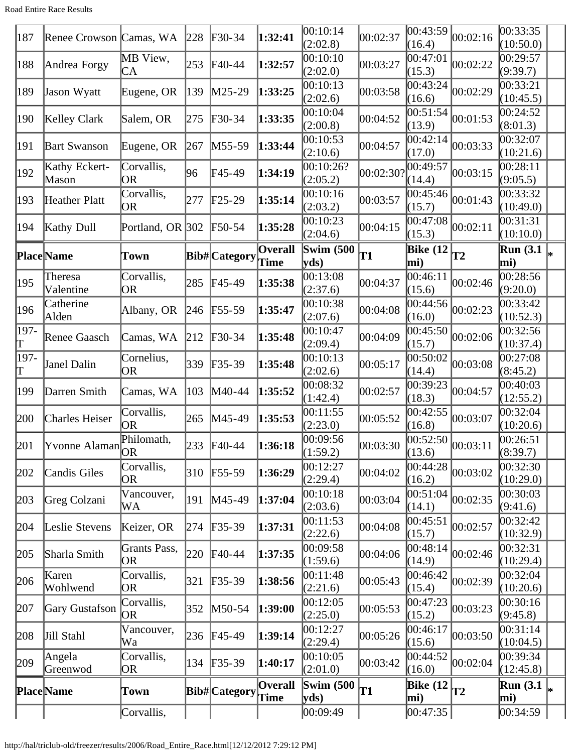| 187 | Renee Crowson | Camas, WA | 228 | F30-34 | **1:32:41** | 00:10:14 (2:02.8) | 00:02:37 | 00:43:59 (16.4) | 00:02:16 | 00:33:35 (10:50.0) | |
|---|---|---|---|---|---|---|---|---|---|---|---|
| 188 | Andrea Forgy | MB View, CA | 253 | F40-44 | **1:32:57** | 00:10:10 (2:02.0) | 00:03:27 | 00:47:01 (15.3) | 00:02:22 | 00:29:57 (9:39.7) | |
| 189 | Jason Wyatt | Eugene, OR | 139 | M25-29 | **1:33:25** | 00:10:13 (2:02.6) | 00:03:58 | 00:43:24 (16.6) | 00:02:29 | 00:33:21 (10:45.5) | |
| 190 | Kelley Clark | Salem, OR | 275 | F30-34 | **1:33:35** | 00:10:04 (2:00.8) | 00:04:52 | 00:51:54 (13.9) | 00:01:53 | 00:24:52 (8:01.3) | |
| 191 | Bart Swanson | Eugene, OR | 267 | M55-59 | **1:33:44** | 00:10:53 (2:10.6) | 00:04:57 | 00:42:14 (17.0) | 00:03:33 | 00:32:07 (10:21.6) | |
| 192 | Kathy Eckert-Mason | Corvallis, OR | 96 | F45-49 | **1:34:19** | 00:10:26? (2:05.2) | 00:02:30? | 00:49:57 (14.4) | 00:03:15 | 00:28:11 (9:05.5) | |
| 193 | Heather Platt | Corvallis, OR | 277 | F25-29 | **1:35:14** | 00:10:16 (2:03.2) | 00:03:57 | 00:45:46 (15.7) | 00:01:43 | 00:33:32 (10:49.0) | |
| 194 | Kathy Dull | Portland, OR | 302 | F50-54 | **1:35:28** | 00:10:23 (2:04.6) | 00:04:15 | 00:47:08 (15.3) | 00:02:11 | 00:31:31 (10:10.0) | |
| **Place** | **Name** | **Town** | **Bib#** | **Category** | **Overall Time** | **Swim (500 yds)** | **T1** | **Bike (12 mi)** | **T2** | **Run (3.1 mi)** | * |
| 195 | Theresa Valentine | Corvallis, OR | 285 | F45-49 | **1:35:38** | 00:13:08 (2:37.6) | 00:04:37 | 00:46:11 (15.6) | 00:02:46 | 00:28:56 (9:20.0) | |
| 196 | Catherine Alden | Albany, OR | 246 | F55-59 | **1:35:47** | 00:10:38 (2:07.6) | 00:04:08 | 00:44:56 (16.0) | 00:02:23 | 00:33:42 (10:52.3) | |
| 197-T | Renee Gaasch | Camas, WA | 212 | F30-34 | **1:35:48** | 00:10:47 (2:09.4) | 00:04:09 | 00:45:50 (15.7) | 00:02:06 | 00:32:56 (10:37.4) | |
| 197-T | Janel Dalin | Cornelius, OR | 339 | F35-39 | **1:35:48** | 00:10:13 (2:02.6) | 00:05:17 | 00:50:02 (14.4) | 00:03:08 | 00:27:08 (8:45.2) | |
| 199 | Darren Smith | Camas, WA | 103 | M40-44 | **1:35:52** | 00:08:32 (1:42.4) | 00:02:57 | 00:39:23 (18.3) | 00:04:57 | 00:40:03 (12:55.2) | |
| 200 | Charles Heiser | Corvallis, OR | 265 | M45-49 | **1:35:53** | 00:11:55 (2:23.0) | 00:05:52 | 00:42:55 (16.8) | 00:03:07 | 00:32:04 (10:20.6) | |
| 201 | Yvonne Alaman | Philomath, OR | 233 | F40-44 | **1:36:18** | 00:09:56 (1:59.2) | 00:03:30 | 00:52:50 (13.6) | 00:03:11 | 00:26:51 (8:39.7) | |
| 202 | Candis Giles | Corvallis, OR | 310 | F55-59 | **1:36:29** | 00:12:27 (2:29.4) | 00:04:02 | 00:44:28 (16.2) | 00:03:02 | 00:32:30 (10:29.0) | |
| 203 | Greg Colzani | Vancouver, WA | 191 | M45-49 | **1:37:04** | 00:10:18 (2:03.6) | 00:03:04 | 00:51:04 (14.1) | 00:02:35 | 00:30:03 (9:41.6) | |
| 204 | Leslie Stevens | Keizer, OR | 274 | F35-39 | **1:37:31** | 00:11:53 (2:22.6) | 00:04:08 | 00:45:51 (15.7) | 00:02:57 | 00:32:42 (10:32.9) | |
| 205 | Sharla Smith | Grants Pass, OR | 220 | F40-44 | **1:37:35** | 00:09:58 (1:59.6) | 00:04:06 | 00:48:14 (14.9) | 00:02:46 | 00:32:31 (10:29.4) | |
| 206 | Karen Wohlwend | Corvallis, OR | 321 | F35-39 | **1:38:56** | 00:11:48 (2:21.6) | 00:05:43 | 00:46:42 (15.4) | 00:02:39 | 00:32:04 (10:20.6) | |
| 207 | Gary Gustafson | Corvallis, OR | 352 | M50-54 | **1:39:00** | 00:12:05 (2:25.0) | 00:05:53 | 00:47:23 (15.2) | 00:03:23 | 00:30:16 (9:45.8) | |
| 208 | Jill Stahl | Vancouver, Wa | 236 | F45-49 | **1:39:14** | 00:12:27 (2:29.4) | 00:05:26 | 00:46:17 (15.6) | 00:03:50 | 00:31:14 (10:04.5) | |
| 209 | Angela Greenwod | Corvallis, OR | 134 | F35-39 | **1:40:17** | 00:10:05 (2:01.0) | 00:03:42 | 00:44:52 (16.0) | 00:02:04 | 00:39:34 (12:45.8) | |
| **Place** | **Name** | **Town** | **Bib#** | **Category** | **Overall Time** | **Swim (500 yds)** | **T1** | **Bike (12 mi)** | **T2** | **Run (3.1 mi)** | * |
| | | Corvallis, | | | | 00:09:49 | | 00:47:35 | | 00:34:59 | |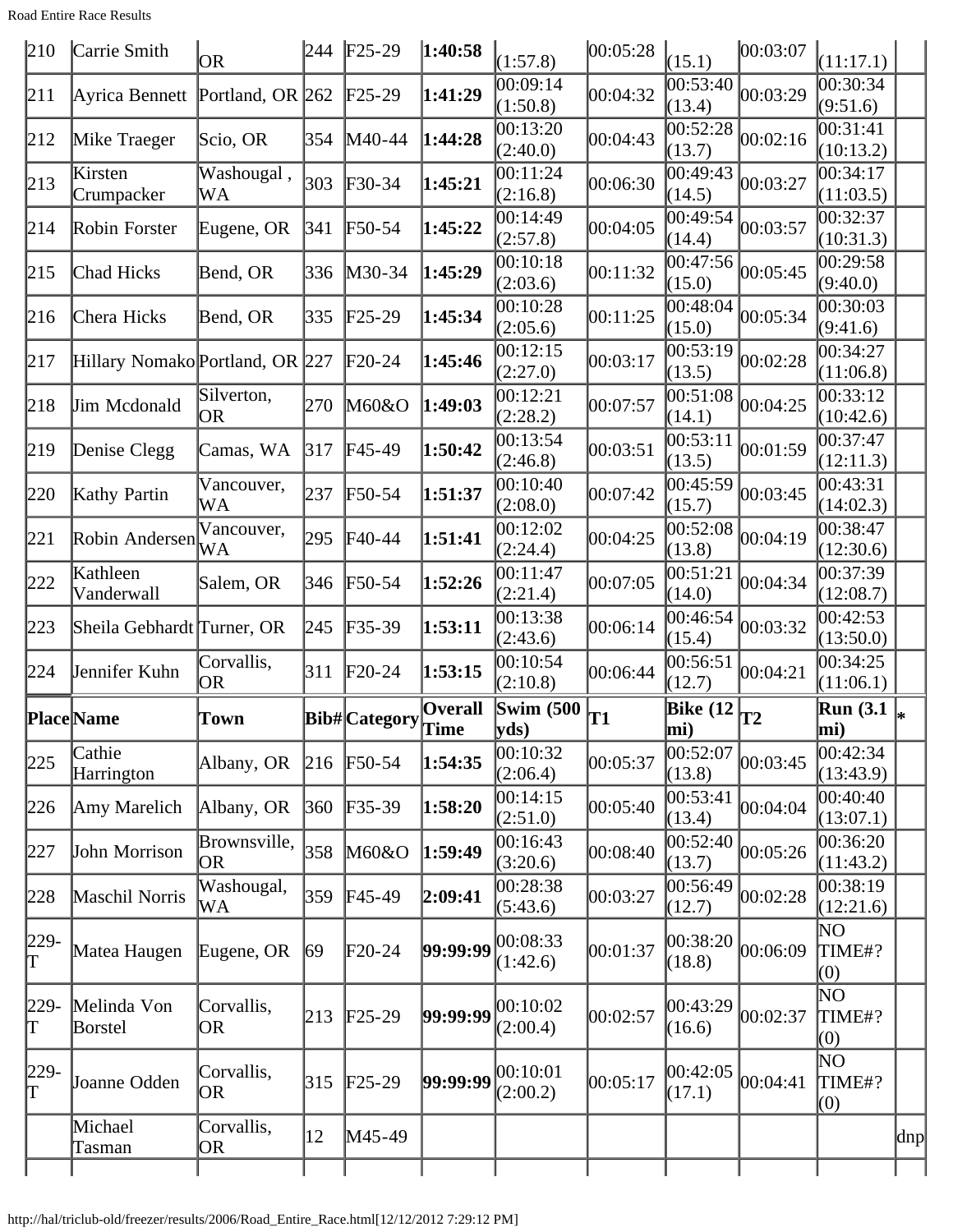| 210 | Carrie Smith | OR | 244 | F25-29 | **1:40:58** | (1:57.8) | 00:05:28 | (15.1) | 00:03:07 | (11:17.1) | |
|---|---|---|---|---|---|---|---|---|---|---|---|
| 211 | Ayrica Bennett | Portland, OR | 262 | F25-29 | **1:41:29** | 00:09:14 (1:50.8) | 00:04:32 | 00:53:40 (13.4) | 00:03:29 | 00:30:34 (9:51.6) | |
| 212 | Mike Traeger | Scio, OR | 354 | M40-44 | **1:44:28** | 00:13:20 (2:40.0) | 00:04:43 | 00:52:28 (13.7) | 00:02:16 | 00:31:41 (10:13.2) | |
| 213 | Kirsten Crumpacker | Washougal , WA | 303 | F30-34 | **1:45:21** | 00:11:24 (2:16.8) | 00:06:30 | 00:49:43 (14.5) | 00:03:27 | 00:34:17 (11:03.5) | |
| 214 | Robin Forster | Eugene, OR | 341 | F50-54 | **1:45:22** | 00:14:49 (2:57.8) | 00:04:05 | 00:49:54 (14.4) | 00:03:57 | 00:32:37 (10:31.3) | |
| 215 | Chad Hicks | Bend, OR | 336 | M30-34 | **1:45:29** | 00:10:18 (2:03.6) | 00:11:32 | 00:47:56 (15.0) | 00:05:45 | 00:29:58 (9:40.0) | |
| 216 | Chera Hicks | Bend, OR | 335 | F25-29 | **1:45:34** | 00:10:28 (2:05.6) | 00:11:25 | 00:48:04 (15.0) | 00:05:34 | 00:30:03 (9:41.6) | |
| 217 | Hillary Nomako | Portland, OR | 227 | F20-24 | **1:45:46** | 00:12:15 (2:27.0) | 00:03:17 | 00:53:19 (13.5) | 00:02:28 | 00:34:27 (11:06.8) | |
| 218 | Jim Mcdonald | Silverton, OR | 270 | M60&O | **1:49:03** | 00:12:21 (2:28.2) | 00:07:57 | 00:51:08 (14.1) | 00:04:25 | 00:33:12 (10:42.6) | |
| 219 | Denise Clegg | Camas, WA | 317 | F45-49 | **1:50:42** | 00:13:54 (2:46.8) | 00:03:51 | 00:53:11 (13.5) | 00:01:59 | 00:37:47 (12:11.3) | |
| 220 | Kathy Partin | Vancouver, WA | 237 | F50-54 | **1:51:37** | 00:10:40 (2:08.0) | 00:07:42 | 00:45:59 (15.7) | 00:03:45 | 00:43:31 (14:02.3) | |
| 221 | Robin Andersen | Vancouver, WA | 295 | F40-44 | **1:51:41** | 00:12:02 (2:24.4) | 00:04:25 | 00:52:08 (13.8) | 00:04:19 | 00:38:47 (12:30.6) | |
| 222 | Kathleen Vanderwall | Salem, OR | 346 | F50-54 | **1:52:26** | 00:11:47 (2:21.4) | 00:07:05 | 00:51:21 (14.0) | 00:04:34 | 00:37:39 (12:08.7) | |
| 223 | Sheila Gebhardt | Turner, OR | 245 | F35-39 | **1:53:11** | 00:13:38 (2:43.6) | 00:06:14 | 00:46:54 (15.4) | 00:03:32 | 00:42:53 (13:50.0) | |
| 224 | Jennifer Kuhn | Corvallis, OR | 311 | F20-24 | **1:53:15** | 00:10:54 (2:10.8) | 00:06:44 | 00:56:51 (12.7) | 00:04:21 | 00:34:25 (11:06.1) | |
| **Place** | **Name** | **Town** | **Bib#** | **Category** | **Overall Time** | **Swim (500 yds)** | **T1** | **Bike (12 mi)** | **T2** | **Run (3.1 mi)** | ***** |
| 225 | Cathie Harrington | Albany, OR | 216 | F50-54 | **1:54:35** | 00:10:32 (2:06.4) | 00:05:37 | 00:52:07 (13.8) | 00:03:45 | 00:42:34 (13:43.9) | |
| 226 | Amy Marelich | Albany, OR | 360 | F35-39 | **1:58:20** | 00:14:15 (2:51.0) | 00:05:40 | 00:53:41 (13.4) | 00:04:04 | 00:40:40 (13:07.1) | |
| 227 | John Morrison | Brownsville, OR | 358 | M60&O | **1:59:49** | 00:16:43 (3:20.6) | 00:08:40 | 00:52:40 (13.7) | 00:05:26 | 00:36:20 (11:43.2) | |
| 228 | Maschil Norris | Washougal, WA | 359 | F45-49 | **2:09:41** | 00:28:38 (5:43.6) | 00:03:27 | 00:56:49 (12.7) | 00:02:28 | 00:38:19 (12:21.6) | |
| 229-T | Matea Haugen | Eugene, OR | 69 | F20-24 | **99:99:99** | 00:08:33 (1:42.6) | 00:01:37 | 00:38:20 (18.8) | 00:06:09 | NO TIME#? (0) | |
| 229-T | Melinda Von Borstel | Corvallis, OR | 213 | F25-29 | **99:99:99** | 00:10:02 (2:00.4) | 00:02:57 | 00:43:29 (16.6) | 00:02:37 | NO TIME#? (0) | |
| 229-T | Joanne Odden | Corvallis, OR | 315 | F25-29 | **99:99:99** | 00:10:01 (2:00.2) | 00:05:17 | 00:42:05 (17.1) | 00:04:41 | NO TIME#? (0) | |
| | Michael Tasman | Corvallis, OR | 12 | M45-49 | | | | | | | dnp |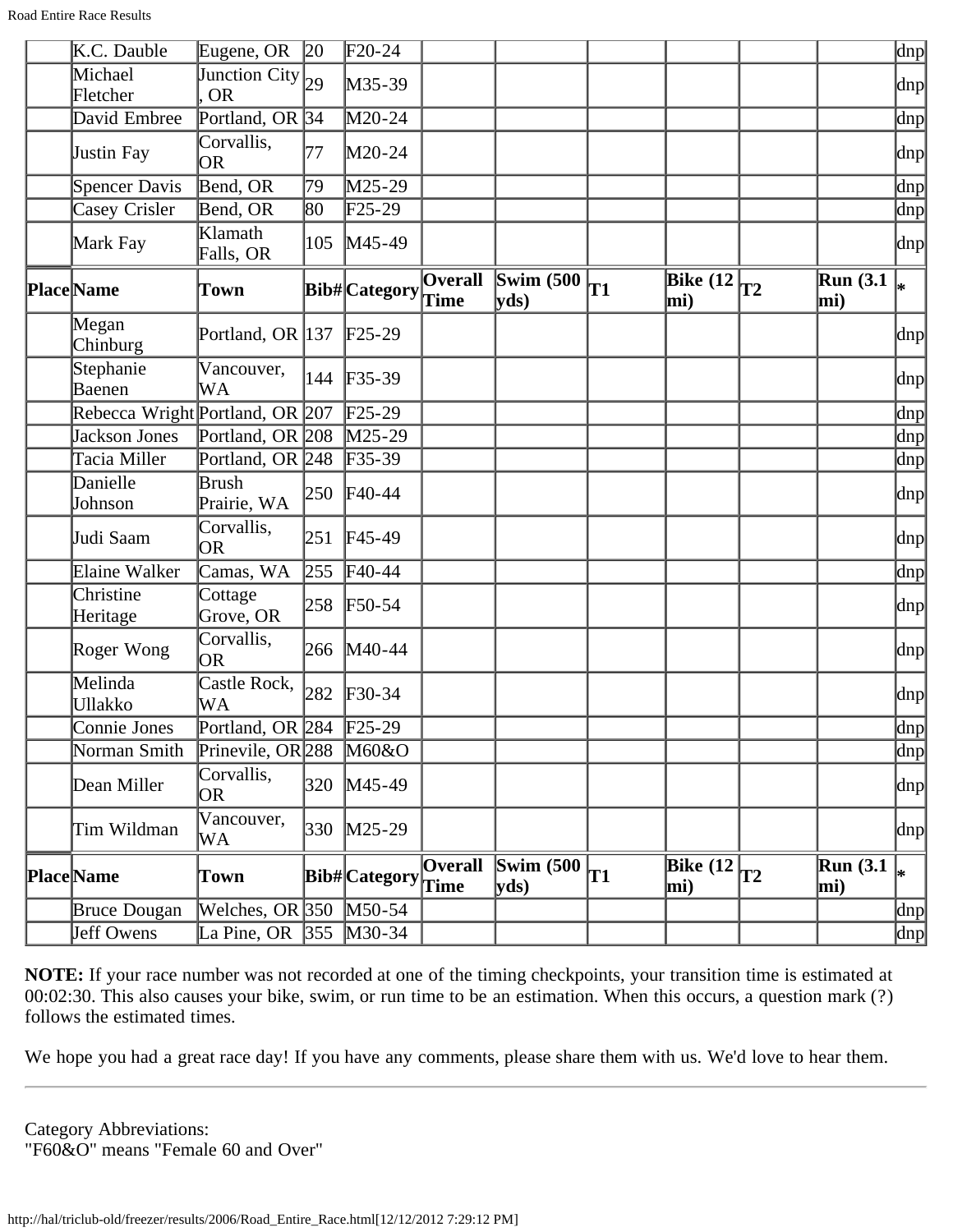| Place | Name | Town | Bib# | Category | Overall Time | Swim (500 yds) | T1 | Bike (12 mi) | T2 | Run (3.1 mi) | * |
|---|---|---|---|---|---|---|---|---|---|---|---|
| | K.C. Dauble | Eugene, OR | 20 | F20-24 | | | | | | | dnp |
| | Michael Fletcher | Junction City, OR | 29 | M35-39 | | | | | | | dnp |
| | David Embree | Portland, OR | 34 | M20-24 | | | | | | | dnp |
| | Justin Fay | Corvallis, OR | 77 | M20-24 | | | | | | | dnp |
| | Spencer Davis | Bend, OR | 79 | M25-29 | | | | | | | dnp |
| | Casey Crisler | Bend, OR | 80 | F25-29 | | | | | | | dnp |
| | Mark Fay | Klamath Falls, OR | 105 | M45-49 | | | | | | | dnp |
| Place | Name | Town | Bib# | Category | Overall Time | Swim (500 yds) | T1 | Bike (12 mi) | T2 | Run (3.1 mi) | * |
| | Megan Chinburg | Portland, OR | 137 | F25-29 | | | | | | | dnp |
| | Stephanie Baenen | Vancouver, WA | 144 | F35-39 | | | | | | | dnp |
| | Rebecca Wright | Portland, OR | 207 | F25-29 | | | | | | | dnp |
| | Jackson Jones | Portland, OR | 208 | M25-29 | | | | | | | dnp |
| | Tacia Miller | Portland, OR | 248 | F35-39 | | | | | | | dnp |
| | Danielle Johnson | Brush Prairie, WA | 250 | F40-44 | | | | | | | dnp |
| | Judi Saam | Corvallis, OR | 251 | F45-49 | | | | | | | dnp |
| | Elaine Walker | Camas, WA | 255 | F40-44 | | | | | | | dnp |
| | Christine Heritage | Cottage Grove, OR | 258 | F50-54 | | | | | | | dnp |
| | Roger Wong | Corvallis, OR | 266 | M40-44 | | | | | | | dnp |
| | Melinda Ullakko | Castle Rock, WA | 282 | F30-34 | | | | | | | dnp |
| | Connie Jones | Portland, OR | 284 | F25-29 | | | | | | | dnp |
| | Norman Smith | Prinevile, OR | 288 | M60&O | | | | | | | dnp |
| | Dean Miller | Corvallis, OR | 320 | M45-49 | | | | | | | dnp |
| | Tim Wildman | Vancouver, WA | 330 | M25-29 | | | | | | | dnp |
| Place | Name | Town | Bib# | Category | Overall Time | Swim (500 yds) | T1 | Bike (12 mi) | T2 | Run (3.1 mi) | * |
| | Bruce Dougan | Welches, OR | 350 | M50-54 | | | | | | | dnp |
| | Jeff Owens | La Pine, OR | 355 | M30-34 | | | | | | | dnp |

**NOTE:** If your race number was not recorded at one of the timing checkpoints, your transition time is estimated at 00:02:30. This also causes your bike, swim, or run time to be an estimation. When this occurs, a question mark (?) follows the estimated times.

We hope you had a great race day! If you have any comments, please share them with us. We'd love to hear them.

---

Category Abbreviations:
"F60&O" means "Female 60 and Over"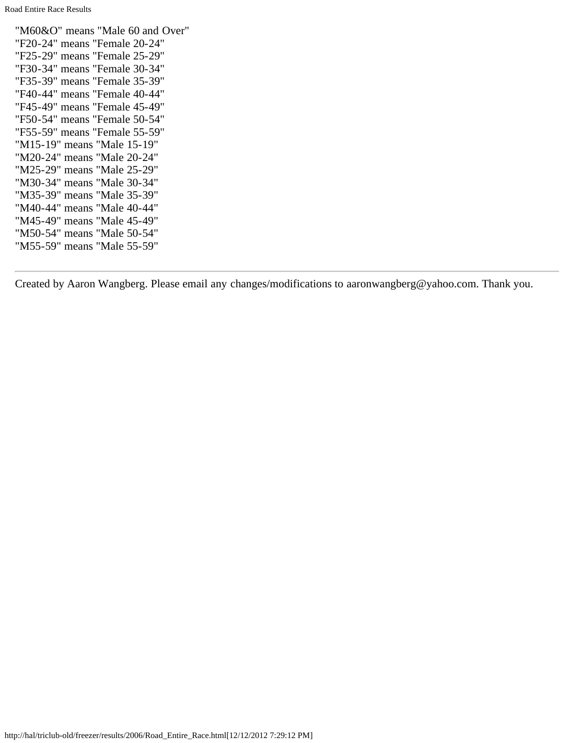"M60&O" means "Male 60 and Over"
"F20-24" means "Female 20-24"
"F25-29" means "Female 25-29"
"F30-34" means "Female 30-34"
"F35-39" means "Female 35-39"
"F40-44" means "Female 40-44"
"F45-49" means "Female 45-49"
"F50-54" means "Female 50-54"
"F55-59" means "Female 55-59"
"M15-19" means "Male 15-19"
"M20-24" means "Male 20-24"
"M25-29" means "Male 25-29"
"M30-34" means "Male 30-34"
"M35-39" means "Male 35-39"
"M40-44" means "Male 40-44"
"M45-49" means "Male 45-49"
"M50-54" means "Male 50-54"
"M55-59" means "Male 55-59"

---

Created by Aaron Wangberg. Please email any changes/modifications to aaronwangberg@yahoo.com. Thank you.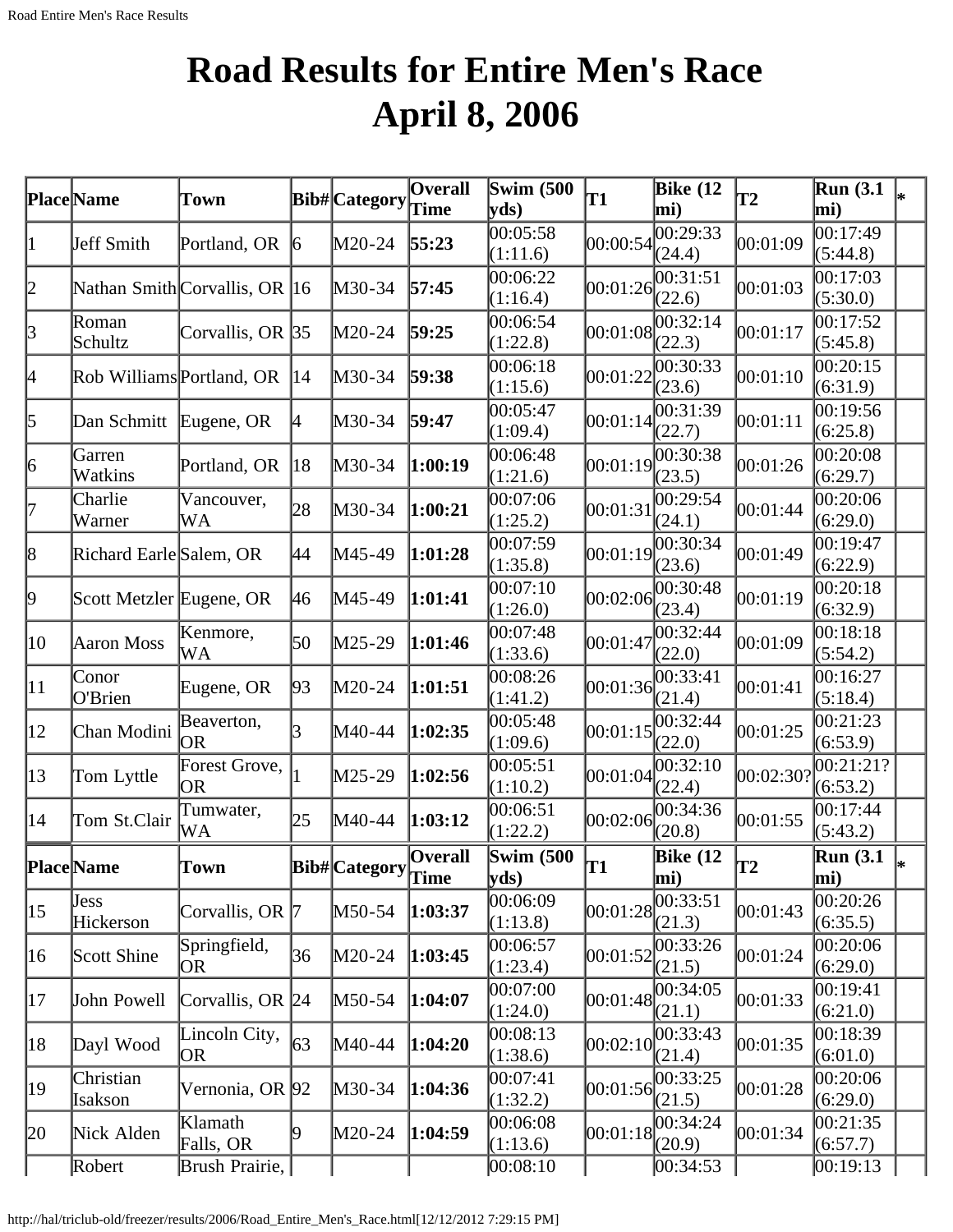# Road Results for Entire Men's Race April 8, 2006

| Place | Name | Town | Bib# | Category | Overall Time | Swim (500 yds) | T1 | Bike (12 mi) | T2 | Run (3.1 mi) | * |
|---|---|---|---|---|---|---|---|---|---|---|---|
| 1 | Jeff Smith | Portland, OR | 6 | M20-24 | **55:23** | 00:05:58 (1:11.6) | 00:00:54 | 00:29:33 (24.4) | 00:01:09 | 00:17:49 (5:44.8) | |
| 2 | Nathan Smith | Corvallis, OR | 16 | M30-34 | **57:45** | 00:06:22 (1:16.4) | 00:01:26 | 00:31:51 (22.6) | 00:01:03 | 00:17:03 (5:30.0) | |
| 3 | Roman Schultz | Corvallis, OR | 35 | M20-24 | **59:25** | 00:06:54 (1:22.8) | 00:01:08 | 00:32:14 (22.3) | 00:01:17 | 00:17:52 (5:45.8) | |
| 4 | Rob Williams | Portland, OR | 14 | M30-34 | **59:38** | 00:06:18 (1:15.6) | 00:01:22 | 00:30:33 (23.6) | 00:01:10 | 00:20:15 (6:31.9) | |
| 5 | Dan Schmitt | Eugene, OR | 4 | M30-34 | **59:47** | 00:05:47 (1:09.4) | 00:01:14 | 00:31:39 (22.7) | 00:01:11 | 00:19:56 (6:25.8) | |
| 6 | Garren Watkins | Portland, OR | 18 | M30-34 | **1:00:19** | 00:06:48 (1:21.6) | 00:01:19 | 00:30:38 (23.5) | 00:01:26 | 00:20:08 (6:29.7) | |
| 7 | Charlie Warner | Vancouver, WA | 28 | M30-34 | **1:00:21** | 00:07:06 (1:25.2) | 00:01:31 | 00:29:54 (24.1) | 00:01:44 | 00:20:06 (6:29.0) | |
| 8 | Richard Earle | Salem, OR | 44 | M45-49 | **1:01:28** | 00:07:59 (1:35.8) | 00:01:19 | 00:30:34 (23.6) | 00:01:49 | 00:19:47 (6:22.9) | |
| 9 | Scott Metzler | Eugene, OR | 46 | M45-49 | **1:01:41** | 00:07:10 (1:26.0) | 00:02:06 | 00:30:48 (23.4) | 00:01:19 | 00:20:18 (6:32.9) | |
| 10 | Aaron Moss | Kenmore, WA | 50 | M25-29 | **1:01:46** | 00:07:48 (1:33.6) | 00:01:47 | 00:32:44 (22.0) | 00:01:09 | 00:18:18 (5:54.2) | |
| 11 | Conor O'Brien | Eugene, OR | 93 | M20-24 | **1:01:51** | 00:08:26 (1:41.2) | 00:01:36 | 00:33:41 (21.4) | 00:01:41 | 00:16:27 (5:18.4) | |
| 12 | Chan Modini | Beaverton, OR | 3 | M40-44 | **1:02:35** | 00:05:48 (1:09.6) | 00:01:15 | 00:32:44 (22.0) | 00:01:25 | 00:21:23 (6:53.9) | |
| 13 | Tom Lyttle | Forest Grove, OR | 1 | M25-29 | **1:02:56** | 00:05:51 (1:10.2) | 00:01:04 | 00:32:10 (22.4) | 00:02:30? | 00:21:21? (6:53.2) | |
| 14 | Tom St.Clair | Tumwater, WA | 25 | M40-44 | **1:03:12** | 00:06:51 (1:22.2) | 00:02:06 | 00:34:36 (20.8) | 00:01:55 | 00:17:44 (5:43.2) | |
| 15 | Jess Hickerson | Corvallis, OR | 7 | M50-54 | **1:03:37** | 00:06:09 (1:13.8) | 00:01:28 | 00:33:51 (21.3) | 00:01:43 | 00:20:26 (6:35.5) | |
| 16 | Scott Shine | Springfield, OR | 36 | M20-24 | **1:03:45** | 00:06:57 (1:23.4) | 00:01:52 | 00:33:26 (21.5) | 00:01:24 | 00:20:06 (6:29.0) | |
| 17 | John Powell | Corvallis, OR | 24 | M50-54 | **1:04:07** | 00:07:00 (1:24.0) | 00:01:48 | 00:34:05 (21.1) | 00:01:33 | 00:19:41 (6:21.0) | |
| 18 | Dayl Wood | Lincoln City, OR | 63 | M40-44 | **1:04:20** | 00:08:13 (1:38.6) | 00:02:10 | 00:33:43 (21.4) | 00:01:35 | 00:18:39 (6:01.0) | |
| 19 | Christian Isakson | Vernonia, OR | 92 | M30-34 | **1:04:36** | 00:07:41 (1:32.2) | 00:01:56 | 00:33:25 (21.5) | 00:01:28 | 00:20:06 (6:29.0) | |
| 20 | Nick Alden | Klamath Falls, OR | 9 | M20-24 | **1:04:59** | 00:06:08 (1:13.6) | 00:01:18 | 00:34:24 (20.9) | 00:01:34 | 00:21:35 (6:57.7) | |
| | Robert | Brush Prairie, | | | | 00:08:10 | | 00:34:53 | | 00:19:13 | |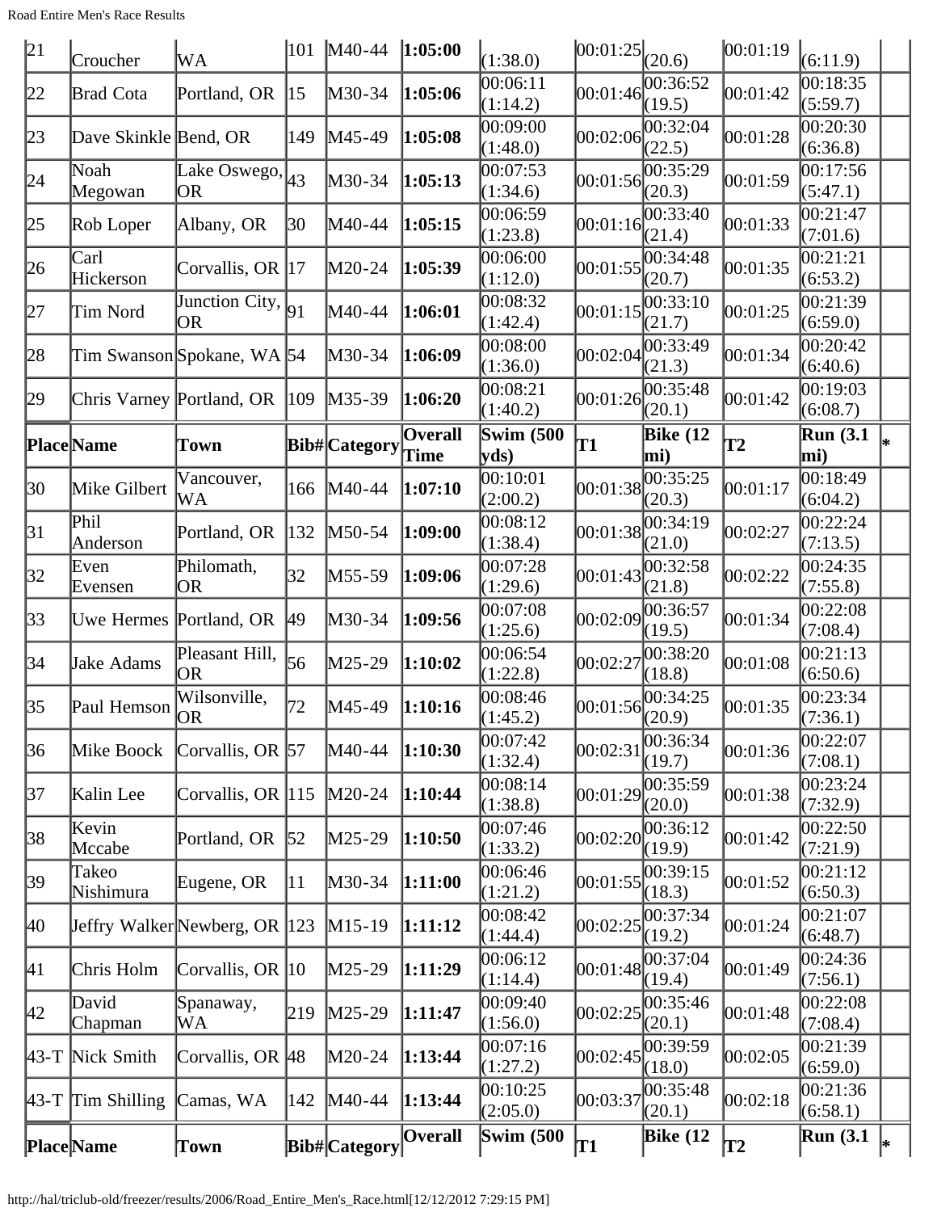| 21 | Croucher | WA | 101 | M40-44 | **1:05:00** | (1:38.0) | 00:01:25 | (20.6) | 00:01:19 | (6:11.9) | |
|---|---|---|---|---|---|---|---|---|---|---|---|
| 22 | Brad Cota | Portland, OR | 15 | M30-34 | **1:05:06** | 00:06:11 (1:14.2) | 00:01:46 | 00:36:52 (19.5) | 00:01:42 | 00:18:35 (5:59.7) | |
| 23 | Dave Skinkle | Bend, OR | 149 | M45-49 | **1:05:08** | 00:09:00 (1:48.0) | 00:02:06 | 00:32:04 (22.5) | 00:01:28 | 00:20:30 (6:36.8) | |
| 24 | Noah Megowan | Lake Oswego, OR | 43 | M30-34 | **1:05:13** | 00:07:53 (1:34.6) | 00:01:56 | 00:35:29 (20.3) | 00:01:59 | 00:17:56 (5:47.1) | |
| 25 | Rob Loper | Albany, OR | 30 | M40-44 | **1:05:15** | 00:06:59 (1:23.8) | 00:01:16 | 00:33:40 (21.4) | 00:01:33 | 00:21:47 (7:01.6) | |
| 26 | Carl Hickerson | Corvallis, OR | 17 | M20-24 | **1:05:39** | 00:06:00 (1:12.0) | 00:01:55 | 00:34:48 (20.7) | 00:01:35 | 00:21:21 (6:53.2) | |
| 27 | Tim Nord | Junction City, OR | 91 | M40-44 | **1:06:01** | 00:08:32 (1:42.4) | 00:01:15 | 00:33:10 (21.7) | 00:01:25 | 00:21:39 (6:59.0) | |
| 28 | Tim Swanson | Spokane, WA | 54 | M30-34 | **1:06:09** | 00:08:00 (1:36.0) | 00:02:04 | 00:33:49 (21.3) | 00:01:34 | 00:20:42 (6:40.6) | |
| 29 | Chris Varney | Portland, OR | 109 | M35-39 | **1:06:20** | 00:08:21 (1:40.2) | 00:01:26 | 00:35:48 (20.1) | 00:01:42 | 00:19:03 (6:08.7) | |
| **Place** | **Name** | **Town** | **Bib#** | **Category** | **Overall Time** | **Swim (500 yds)** | **T1** | **Bike (12 mi)** | **T2** | **Run (3.1 mi)** | **\*** |
| 30 | Mike Gilbert | Vancouver, WA | 166 | M40-44 | **1:07:10** | 00:10:01 (2:00.2) | 00:01:38 | 00:35:25 (20.3) | 00:01:17 | 00:18:49 (6:04.2) | |
| 31 | Phil Anderson | Portland, OR | 132 | M50-54 | **1:09:00** | 00:08:12 (1:38.4) | 00:01:38 | 00:34:19 (21.0) | 00:02:27 | 00:22:24 (7:13.5) | |
| 32 | Even Evensen | Philomath, OR | 32 | M55-59 | **1:09:06** | 00:07:28 (1:29.6) | 00:01:43 | 00:32:58 (21.8) | 00:02:22 | 00:24:35 (7:55.8) | |
| 33 | Uwe Hermes | Portland, OR | 49 | M30-34 | **1:09:56** | 00:07:08 (1:25.6) | 00:02:09 | 00:36:57 (19.5) | 00:01:34 | 00:22:08 (7:08.4) | |
| 34 | Jake Adams | Pleasant Hill, OR | 56 | M25-29 | **1:10:02** | 00:06:54 (1:22.8) | 00:02:27 | 00:38:20 (18.8) | 00:01:08 | 00:21:13 (6:50.6) | |
| 35 | Paul Hemson | Wilsonville, OR | 72 | M45-49 | **1:10:16** | 00:08:46 (1:45.2) | 00:01:56 | 00:34:25 (20.9) | 00:01:35 | 00:23:34 (7:36.1) | |
| 36 | Mike Boock | Corvallis, OR | 57 | M40-44 | **1:10:30** | 00:07:42 (1:32.4) | 00:02:31 | 00:36:34 (19.7) | 00:01:36 | 00:22:07 (7:08.1) | |
| 37 | Kalin Lee | Corvallis, OR | 115 | M20-24 | **1:10:44** | 00:08:14 (1:38.8) | 00:01:29 | 00:35:59 (20.0) | 00:01:38 | 00:23:24 (7:32.9) | |
| 38 | Kevin Mccabe | Portland, OR | 52 | M25-29 | **1:10:50** | 00:07:46 (1:33.2) | 00:02:20 | 00:36:12 (19.9) | 00:01:42 | 00:22:50 (7:21.9) | |
| 39 | Takeo Nishimura | Eugene, OR | 11 | M30-34 | **1:11:00** | 00:06:46 (1:21.2) | 00:01:55 | 00:39:15 (18.3) | 00:01:52 | 00:21:12 (6:50.3) | |
| 40 | Jeffry Walker | Newberg, OR | 123 | M15-19 | **1:11:12** | 00:08:42 (1:44.4) | 00:02:25 | 00:37:34 (19.2) | 00:01:24 | 00:21:07 (6:48.7) | |
| 41 | Chris Holm | Corvallis, OR | 10 | M25-29 | **1:11:29** | 00:06:12 (1:14.4) | 00:01:48 | 00:37:04 (19.4) | 00:01:49 | 00:24:36 (7:56.1) | |
| 42 | David Chapman | Spanaway, WA | 219 | M25-29 | **1:11:47** | 00:09:40 (1:56.0) | 00:02:25 | 00:35:46 (20.1) | 00:01:48 | 00:22:08 (7:08.4) | |
| 43-T | Nick Smith | Corvallis, OR | 48 | M20-24 | **1:13:44** | 00:07:16 (1:27.2) | 00:02:45 | 00:39:59 (18.0) | 00:02:05 | 00:21:39 (6:59.0) | |
| 43-T | Tim Shilling | Camas, WA | 142 | M40-44 | **1:13:44** | 00:10:25 (2:05.0) | 00:03:37 | 00:35:48 (20.1) | 00:02:18 | 00:21:36 (6:58.1) | |
| **Place** | **Name** | **Town** | **Bib#** | **Category** | **Overall** | **Swim (500** | **T1** | **Bike (12** | **T2** | **Run (3.1** | **\*** |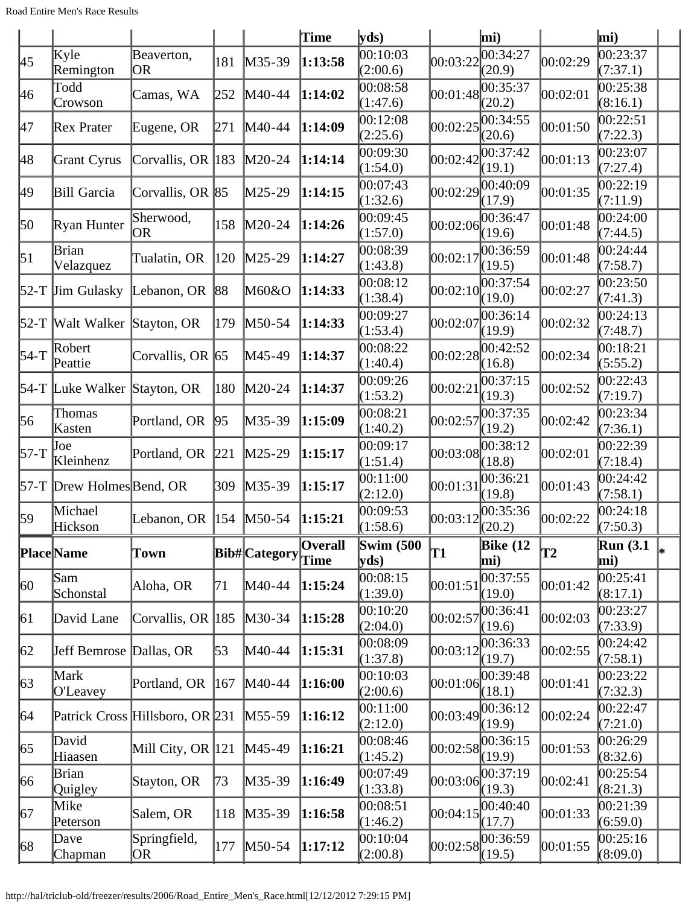| Place | Name | Town | Bib# | Category | Overall Time | Swim (500 yds) | T1 | Bike (12 mi) | T2 | Run (3.1 mi) | * |
|---|---|---|---|---|---|---|---|---|---|---|---|
| 45 | Kyle Remington | Beaverton, OR | 181 | M35-39 | **1:13:58** | 00:10:03 (2:00.6) | 00:03:22 | 00:34:27 (20.9) | 00:02:29 | 00:23:37 (7:37.1) | |
| 46 | Todd Crowson | Camas, WA | 252 | M40-44 | **1:14:02** | 00:08:58 (1:47.6) | 00:01:48 | 00:35:37 (20.2) | 00:02:01 | 00:25:38 (8:16.1) | |
| 47 | Rex Prater | Eugene, OR | 271 | M40-44 | **1:14:09** | 00:12:08 (2:25.6) | 00:02:25 | 00:34:55 (20.6) | 00:01:50 | 00:22:51 (7:22.3) | |
| 48 | Grant Cyrus | Corvallis, OR | 183 | M20-24 | **1:14:14** | 00:09:30 (1:54.0) | 00:02:42 | 00:37:42 (19.1) | 00:01:13 | 00:23:07 (7:27.4) | |
| 49 | Bill Garcia | Corvallis, OR | 85 | M25-29 | **1:14:15** | 00:07:43 (1:32.6) | 00:02:29 | 00:40:09 (17.9) | 00:01:35 | 00:22:19 (7:11.9) | |
| 50 | Ryan Hunter | Sherwood, OR | 158 | M20-24 | **1:14:26** | 00:09:45 (1:57.0) | 00:02:06 | 00:36:47 (19.6) | 00:01:48 | 00:24:00 (7:44.5) | |
| 51 | Brian Velazquez | Tualatin, OR | 120 | M25-29 | **1:14:27** | 00:08:39 (1:43.8) | 00:02:17 | 00:36:59 (19.5) | 00:01:48 | 00:24:44 (7:58.7) | |
| 52-T | Jim Gulasky | Lebanon, OR | 88 | M60&O | **1:14:33** | 00:08:12 (1:38.4) | 00:02:10 | 00:37:54 (19.0) | 00:02:27 | 00:23:50 (7:41.3) | |
| 52-T | Walt Walker | Stayton, OR | 179 | M50-54 | **1:14:33** | 00:09:27 (1:53.4) | 00:02:07 | 00:36:14 (19.9) | 00:02:32 | 00:24:13 (7:48.7) | |
| 54-T | Robert Peattie | Corvallis, OR | 65 | M45-49 | **1:14:37** | 00:08:22 (1:40.4) | 00:02:28 | 00:42:52 (16.8) | 00:02:34 | 00:18:21 (5:55.2) | |
| 54-T | Luke Walker | Stayton, OR | 180 | M20-24 | **1:14:37** | 00:09:26 (1:53.2) | 00:02:21 | 00:37:15 (19.3) | 00:02:52 | 00:22:43 (7:19.7) | |
| 56 | Thomas Kasten | Portland, OR | 95 | M35-39 | **1:15:09** | 00:08:21 (1:40.2) | 00:02:57 | 00:37:35 (19.2) | 00:02:42 | 00:23:34 (7:36.1) | |
| 57-T | Joe Kleinhenz | Portland, OR | 221 | M25-29 | **1:15:17** | 00:09:17 (1:51.4) | 00:03:08 | 00:38:12 (18.8) | 00:02:01 | 00:22:39 (7:18.4) | |
| 57-T | Drew Holmes | Bend, OR | 309 | M35-39 | **1:15:17** | 00:11:00 (2:12.0) | 00:01:31 | 00:36:21 (19.8) | 00:01:43 | 00:24:42 (7:58.1) | |
| 59 | Michael Hickson | Lebanon, OR | 154 | M50-54 | **1:15:21** | 00:09:53 (1:58.6) | 00:03:12 | 00:35:36 (20.2) | 00:02:22 | 00:24:18 (7:50.3) | |
| **Place** | **Name** | **Town** | **Bib#** | **Category** | **Overall Time** | **Swim (500 yds)** | **T1** | **Bike (12 mi)** | **T2** | **Run (3.1 mi)** | * |
| 60 | Sam Schonstal | Aloha, OR | 71 | M40-44 | **1:15:24** | 00:08:15 (1:39.0) | 00:01:51 | 00:37:55 (19.0) | 00:01:42 | 00:25:41 (8:17.1) | |
| 61 | David Lane | Corvallis, OR | 185 | M30-34 | **1:15:28** | 00:10:20 (2:04.0) | 00:02:57 | 00:36:41 (19.6) | 00:02:03 | 00:23:27 (7:33.9) | |
| 62 | Jeff Bemrose | Dallas, OR | 53 | M40-44 | **1:15:31** | 00:08:09 (1:37.8) | 00:03:12 | 00:36:33 (19.7) | 00:02:55 | 00:24:42 (7:58.1) | |
| 63 | Mark O'Leavey | Portland, OR | 167 | M40-44 | **1:16:00** | 00:10:03 (2:00.6) | 00:01:06 | 00:39:48 (18.1) | 00:01:41 | 00:23:22 (7:32.3) | |
| 64 | Patrick Cross | Hillsboro, OR | 231 | M55-59 | **1:16:12** | 00:11:00 (2:12.0) | 00:03:49 | 00:36:12 (19.9) | 00:02:24 | 00:22:47 (7:21.0) | |
| 65 | David Hiaasen | Mill City, OR | 121 | M45-49 | **1:16:21** | 00:08:46 (1:45.2) | 00:02:58 | 00:36:15 (19.9) | 00:01:53 | 00:26:29 (8:32.6) | |
| 66 | Brian Quigley | Stayton, OR | 73 | M35-39 | **1:16:49** | 00:07:49 (1:33.8) | 00:03:06 | 00:37:19 (19.3) | 00:02:41 | 00:25:54 (8:21.3) | |
| 67 | Mike Peterson | Salem, OR | 118 | M35-39 | **1:16:58** | 00:08:51 (1:46.2) | 00:04:15 | 00:40:40 (17.7) | 00:01:33 | 00:21:39 (6:59.0) | |
| 68 | Dave Chapman | Springfield, OR | 177 | M50-54 | **1:17:12** | 00:10:04 (2:00.8) | 00:02:58 | 00:36:59 (19.5) | 00:01:55 | 00:25:16 (8:09.0) | |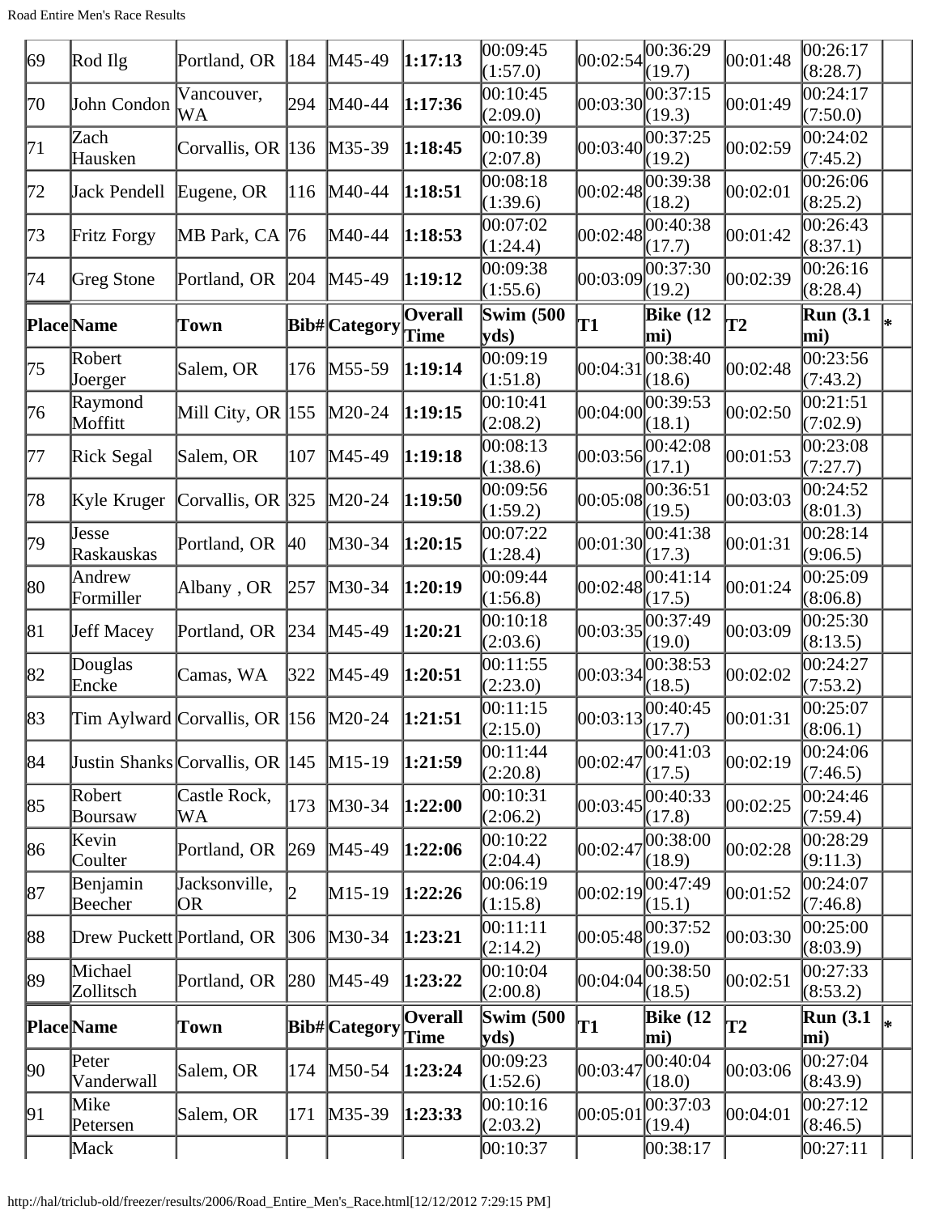| Place | Name | Town | Bib# | Category | Overall Time | Swim (500 yds) | T1 | Bike (12 mi) | T2 | Run (3.1 mi) | * |
|---|---|---|---|---|---|---|---|---|---|---|---|
| 69 | Rod Ilg | Portland, OR | 184 | M45-49 | **1:17:13** | 00:09:45 (1:57.0) | 00:02:54 | 00:36:29 (19.7) | 00:01:48 | 00:26:17 (8:28.7) | |
| 70 | John Condon | Vancouver, WA | 294 | M40-44 | **1:17:36** | 00:10:45 (2:09.0) | 00:03:30 | 00:37:15 (19.3) | 00:01:49 | 00:24:17 (7:50.0) | |
| 71 | Zach Hausken | Corvallis, OR | 136 | M35-39 | **1:18:45** | 00:10:39 (2:07.8) | 00:03:40 | 00:37:25 (19.2) | 00:02:59 | 00:24:02 (7:45.2) | |
| 72 | Jack Pendell | Eugene, OR | 116 | M40-44 | **1:18:51** | 00:08:18 (1:39.6) | 00:02:48 | 00:39:38 (18.2) | 00:02:01 | 00:26:06 (8:25.2) | |
| 73 | Fritz Forgy | MB Park, CA | 76 | M40-44 | **1:18:53** | 00:07:02 (1:24.4) | 00:02:48 | 00:40:38 (17.7) | 00:01:42 | 00:26:43 (8:37.1) | |
| 74 | Greg Stone | Portland, OR | 204 | M45-49 | **1:19:12** | 00:09:38 (1:55.6) | 00:03:09 | 00:37:30 (19.2) | 00:02:39 | 00:26:16 (8:28.4) | |
| **Place** | **Name** | **Town** | **Bib#** | **Category** | **Overall Time** | **Swim (500 yds)** | **T1** | **Bike (12 mi)** | **T2** | **Run (3.1 mi)** | * |
| 75 | Robert Joerger | Salem, OR | 176 | M55-59 | **1:19:14** | 00:09:19 (1:51.8) | 00:04:31 | 00:38:40 (18.6) | 00:02:48 | 00:23:56 (7:43.2) | |
| 76 | Raymond Moffitt | Mill City, OR | 155 | M20-24 | **1:19:15** | 00:10:41 (2:08.2) | 00:04:00 | 00:39:53 (18.1) | 00:02:50 | 00:21:51 (7:02.9) | |
| 77 | Rick Segal | Salem, OR | 107 | M45-49 | **1:19:18** | 00:08:13 (1:38.6) | 00:03:56 | 00:42:08 (17.1) | 00:01:53 | 00:23:08 (7:27.7) | |
| 78 | Kyle Kruger | Corvallis, OR | 325 | M20-24 | **1:19:50** | 00:09:56 (1:59.2) | 00:05:08 | 00:36:51 (19.5) | 00:03:03 | 00:24:52 (8:01.3) | |
| 79 | Jesse Raskauskas | Portland, OR | 40 | M30-34 | **1:20:15** | 00:07:22 (1:28.4) | 00:01:30 | 00:41:38 (17.3) | 00:01:31 | 00:28:14 (9:06.5) | |
| 80 | Andrew Formiller | Albany , OR | 257 | M30-34 | **1:20:19** | 00:09:44 (1:56.8) | 00:02:48 | 00:41:14 (17.5) | 00:01:24 | 00:25:09 (8:06.8) | |
| 81 | Jeff Macey | Portland, OR | 234 | M45-49 | **1:20:21** | 00:10:18 (2:03.6) | 00:03:35 | 00:37:49 (19.0) | 00:03:09 | 00:25:30 (8:13.5) | |
| 82 | Douglas Encke | Camas, WA | 322 | M45-49 | **1:20:51** | 00:11:55 (2:23.0) | 00:03:34 | 00:38:53 (18.5) | 00:02:02 | 00:24:27 (7:53.2) | |
| 83 | Tim Aylward | Corvallis, OR | 156 | M20-24 | **1:21:51** | 00:11:15 (2:15.0) | 00:03:13 | 00:40:45 (17.7) | 00:01:31 | 00:25:07 (8:06.1) | |
| 84 | Justin Shanks | Corvallis, OR | 145 | M15-19 | **1:21:59** | 00:11:44 (2:20.8) | 00:02:47 | 00:41:03 (17.5) | 00:02:19 | 00:24:06 (7:46.5) | |
| 85 | Robert Boursaw | Castle Rock, WA | 173 | M30-34 | **1:22:00** | 00:10:31 (2:06.2) | 00:03:45 | 00:40:33 (17.8) | 00:02:25 | 00:24:46 (7:59.4) | |
| 86 | Kevin Coulter | Portland, OR | 269 | M45-49 | **1:22:06** | 00:10:22 (2:04.4) | 00:02:47 | 00:38:00 (18.9) | 00:02:28 | 00:28:29 (9:11.3) | |
| 87 | Benjamin Beecher | Jacksonville, OR | 2 | M15-19 | **1:22:26** | 00:06:19 (1:15.8) | 00:02:19 | 00:47:49 (15.1) | 00:01:52 | 00:24:07 (7:46.8) | |
| 88 | Drew Puckett | Portland, OR | 306 | M30-34 | **1:23:21** | 00:11:11 (2:14.2) | 00:05:48 | 00:37:52 (19.0) | 00:03:30 | 00:25:00 (8:03.9) | |
| 89 | Michael Zollitsch | Portland, OR | 280 | M45-49 | **1:23:22** | 00:10:04 (2:00.8) | 00:04:04 | 00:38:50 (18.5) | 00:02:51 | 00:27:33 (8:53.2) | |
| **Place** | **Name** | **Town** | **Bib#** | **Category** | **Overall Time** | **Swim (500 yds)** | **T1** | **Bike (12 mi)** | **T2** | **Run (3.1 mi)** | * |
| 90 | Peter Vanderwall | Salem, OR | 174 | M50-54 | **1:23:24** | 00:09:23 (1:52.6) | 00:03:47 | 00:40:04 (18.0) | 00:03:06 | 00:27:04 (8:43.9) | |
| 91 | Mike Petersen | Salem, OR | 171 | M35-39 | **1:23:33** | 00:10:16 (2:03.2) | 00:05:01 | 00:37:03 (19.4) | 00:04:01 | 00:27:12 (8:46.5) | |
| | Mack | | | | | 00:10:37 | | 00:38:17 | | 00:27:11 | |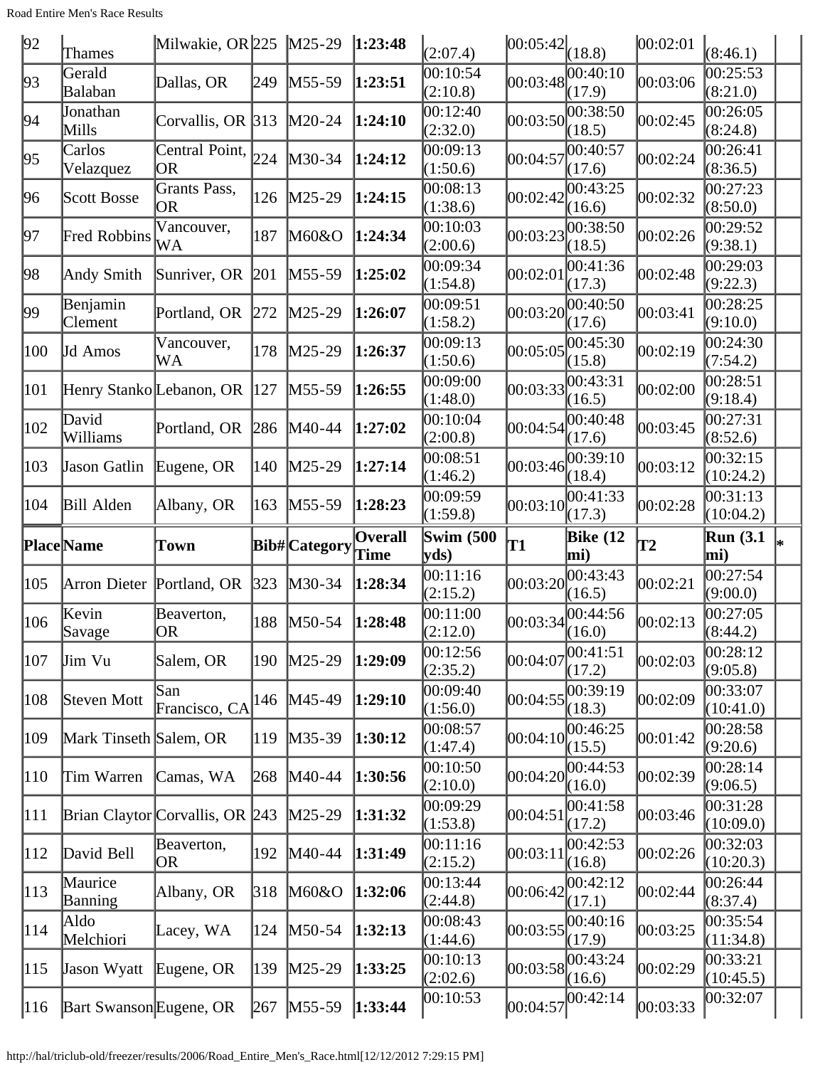| 92 | Thames | Milwakie, OR | 225 | M25-29 | **1:23:48** | (2:07.4) | 00:05:42 | (18.8) | 00:02:01 | (8:46.1) | |
|---|---|---|---|---|---|---|---|---|---|---|---|
| 93 | Gerald Balaban | Dallas, OR | 249 | M55-59 | **1:23:51** | 00:10:54 (2:10.8) | 00:03:48 | 00:40:10 (17.9) | 00:03:06 | 00:25:53 (8:21.0) | |
| 94 | Jonathan Mills | Corvallis, OR | 313 | M20-24 | **1:24:10** | 00:12:40 (2:32.0) | 00:03:50 | 00:38:50 (18.5) | 00:02:45 | 00:26:05 (8:24.8) | |
| 95 | Carlos Velazquez | Central Point, OR | 224 | M30-34 | **1:24:12** | 00:09:13 (1:50.6) | 00:04:57 | 00:40:57 (17.6) | 00:02:24 | 00:26:41 (8:36.5) | |
| 96 | Scott Bosse | Grants Pass, OR | 126 | M25-29 | **1:24:15** | 00:08:13 (1:38.6) | 00:02:42 | 00:43:25 (16.6) | 00:02:32 | 00:27:23 (8:50.0) | |
| 97 | Fred Robbins | Vancouver, WA | 187 | M60&O | **1:24:34** | 00:10:03 (2:00.6) | 00:03:23 | 00:38:50 (18.5) | 00:02:26 | 00:29:52 (9:38.1) | |
| 98 | Andy Smith | Sunriver, OR | 201 | M55-59 | **1:25:02** | 00:09:34 (1:54.8) | 00:02:01 | 00:41:36 (17.3) | 00:02:48 | 00:29:03 (9:22.3) | |
| 99 | Benjamin Clement | Portland, OR | 272 | M25-29 | **1:26:07** | 00:09:51 (1:58.2) | 00:03:20 | 00:40:50 (17.6) | 00:03:41 | 00:28:25 (9:10.0) | |
| 100 | Jd Amos | Vancouver, WA | 178 | M25-29 | **1:26:37** | 00:09:13 (1:50.6) | 00:05:05 | 00:45:30 (15.8) | 00:02:19 | 00:24:30 (7:54.2) | |
| 101 | Henry Stanko | Lebanon, OR | 127 | M55-59 | **1:26:55** | 00:09:00 (1:48.0) | 00:03:33 | 00:43:31 (16.5) | 00:02:00 | 00:28:51 (9:18.4) | |
| 102 | David Williams | Portland, OR | 286 | M40-44 | **1:27:02** | 00:10:04 (2:00.8) | 00:04:54 | 00:40:48 (17.6) | 00:03:45 | 00:27:31 (8:52.6) | |
| 103 | Jason Gatlin | Eugene, OR | 140 | M25-29 | **1:27:14** | 00:08:51 (1:46.2) | 00:03:46 | 00:39:10 (18.4) | 00:03:12 | 00:32:15 (10:24.2) | |
| 104 | Bill Alden | Albany, OR | 163 | M55-59 | **1:28:23** | 00:09:59 (1:59.8) | 00:03:10 | 00:41:33 (17.3) | 00:02:28 | 00:31:13 (10:04.2) | |
| **Place** | **Name** | **Town** | **Bib#** | **Category** | **Overall Time** | **Swim (500 yds)** | **T1** | **Bike (12 mi)** | **T2** | **Run (3.1 mi)** | * |
| 105 | Arron Dieter | Portland, OR | 323 | M30-34 | **1:28:34** | 00:11:16 (2:15.2) | 00:03:20 | 00:43:43 (16.5) | 00:02:21 | 00:27:54 (9:00.0) | |
| 106 | Kevin Savage | Beaverton, OR | 188 | M50-54 | **1:28:48** | 00:11:00 (2:12.0) | 00:03:34 | 00:44:56 (16.0) | 00:02:13 | 00:27:05 (8:44.2) | |
| 107 | Jim Vu | Salem, OR | 190 | M25-29 | **1:29:09** | 00:12:56 (2:35.2) | 00:04:07 | 00:41:51 (17.2) | 00:02:03 | 00:28:12 (9:05.8) | |
| 108 | Steven Mott | San Francisco, CA | 146 | M45-49 | **1:29:10** | 00:09:40 (1:56.0) | 00:04:55 | 00:39:19 (18.3) | 00:02:09 | 00:33:07 (10:41.0) | |
| 109 | Mark Tinseth | Salem, OR | 119 | M35-39 | **1:30:12** | 00:08:57 (1:47.4) | 00:04:10 | 00:46:25 (15.5) | 00:01:42 | 00:28:58 (9:20.6) | |
| 110 | Tim Warren | Camas, WA | 268 | M40-44 | **1:30:56** | 00:10:50 (2:10.0) | 00:04:20 | 00:44:53 (16.0) | 00:02:39 | 00:28:14 (9:06.5) | |
| 111 | Brian Claytor | Corvallis, OR | 243 | M25-29 | **1:31:32** | 00:09:29 (1:53.8) | 00:04:51 | 00:41:58 (17.2) | 00:03:46 | 00:31:28 (10:09.0) | |
| 112 | David Bell | Beaverton, OR | 192 | M40-44 | **1:31:49** | 00:11:16 (2:15.2) | 00:03:11 | 00:42:53 (16.8) | 00:02:26 | 00:32:03 (10:20.3) | |
| 113 | Maurice Banning | Albany, OR | 318 | M60&O | **1:32:06** | 00:13:44 (2:44.8) | 00:06:42 | 00:42:12 (17.1) | 00:02:44 | 00:26:44 (8:37.4) | |
| 114 | Aldo Melchiori | Lacey, WA | 124 | M50-54 | **1:32:13** | 00:08:43 (1:44.6) | 00:03:55 | 00:40:16 (17.9) | 00:03:25 | 00:35:54 (11:34.8) | |
| 115 | Jason Wyatt | Eugene, OR | 139 | M25-29 | **1:33:25** | 00:10:13 (2:02.6) | 00:03:58 | 00:43:24 (16.6) | 00:02:29 | 00:33:21 (10:45.5) | |
| 116 | Bart Swanson | Eugene, OR | 267 | M55-59 | **1:33:44** | 00:10:53 | 00:04:57 | 00:42:14 | 00:03:33 | 00:32:07 | |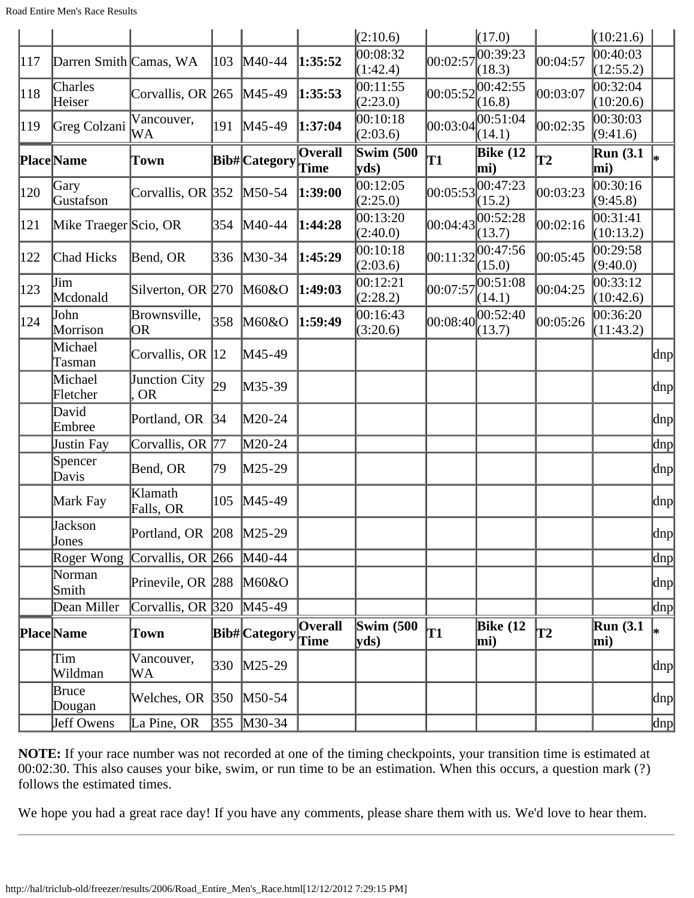| Place | Name | Town | Bib# | Category | Overall Time | Swim (500 yds) | T1 | Bike (12 mi) | T2 | Run (3.1 mi) | * |
|---|---|---|---|---|---|---|---|---|---|---|---|
| | | | | | | (2:10.6) | | (17.0) | | (10:21.6) | |
| 117 | Darren Smith | Camas, WA | 103 | M40-44 | **1:35:52** | 00:08:32 (1:42.4) | 00:02:57 | 00:39:23 (18.3) | 00:04:57 | 00:40:03 (12:55.2) | |
| 118 | Charles Heiser | Corvallis, OR | 265 | M45-49 | **1:35:53** | 00:11:55 (2:23.0) | 00:05:52 | 00:42:55 (16.8) | 00:03:07 | 00:32:04 (10:20.6) | |
| 119 | Greg Colzani | Vancouver, WA | 191 | M45-49 | **1:37:04** | 00:10:18 (2:03.6) | 00:03:04 | 00:51:04 (14.1) | 00:02:35 | 00:30:03 (9:41.6) | |
| **Place** | **Name** | **Town** | **Bib#** | **Category** | **Overall Time** | **Swim (500 yds)** | **T1** | **Bike (12 mi)** | **T2** | **Run (3.1 mi)** | * |
| 120 | Gary Gustafson | Corvallis, OR | 352 | M50-54 | **1:39:00** | 00:12:05 (2:25.0) | 00:05:53 | 00:47:23 (15.2) | 00:03:23 | 00:30:16 (9:45.8) | |
| 121 | Mike Traeger | Scio, OR | 354 | M40-44 | **1:44:28** | 00:13:20 (2:40.0) | 00:04:43 | 00:52:28 (13.7) | 00:02:16 | 00:31:41 (10:13.2) | |
| 122 | Chad Hicks | Bend, OR | 336 | M30-34 | **1:45:29** | 00:10:18 (2:03.6) | 00:11:32 | 00:47:56 (15.0) | 00:05:45 | 00:29:58 (9:40.0) | |
| 123 | Jim Mcdonald | Silverton, OR | 270 | M60&O | **1:49:03** | 00:12:21 (2:28.2) | 00:07:57 | 00:51:08 (14.1) | 00:04:25 | 00:33:12 (10:42.6) | |
| 124 | John Morrison | Brownsville, OR | 358 | M60&O | **1:59:49** | 00:16:43 (3:20.6) | 00:08:40 | 00:52:40 (13.7) | 00:05:26 | 00:36:20 (11:43.2) | |
| | Michael Tasman | Corvallis, OR | 12 | M45-49 | | | | | | | dnp |
| | Michael Fletcher | Junction City , OR | 29 | M35-39 | | | | | | | dnp |
| | David Embree | Portland, OR | 34 | M20-24 | | | | | | | dnp |
| | Justin Fay | Corvallis, OR | 77 | M20-24 | | | | | | | dnp |
| | Spencer Davis | Bend, OR | 79 | M25-29 | | | | | | | dnp |
| | Mark Fay | Klamath Falls, OR | 105 | M45-49 | | | | | | | dnp |
| | Jackson Jones | Portland, OR | 208 | M25-29 | | | | | | | dnp |
| | Roger Wong | Corvallis, OR | 266 | M40-44 | | | | | | | dnp |
| | Norman Smith | Prinevile, OR | 288 | M60&O | | | | | | | dnp |
| | Dean Miller | Corvallis, OR | 320 | M45-49 | | | | | | | dnp |
| **Place** | **Name** | **Town** | **Bib#** | **Category** | **Overall Time** | **Swim (500 yds)** | **T1** | **Bike (12 mi)** | **T2** | **Run (3.1 mi)** | * |
| | Tim Wildman | Vancouver, WA | 330 | M25-29 | | | | | | | dnp |
| | Bruce Dougan | Welches, OR | 350 | M50-54 | | | | | | | dnp |
| | Jeff Owens | La Pine, OR | 355 | M30-34 | | | | | | | dnp |

**NOTE:** If your race number was not recorded at one of the timing checkpoints, your transition time is estimated at 00:02:30. This also causes your bike, swim, or run time to be an estimation. When this occurs, a question mark (?) follows the estimated times.

We hope you had a great race day! If you have any comments, please share them with us. We'd love to hear them.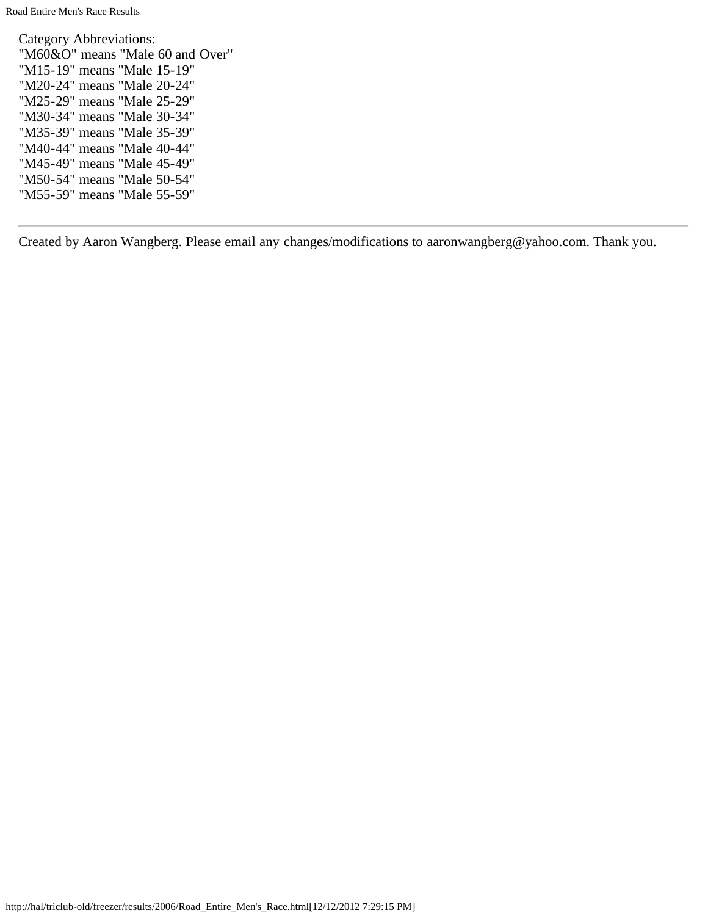Category Abbreviations:
"M60&O" means "Male 60 and Over"
"M15-19" means "Male 15-19"
"M20-24" means "Male 20-24"
"M25-29" means "Male 25-29"
"M30-34" means "Male 30-34"
"M35-39" means "Male 35-39"
"M40-44" means "Male 40-44"
"M45-49" means "Male 45-49"
"M50-54" means "Male 50-54"
"M55-59" means "Male 55-59"

---

Created by Aaron Wangberg. Please email any changes/modifications to aaronwangberg@yahoo.com. Thank you.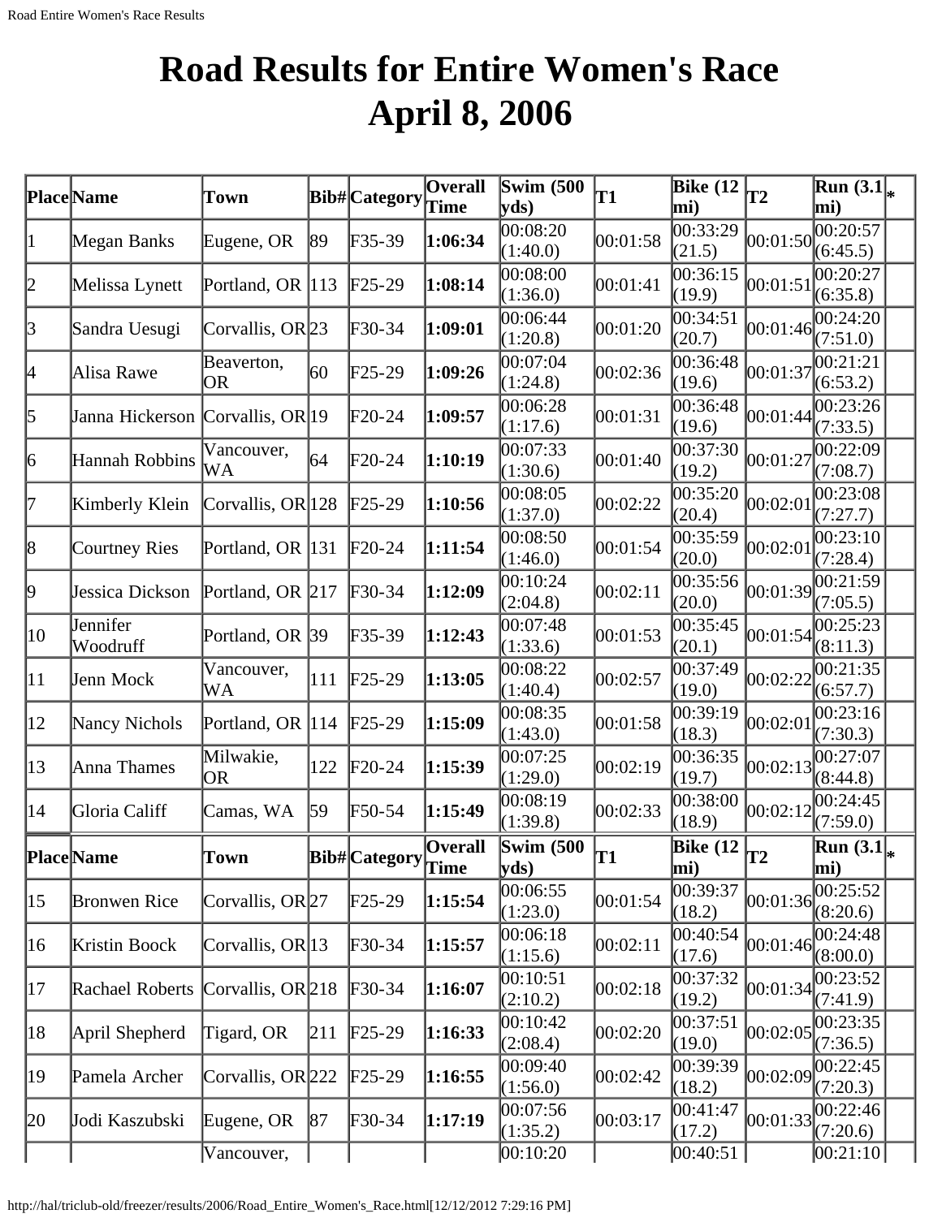# Road Results for Entire Women's Race April 8, 2006

| Place | Name | Town | Bib# | Category | Overall Time | Swim (500 yds) | T1 | Bike (12 mi) | T2 | Run (3.1 mi) | * |
|---|---|---|---|---|---|---|---|---|---|---|---|
| 1 | Megan Banks | Eugene, OR | 89 | F35-39 | **1:06:34** | 00:08:20 (1:40.0) | 00:01:58 | 00:33:29 (21.5) | 00:01:50 | 00:20:57 (6:45.5) | |
| 2 | Melissa Lynett | Portland, OR | 113 | F25-29 | **1:08:14** | 00:08:00 (1:36.0) | 00:01:41 | 00:36:15 (19.9) | 00:01:51 | 00:20:27 (6:35.8) | |
| 3 | Sandra Uesugi | Corvallis, OR | 23 | F30-34 | **1:09:01** | 00:06:44 (1:20.8) | 00:01:20 | 00:34:51 (20.7) | 00:01:46 | 00:24:20 (7:51.0) | |
| 4 | Alisa Rawe | Beaverton, OR | 60 | F25-29 | **1:09:26** | 00:07:04 (1:24.8) | 00:02:36 | 00:36:48 (19.6) | 00:01:37 | 00:21:21 (6:53.2) | |
| 5 | Janna Hickerson | Corvallis, OR | 19 | F20-24 | **1:09:57** | 00:06:28 (1:17.6) | 00:01:31 | 00:36:48 (19.6) | 00:01:44 | 00:23:26 (7:33.5) | |
| 6 | Hannah Robbins | Vancouver, WA | 64 | F20-24 | **1:10:19** | 00:07:33 (1:30.6) | 00:01:40 | 00:37:30 (19.2) | 00:01:27 | 00:22:09 (7:08.7) | |
| 7 | Kimberly Klein | Corvallis, OR | 128 | F25-29 | **1:10:56** | 00:08:05 (1:37.0) | 00:02:22 | 00:35:20 (20.4) | 00:02:01 | 00:23:08 (7:27.7) | |
| 8 | Courtney Ries | Portland, OR | 131 | F20-24 | **1:11:54** | 00:08:50 (1:46.0) | 00:01:54 | 00:35:59 (20.0) | 00:02:01 | 00:23:10 (7:28.4) | |
| 9 | Jessica Dickson | Portland, OR | 217 | F30-34 | **1:12:09** | 00:10:24 (2:04.8) | 00:02:11 | 00:35:56 (20.0) | 00:01:39 | 00:21:59 (7:05.5) | |
| 10 | Jennifer Woodruff | Portland, OR | 39 | F35-39 | **1:12:43** | 00:07:48 (1:33.6) | 00:01:53 | 00:35:45 (20.1) | 00:01:54 | 00:25:23 (8:11.3) | |
| 11 | Jenn Mock | Vancouver, WA | 111 | F25-29 | **1:13:05** | 00:08:22 (1:40.4) | 00:02:57 | 00:37:49 (19.0) | 00:02:22 | 00:21:35 (6:57.7) | |
| 12 | Nancy Nichols | Portland, OR | 114 | F25-29 | **1:15:09** | 00:08:35 (1:43.0) | 00:01:58 | 00:39:19 (18.3) | 00:02:01 | 00:23:16 (7:30.3) | |
| 13 | Anna Thames | Milwakie, OR | 122 | F20-24 | **1:15:39** | 00:07:25 (1:29.0) | 00:02:19 | 00:36:35 (19.7) | 00:02:13 | 00:27:07 (8:44.8) | |
| 14 | Gloria Califf | Camas, WA | 59 | F50-54 | **1:15:49** | 00:08:19 (1:39.8) | 00:02:33 | 00:38:00 (18.9) | 00:02:12 | 00:24:45 (7:59.0) | |
| **Place** | **Name** | **Town** | **Bib#** | **Category** | **Overall Time** | **Swim (500 yds)** | **T1** | **Bike (12 mi)** | **T2** | **Run (3.1 mi)** | ***** |
| 15 | Bronwen Rice | Corvallis, OR | 27 | F25-29 | **1:15:54** | 00:06:55 (1:23.0) | 00:01:54 | 00:39:37 (18.2) | 00:01:36 | 00:25:52 (8:20.6) | |
| 16 | Kristin Boock | Corvallis, OR | 13 | F30-34 | **1:15:57** | 00:06:18 (1:15.6) | 00:02:11 | 00:40:54 (17.6) | 00:01:46 | 00:24:48 (8:00.0) | |
| 17 | Rachael Roberts | Corvallis, OR | 218 | F30-34 | **1:16:07** | 00:10:51 (2:10.2) | 00:02:18 | 00:37:32 (19.2) | 00:01:34 | 00:23:52 (7:41.9) | |
| 18 | April Shepherd | Tigard, OR | 211 | F25-29 | **1:16:33** | 00:10:42 (2:08.4) | 00:02:20 | 00:37:51 (19.0) | 00:02:05 | 00:23:35 (7:36.5) | |
| 19 | Pamela Archer | Corvallis, OR | 222 | F25-29 | **1:16:55** | 00:09:40 (1:56.0) | 00:02:42 | 00:39:39 (18.2) | 00:02:09 | 00:22:45 (7:20.3) | |
| 20 | Jodi Kaszubski | Eugene, OR | 87 | F30-34 | **1:17:19** | 00:07:56 (1:35.2) | 00:03:17 | 00:41:47 (17.2) | 00:01:33 | 00:22:46 (7:20.6) | |
| | | Vancouver, | | | | 00:10:20 | | 00:40:51 | | 00:21:10 | |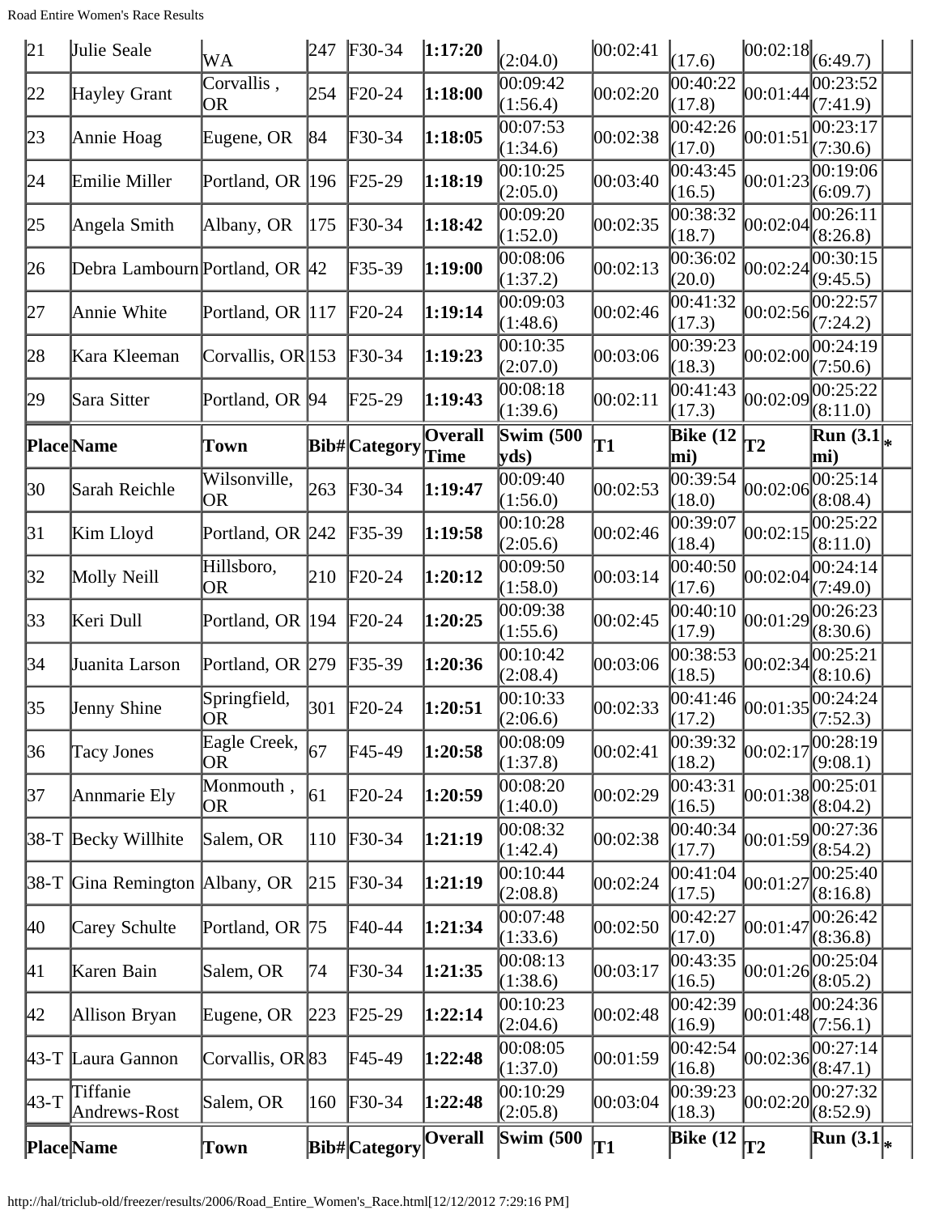| 21 | Julie Seale | WA | 247 | F30-34 | **1:17:20** | (2:04.0) | 00:02:41 | (17.6) | 00:02:18 | (6:49.7) | |
|---|---|---|---|---|---|---|---|---|---|---|---|
| 22 | Hayley Grant | Corvallis , OR | 254 | F20-24 | **1:18:00** | 00:09:42 (1:56.4) | 00:02:20 | 00:40:22 (17.8) | 00:01:44 | 00:23:52 (7:41.9) | |
| 23 | Annie Hoag | Eugene, OR | 84 | F30-34 | **1:18:05** | 00:07:53 (1:34.6) | 00:02:38 | 00:42:26 (17.0) | 00:01:51 | 00:23:17 (7:30.6) | |
| 24 | Emilie Miller | Portland, OR | 196 | F25-29 | **1:18:19** | 00:10:25 (2:05.0) | 00:03:40 | 00:43:45 (16.5) | 00:01:23 | 00:19:06 (6:09.7) | |
| 25 | Angela Smith | Albany, OR | 175 | F30-34 | **1:18:42** | 00:09:20 (1:52.0) | 00:02:35 | 00:38:32 (18.7) | 00:02:04 | 00:26:11 (8:26.8) | |
| 26 | Debra Lambourn | Portland, OR | 42 | F35-39 | **1:19:00** | 00:08:06 (1:37.2) | 00:02:13 | 00:36:02 (20.0) | 00:02:24 | 00:30:15 (9:45.5) | |
| 27 | Annie White | Portland, OR | 117 | F20-24 | **1:19:14** | 00:09:03 (1:48.6) | 00:02:46 | 00:41:32 (17.3) | 00:02:56 | 00:22:57 (7:24.2) | |
| 28 | Kara Kleeman | Corvallis, OR | 153 | F30-34 | **1:19:23** | 00:10:35 (2:07.0) | 00:03:06 | 00:39:23 (18.3) | 00:02:00 | 00:24:19 (7:50.6) | |
| 29 | Sara Sitter | Portland, OR | 94 | F25-29 | **1:19:43** | 00:08:18 (1:39.6) | 00:02:11 | 00:41:43 (17.3) | 00:02:09 | 00:25:22 (8:11.0) | |
| **Place** | **Name** | **Town** | **Bib#** | **Category** | **Overall Time** | **Swim (500 yds)** | **T1** | **Bike (12 mi)** | **T2** | **Run (3.1 mi)** | * |
| 30 | Sarah Reichle | Wilsonville, OR | 263 | F30-34 | **1:19:47** | 00:09:40 (1:56.0) | 00:02:53 | 00:39:54 (18.0) | 00:02:06 | 00:25:14 (8:08.4) | |
| 31 | Kim Lloyd | Portland, OR | 242 | F35-39 | **1:19:58** | 00:10:28 (2:05.6) | 00:02:46 | 00:39:07 (18.4) | 00:02:15 | 00:25:22 (8:11.0) | |
| 32 | Molly Neill | Hillsboro, OR | 210 | F20-24 | **1:20:12** | 00:09:50 (1:58.0) | 00:03:14 | 00:40:50 (17.6) | 00:02:04 | 00:24:14 (7:49.0) | |
| 33 | Keri Dull | Portland, OR | 194 | F20-24 | **1:20:25** | 00:09:38 (1:55.6) | 00:02:45 | 00:40:10 (17.9) | 00:01:29 | 00:26:23 (8:30.6) | |
| 34 | Juanita Larson | Portland, OR | 279 | F35-39 | **1:20:36** | 00:10:42 (2:08.4) | 00:03:06 | 00:38:53 (18.5) | 00:02:34 | 00:25:21 (8:10.6) | |
| 35 | Jenny Shine | Springfield, OR | 301 | F20-24 | **1:20:51** | 00:10:33 (2:06.6) | 00:02:33 | 00:41:46 (17.2) | 00:01:35 | 00:24:24 (7:52.3) | |
| 36 | Tacy Jones | Eagle Creek, OR | 67 | F45-49 | **1:20:58** | 00:08:09 (1:37.8) | 00:02:41 | 00:39:32 (18.2) | 00:02:17 | 00:28:19 (9:08.1) | |
| 37 | Annmarie Ely | Monmouth , OR | 61 | F20-24 | **1:20:59** | 00:08:20 (1:40.0) | 00:02:29 | 00:43:31 (16.5) | 00:01:38 | 00:25:01 (8:04.2) | |
| 38-T | Becky Willhite | Salem, OR | 110 | F30-34 | **1:21:19** | 00:08:32 (1:42.4) | 00:02:38 | 00:40:34 (17.7) | 00:01:59 | 00:27:36 (8:54.2) | |
| 38-T | Gina Remington | Albany, OR | 215 | F30-34 | **1:21:19** | 00:10:44 (2:08.8) | 00:02:24 | 00:41:04 (17.5) | 00:01:27 | 00:25:40 (8:16.8) | |
| 40 | Carey Schulte | Portland, OR | 75 | F40-44 | **1:21:34** | 00:07:48 (1:33.6) | 00:02:50 | 00:42:27 (17.0) | 00:01:47 | 00:26:42 (8:36.8) | |
| 41 | Karen Bain | Salem, OR | 74 | F30-34 | **1:21:35** | 00:08:13 (1:38.6) | 00:03:17 | 00:43:35 (16.5) | 00:01:26 | 00:25:04 (8:05.2) | |
| 42 | Allison Bryan | Eugene, OR | 223 | F25-29 | **1:22:14** | 00:10:23 (2:04.6) | 00:02:48 | 00:42:39 (16.9) | 00:01:48 | 00:24:36 (7:56.1) | |
| 43-T | Laura Gannon | Corvallis, OR | 83 | F45-49 | **1:22:48** | 00:08:05 (1:37.0) | 00:01:59 | 00:42:54 (16.8) | 00:02:36 | 00:27:14 (8:47.1) | |
| 43-T | Tiffanie Andrews-Rost | Salem, OR | 160 | F30-34 | **1:22:48** | 00:10:29 (2:05.8) | 00:03:04 | 00:39:23 (18.3) | 00:02:20 | 00:27:32 (8:52.9) | |
| **Place** | **Name** | **Town** | **Bib#** | **Category** | **Overall** | **Swim (500** | **T1** | **Bike (12** | **T2** | **Run (3.1** | * |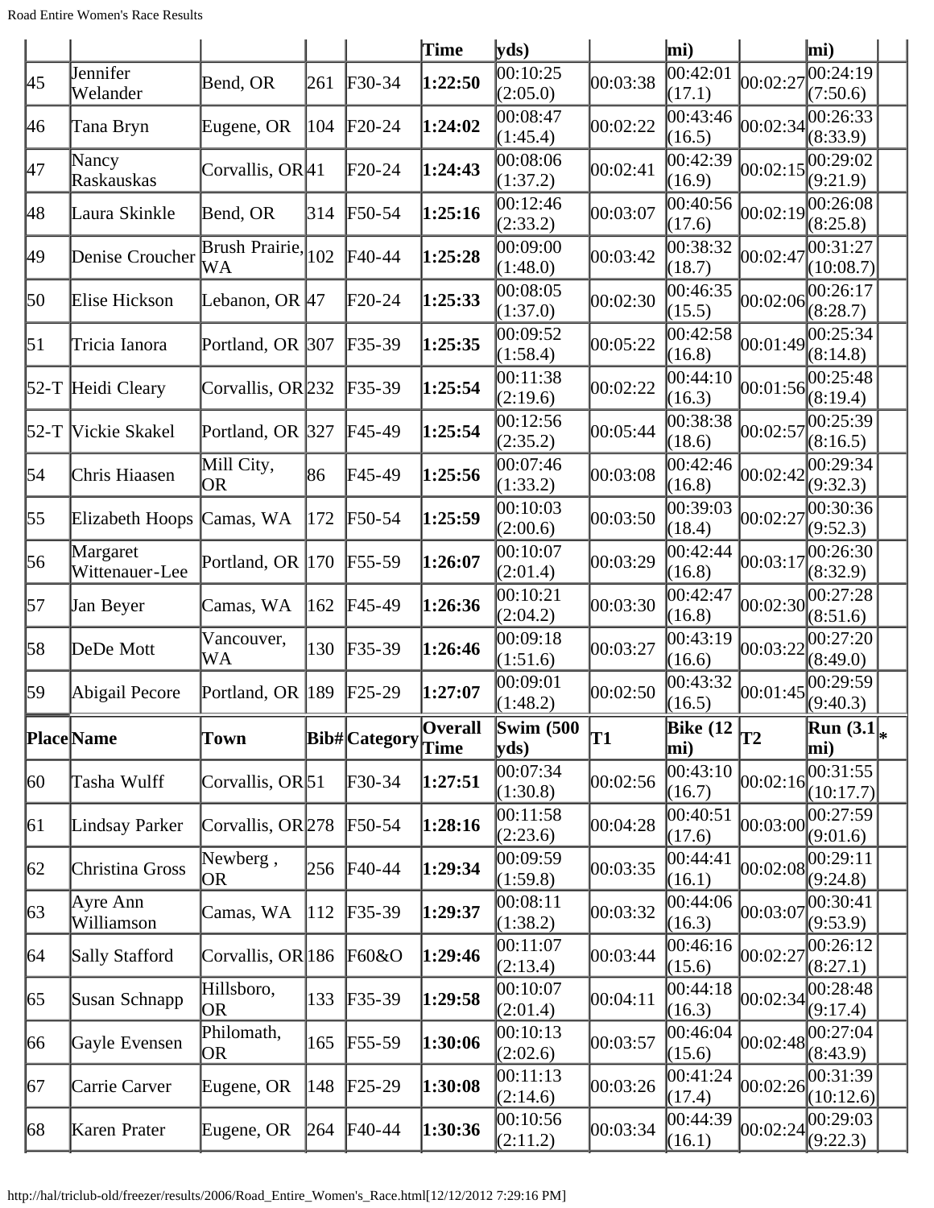| Place | Name | Town | Bib# | Category | Overall Time | Swim (500 yds) | T1 | Bike (12 mi) | T2 | Run (3.1 mi) | * |
|---|---|---|---|---|---|---|---|---|---|---|---|
| 45 | Jennifer Welander | Bend, OR | 261 | F30-34 | **1:22:50** | 00:10:25 (2:05.0) | 00:03:38 | 00:42:01 (17.1) | 00:02:27 | 00:24:19 (7:50.6) | |
| 46 | Tana Bryn | Eugene, OR | 104 | F20-24 | **1:24:02** | 00:08:47 (1:45.4) | 00:02:22 | 00:43:46 (16.5) | 00:02:34 | 00:26:33 (8:33.9) | |
| 47 | Nancy Raskauskas | Corvallis, OR | 41 | F20-24 | **1:24:43** | 00:08:06 (1:37.2) | 00:02:41 | 00:42:39 (16.9) | 00:02:15 | 00:29:02 (9:21.9) | |
| 48 | Laura Skinkle | Bend, OR | 314 | F50-54 | **1:25:16** | 00:12:46 (2:33.2) | 00:03:07 | 00:40:56 (17.6) | 00:02:19 | 00:26:08 (8:25.8) | |
| 49 | Denise Croucher | Brush Prairie, WA | 102 | F40-44 | **1:25:28** | 00:09:00 (1:48.0) | 00:03:42 | 00:38:32 (18.7) | 00:02:47 | 00:31:27 (10:08.7) | |
| 50 | Elise Hickson | Lebanon, OR | 47 | F20-24 | **1:25:33** | 00:08:05 (1:37.0) | 00:02:30 | 00:46:35 (15.5) | 00:02:06 | 00:26:17 (8:28.7) | |
| 51 | Tricia Ianora | Portland, OR | 307 | F35-39 | **1:25:35** | 00:09:52 (1:58.4) | 00:05:22 | 00:42:58 (16.8) | 00:01:49 | 00:25:34 (8:14.8) | |
| 52-T | Heidi Cleary | Corvallis, OR | 232 | F35-39 | **1:25:54** | 00:11:38 (2:19.6) | 00:02:22 | 00:44:10 (16.3) | 00:01:56 | 00:25:48 (8:19.4) | |
| 52-T | Vickie Skakel | Portland, OR | 327 | F45-49 | **1:25:54** | 00:12:56 (2:35.2) | 00:05:44 | 00:38:38 (18.6) | 00:02:57 | 00:25:39 (8:16.5) | |
| 54 | Chris Hiaasen | Mill City, OR | 86 | F45-49 | **1:25:56** | 00:07:46 (1:33.2) | 00:03:08 | 00:42:46 (16.8) | 00:02:42 | 00:29:34 (9:32.3) | |
| 55 | Elizabeth Hoops | Camas, WA | 172 | F50-54 | **1:25:59** | 00:10:03 (2:00.6) | 00:03:50 | 00:39:03 (18.4) | 00:02:27 | 00:30:36 (9:52.3) | |
| 56 | Margaret Wittenauer-Lee | Portland, OR | 170 | F55-59 | **1:26:07** | 00:10:07 (2:01.4) | 00:03:29 | 00:42:44 (16.8) | 00:03:17 | 00:26:30 (8:32.9) | |
| 57 | Jan Beyer | Camas, WA | 162 | F45-49 | **1:26:36** | 00:10:21 (2:04.2) | 00:03:30 | 00:42:47 (16.8) | 00:02:30 | 00:27:28 (8:51.6) | |
| 58 | DeDe Mott | Vancouver, WA | 130 | F35-39 | **1:26:46** | 00:09:18 (1:51.6) | 00:03:27 | 00:43:19 (16.6) | 00:03:22 | 00:27:20 (8:49.0) | |
| 59 | Abigail Pecore | Portland, OR | 189 | F25-29 | **1:27:07** | 00:09:01 (1:48.2) | 00:02:50 | 00:43:32 (16.5) | 00:01:45 | 00:29:59 (9:40.3) | |
| **Place** | **Name** | **Town** | **Bib#** | **Category** | **Overall Time** | **Swim (500 yds)** | **T1** | **Bike (12 mi)** | **T2** | **Run (3.1 mi)** | ***** |
| 60 | Tasha Wulff | Corvallis, OR | 51 | F30-34 | **1:27:51** | 00:07:34 (1:30.8) | 00:02:56 | 00:43:10 (16.7) | 00:02:16 | 00:31:55 (10:17.7) | |
| 61 | Lindsay Parker | Corvallis, OR | 278 | F50-54 | **1:28:16** | 00:11:58 (2:23.6) | 00:04:28 | 00:40:51 (17.6) | 00:03:00 | 00:27:59 (9:01.6) | |
| 62 | Christina Gross | Newberg , OR | 256 | F40-44 | **1:29:34** | 00:09:59 (1:59.8) | 00:03:35 | 00:44:41 (16.1) | 00:02:08 | 00:29:11 (9:24.8) | |
| 63 | Ayre Ann Williamson | Camas, WA | 112 | F35-39 | **1:29:37** | 00:08:11 (1:38.2) | 00:03:32 | 00:44:06 (16.3) | 00:03:07 | 00:30:41 (9:53.9) | |
| 64 | Sally Stafford | Corvallis, OR | 186 | F60&O | **1:29:46** | 00:11:07 (2:13.4) | 00:03:44 | 00:46:16 (15.6) | 00:02:27 | 00:26:12 (8:27.1) | |
| 65 | Susan Schnapp | Hillsboro, OR | 133 | F35-39 | **1:29:58** | 00:10:07 (2:01.4) | 00:04:11 | 00:44:18 (16.3) | 00:02:34 | 00:28:48 (9:17.4) | |
| 66 | Gayle Evensen | Philomath, OR | 165 | F55-59 | **1:30:06** | 00:10:13 (2:02.6) | 00:03:57 | 00:46:04 (15.6) | 00:02:48 | 00:27:04 (8:43.9) | |
| 67 | Carrie Carver | Eugene, OR | 148 | F25-29 | **1:30:08** | 00:11:13 (2:14.6) | 00:03:26 | 00:41:24 (17.4) | 00:02:26 | 00:31:39 (10:12.6) | |
| 68 | Karen Prater | Eugene, OR | 264 | F40-44 | **1:30:36** | 00:10:56 (2:11.2) | 00:03:34 | 00:44:39 (16.1) | 00:02:24 | 00:29:03 (9:22.3) | |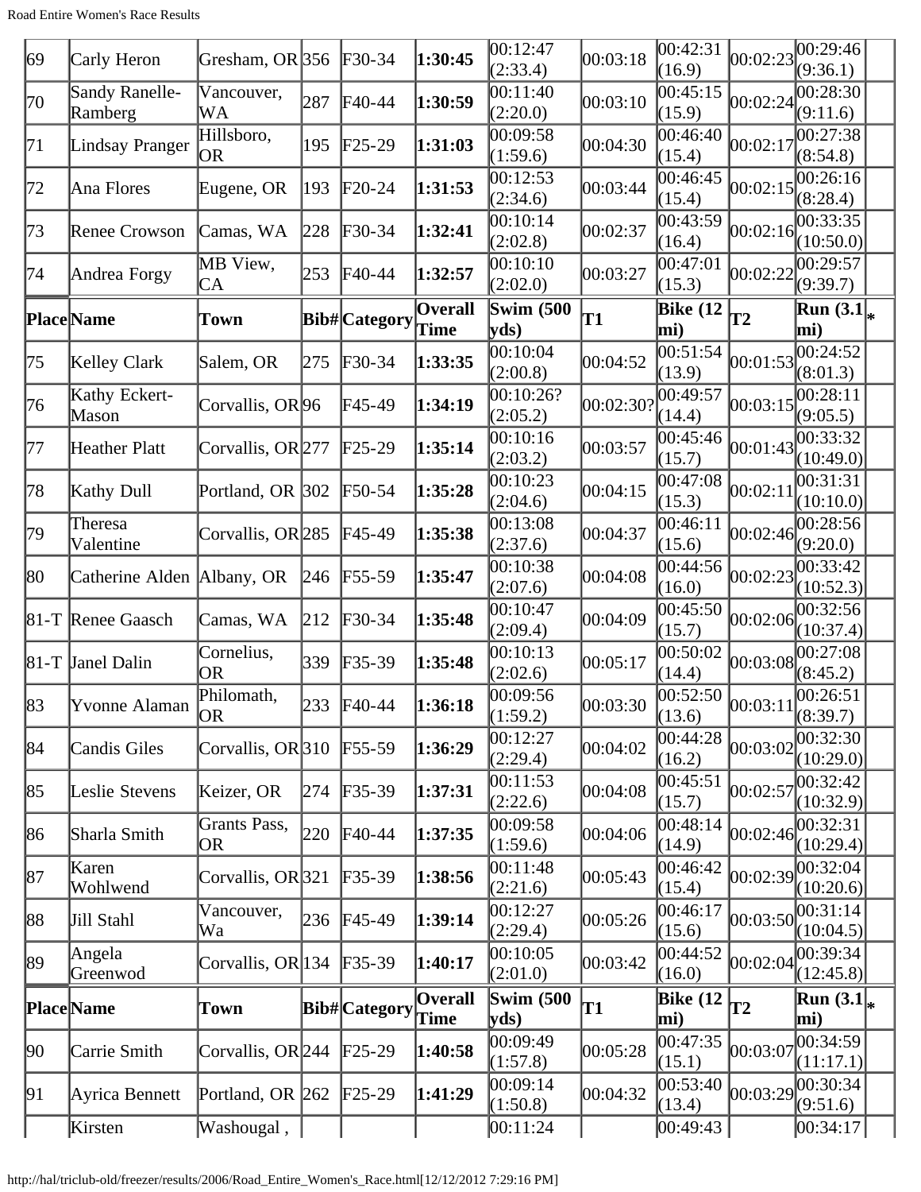| 69 | Carly Heron | Gresham, OR | 356 | F30-34 | **1:30:45** | 00:12:47 (2:33.4) | 00:03:18 | 00:42:31 (16.9) | 00:02:23 | 00:29:46 (9:36.1) | |
|---|---|---|---|---|---|---|---|---|---|---|---|
| 70 | Sandy Ranelle-Ramberg | Vancouver, WA | 287 | F40-44 | **1:30:59** | 00:11:40 (2:20.0) | 00:03:10 | 00:45:15 (15.9) | 00:02:24 | 00:28:30 (9:11.6) | |
| 71 | Lindsay Pranger | Hillsboro, OR | 195 | F25-29 | **1:31:03** | 00:09:58 (1:59.6) | 00:04:30 | 00:46:40 (15.4) | 00:02:17 | 00:27:38 (8:54.8) | |
| 72 | Ana Flores | Eugene, OR | 193 | F20-24 | **1:31:53** | 00:12:53 (2:34.6) | 00:03:44 | 00:46:45 (15.4) | 00:02:15 | 00:26:16 (8:28.4) | |
| 73 | Renee Crowson | Camas, WA | 228 | F30-34 | **1:32:41** | 00:10:14 (2:02.8) | 00:02:37 | 00:43:59 (16.4) | 00:02:16 | 00:33:35 (10:50.0) | |
| 74 | Andrea Forgy | MB View, CA | 253 | F40-44 | **1:32:57** | 00:10:10 (2:02.0) | 00:03:27 | 00:47:01 (15.3) | 00:02:22 | 00:29:57 (9:39.7) | |
| **Place** | **Name** | **Town** | **Bib#** | **Category** | **Overall Time** | **Swim (500 yds)** | **T1** | **Bike (12 mi)** | **T2** | **Run (3.1 mi)** | * |
| 75 | Kelley Clark | Salem, OR | 275 | F30-34 | **1:33:35** | 00:10:04 (2:00.8) | 00:04:52 | 00:51:54 (13.9) | 00:01:53 | 00:24:52 (8:01.3) | |
| 76 | Kathy Eckert-Mason | Corvallis, OR | 96 | F45-49 | **1:34:19** | 00:10:26? (2:05.2) | 00:02:30? | 00:49:57 (14.4) | 00:03:15 | 00:28:11 (9:05.5) | |
| 77 | Heather Platt | Corvallis, OR | 277 | F25-29 | **1:35:14** | 00:10:16 (2:03.2) | 00:03:57 | 00:45:46 (15.7) | 00:01:43 | 00:33:32 (10:49.0) | |
| 78 | Kathy Dull | Portland, OR | 302 | F50-54 | **1:35:28** | 00:10:23 (2:04.6) | 00:04:15 | 00:47:08 (15.3) | 00:02:11 | 00:31:31 (10:10.0) | |
| 79 | Theresa Valentine | Corvallis, OR | 285 | F45-49 | **1:35:38** | 00:13:08 (2:37.6) | 00:04:37 | 00:46:11 (15.6) | 00:02:46 | 00:28:56 (9:20.0) | |
| 80 | Catherine Alden | Albany, OR | 246 | F55-59 | **1:35:47** | 00:10:38 (2:07.6) | 00:04:08 | 00:44:56 (16.0) | 00:02:23 | 00:33:42 (10:52.3) | |
| 81-T | Renee Gaasch | Camas, WA | 212 | F30-34 | **1:35:48** | 00:10:47 (2:09.4) | 00:04:09 | 00:45:50 (15.7) | 00:02:06 | 00:32:56 (10:37.4) | |
| 81-T | Janel Dalin | Cornelius, OR | 339 | F35-39 | **1:35:48** | 00:10:13 (2:02.6) | 00:05:17 | 00:50:02 (14.4) | 00:03:08 | 00:27:08 (8:45.2) | |
| 83 | Yvonne Alaman | Philomath, OR | 233 | F40-44 | **1:36:18** | 00:09:56 (1:59.2) | 00:03:30 | 00:52:50 (13.6) | 00:03:11 | 00:26:51 (8:39.7) | |
| 84 | Candis Giles | Corvallis, OR | 310 | F55-59 | **1:36:29** | 00:12:27 (2:29.4) | 00:04:02 | 00:44:28 (16.2) | 00:03:02 | 00:32:30 (10:29.0) | |
| 85 | Leslie Stevens | Keizer, OR | 274 | F35-39 | **1:37:31** | 00:11:53 (2:22.6) | 00:04:08 | 00:45:51 (15.7) | 00:02:57 | 00:32:42 (10:32.9) | |
| 86 | Sharla Smith | Grants Pass, OR | 220 | F40-44 | **1:37:35** | 00:09:58 (1:59.6) | 00:04:06 | 00:48:14 (14.9) | 00:02:46 | 00:32:31 (10:29.4) | |
| 87 | Karen Wohlwend | Corvallis, OR | 321 | F35-39 | **1:38:56** | 00:11:48 (2:21.6) | 00:05:43 | 00:46:42 (15.4) | 00:02:39 | 00:32:04 (10:20.6) | |
| 88 | Jill Stahl | Vancouver, Wa | 236 | F45-49 | **1:39:14** | 00:12:27 (2:29.4) | 00:05:26 | 00:46:17 (15.6) | 00:03:50 | 00:31:14 (10:04.5) | |
| 89 | Angela Greenwod | Corvallis, OR | 134 | F35-39 | **1:40:17** | 00:10:05 (2:01.0) | 00:03:42 | 00:44:52 (16.0) | 00:02:04 | 00:39:34 (12:45.8) | |
| **Place** | **Name** | **Town** | **Bib#** | **Category** | **Overall Time** | **Swim (500 yds)** | **T1** | **Bike (12 mi)** | **T2** | **Run (3.1 mi)** | * |
| 90 | Carrie Smith | Corvallis, OR | 244 | F25-29 | **1:40:58** | 00:09:49 (1:57.8) | 00:05:28 | 00:47:35 (15.1) | 00:03:07 | 00:34:59 (11:17.1) | |
| 91 | Ayrica Bennett | Portland, OR | 262 | F25-29 | **1:41:29** | 00:09:14 (1:50.8) | 00:04:32 | 00:53:40 (13.4) | 00:03:29 | 00:30:34 (9:51.6) | |
| | Kirsten | Washougal , | | | | 00:11:24 | | 00:49:43 | | 00:34:17 | |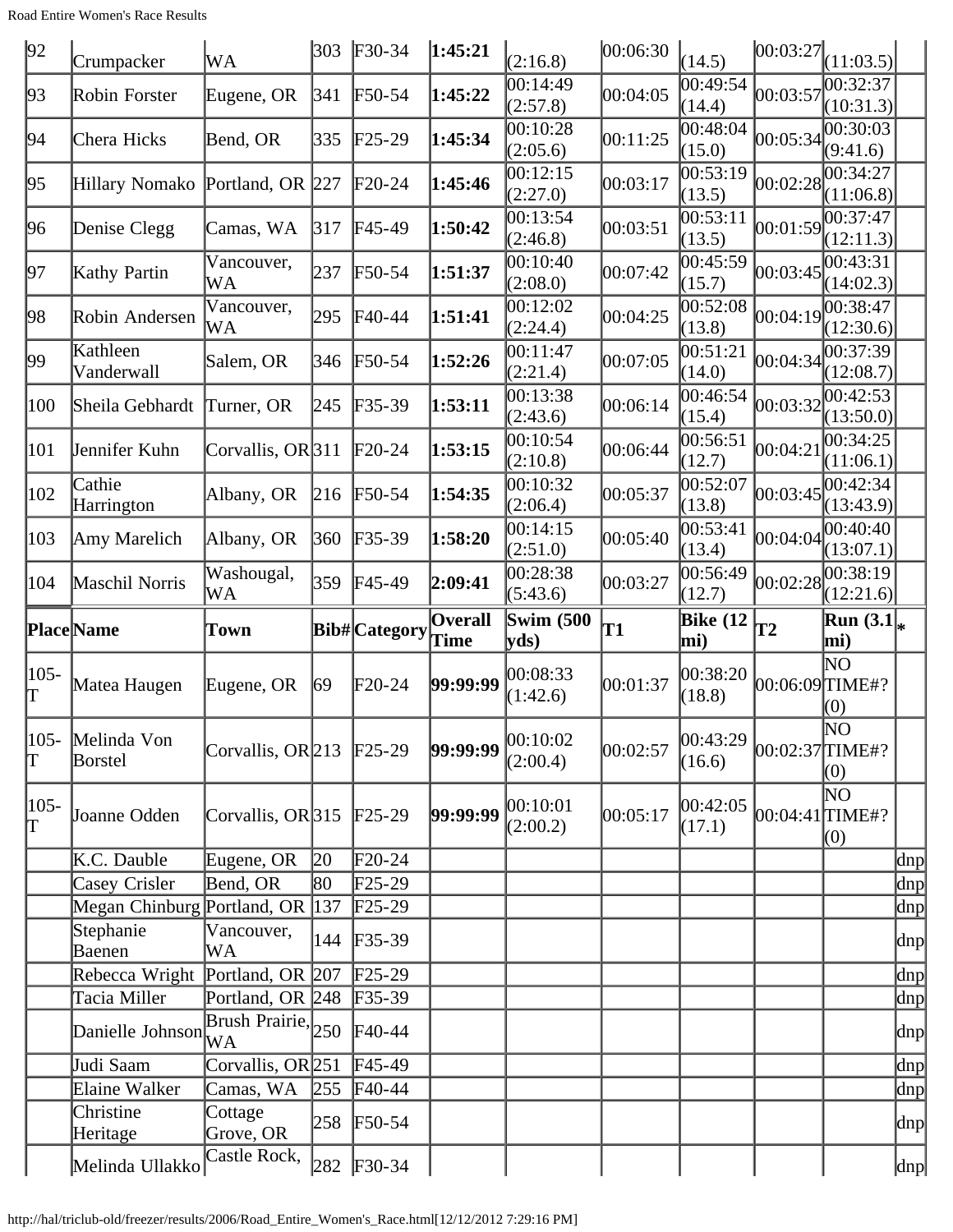| 92 | Crumpacker | WA | 303 | F30-34 | **1:45:21** | (2:16.8) | 00:06:30 | (14.5) | 00:03:27 | (11:03.5) | |
|---|---|---|---|---|---|---|---|---|---|---|---|
| 93 | Robin Forster | Eugene, OR | 341 | F50-54 | **1:45:22** | 00:14:49 (2:57.8) | 00:04:05 | 00:49:54 (14.4) | 00:03:57 | 00:32:37 (10:31.3) | |
| 94 | Chera Hicks | Bend, OR | 335 | F25-29 | **1:45:34** | 00:10:28 (2:05.6) | 00:11:25 | 00:48:04 (15.0) | 00:05:34 | 00:30:03 (9:41.6) | |
| 95 | Hillary Nomako | Portland, OR | 227 | F20-24 | **1:45:46** | 00:12:15 (2:27.0) | 00:03:17 | 00:53:19 (13.5) | 00:02:28 | 00:34:27 (11:06.8) | |
| 96 | Denise Clegg | Camas, WA | 317 | F45-49 | **1:50:42** | 00:13:54 (2:46.8) | 00:03:51 | 00:53:11 (13.5) | 00:01:59 | 00:37:47 (12:11.3) | |
| 97 | Kathy Partin | Vancouver, WA | 237 | F50-54 | **1:51:37** | 00:10:40 (2:08.0) | 00:07:42 | 00:45:59 (15.7) | 00:03:45 | 00:43:31 (14:02.3) | |
| 98 | Robin Andersen | Vancouver, WA | 295 | F40-44 | **1:51:41** | 00:12:02 (2:24.4) | 00:04:25 | 00:52:08 (13.8) | 00:04:19 | 00:38:47 (12:30.6) | |
| 99 | Kathleen Vanderwall | Salem, OR | 346 | F50-54 | **1:52:26** | 00:11:47 (2:21.4) | 00:07:05 | 00:51:21 (14.0) | 00:04:34 | 00:37:39 (12:08.7) | |
| 100 | Sheila Gebhardt | Turner, OR | 245 | F35-39 | **1:53:11** | 00:13:38 (2:43.6) | 00:06:14 | 00:46:54 (15.4) | 00:03:32 | 00:42:53 (13:50.0) | |
| 101 | Jennifer Kuhn | Corvallis, OR | 311 | F20-24 | **1:53:15** | 00:10:54 (2:10.8) | 00:06:44 | 00:56:51 (12.7) | 00:04:21 | 00:34:25 (11:06.1) | |
| 102 | Cathie Harrington | Albany, OR | 216 | F50-54 | **1:54:35** | 00:10:32 (2:06.4) | 00:05:37 | 00:52:07 (13.8) | 00:03:45 | 00:42:34 (13:43.9) | |
| 103 | Amy Marelich | Albany, OR | 360 | F35-39 | **1:58:20** | 00:14:15 (2:51.0) | 00:05:40 | 00:53:41 (13.4) | 00:04:04 | 00:40:40 (13:07.1) | |
| 104 | Maschil Norris | Washougal, WA | 359 | F45-49 | **2:09:41** | 00:28:38 (5:43.6) | 00:03:27 | 00:56:49 (12.7) | 00:02:28 | 00:38:19 (12:21.6) | |
| **Place** | **Name** | **Town** | **Bib#** | **Category** | **Overall Time** | **Swim (500 yds)** | **T1** | **Bike (12 mi)** | **T2** | **Run (3.1 mi)** | **\*** |
| 105-T | Matea Haugen | Eugene, OR | 69 | F20-24 | **99:99:99** | 00:08:33 (1:42.6) | 00:01:37 | 00:38:20 (18.8) | 00:06:09 | NO TIME#? (0) | |
| 105-T | Melinda Von Borstel | Corvallis, OR | 213 | F25-29 | **99:99:99** | 00:10:02 (2:00.4) | 00:02:57 | 00:43:29 (16.6) | 00:02:37 | NO TIME#? (0) | |
| 105-T | Joanne Odden | Corvallis, OR | 315 | F25-29 | **99:99:99** | 00:10:01 (2:00.2) | 00:05:17 | 00:42:05 (17.1) | 00:04:41 | NO TIME#? (0) | |
| | K.C. Dauble | Eugene, OR | 20 | F20-24 | | | | | | | dnp |
| | Casey Crisler | Bend, OR | 80 | F25-29 | | | | | | | dnp |
| | Megan Chinburg | Portland, OR | 137 | F25-29 | | | | | | | dnp |
| | Stephanie Baenen | Vancouver, WA | 144 | F35-39 | | | | | | | dnp |
| | Rebecca Wright | Portland, OR | 207 | F25-29 | | | | | | | dnp |
| | Tacia Miller | Portland, OR | 248 | F35-39 | | | | | | | dnp |
| | Danielle Johnson | Brush Prairie, WA | 250 | F40-44 | | | | | | | dnp |
| | Judi Saam | Corvallis, OR | 251 | F45-49 | | | | | | | dnp |
| | Elaine Walker | Camas, WA | 255 | F40-44 | | | | | | | dnp |
| | Christine Heritage | Cottage Grove, OR | 258 | F50-54 | | | | | | | dnp |
| | Melinda Ullakko | Castle Rock, | 282 | F30-34 | | | | | | | dnp |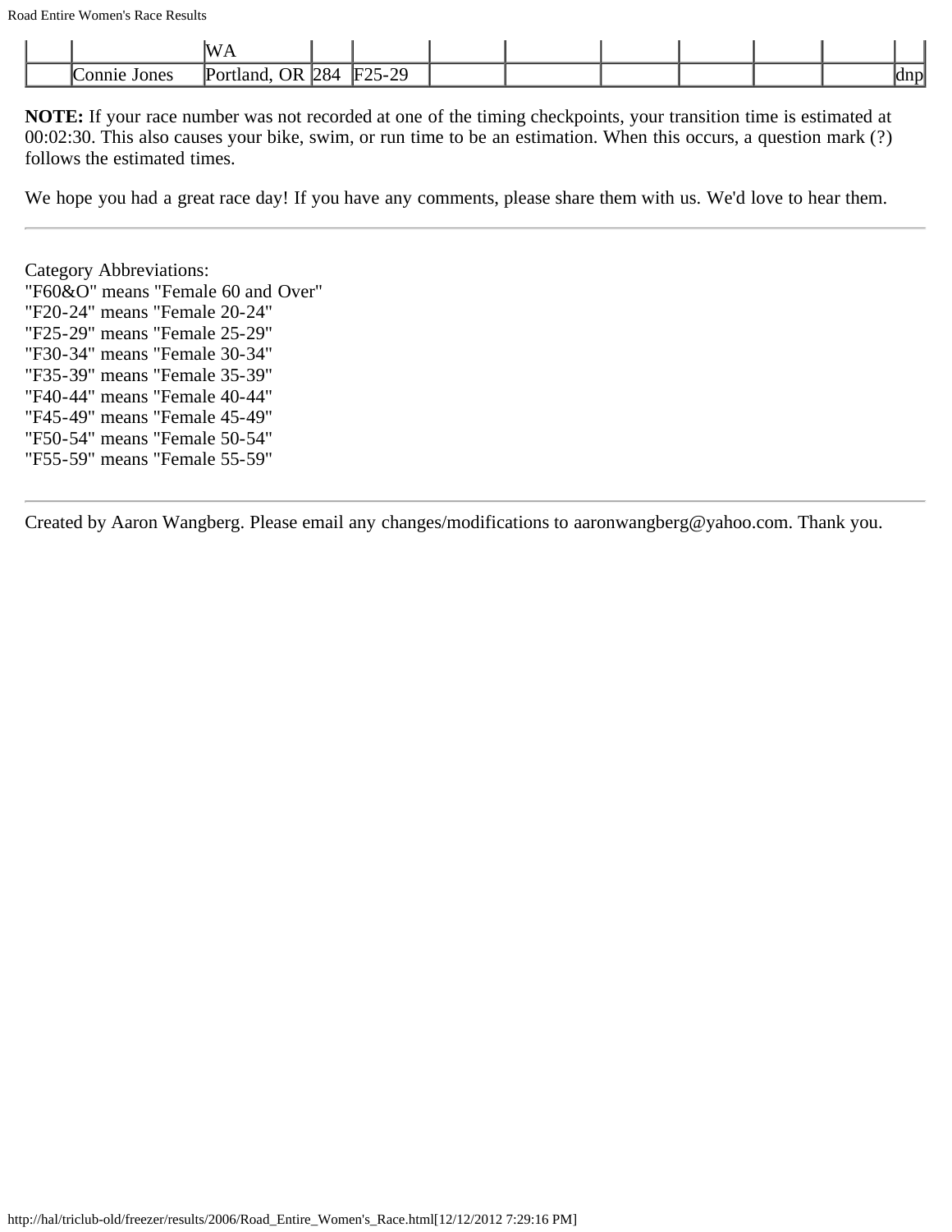|  |  | WA |  |  |  |  |  |  |  |  |  |
|---|---|---|---|---|---|---|---|---|---|---|---|
|  | Connie Jones | Portland, OR | 284 | F25-29 |  |  |  |  |  |  | dnp |

**NOTE:** If your race number was not recorded at one of the timing checkpoints, your transition time is estimated at 00:02:30. This also causes your bike, swim, or run time to be an estimation. When this occurs, a question mark (?) follows the estimated times.

We hope you had a great race day! If you have any comments, please share them with us. We'd love to hear them.

---

Category Abbreviations:
"F60&O" means "Female 60 and Over"
"F20-24" means "Female 20-24"
"F25-29" means "Female 25-29"
"F30-34" means "Female 30-34"
"F35-39" means "Female 35-39"
"F40-44" means "Female 40-44"
"F45-49" means "Female 45-49"
"F50-54" means "Female 50-54"
"F55-59" means "Female 55-59"

---

Created by Aaron Wangberg. Please email any changes/modifications to aaronwangberg@yahoo.com. Thank you.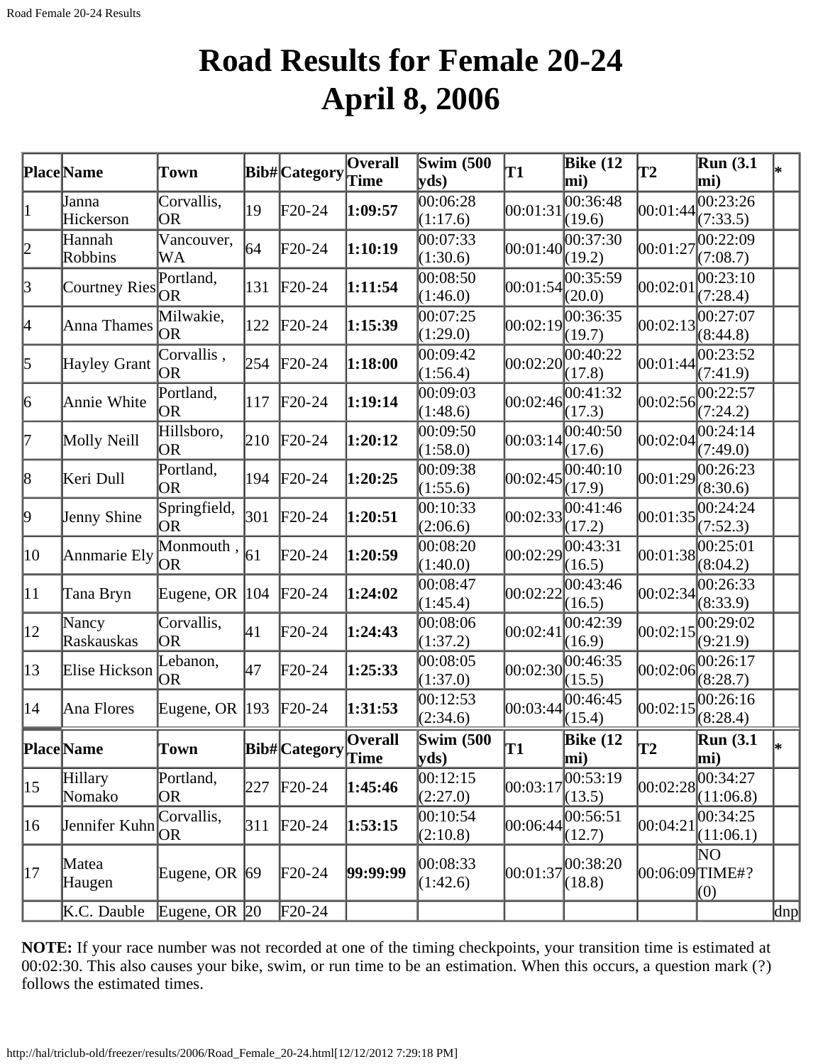# Road Results for Female 20-24
# April 8, 2006

| Place | Name | Town | Bib# | Category | Overall Time | Swim (500 yds) | T1 | Bike (12 mi) | T2 | Run (3.1 mi) | * |
|---|---|---|---|---|---|---|---|---|---|---|---|
| 1 | Janna Hickerson | Corvallis, OR | 19 | F20-24 | **1:09:57** | 00:06:28 (1:17.6) | 00:01:31 | 00:36:48 (19.6) | 00:01:44 | 00:23:26 (7:33.5) | |
| 2 | Hannah Robbins | Vancouver, WA | 64 | F20-24 | **1:10:19** | 00:07:33 (1:30.6) | 00:01:40 | 00:37:30 (19.2) | 00:01:27 | 00:22:09 (7:08.7) | |
| 3 | Courtney Ries | Portland, OR | 131 | F20-24 | **1:11:54** | 00:08:50 (1:46.0) | 00:01:54 | 00:35:59 (20.0) | 00:02:01 | 00:23:10 (7:28.4) | |
| 4 | Anna Thames | Milwakie, OR | 122 | F20-24 | **1:15:39** | 00:07:25 (1:29.0) | 00:02:19 | 00:36:35 (19.7) | 00:02:13 | 00:27:07 (8:44.8) | |
| 5 | Hayley Grant | Corvallis , OR | 254 | F20-24 | **1:18:00** | 00:09:42 (1:56.4) | 00:02:20 | 00:40:22 (17.8) | 00:01:44 | 00:23:52 (7:41.9) | |
| 6 | Annie White | Portland, OR | 117 | F20-24 | **1:19:14** | 00:09:03 (1:48.6) | 00:02:46 | 00:41:32 (17.3) | 00:02:56 | 00:22:57 (7:24.2) | |
| 7 | Molly Neill | Hillsboro, OR | 210 | F20-24 | **1:20:12** | 00:09:50 (1:58.0) | 00:03:14 | 00:40:50 (17.6) | 00:02:04 | 00:24:14 (7:49.0) | |
| 8 | Keri Dull | Portland, OR | 194 | F20-24 | **1:20:25** | 00:09:38 (1:55.6) | 00:02:45 | 00:40:10 (17.9) | 00:01:29 | 00:26:23 (8:30.6) | |
| 9 | Jenny Shine | Springfield, OR | 301 | F20-24 | **1:20:51** | 00:10:33 (2:06.6) | 00:02:33 | 00:41:46 (17.2) | 00:01:35 | 00:24:24 (7:52.3) | |
| 10 | Annmarie Ely | Monmouth , OR | 61 | F20-24 | **1:20:59** | 00:08:20 (1:40.0) | 00:02:29 | 00:43:31 (16.5) | 00:01:38 | 00:25:01 (8:04.2) | |
| 11 | Tana Bryn | Eugene, OR | 104 | F20-24 | **1:24:02** | 00:08:47 (1:45.4) | 00:02:22 | 00:43:46 (16.5) | 00:02:34 | 00:26:33 (8:33.9) | |
| 12 | Nancy Raskauskas | Corvallis, OR | 41 | F20-24 | **1:24:43** | 00:08:06 (1:37.2) | 00:02:41 | 00:42:39 (16.9) | 00:02:15 | 00:29:02 (9:21.9) | |
| 13 | Elise Hickson | Lebanon, OR | 47 | F20-24 | **1:25:33** | 00:08:05 (1:37.0) | 00:02:30 | 00:46:35 (15.5) | 00:02:06 | 00:26:17 (8:28.7) | |
| 14 | Ana Flores | Eugene, OR | 193 | F20-24 | **1:31:53** | 00:12:53 (2:34.6) | 00:03:44 | 00:46:45 (15.4) | 00:02:15 | 00:26:16 (8:28.4) | |
| **Place** | **Name** | **Town** | **Bib#** | **Category** | **Overall Time** | **Swim (500 yds)** | **T1** | **Bike (12 mi)** | **T2** | **Run (3.1 mi)** | ***** |
| 15 | Hillary Nomako | Portland, OR | 227 | F20-24 | **1:45:46** | 00:12:15 (2:27.0) | 00:03:17 | 00:53:19 (13.5) | 00:02:28 | 00:34:27 (11:06.8) | |
| 16 | Jennifer Kuhn | Corvallis, OR | 311 | F20-24 | **1:53:15** | 00:10:54 (2:10.8) | 00:06:44 | 00:56:51 (12.7) | 00:04:21 | 00:34:25 (11:06.1) | |
| 17 | Matea Haugen | Eugene, OR | 69 | F20-24 | **99:99:99** | 00:08:33 (1:42.6) | 00:01:37 | 00:38:20 (18.8) | 00:06:09 | NO TIME#? (0) | |
| | K.C. Dauble | Eugene, OR | 20 | F20-24 | | | | | | | dnp |

**NOTE:** If your race number was not recorded at one of the timing checkpoints, your transition time is estimated at 00:02:30. This also causes your bike, swim, or run time to be an estimation. When this occurs, a question mark (?) follows the estimated times.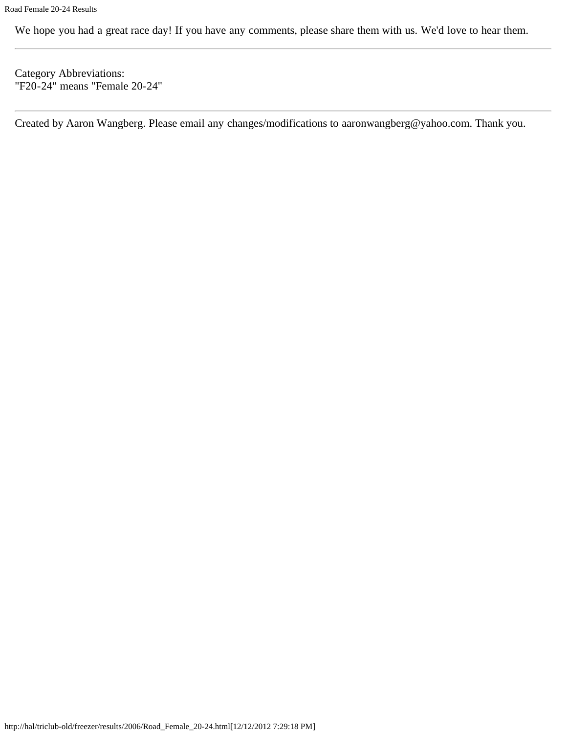We hope you had a great race day! If you have any comments, please share them with us. We'd love to hear them.

---

Category Abbreviations:
"F20-24" means "Female 20-24"

---

Created by Aaron Wangberg. Please email any changes/modifications to aaronwangberg@yahoo.com. Thank you.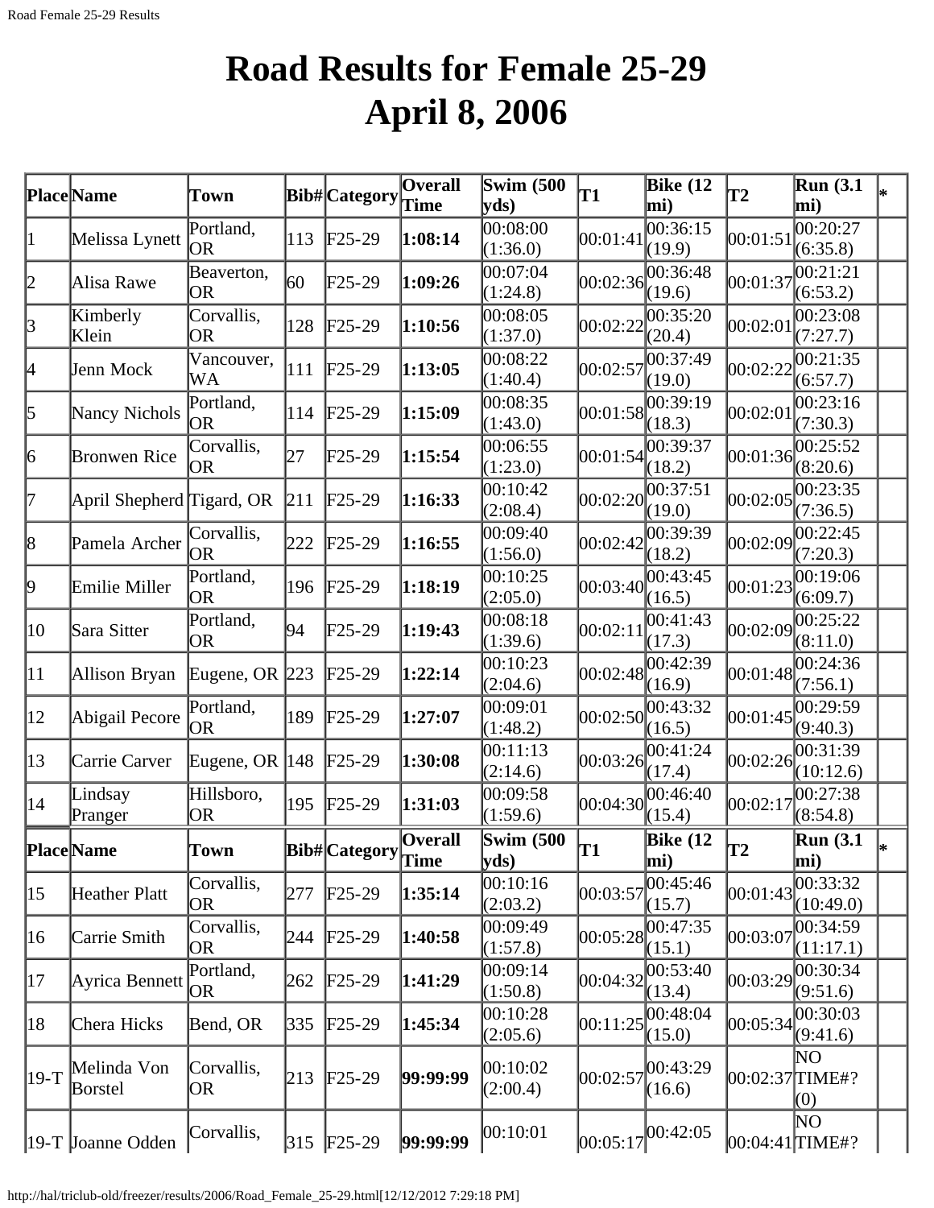# Road Results for Female 25-29
# April 8, 2006

| Place | Name | Town | Bib# | Category | Overall Time | Swim (500 yds) | T1 | Bike (12 mi) | T2 | Run (3.1 mi) | * |
|---|---|---|---|---|---|---|---|---|---|---|---|
| 1 | Melissa Lynett | Portland, OR | 113 | F25-29 | **1:08:14** | 00:08:00 (1:36.0) | 00:01:41 | 00:36:15 (19.9) | 00:01:51 | 00:20:27 (6:35.8) | |
| 2 | Alisa Rawe | Beaverton, OR | 60 | F25-29 | **1:09:26** | 00:07:04 (1:24.8) | 00:02:36 | 00:36:48 (19.6) | 00:01:37 | 00:21:21 (6:53.2) | |
| 3 | Kimberly Klein | Corvallis, OR | 128 | F25-29 | **1:10:56** | 00:08:05 (1:37.0) | 00:02:22 | 00:35:20 (20.4) | 00:02:01 | 00:23:08 (7:27.7) | |
| 4 | Jenn Mock | Vancouver, WA | 111 | F25-29 | **1:13:05** | 00:08:22 (1:40.4) | 00:02:57 | 00:37:49 (19.0) | 00:02:22 | 00:21:35 (6:57.7) | |
| 5 | Nancy Nichols | Portland, OR | 114 | F25-29 | **1:15:09** | 00:08:35 (1:43.0) | 00:01:58 | 00:39:19 (18.3) | 00:02:01 | 00:23:16 (7:30.3) | |
| 6 | Bronwen Rice | Corvallis, OR | 27 | F25-29 | **1:15:54** | 00:06:55 (1:23.0) | 00:01:54 | 00:39:37 (18.2) | 00:01:36 | 00:25:52 (8:20.6) | |
| 7 | April Shepherd | Tigard, OR | 211 | F25-29 | **1:16:33** | 00:10:42 (2:08.4) | 00:02:20 | 00:37:51 (19.0) | 00:02:05 | 00:23:35 (7:36.5) | |
| 8 | Pamela Archer | Corvallis, OR | 222 | F25-29 | **1:16:55** | 00:09:40 (1:56.0) | 00:02:42 | 00:39:39 (18.2) | 00:02:09 | 00:22:45 (7:20.3) | |
| 9 | Emilie Miller | Portland, OR | 196 | F25-29 | **1:18:19** | 00:10:25 (2:05.0) | 00:03:40 | 00:43:45 (16.5) | 00:01:23 | 00:19:06 (6:09.7) | |
| 10 | Sara Sitter | Portland, OR | 94 | F25-29 | **1:19:43** | 00:08:18 (1:39.6) | 00:02:11 | 00:41:43 (17.3) | 00:02:09 | 00:25:22 (8:11.0) | |
| 11 | Allison Bryan | Eugene, OR | 223 | F25-29 | **1:22:14** | 00:10:23 (2:04.6) | 00:02:48 | 00:42:39 (16.9) | 00:01:48 | 00:24:36 (7:56.1) | |
| 12 | Abigail Pecore | Portland, OR | 189 | F25-29 | **1:27:07** | 00:09:01 (1:48.2) | 00:02:50 | 00:43:32 (16.5) | 00:01:45 | 00:29:59 (9:40.3) | |
| 13 | Carrie Carver | Eugene, OR | 148 | F25-29 | **1:30:08** | 00:11:13 (2:14.6) | 00:03:26 | 00:41:24 (17.4) | 00:02:26 | 00:31:39 (10:12.6) | |
| 14 | Lindsay Pranger | Hillsboro, OR | 195 | F25-29 | **1:31:03** | 00:09:58 (1:59.6) | 00:04:30 | 00:46:40 (15.4) | 00:02:17 | 00:27:38 (8:54.8) | |
| 15 | Heather Platt | Corvallis, OR | 277 | F25-29 | **1:35:14** | 00:10:16 (2:03.2) | 00:03:57 | 00:45:46 (15.7) | 00:01:43 | 00:33:32 (10:49.0) | |
| 16 | Carrie Smith | Corvallis, OR | 244 | F25-29 | **1:40:58** | 00:09:49 (1:57.8) | 00:05:28 | 00:47:35 (15.1) | 00:03:07 | 00:34:59 (11:17.1) | |
| 17 | Ayrica Bennett | Portland, OR | 262 | F25-29 | **1:41:29** | 00:09:14 (1:50.8) | 00:04:32 | 00:53:40 (13.4) | 00:03:29 | 00:30:34 (9:51.6) | |
| 18 | Chera Hicks | Bend, OR | 335 | F25-29 | **1:45:34** | 00:10:28 (2:05.6) | 00:11:25 | 00:48:04 (15.0) | 00:05:34 | 00:30:03 (9:41.6) | |
| 19-T | Melinda Von Borstel | Corvallis, OR | 213 | F25-29 | **99:99:99** | 00:10:02 (2:00.4) | 00:02:57 | 00:43:29 (16.6) | 00:02:37 | NO TIME#? (0) | |
| 19-T | Joanne Odden | Corvallis, | 315 | F25-29 | **99:99:99** | 00:10:01 | 00:05:17 | 00:42:05 | 00:04:41 | NO TIME#? | |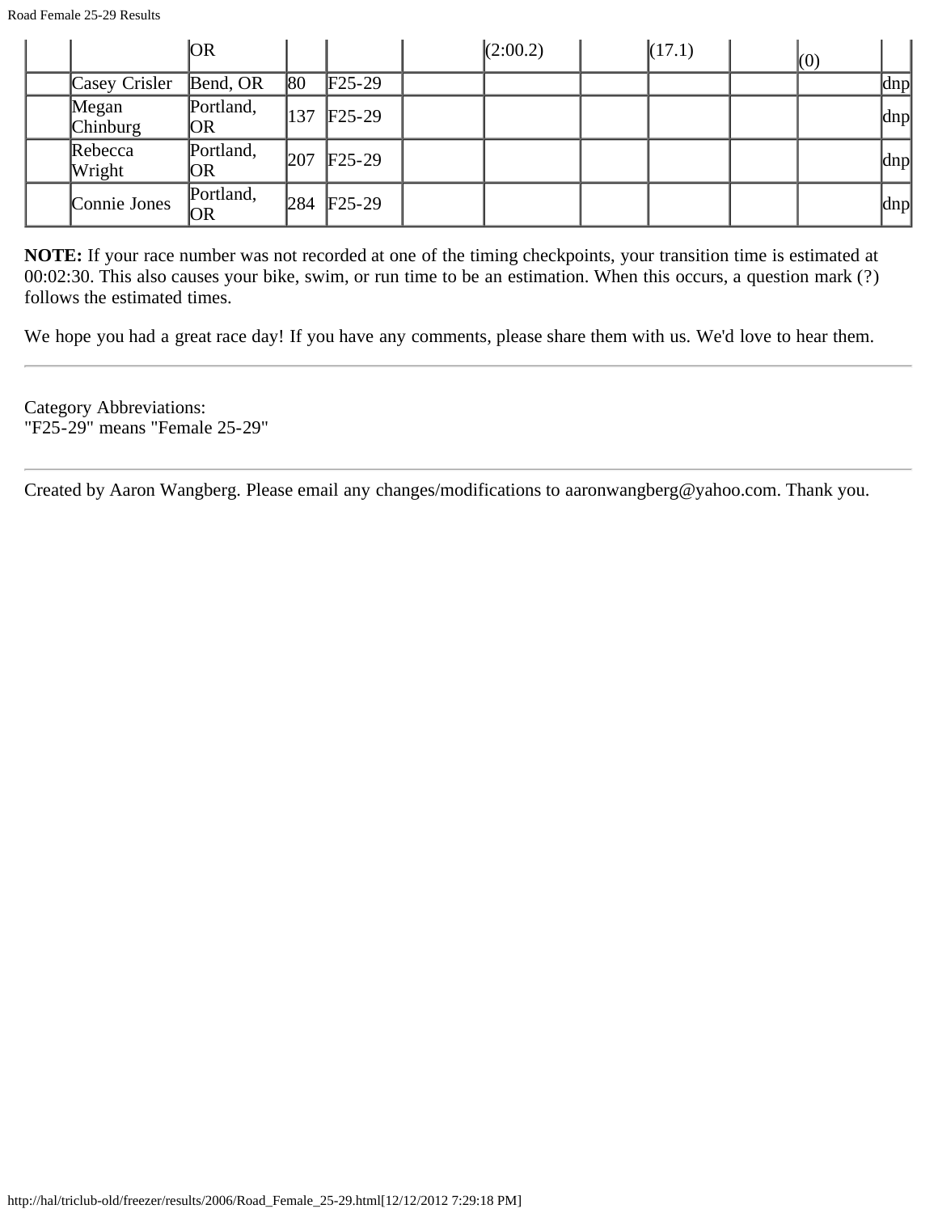|  |  | OR |  |  |  | (2:00.2) |  | (17.1) |  | (0) |  |
|---|---|---|---|---|---|---|---|---|---|---|---|
|  | Casey Crisler | Bend, OR | 80 | F25-29 |  |  |  |  |  |  | dnp |
|  | Megan Chinburg | Portland, OR | 137 | F25-29 |  |  |  |  |  |  | dnp |
|  | Rebecca Wright | Portland, OR | 207 | F25-29 |  |  |  |  |  |  | dnp |
|  | Connie Jones | Portland, OR | 284 | F25-29 |  |  |  |  |  |  | dnp |

**NOTE:** If your race number was not recorded at one of the timing checkpoints, your transition time is estimated at 00:02:30. This also causes your bike, swim, or run time to be an estimation. When this occurs, a question mark (?) follows the estimated times.

We hope you had a great race day! If you have any comments, please share them with us. We'd love to hear them.

---

Category Abbreviations:
"F25-29" means "Female 25-29"

---

Created by Aaron Wangberg. Please email any changes/modifications to aaronwangberg@yahoo.com. Thank you.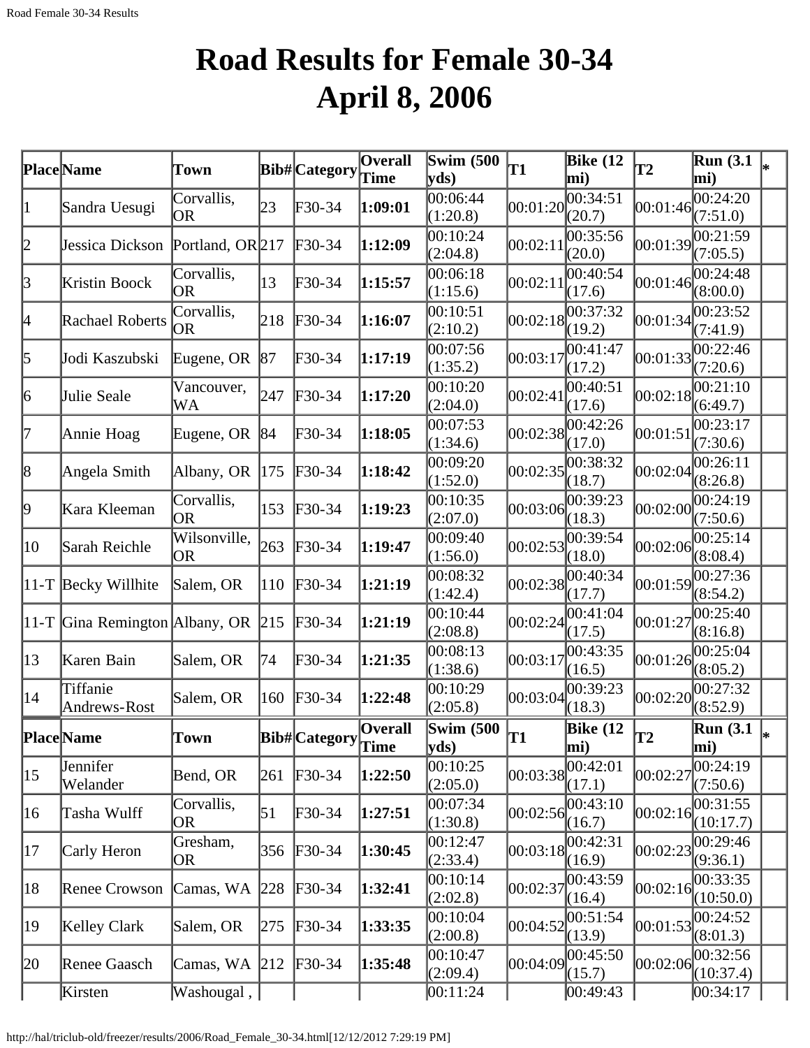# Road Results for Female 30-34
# April 8, 2006

| Place | Name | Town | Bib# | Category | Overall Time | Swim (500 yds) | T1 | Bike (12 mi) | T2 | Run (3.1 mi) | * |
|---|---|---|---|---|---|---|---|---|---|---|---|
| 1 | Sandra Uesugi | Corvallis, OR | 23 | F30-34 | **1:09:01** | 00:06:44 (1:20.8) | 00:01:20 | 00:34:51 (20.7) | 00:01:46 | 00:24:20 (7:51.0) | |
| 2 | Jessica Dickson | Portland, OR | 217 | F30-34 | **1:12:09** | 00:10:24 (2:04.8) | 00:02:11 | 00:35:56 (20.0) | 00:01:39 | 00:21:59 (7:05.5) | |
| 3 | Kristin Boock | Corvallis, OR | 13 | F30-34 | **1:15:57** | 00:06:18 (1:15.6) | 00:02:11 | 00:40:54 (17.6) | 00:01:46 | 00:24:48 (8:00.0) | |
| 4 | Rachael Roberts | Corvallis, OR | 218 | F30-34 | **1:16:07** | 00:10:51 (2:10.2) | 00:02:18 | 00:37:32 (19.2) | 00:01:34 | 00:23:52 (7:41.9) | |
| 5 | Jodi Kaszubski | Eugene, OR | 87 | F30-34 | **1:17:19** | 00:07:56 (1:35.2) | 00:03:17 | 00:41:47 (17.2) | 00:01:33 | 00:22:46 (7:20.6) | |
| 6 | Julie Seale | Vancouver, WA | 247 | F30-34 | **1:17:20** | 00:10:20 (2:04.0) | 00:02:41 | 00:40:51 (17.6) | 00:02:18 | 00:21:10 (6:49.7) | |
| 7 | Annie Hoag | Eugene, OR | 84 | F30-34 | **1:18:05** | 00:07:53 (1:34.6) | 00:02:38 | 00:42:26 (17.0) | 00:01:51 | 00:23:17 (7:30.6) | |
| 8 | Angela Smith | Albany, OR | 175 | F30-34 | **1:18:42** | 00:09:20 (1:52.0) | 00:02:35 | 00:38:32 (18.7) | 00:02:04 | 00:26:11 (8:26.8) | |
| 9 | Kara Kleeman | Corvallis, OR | 153 | F30-34 | **1:19:23** | 00:10:35 (2:07.0) | 00:03:06 | 00:39:23 (18.3) | 00:02:00 | 00:24:19 (7:50.6) | |
| 10 | Sarah Reichle | Wilsonville, OR | 263 | F30-34 | **1:19:47** | 00:09:40 (1:56.0) | 00:02:53 | 00:39:54 (18.0) | 00:02:06 | 00:25:14 (8:08.4) | |
| 11-T | Becky Willhite | Salem, OR | 110 | F30-34 | **1:21:19** | 00:08:32 (1:42.4) | 00:02:38 | 00:40:34 (17.7) | 00:01:59 | 00:27:36 (8:54.2) | |
| 11-T | Gina Remington | Albany, OR | 215 | F30-34 | **1:21:19** | 00:10:44 (2:08.8) | 00:02:24 | 00:41:04 (17.5) | 00:01:27 | 00:25:40 (8:16.8) | |
| 13 | Karen Bain | Salem, OR | 74 | F30-34 | **1:21:35** | 00:08:13 (1:38.6) | 00:03:17 | 00:43:35 (16.5) | 00:01:26 | 00:25:04 (8:05.2) | |
| 14 | Tiffanie Andrews-Rost | Salem, OR | 160 | F30-34 | **1:22:48** | 00:10:29 (2:05.8) | 00:03:04 | 00:39:23 (18.3) | 00:02:20 | 00:27:32 (8:52.9) | |
| 15 | Jennifer Welander | Bend, OR | 261 | F30-34 | **1:22:50** | 00:10:25 (2:05.0) | 00:03:38 | 00:42:01 (17.1) | 00:02:27 | 00:24:19 (7:50.6) | |
| 16 | Tasha Wulff | Corvallis, OR | 51 | F30-34 | **1:27:51** | 00:07:34 (1:30.8) | 00:02:56 | 00:43:10 (16.7) | 00:02:16 | 00:31:55 (10:17.7) | |
| 17 | Carly Heron | Gresham, OR | 356 | F30-34 | **1:30:45** | 00:12:47 (2:33.4) | 00:03:18 | 00:42:31 (16.9) | 00:02:23 | 00:29:46 (9:36.1) | |
| 18 | Renee Crowson | Camas, WA | 228 | F30-34 | **1:32:41** | 00:10:14 (2:02.8) | 00:02:37 | 00:43:59 (16.4) | 00:02:16 | 00:33:35 (10:50.0) | |
| 19 | Kelley Clark | Salem, OR | 275 | F30-34 | **1:33:35** | 00:10:04 (2:00.8) | 00:04:52 | 00:51:54 (13.9) | 00:01:53 | 00:24:52 (8:01.3) | |
| 20 | Renee Gaasch | Camas, WA | 212 | F30-34 | **1:35:48** | 00:10:47 (2:09.4) | 00:04:09 | 00:45:50 (15.7) | 00:02:06 | 00:32:56 (10:37.4) | |
| | Kirsten | Washougal , | | | | 00:11:24 | | 00:49:43 | | 00:34:17 | |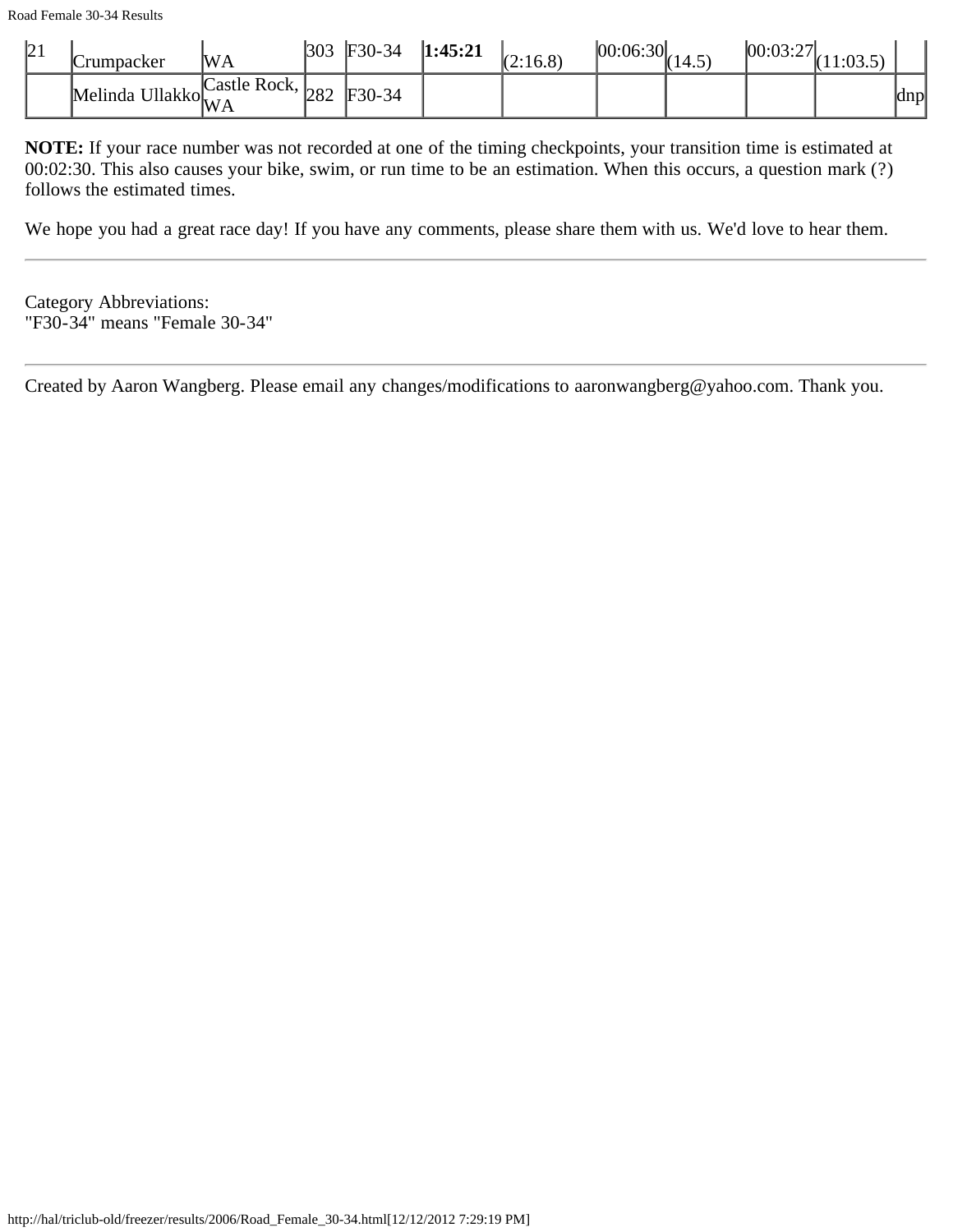| 21 | Crumpacker | WA | 303 | F30-34 | **1:45:21** | (2:16.8) | 00:06:30 | (14.5) | 00:03:27 | (11:03.5) | |
|---|---|---|---|---|---|---|---|---|---|---|---|
| | Melinda Ullakko | Castle Rock, WA | 282 | F30-34 | | | | | | | dnp |

**NOTE:** If your race number was not recorded at one of the timing checkpoints, your transition time is estimated at 00:02:30. This also causes your bike, swim, or run time to be an estimation. When this occurs, a question mark (?) follows the estimated times.

We hope you had a great race day! If you have any comments, please share them with us. We'd love to hear them.

---

Category Abbreviations:
"F30-34" means "Female 30-34"

---

Created by Aaron Wangberg. Please email any changes/modifications to aaronwangberg@yahoo.com. Thank you.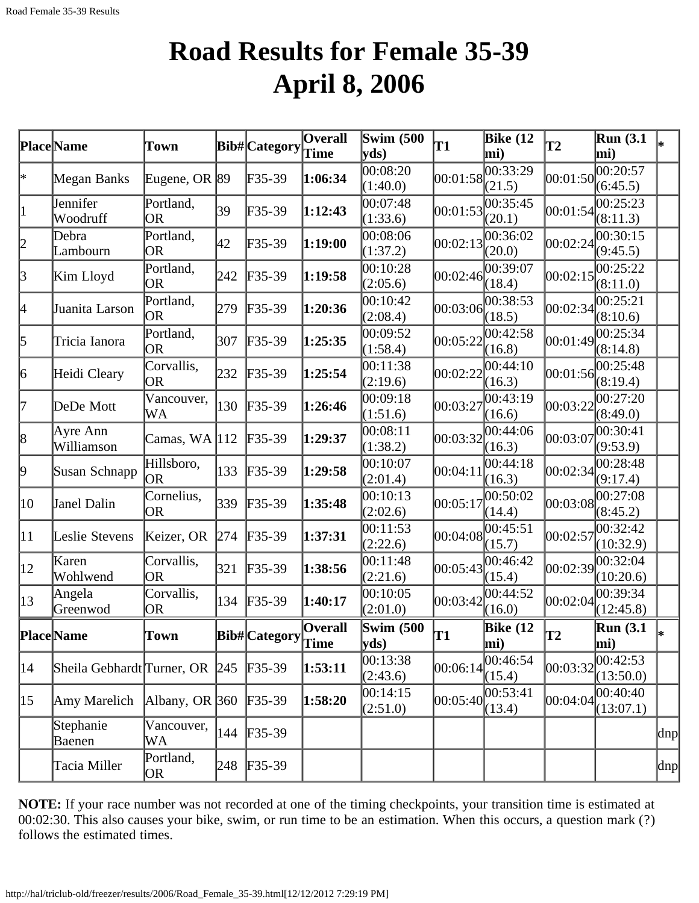# Road Results for Female 35-39
# April 8, 2006

| Place | Name | Town | Bib# | Category | Overall Time | Swim (500 yds) | T1 | Bike (12 mi) | T2 | Run (3.1 mi) | * |
|---|---|---|---|---|---|---|---|---|---|---|---|
| * | Megan Banks | Eugene, OR | 89 | F35-39 | **1:06:34** | 00:08:20 (1:40.0) | 00:01:58 | 00:33:29 (21.5) | 00:01:50 | 00:20:57 (6:45.5) | |
| 1 | Jennifer Woodruff | Portland, OR | 39 | F35-39 | **1:12:43** | 00:07:48 (1:33.6) | 00:01:53 | 00:35:45 (20.1) | 00:01:54 | 00:25:23 (8:11.3) | |
| 2 | Debra Lambourn | Portland, OR | 42 | F35-39 | **1:19:00** | 00:08:06 (1:37.2) | 00:02:13 | 00:36:02 (20.0) | 00:02:24 | 00:30:15 (9:45.5) | |
| 3 | Kim Lloyd | Portland, OR | 242 | F35-39 | **1:19:58** | 00:10:28 (2:05.6) | 00:02:46 | 00:39:07 (18.4) | 00:02:15 | 00:25:22 (8:11.0) | |
| 4 | Juanita Larson | Portland, OR | 279 | F35-39 | **1:20:36** | 00:10:42 (2:08.4) | 00:03:06 | 00:38:53 (18.5) | 00:02:34 | 00:25:21 (8:10.6) | |
| 5 | Tricia Ianora | Portland, OR | 307 | F35-39 | **1:25:35** | 00:09:52 (1:58.4) | 00:05:22 | 00:42:58 (16.8) | 00:01:49 | 00:25:34 (8:14.8) | |
| 6 | Heidi Cleary | Corvallis, OR | 232 | F35-39 | **1:25:54** | 00:11:38 (2:19.6) | 00:02:22 | 00:44:10 (16.3) | 00:01:56 | 00:25:48 (8:19.4) | |
| 7 | DeDe Mott | Vancouver, WA | 130 | F35-39 | **1:26:46** | 00:09:18 (1:51.6) | 00:03:27 | 00:43:19 (16.6) | 00:03:22 | 00:27:20 (8:49.0) | |
| 8 | Ayre Ann Williamson | Camas, WA | 112 | F35-39 | **1:29:37** | 00:08:11 (1:38.2) | 00:03:32 | 00:44:06 (16.3) | 00:03:07 | 00:30:41 (9:53.9) | |
| 9 | Susan Schnapp | Hillsboro, OR | 133 | F35-39 | **1:29:58** | 00:10:07 (2:01.4) | 00:04:11 | 00:44:18 (16.3) | 00:02:34 | 00:28:48 (9:17.4) | |
| 10 | Janel Dalin | Cornelius, OR | 339 | F35-39 | **1:35:48** | 00:10:13 (2:02.6) | 00:05:17 | 00:50:02 (14.4) | 00:03:08 | 00:27:08 (8:45.2) | |
| 11 | Leslie Stevens | Keizer, OR | 274 | F35-39 | **1:37:31** | 00:11:53 (2:22.6) | 00:04:08 | 00:45:51 (15.7) | 00:02:57 | 00:32:42 (10:32.9) | |
| 12 | Karen Wohlwend | Corvallis, OR | 321 | F35-39 | **1:38:56** | 00:11:48 (2:21.6) | 00:05:43 | 00:46:42 (15.4) | 00:02:39 | 00:32:04 (10:20.6) | |
| 13 | Angela Greenwod | Corvallis, OR | 134 | F35-39 | **1:40:17** | 00:10:05 (2:01.0) | 00:03:42 | 00:44:52 (16.0) | 00:02:04 | 00:39:34 (12:45.8) | |
| 14 | Sheila Gebhardt | Turner, OR | 245 | F35-39 | **1:53:11** | 00:13:38 (2:43.6) | 00:06:14 | 00:46:54 (15.4) | 00:03:32 | 00:42:53 (13:50.0) | |
| 15 | Amy Marelich | Albany, OR | 360 | F35-39 | **1:58:20** | 00:14:15 (2:51.0) | 00:05:40 | 00:53:41 (13.4) | 00:04:04 | 00:40:40 (13:07.1) | |
| | Stephanie Baenen | Vancouver, WA | 144 | F35-39 | | | | | | | dnp |
| | Tacia Miller | Portland, OR | 248 | F35-39 | | | | | | | dnp |

**NOTE:** If your race number was not recorded at one of the timing checkpoints, your transition time is estimated at 00:02:30. This also causes your bike, swim, or run time to be an estimation. When this occurs, a question mark (?) follows the estimated times.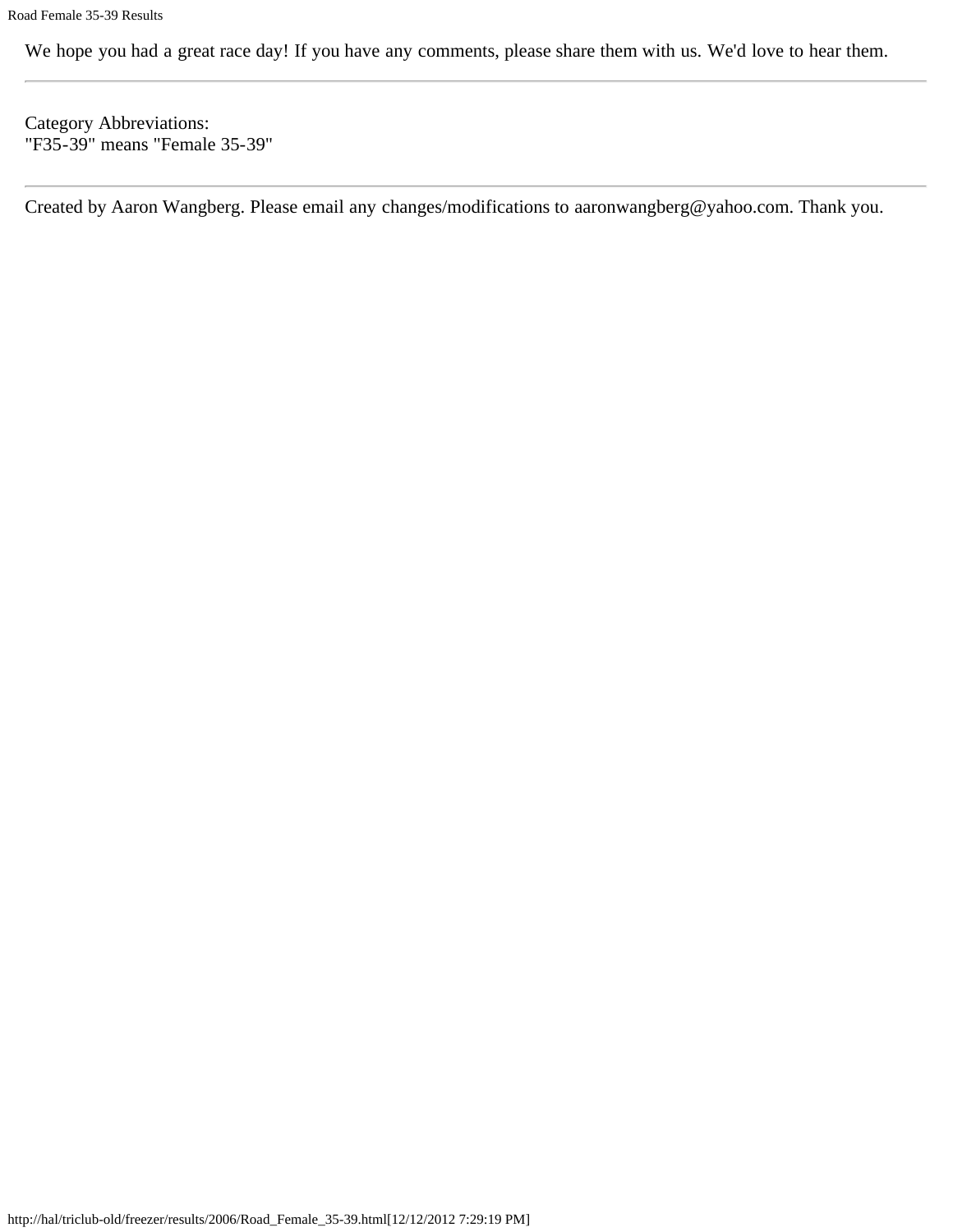We hope you had a great race day! If you have any comments, please share them with us. We'd love to hear them.

---

Category Abbreviations:
"F35-39" means "Female 35-39"

---

Created by Aaron Wangberg. Please email any changes/modifications to aaronwangberg@yahoo.com. Thank you.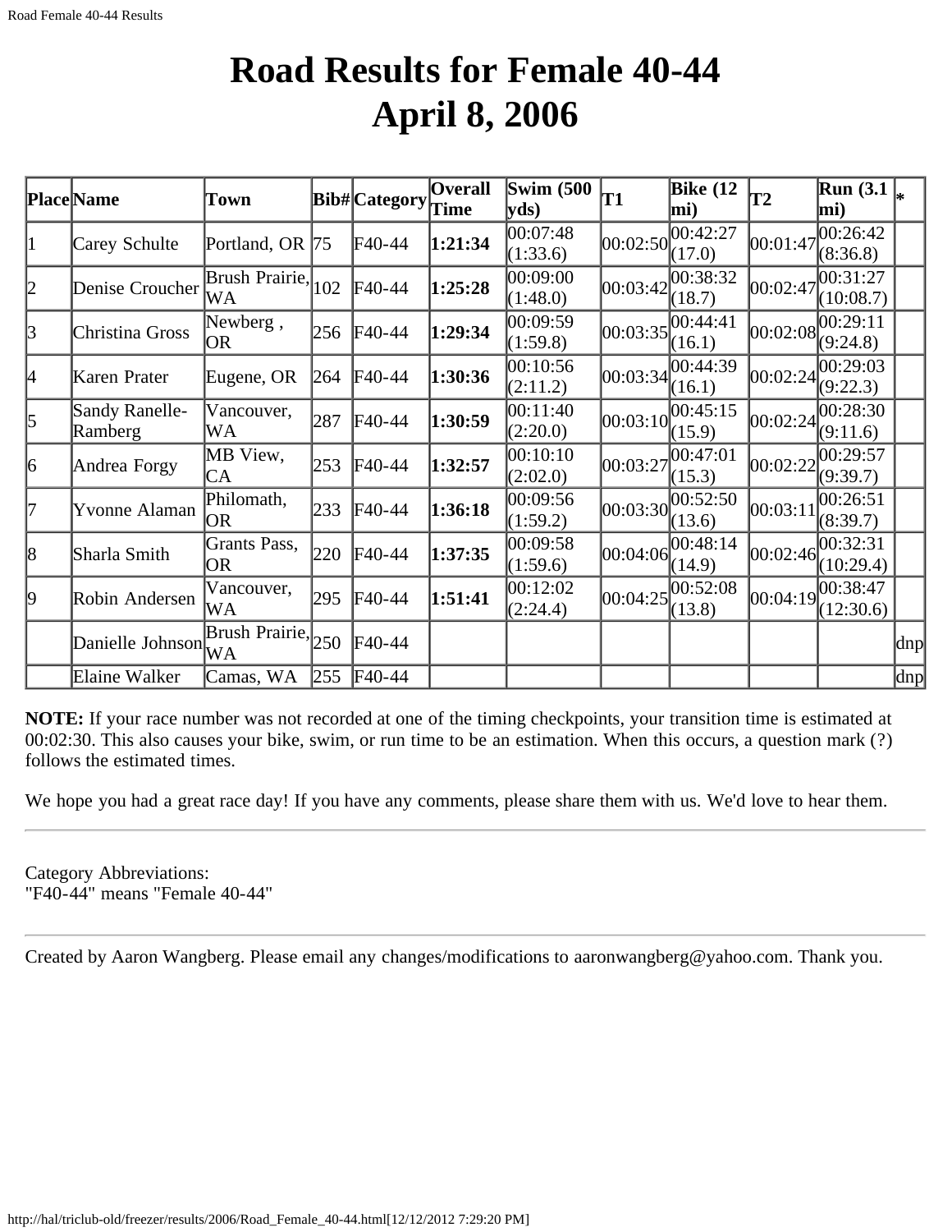# Road Results for Female 40-44
# April 8, 2006

| Place | Name | Town | Bib# | Category | Overall Time | Swim (500 yds) | T1 | Bike (12 mi) | T2 | Run (3.1 mi) | * |
|---|---|---|---|---|---|---|---|---|---|---|---|
| 1 | Carey Schulte | Portland, OR | 75 | F40-44 | **1:21:34** | 00:07:48 (1:33.6) | 00:02:50 | 00:42:27 (17.0) | 00:01:47 | 00:26:42 (8:36.8) | |
| 2 | Denise Croucher | Brush Prairie, WA | 102 | F40-44 | **1:25:28** | 00:09:00 (1:48.0) | 00:03:42 | 00:38:32 (18.7) | 00:02:47 | 00:31:27 (10:08.7) | |
| 3 | Christina Gross | Newberg , OR | 256 | F40-44 | **1:29:34** | 00:09:59 (1:59.8) | 00:03:35 | 00:44:41 (16.1) | 00:02:08 | 00:29:11 (9:24.8) | |
| 4 | Karen Prater | Eugene, OR | 264 | F40-44 | **1:30:36** | 00:10:56 (2:11.2) | 00:03:34 | 00:44:39 (16.1) | 00:02:24 | 00:29:03 (9:22.3) | |
| 5 | Sandy Ranelle-Ramberg | Vancouver, WA | 287 | F40-44 | **1:30:59** | 00:11:40 (2:20.0) | 00:03:10 | 00:45:15 (15.9) | 00:02:24 | 00:28:30 (9:11.6) | |
| 6 | Andrea Forgy | MB View, CA | 253 | F40-44 | **1:32:57** | 00:10:10 (2:02.0) | 00:03:27 | 00:47:01 (15.3) | 00:02:22 | 00:29:57 (9:39.7) | |
| 7 | Yvonne Alaman | Philomath, OR | 233 | F40-44 | **1:36:18** | 00:09:56 (1:59.2) | 00:03:30 | 00:52:50 (13.6) | 00:03:11 | 00:26:51 (8:39.7) | |
| 8 | Sharla Smith | Grants Pass, OR | 220 | F40-44 | **1:37:35** | 00:09:58 (1:59.6) | 00:04:06 | 00:48:14 (14.9) | 00:02:46 | 00:32:31 (10:29.4) | |
| 9 | Robin Andersen | Vancouver, WA | 295 | F40-44 | **1:51:41** | 00:12:02 (2:24.4) | 00:04:25 | 00:52:08 (13.8) | 00:04:19 | 00:38:47 (12:30.6) | |
| | Danielle Johnson | Brush Prairie, WA | 250 | F40-44 | | | | | | | dnp |
| | Elaine Walker | Camas, WA | 255 | F40-44 | | | | | | | dnp |

**NOTE:** If your race number was not recorded at one of the timing checkpoints, your transition time is estimated at 00:02:30. This also causes your bike, swim, or run time to be an estimation. When this occurs, a question mark (?) follows the estimated times.

We hope you had a great race day! If you have any comments, please share them with us. We'd love to hear them.

---

Category Abbreviations:
"F40-44" means "Female 40-44"

---

Created by Aaron Wangberg. Please email any changes/modifications to aaronwangberg@yahoo.com. Thank you.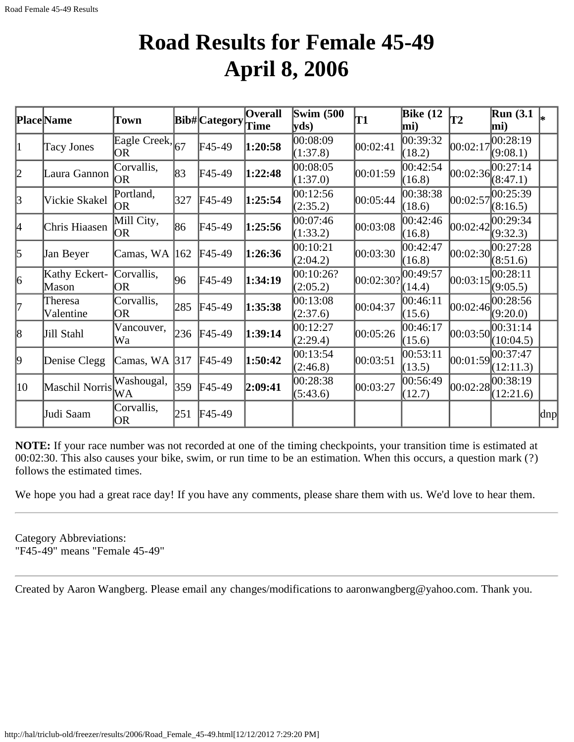# Road Results for Female 45-49
# April 8, 2006

| Place | Name | Town | Bib# | Category | Overall Time | Swim (500 yds) | T1 | Bike (12 mi) | T2 | Run (3.1 mi) | * |
|---|---|---|---|---|---|---|---|---|---|---|---|
| 1 | Tacy Jones | Eagle Creek, OR | 67 | F45-49 | **1:20:58** | 00:08:09 (1:37.8) | 00:02:41 | 00:39:32 (18.2) | 00:02:17 | 00:28:19 (9:08.1) | |
| 2 | Laura Gannon | Corvallis, OR | 83 | F45-49 | **1:22:48** | 00:08:05 (1:37.0) | 00:01:59 | 00:42:54 (16.8) | 00:02:36 | 00:27:14 (8:47.1) | |
| 3 | Vickie Skakel | Portland, OR | 327 | F45-49 | **1:25:54** | 00:12:56 (2:35.2) | 00:05:44 | 00:38:38 (18.6) | 00:02:57 | 00:25:39 (8:16.5) | |
| 4 | Chris Hiaasen | Mill City, OR | 86 | F45-49 | **1:25:56** | 00:07:46 (1:33.2) | 00:03:08 | 00:42:46 (16.8) | 00:02:42 | 00:29:34 (9:32.3) | |
| 5 | Jan Beyer | Camas, WA | 162 | F45-49 | **1:26:36** | 00:10:21 (2:04.2) | 00:03:30 | 00:42:47 (16.8) | 00:02:30 | 00:27:28 (8:51.6) | |
| 6 | Kathy Eckert-Mason | Corvallis, OR | 96 | F45-49 | **1:34:19** | 00:10:26? (2:05.2) | 00:02:30? | 00:49:57 (14.4) | 00:03:15 | 00:28:11 (9:05.5) | |
| 7 | Theresa Valentine | Corvallis, OR | 285 | F45-49 | **1:35:38** | 00:13:08 (2:37.6) | 00:04:37 | 00:46:11 (15.6) | 00:02:46 | 00:28:56 (9:20.0) | |
| 8 | Jill Stahl | Vancouver, Wa | 236 | F45-49 | **1:39:14** | 00:12:27 (2:29.4) | 00:05:26 | 00:46:17 (15.6) | 00:03:50 | 00:31:14 (10:04.5) | |
| 9 | Denise Clegg | Camas, WA | 317 | F45-49 | **1:50:42** | 00:13:54 (2:46.8) | 00:03:51 | 00:53:11 (13.5) | 00:01:59 | 00:37:47 (12:11.3) | |
| 10 | Maschil Norris | Washougal, WA | 359 | F45-49 | **2:09:41** | 00:28:38 (5:43.6) | 00:03:27 | 00:56:49 (12.7) | 00:02:28 | 00:38:19 (12:21.6) | |
| | Judi Saam | Corvallis, OR | 251 | F45-49 | | | | | | | dnp |

**NOTE:** If your race number was not recorded at one of the timing checkpoints, your transition time is estimated at 00:02:30. This also causes your bike, swim, or run time to be an estimation. When this occurs, a question mark (?) follows the estimated times.

We hope you had a great race day! If you have any comments, please share them with us. We'd love to hear them.

---

Category Abbreviations:
"F45-49" means "Female 45-49"

---

Created by Aaron Wangberg. Please email any changes/modifications to aaronwangberg@yahoo.com. Thank you.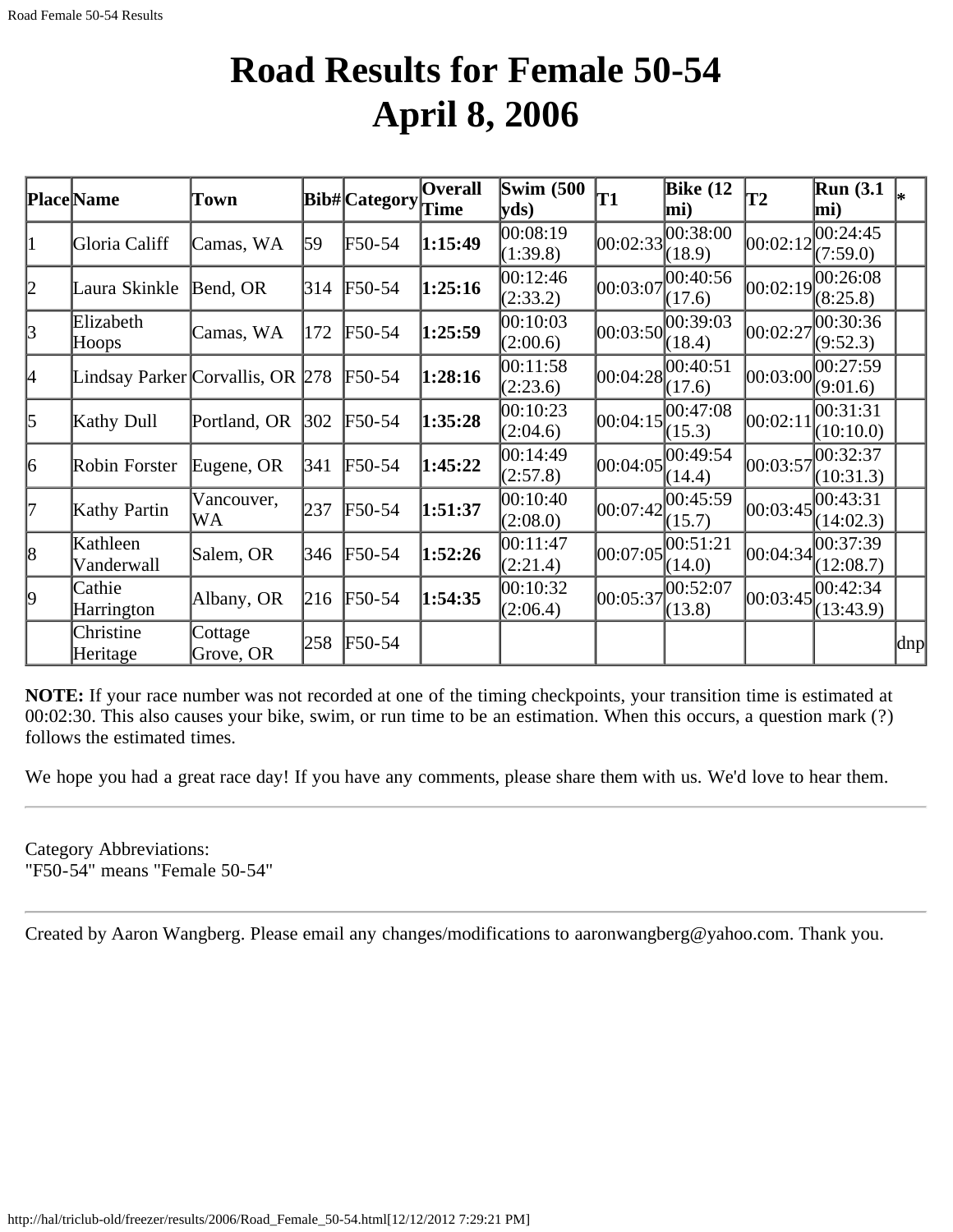# Road Results for Female 50-54
# April 8, 2006

| Place | Name | Town | Bib# | Category | Overall Time | Swim (500 yds) | T1 | Bike (12 mi) | T2 | Run (3.1 mi) | * |
|---|---|---|---|---|---|---|---|---|---|---|---|
| 1 | Gloria Califf | Camas, WA | 59 | F50-54 | **1:15:49** | 00:08:19 (1:39.8) | 00:02:33 | 00:38:00 (18.9) | 00:02:12 | 00:24:45 (7:59.0) | |
| 2 | Laura Skinkle | Bend, OR | 314 | F50-54 | **1:25:16** | 00:12:46 (2:33.2) | 00:03:07 | 00:40:56 (17.6) | 00:02:19 | 00:26:08 (8:25.8) | |
| 3 | Elizabeth Hoops | Camas, WA | 172 | F50-54 | **1:25:59** | 00:10:03 (2:00.6) | 00:03:50 | 00:39:03 (18.4) | 00:02:27 | 00:30:36 (9:52.3) | |
| 4 | Lindsay Parker | Corvallis, OR | 278 | F50-54 | **1:28:16** | 00:11:58 (2:23.6) | 00:04:28 | 00:40:51 (17.6) | 00:03:00 | 00:27:59 (9:01.6) | |
| 5 | Kathy Dull | Portland, OR | 302 | F50-54 | **1:35:28** | 00:10:23 (2:04.6) | 00:04:15 | 00:47:08 (15.3) | 00:02:11 | 00:31:31 (10:10.0) | |
| 6 | Robin Forster | Eugene, OR | 341 | F50-54 | **1:45:22** | 00:14:49 (2:57.8) | 00:04:05 | 00:49:54 (14.4) | 00:03:57 | 00:32:37 (10:31.3) | |
| 7 | Kathy Partin | Vancouver, WA | 237 | F50-54 | **1:51:37** | 00:10:40 (2:08.0) | 00:07:42 | 00:45:59 (15.7) | 00:03:45 | 00:43:31 (14:02.3) | |
| 8 | Kathleen Vanderwall | Salem, OR | 346 | F50-54 | **1:52:26** | 00:11:47 (2:21.4) | 00:07:05 | 00:51:21 (14.0) | 00:04:34 | 00:37:39 (12:08.7) | |
| 9 | Cathie Harrington | Albany, OR | 216 | F50-54 | **1:54:35** | 00:10:32 (2:06.4) | 00:05:37 | 00:52:07 (13.8) | 00:03:45 | 00:42:34 (13:43.9) | |
| | Christine Heritage | Cottage Grove, OR | 258 | F50-54 | | | | | | | dnp |

**NOTE:** If your race number was not recorded at one of the timing checkpoints, your transition time is estimated at 00:02:30. This also causes your bike, swim, or run time to be an estimation. When this occurs, a question mark (?) follows the estimated times.

We hope you had a great race day! If you have any comments, please share them with us. We'd love to hear them.

---

Category Abbreviations:
"F50-54" means "Female 50-54"

---

Created by Aaron Wangberg. Please email any changes/modifications to aaronwangberg@yahoo.com. Thank you.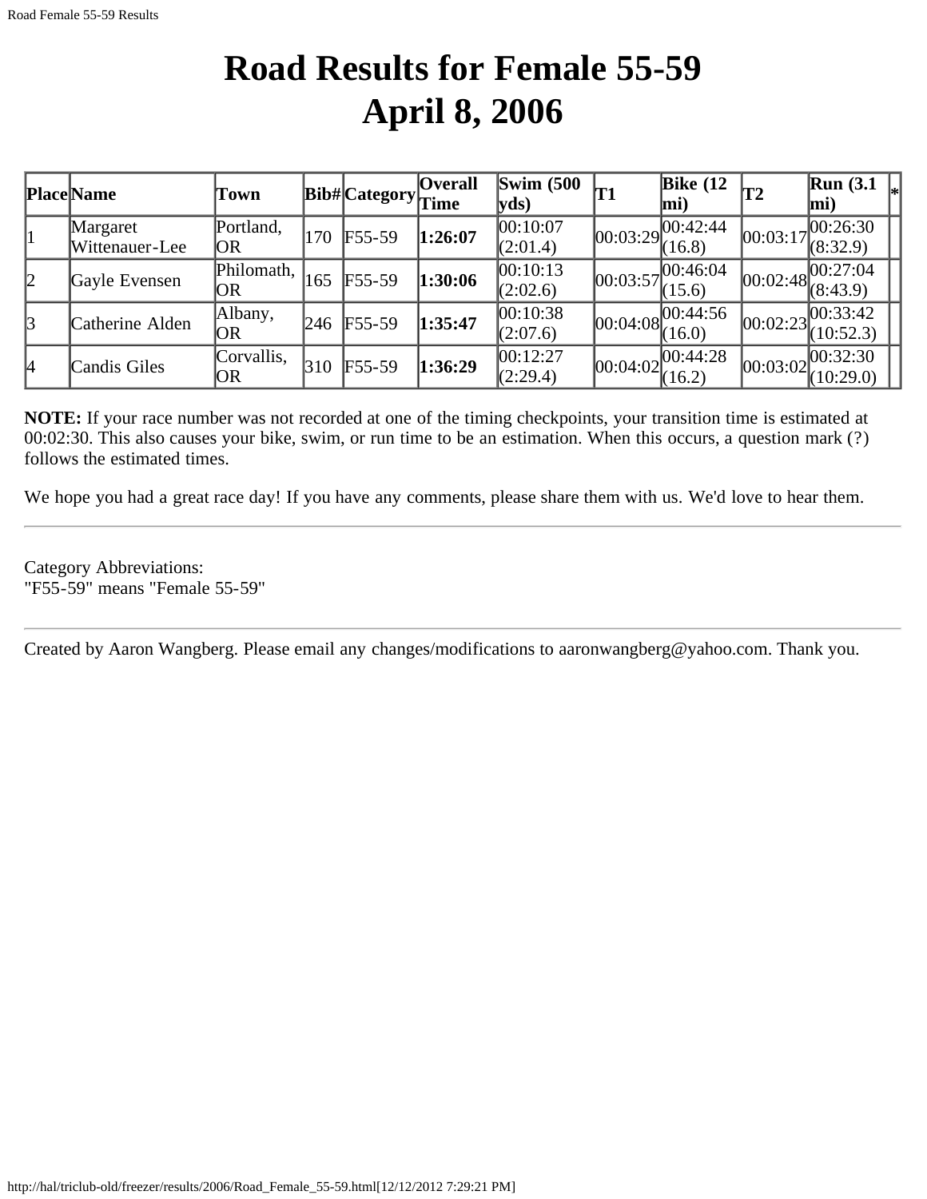# Road Results for Female 55-59
# April 8, 2006

| Place | Name | Town | Bib# | Category | Overall Time | Swim (500 yds) | T1 | Bike (12 mi) | T2 | Run (3.1 mi) | * |
|---|---|---|---|---|---|---|---|---|---|---|---|
| 1 | Margaret Wittenauer-Lee | Portland, OR | 170 | F55-59 | **1:26:07** | 00:10:07 (2:01.4) | 00:03:29 | 00:42:44 (16.8) | 00:03:17 | 00:26:30 (8:32.9) | |
| 2 | Gayle Evensen | Philomath, OR | 165 | F55-59 | **1:30:06** | 00:10:13 (2:02.6) | 00:03:57 | 00:46:04 (15.6) | 00:02:48 | 00:27:04 (8:43.9) | |
| 3 | Catherine Alden | Albany, OR | 246 | F55-59 | **1:35:47** | 00:10:38 (2:07.6) | 00:04:08 | 00:44:56 (16.0) | 00:02:23 | 00:33:42 (10:52.3) | |
| 4 | Candis Giles | Corvallis, OR | 310 | F55-59 | **1:36:29** | 00:12:27 (2:29.4) | 00:04:02 | 00:44:28 (16.2) | 00:03:02 | 00:32:30 (10:29.0) | |

**NOTE:** If your race number was not recorded at one of the timing checkpoints, your transition time is estimated at 00:02:30. This also causes your bike, swim, or run time to be an estimation. When this occurs, a question mark (?) follows the estimated times.

We hope you had a great race day! If you have any comments, please share them with us. We'd love to hear them.

---

Category Abbreviations:
"F55-59" means "Female 55-59"

---

Created by Aaron Wangberg. Please email any changes/modifications to aaronwangberg@yahoo.com. Thank you.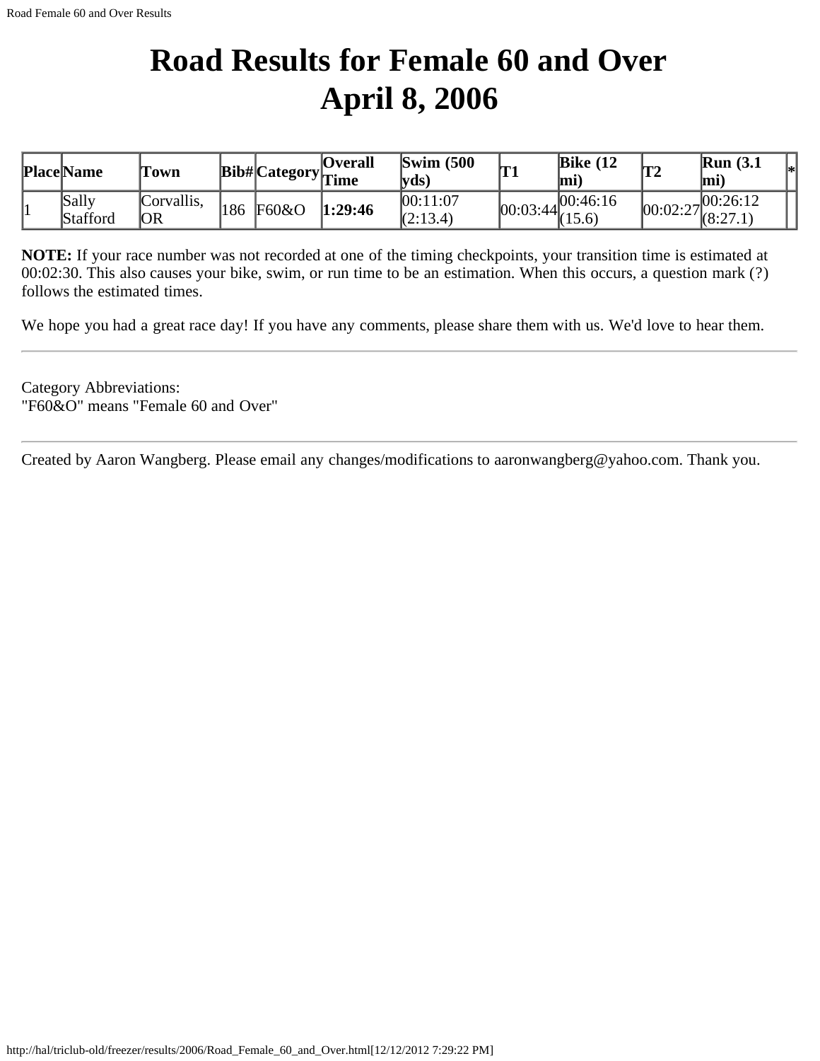# Road Results for Female 60 and Over
# April 8, 2006

| Place | Name | Town | Bib# | Category | Overall Time | Swim (500 yds) | T1 | Bike (12 mi) | T2 | Run (3.1 mi) | * |
|---|---|---|---|---|---|---|---|---|---|---|---|
| 1 | Sally Stafford | Corvallis, OR | 186 | F60&O | **1:29:46** | 00:11:07 (2:13.4) | 00:03:44 | 00:46:16 (15.6) | 00:02:27 | 00:26:12 (8:27.1) | |

**NOTE:** If your race number was not recorded at one of the timing checkpoints, your transition time is estimated at 00:02:30. This also causes your bike, swim, or run time to be an estimation. When this occurs, a question mark (?) follows the estimated times.

We hope you had a great race day! If you have any comments, please share them with us. We'd love to hear them.

---

Category Abbreviations:
"F60&O" means "Female 60 and Over"

---

Created by Aaron Wangberg. Please email any changes/modifications to aaronwangberg@yahoo.com. Thank you.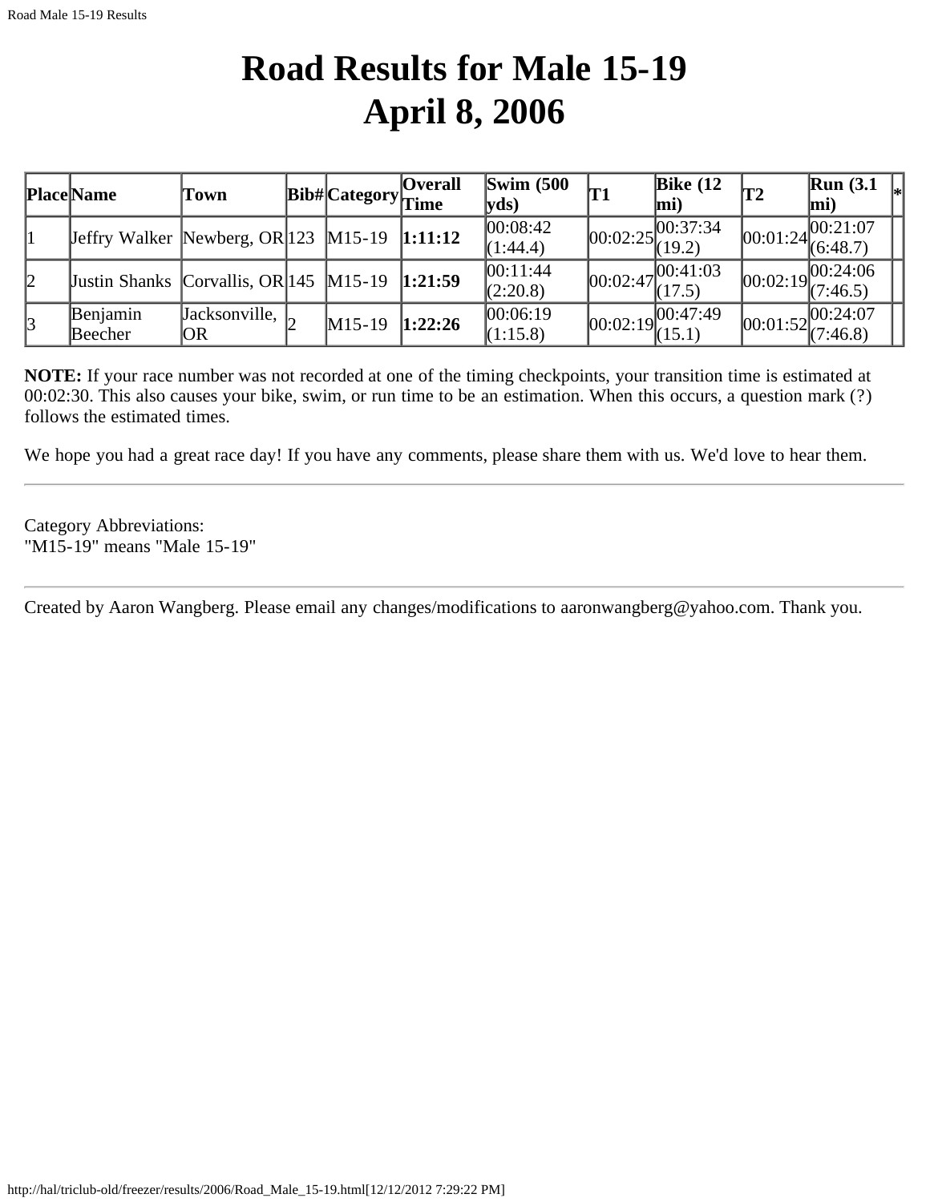# Road Results for Male 15-19
# April 8, 2006

| Place | Name | Town | Bib# | Category | Overall Time | Swim (500 yds) | T1 | Bike (12 mi) | T2 | Run (3.1 mi) | * |
|---|---|---|---|---|---|---|---|---|---|---|---|
| 1 | Jeffry Walker | Newberg, OR | 123 | M15-19 | **1:11:12** | 00:08:42 (1:44.4) | 00:02:25 | 00:37:34 (19.2) | 00:01:24 | 00:21:07 (6:48.7) | |
| 2 | Justin Shanks | Corvallis, OR | 145 | M15-19 | **1:21:59** | 00:11:44 (2:20.8) | 00:02:47 | 00:41:03 (17.5) | 00:02:19 | 00:24:06 (7:46.5) | |
| 3 | Benjamin Beecher | Jacksonville, OR | 2 | M15-19 | **1:22:26** | 00:06:19 (1:15.8) | 00:02:19 | 00:47:49 (15.1) | 00:01:52 | 00:24:07 (7:46.8) | |

**NOTE:** If your race number was not recorded at one of the timing checkpoints, your transition time is estimated at 00:02:30. This also causes your bike, swim, or run time to be an estimation. When this occurs, a question mark (?) follows the estimated times.

We hope you had a great race day! If you have any comments, please share them with us. We'd love to hear them.

---

Category Abbreviations:
"M15-19" means "Male 15-19"

---

Created by Aaron Wangberg. Please email any changes/modifications to aaronwangberg@yahoo.com. Thank you.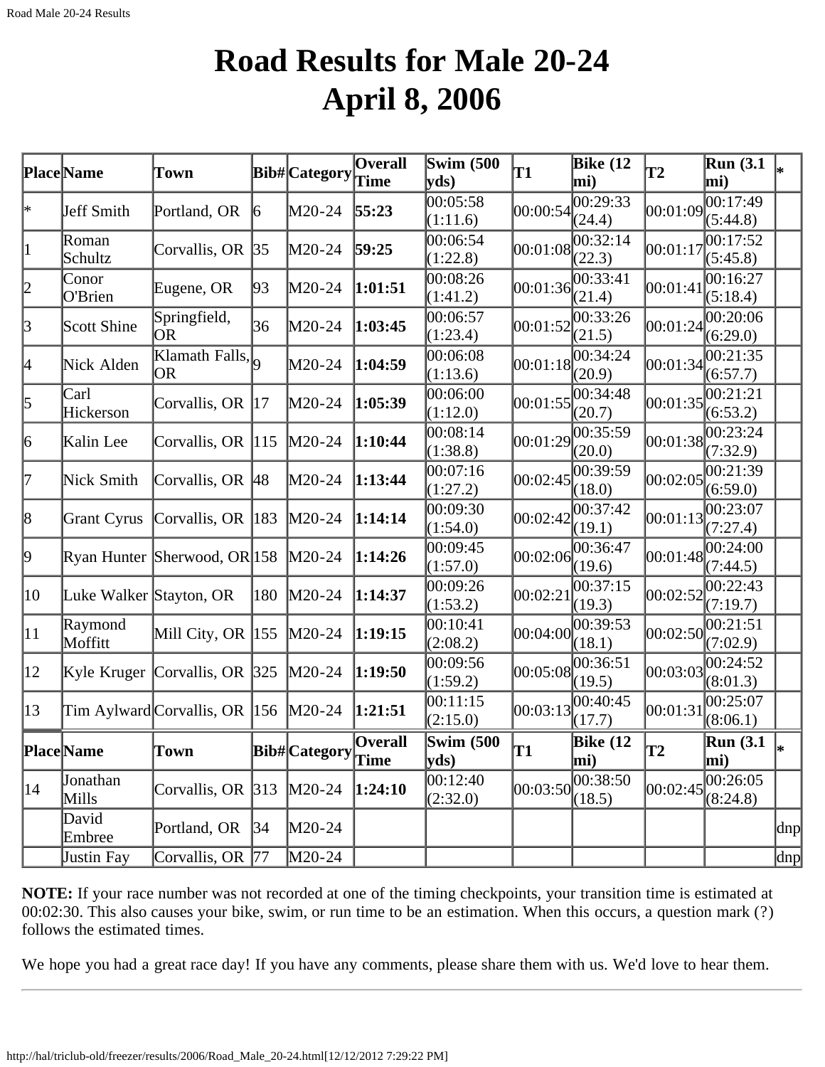# Road Results for Male 20-24
# April 8, 2006

| Place | Name | Town | Bib# | Category | Overall Time | Swim (500 yds) | T1 | Bike (12 mi) | T2 | Run (3.1 mi) | * |
|---|---|---|---|---|---|---|---|---|---|---|---|
| * | Jeff Smith | Portland, OR | 6 | M20-24 | **55:23** | 00:05:58 (1:11.6) | 00:00:54 | 00:29:33 (24.4) | 00:01:09 | 00:17:49 (5:44.8) | |
| 1 | Roman Schultz | Corvallis, OR | 35 | M20-24 | **59:25** | 00:06:54 (1:22.8) | 00:01:08 | 00:32:14 (22.3) | 00:01:17 | 00:17:52 (5:45.8) | |
| 2 | Conor O'Brien | Eugene, OR | 93 | M20-24 | **1:01:51** | 00:08:26 (1:41.2) | 00:01:36 | 00:33:41 (21.4) | 00:01:41 | 00:16:27 (5:18.4) | |
| 3 | Scott Shine | Springfield, OR | 36 | M20-24 | **1:03:45** | 00:06:57 (1:23.4) | 00:01:52 | 00:33:26 (21.5) | 00:01:24 | 00:20:06 (6:29.0) | |
| 4 | Nick Alden | Klamath Falls, OR | 9 | M20-24 | **1:04:59** | 00:06:08 (1:13.6) | 00:01:18 | 00:34:24 (20.9) | 00:01:34 | 00:21:35 (6:57.7) | |
| 5 | Carl Hickerson | Corvallis, OR | 17 | M20-24 | **1:05:39** | 00:06:00 (1:12.0) | 00:01:55 | 00:34:48 (20.7) | 00:01:35 | 00:21:21 (6:53.2) | |
| 6 | Kalin Lee | Corvallis, OR | 115 | M20-24 | **1:10:44** | 00:08:14 (1:38.8) | 00:01:29 | 00:35:59 (20.0) | 00:01:38 | 00:23:24 (7:32.9) | |
| 7 | Nick Smith | Corvallis, OR | 48 | M20-24 | **1:13:44** | 00:07:16 (1:27.2) | 00:02:45 | 00:39:59 (18.0) | 00:02:05 | 00:21:39 (6:59.0) | |
| 8 | Grant Cyrus | Corvallis, OR | 183 | M20-24 | **1:14:14** | 00:09:30 (1:54.0) | 00:02:42 | 00:37:42 (19.1) | 00:01:13 | 00:23:07 (7:27.4) | |
| 9 | Ryan Hunter | Sherwood, OR | 158 | M20-24 | **1:14:26** | 00:09:45 (1:57.0) | 00:02:06 | 00:36:47 (19.6) | 00:01:48 | 00:24:00 (7:44.5) | |
| 10 | Luke Walker | Stayton, OR | 180 | M20-24 | **1:14:37** | 00:09:26 (1:53.2) | 00:02:21 | 00:37:15 (19.3) | 00:02:52 | 00:22:43 (7:19.7) | |
| 11 | Raymond Moffitt | Mill City, OR | 155 | M20-24 | **1:19:15** | 00:10:41 (2:08.2) | 00:04:00 | 00:39:53 (18.1) | 00:02:50 | 00:21:51 (7:02.9) | |
| 12 | Kyle Kruger | Corvallis, OR | 325 | M20-24 | **1:19:50** | 00:09:56 (1:59.2) | 00:05:08 | 00:36:51 (19.5) | 00:03:03 | 00:24:52 (8:01.3) | |
| 13 | Tim Aylward | Corvallis, OR | 156 | M20-24 | **1:21:51** | 00:11:15 (2:15.0) | 00:03:13 | 00:40:45 (17.7) | 00:01:31 | 00:25:07 (8:06.1) | |
| **Place** | **Name** | **Town** | **Bib#** | **Category** | **Overall Time** | **Swim (500 yds)** | **T1** | **Bike (12 mi)** | **T2** | **Run (3.1 mi)** | ***** |
| 14 | Jonathan Mills | Corvallis, OR | 313 | M20-24 | **1:24:10** | 00:12:40 (2:32.0) | 00:03:50 | 00:38:50 (18.5) | 00:02:45 | 00:26:05 (8:24.8) | |
| | David Embree | Portland, OR | 34 | M20-24 | | | | | | | dnp |
| | Justin Fay | Corvallis, OR | 77 | M20-24 | | | | | | | dnp |

**NOTE:** If your race number was not recorded at one of the timing checkpoints, your transition time is estimated at 00:02:30. This also causes your bike, swim, or run time to be an estimation. When this occurs, a question mark (?) follows the estimated times.

We hope you had a great race day! If you have any comments, please share them with us. We'd love to hear them.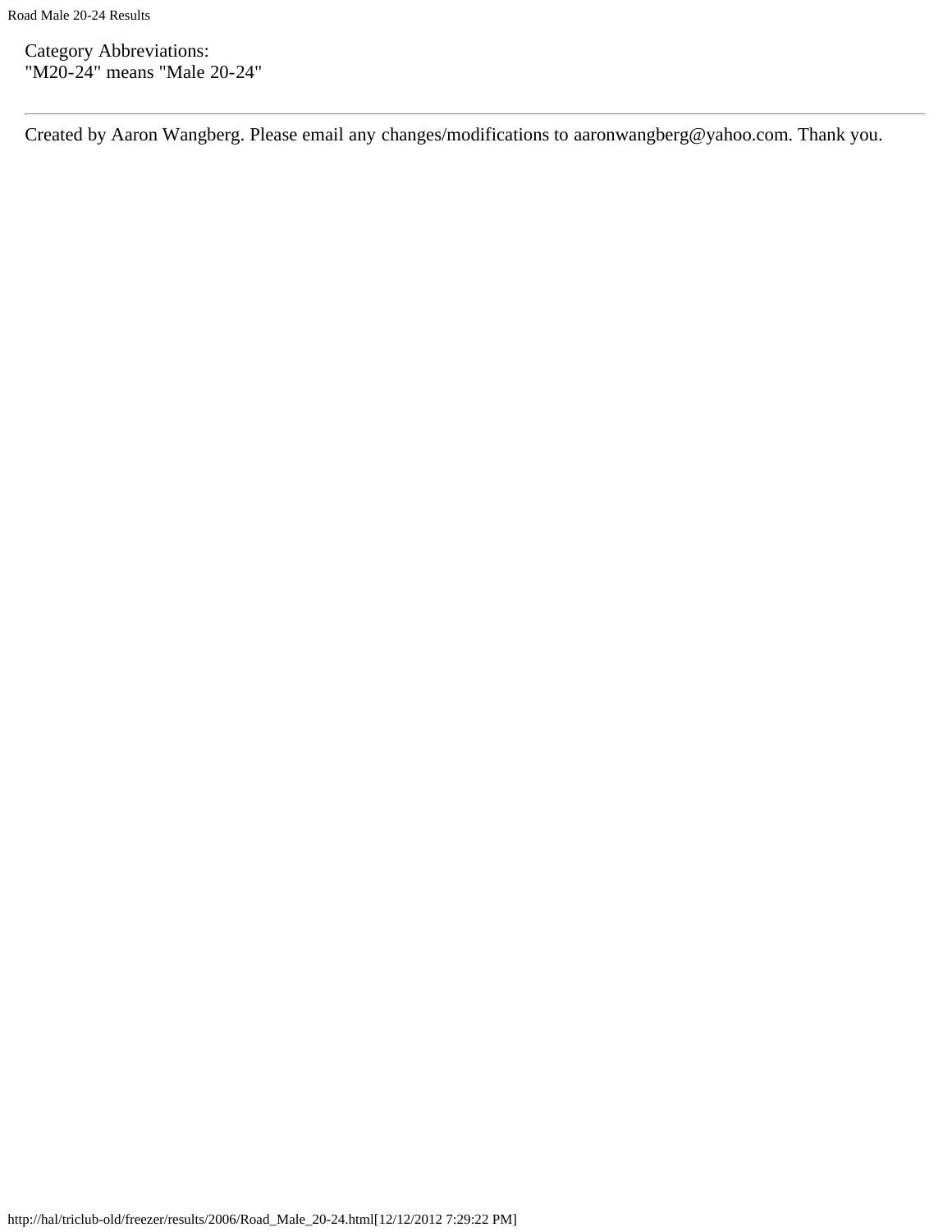Category Abbreviations:
"M20-24" means "Male 20-24"

---

Created by Aaron Wangberg. Please email any changes/modifications to aaronwangberg@yahoo.com. Thank you.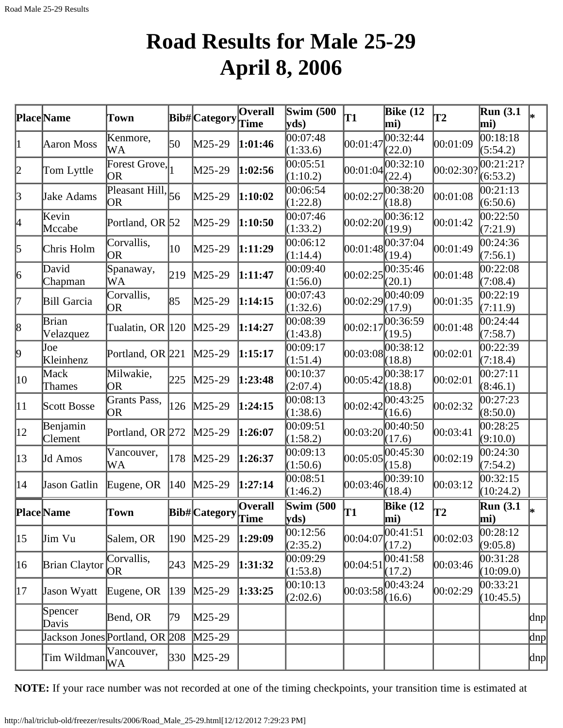# Road Results for Male 25-29
# April 8, 2006

| Place | Name | Town | Bib# | Category | Overall Time | Swim (500 yds) | T1 | Bike (12 mi) | T2 | Run (3.1 mi) | * |
|---|---|---|---|---|---|---|---|---|---|---|---|
| 1 | Aaron Moss | Kenmore, WA | 50 | M25-29 | **1:01:46** | 00:07:48 (1:33.6) | 00:01:47 | 00:32:44 (22.0) | 00:01:09 | 00:18:18 (5:54.2) | |
| 2 | Tom Lyttle | Forest Grove, OR | 1 | M25-29 | **1:02:56** | 00:05:51 (1:10.2) | 00:01:04 | 00:32:10 (22.4) | 00:02:30? | 00:21:21? (6:53.2) | |
| 3 | Jake Adams | Pleasant Hill, OR | 56 | M25-29 | **1:10:02** | 00:06:54 (1:22.8) | 00:02:27 | 00:38:20 (18.8) | 00:01:08 | 00:21:13 (6:50.6) | |
| 4 | Kevin Mccabe | Portland, OR | 52 | M25-29 | **1:10:50** | 00:07:46 (1:33.2) | 00:02:20 | 00:36:12 (19.9) | 00:01:42 | 00:22:50 (7:21.9) | |
| 5 | Chris Holm | Corvallis, OR | 10 | M25-29 | **1:11:29** | 00:06:12 (1:14.4) | 00:01:48 | 00:37:04 (19.4) | 00:01:49 | 00:24:36 (7:56.1) | |
| 6 | David Chapman | Spanaway, WA | 219 | M25-29 | **1:11:47** | 00:09:40 (1:56.0) | 00:02:25 | 00:35:46 (20.1) | 00:01:48 | 00:22:08 (7:08.4) | |
| 7 | Bill Garcia | Corvallis, OR | 85 | M25-29 | **1:14:15** | 00:07:43 (1:32.6) | 00:02:29 | 00:40:09 (17.9) | 00:01:35 | 00:22:19 (7:11.9) | |
| 8 | Brian Velazquez | Tualatin, OR | 120 | M25-29 | **1:14:27** | 00:08:39 (1:43.8) | 00:02:17 | 00:36:59 (19.5) | 00:01:48 | 00:24:44 (7:58.7) | |
| 9 | Joe Kleinhenz | Portland, OR | 221 | M25-29 | **1:15:17** | 00:09:17 (1:51.4) | 00:03:08 | 00:38:12 (18.8) | 00:02:01 | 00:22:39 (7:18.4) | |
| 10 | Mack Thames | Milwakie, OR | 225 | M25-29 | **1:23:48** | 00:10:37 (2:07.4) | 00:05:42 | 00:38:17 (18.8) | 00:02:01 | 00:27:11 (8:46.1) | |
| 11 | Scott Bosse | Grants Pass, OR | 126 | M25-29 | **1:24:15** | 00:08:13 (1:38.6) | 00:02:42 | 00:43:25 (16.6) | 00:02:32 | 00:27:23 (8:50.0) | |
| 12 | Benjamin Clement | Portland, OR | 272 | M25-29 | **1:26:07** | 00:09:51 (1:58.2) | 00:03:20 | 00:40:50 (17.6) | 00:03:41 | 00:28:25 (9:10.0) | |
| 13 | Jd Amos | Vancouver, WA | 178 | M25-29 | **1:26:37** | 00:09:13 (1:50.6) | 00:05:05 | 00:45:30 (15.8) | 00:02:19 | 00:24:30 (7:54.2) | |
| 14 | Jason Gatlin | Eugene, OR | 140 | M25-29 | **1:27:14** | 00:08:51 (1:46.2) | 00:03:46 | 00:39:10 (18.4) | 00:03:12 | 00:32:15 (10:24.2) | |
| 15 | Jim Vu | Salem, OR | 190 | M25-29 | **1:29:09** | 00:12:56 (2:35.2) | 00:04:07 | 00:41:51 (17.2) | 00:02:03 | 00:28:12 (9:05.8) | |
| 16 | Brian Claytor | Corvallis, OR | 243 | M25-29 | **1:31:32** | 00:09:29 (1:53.8) | 00:04:51 | 00:41:58 (17.2) | 00:03:46 | 00:31:28 (10:09.0) | |
| 17 | Jason Wyatt | Eugene, OR | 139 | M25-29 | **1:33:25** | 00:10:13 (2:02.6) | 00:03:58 | 00:43:24 (16.6) | 00:02:29 | 00:33:21 (10:45.5) | |
| | Spencer Davis | Bend, OR | 79 | M25-29 | | | | | | | dnp |
| | Jackson Jones | Portland, OR | 208 | M25-29 | | | | | | | dnp |
| | Tim Wildman | Vancouver, WA | 330 | M25-29 | | | | | | | dnp |

**NOTE:** If your race number was not recorded at one of the timing checkpoints, your transition time is estimated at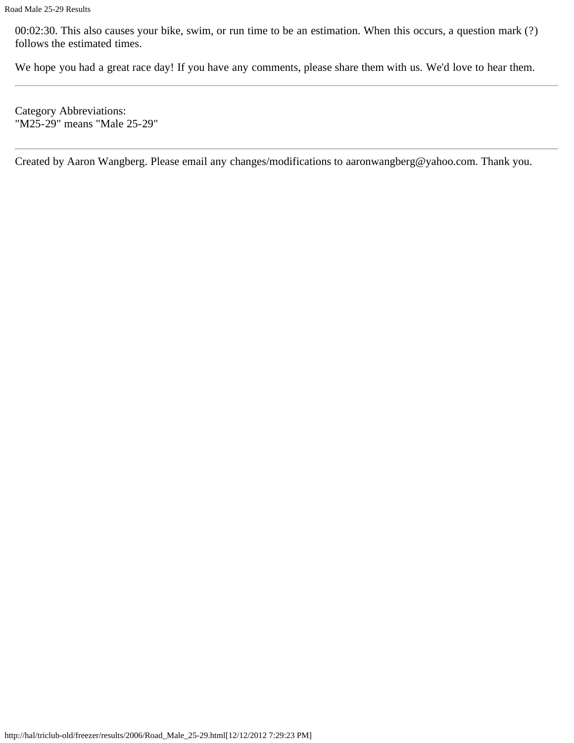00:02:30. This also causes your bike, swim, or run time to be an estimation. When this occurs, a question mark (?) follows the estimated times.

We hope you had a great race day! If you have any comments, please share them with us. We'd love to hear them.

---

Category Abbreviations:
"M25-29" means "Male 25-29"

---

Created by Aaron Wangberg. Please email any changes/modifications to aaronwangberg@yahoo.com. Thank you.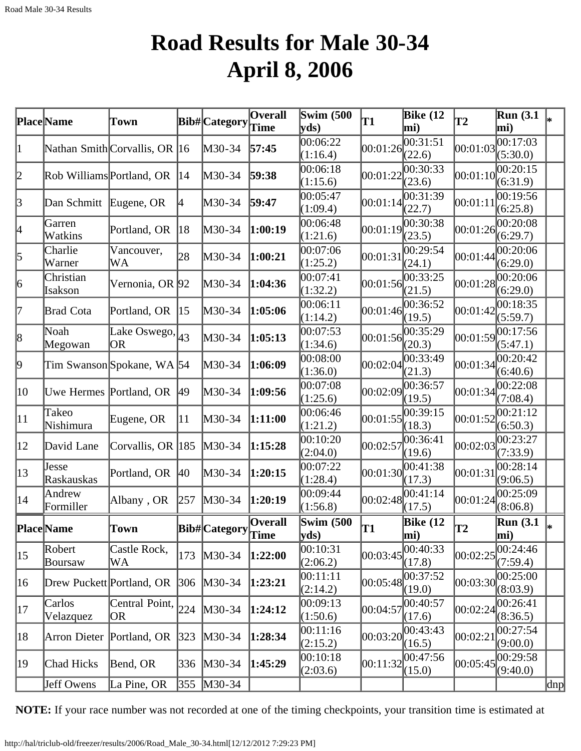# Road Results for Male 30-34
# April 8, 2006

| Place | Name | Town | Bib# | Category | Overall Time | Swim (500 yds) | T1 | Bike (12 mi) | T2 | Run (3.1 mi) | * |
|---|---|---|---|---|---|---|---|---|---|---|---|
| 1 | Nathan Smith | Corvallis, OR | 16 | M30-34 | **57:45** | 00:06:22 (1:16.4) | 00:01:26 | 00:31:51 (22.6) | 00:01:03 | 00:17:03 (5:30.0) | |
| 2 | Rob Williams | Portland, OR | 14 | M30-34 | **59:38** | 00:06:18 (1:15.6) | 00:01:22 | 00:30:33 (23.6) | 00:01:10 | 00:20:15 (6:31.9) | |
| 3 | Dan Schmitt | Eugene, OR | 4 | M30-34 | **59:47** | 00:05:47 (1:09.4) | 00:01:14 | 00:31:39 (22.7) | 00:01:11 | 00:19:56 (6:25.8) | |
| 4 | Garren Watkins | Portland, OR | 18 | M30-34 | **1:00:19** | 00:06:48 (1:21.6) | 00:01:19 | 00:30:38 (23.5) | 00:01:26 | 00:20:08 (6:29.7) | |
| 5 | Charlie Warner | Vancouver, WA | 28 | M30-34 | **1:00:21** | 00:07:06 (1:25.2) | 00:01:31 | 00:29:54 (24.1) | 00:01:44 | 00:20:06 (6:29.0) | |
| 6 | Christian Isakson | Vernonia, OR | 92 | M30-34 | **1:04:36** | 00:07:41 (1:32.2) | 00:01:56 | 00:33:25 (21.5) | 00:01:28 | 00:20:06 (6:29.0) | |
| 7 | Brad Cota | Portland, OR | 15 | M30-34 | **1:05:06** | 00:06:11 (1:14.2) | 00:01:46 | 00:36:52 (19.5) | 00:01:42 | 00:18:35 (5:59.7) | |
| 8 | Noah Megowan | Lake Oswego, OR | 43 | M30-34 | **1:05:13** | 00:07:53 (1:34.6) | 00:01:56 | 00:35:29 (20.3) | 00:01:59 | 00:17:56 (5:47.1) | |
| 9 | Tim Swanson | Spokane, WA | 54 | M30-34 | **1:06:09** | 00:08:00 (1:36.0) | 00:02:04 | 00:33:49 (21.3) | 00:01:34 | 00:20:42 (6:40.6) | |
| 10 | Uwe Hermes | Portland, OR | 49 | M30-34 | **1:09:56** | 00:07:08 (1:25.6) | 00:02:09 | 00:36:57 (19.5) | 00:01:34 | 00:22:08 (7:08.4) | |
| 11 | Takeo Nishimura | Eugene, OR | 11 | M30-34 | **1:11:00** | 00:06:46 (1:21.2) | 00:01:55 | 00:39:15 (18.3) | 00:01:52 | 00:21:12 (6:50.3) | |
| 12 | David Lane | Corvallis, OR | 185 | M30-34 | **1:15:28** | 00:10:20 (2:04.0) | 00:02:57 | 00:36:41 (19.6) | 00:02:03 | 00:23:27 (7:33.9) | |
| 13 | Jesse Raskauskas | Portland, OR | 40 | M30-34 | **1:20:15** | 00:07:22 (1:28.4) | 00:01:30 | 00:41:38 (17.3) | 00:01:31 | 00:28:14 (9:06.5) | |
| 14 | Andrew Formiller | Albany , OR | 257 | M30-34 | **1:20:19** | 00:09:44 (1:56.8) | 00:02:48 | 00:41:14 (17.5) | 00:01:24 | 00:25:09 (8:06.8) | |
| 15 | Robert Boursaw | Castle Rock, WA | 173 | M30-34 | **1:22:00** | 00:10:31 (2:06.2) | 00:03:45 | 00:40:33 (17.8) | 00:02:25 | 00:24:46 (7:59.4) | |
| 16 | Drew Puckett | Portland, OR | 306 | M30-34 | **1:23:21** | 00:11:11 (2:14.2) | 00:05:48 | 00:37:52 (19.0) | 00:03:30 | 00:25:00 (8:03.9) | |
| 17 | Carlos Velazquez | Central Point, OR | 224 | M30-34 | **1:24:12** | 00:09:13 (1:50.6) | 00:04:57 | 00:40:57 (17.6) | 00:02:24 | 00:26:41 (8:36.5) | |
| 18 | Arron Dieter | Portland, OR | 323 | M30-34 | **1:28:34** | 00:11:16 (2:15.2) | 00:03:20 | 00:43:43 (16.5) | 00:02:21 | 00:27:54 (9:00.0) | |
| 19 | Chad Hicks | Bend, OR | 336 | M30-34 | **1:45:29** | 00:10:18 (2:03.6) | 00:11:32 | 00:47:56 (15.0) | 00:05:45 | 00:29:58 (9:40.0) | |
| | Jeff Owens | La Pine, OR | 355 | M30-34 | | | | | | | dnp |

**NOTE:** If your race number was not recorded at one of the timing checkpoints, your transition time is estimated at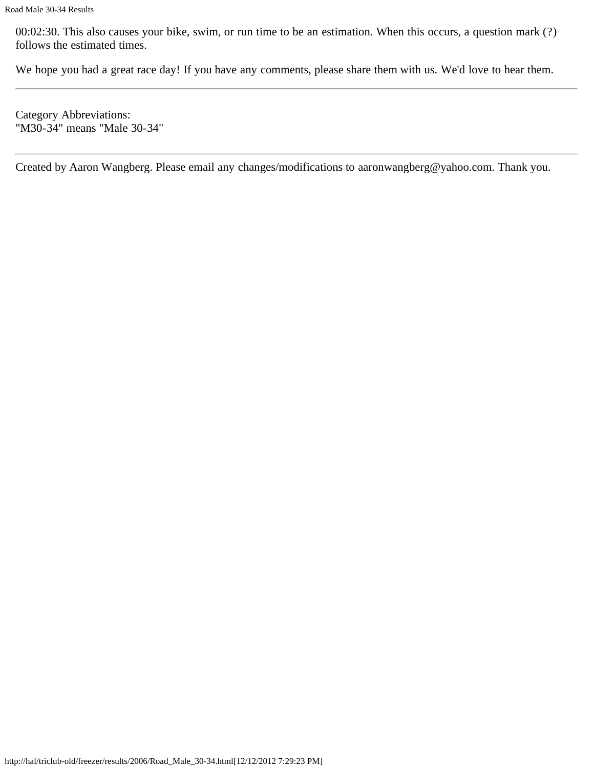00:02:30. This also causes your bike, swim, or run time to be an estimation. When this occurs, a question mark (?) follows the estimated times.

We hope you had a great race day! If you have any comments, please share them with us. We'd love to hear them.

---

Category Abbreviations:
"M30-34" means "Male 30-34"

---

Created by Aaron Wangberg. Please email any changes/modifications to aaronwangberg@yahoo.com. Thank you.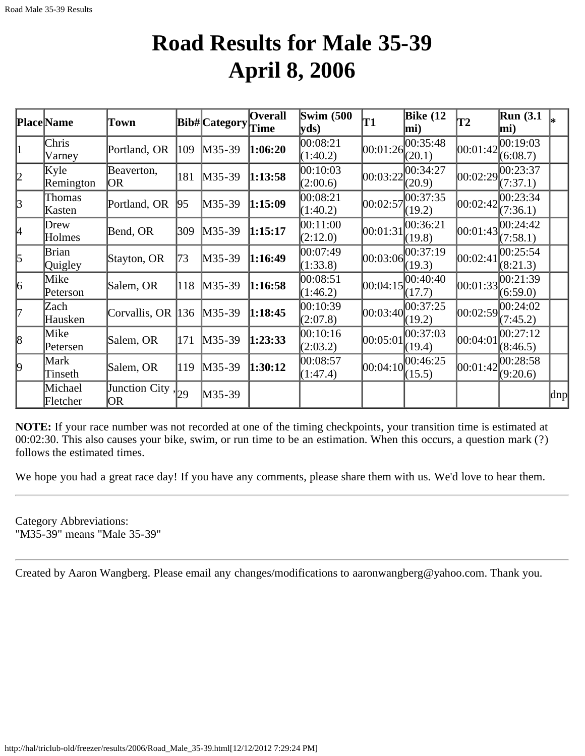# Road Results for Male 35-39
# April 8, 2006

| Place | Name | Town | Bib# | Category | Overall Time | Swim (500 yds) | T1 | Bike (12 mi) | T2 | Run (3.1 mi) | * |
|---|---|---|---|---|---|---|---|---|---|---|---|
| 1 | Chris Varney | Portland, OR | 109 | M35-39 | **1:06:20** | 00:08:21 (1:40.2) | 00:01:26 | 00:35:48 (20.1) | 00:01:42 | 00:19:03 (6:08.7) | |
| 2 | Kyle Remington | Beaverton, OR | 181 | M35-39 | **1:13:58** | 00:10:03 (2:00.6) | 00:03:22 | 00:34:27 (20.9) | 00:02:29 | 00:23:37 (7:37.1) | |
| 3 | Thomas Kasten | Portland, OR | 95 | M35-39 | **1:15:09** | 00:08:21 (1:40.2) | 00:02:57 | 00:37:35 (19.2) | 00:02:42 | 00:23:34 (7:36.1) | |
| 4 | Drew Holmes | Bend, OR | 309 | M35-39 | **1:15:17** | 00:11:00 (2:12.0) | 00:01:31 | 00:36:21 (19.8) | 00:01:43 | 00:24:42 (7:58.1) | |
| 5 | Brian Quigley | Stayton, OR | 73 | M35-39 | **1:16:49** | 00:07:49 (1:33.8) | 00:03:06 | 00:37:19 (19.3) | 00:02:41 | 00:25:54 (8:21.3) | |
| 6 | Mike Peterson | Salem, OR | 118 | M35-39 | **1:16:58** | 00:08:51 (1:46.2) | 00:04:15 | 00:40:40 (17.7) | 00:01:33 | 00:21:39 (6:59.0) | |
| 7 | Zach Hausken | Corvallis, OR | 136 | M35-39 | **1:18:45** | 00:10:39 (2:07.8) | 00:03:40 | 00:37:25 (19.2) | 00:02:59 | 00:24:02 (7:45.2) | |
| 8 | Mike Petersen | Salem, OR | 171 | M35-39 | **1:23:33** | 00:10:16 (2:03.2) | 00:05:01 | 00:37:03 (19.4) | 00:04:01 | 00:27:12 (8:46.5) | |
| 9 | Mark Tinseth | Salem, OR | 119 | M35-39 | **1:30:12** | 00:08:57 (1:47.4) | 00:04:10 | 00:46:25 (15.5) | 00:01:42 | 00:28:58 (9:20.6) | |
| | Michael Fletcher | Junction City , OR | 29 | M35-39 | | | | | | | dnp |

**NOTE:** If your race number was not recorded at one of the timing checkpoints, your transition time is estimated at 00:02:30. This also causes your bike, swim, or run time to be an estimation. When this occurs, a question mark (?) follows the estimated times.

We hope you had a great race day! If you have any comments, please share them with us. We'd love to hear them.

---

Category Abbreviations:
"M35-39" means "Male 35-39"

---

Created by Aaron Wangberg. Please email any changes/modifications to aaronwangberg@yahoo.com. Thank you.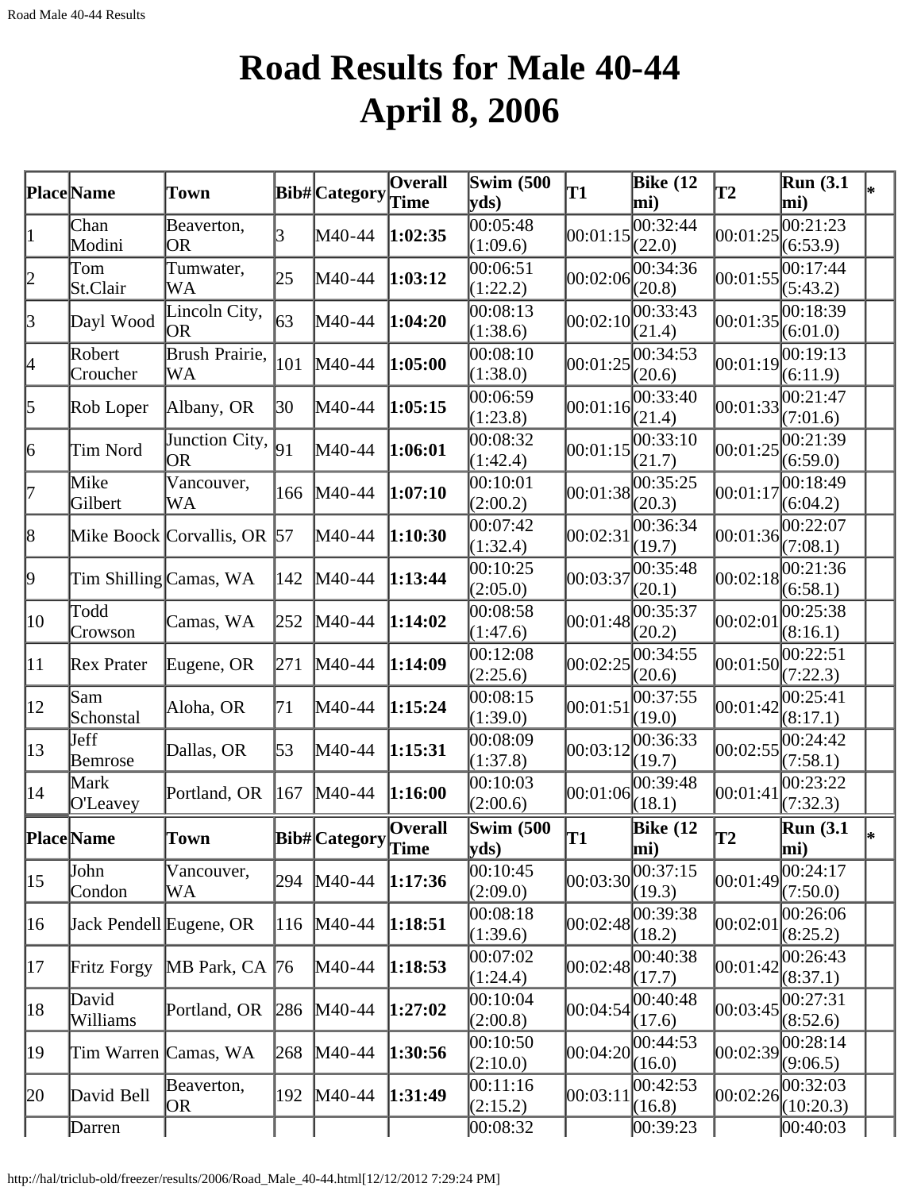# Road Results for Male 40-44
# April 8, 2006

| Place | Name | Town | Bib# | Category | Overall Time | Swim (500 yds) | T1 | Bike (12 mi) | T2 | Run (3.1 mi) | * |
|---|---|---|---|---|---|---|---|---|---|---|---|
| 1 | Chan Modini | Beaverton, OR | 3 | M40-44 | **1:02:35** | 00:05:48 (1:09.6) | 00:01:15 | 00:32:44 (22.0) | 00:01:25 | 00:21:23 (6:53.9) | |
| 2 | Tom St.Clair | Tumwater, WA | 25 | M40-44 | **1:03:12** | 00:06:51 (1:22.2) | 00:02:06 | 00:34:36 (20.8) | 00:01:55 | 00:17:44 (5:43.2) | |
| 3 | Dayl Wood | Lincoln City, OR | 63 | M40-44 | **1:04:20** | 00:08:13 (1:38.6) | 00:02:10 | 00:33:43 (21.4) | 00:01:35 | 00:18:39 (6:01.0) | |
| 4 | Robert Croucher | Brush Prairie, WA | 101 | M40-44 | **1:05:00** | 00:08:10 (1:38.0) | 00:01:25 | 00:34:53 (20.6) | 00:01:19 | 00:19:13 (6:11.9) | |
| 5 | Rob Loper | Albany, OR | 30 | M40-44 | **1:05:15** | 00:06:59 (1:23.8) | 00:01:16 | 00:33:40 (21.4) | 00:01:33 | 00:21:47 (7:01.6) | |
| 6 | Tim Nord | Junction City, OR | 91 | M40-44 | **1:06:01** | 00:08:32 (1:42.4) | 00:01:15 | 00:33:10 (21.7) | 00:01:25 | 00:21:39 (6:59.0) | |
| 7 | Mike Gilbert | Vancouver, WA | 166 | M40-44 | **1:07:10** | 00:10:01 (2:00.2) | 00:01:38 | 00:35:25 (20.3) | 00:01:17 | 00:18:49 (6:04.2) | |
| 8 | Mike Boock | Corvallis, OR | 57 | M40-44 | **1:10:30** | 00:07:42 (1:32.4) | 00:02:31 | 00:36:34 (19.7) | 00:01:36 | 00:22:07 (7:08.1) | |
| 9 | Tim Shilling | Camas, WA | 142 | M40-44 | **1:13:44** | 00:10:25 (2:05.0) | 00:03:37 | 00:35:48 (20.1) | 00:02:18 | 00:21:36 (6:58.1) | |
| 10 | Todd Crowson | Camas, WA | 252 | M40-44 | **1:14:02** | 00:08:58 (1:47.6) | 00:01:48 | 00:35:37 (20.2) | 00:02:01 | 00:25:38 (8:16.1) | |
| 11 | Rex Prater | Eugene, OR | 271 | M40-44 | **1:14:09** | 00:12:08 (2:25.6) | 00:02:25 | 00:34:55 (20.6) | 00:01:50 | 00:22:51 (7:22.3) | |
| 12 | Sam Schonstal | Aloha, OR | 71 | M40-44 | **1:15:24** | 00:08:15 (1:39.0) | 00:01:51 | 00:37:55 (19.0) | 00:01:42 | 00:25:41 (8:17.1) | |
| 13 | Jeff Bemrose | Dallas, OR | 53 | M40-44 | **1:15:31** | 00:08:09 (1:37.8) | 00:03:12 | 00:36:33 (19.7) | 00:02:55 | 00:24:42 (7:58.1) | |
| 14 | Mark O'Leavey | Portland, OR | 167 | M40-44 | **1:16:00** | 00:10:03 (2:00.6) | 00:01:06 | 00:39:48 (18.1) | 00:01:41 | 00:23:22 (7:32.3) | |
| **Place** | **Name** | **Town** | **Bib#** | **Category** | **Overall Time** | **Swim (500 yds)** | **T1** | **Bike (12 mi)** | **T2** | **Run (3.1 mi)** | ***** |
| 15 | John Condon | Vancouver, WA | 294 | M40-44 | **1:17:36** | 00:10:45 (2:09.0) | 00:03:30 | 00:37:15 (19.3) | 00:01:49 | 00:24:17 (7:50.0) | |
| 16 | Jack Pendell | Eugene, OR | 116 | M40-44 | **1:18:51** | 00:08:18 (1:39.6) | 00:02:48 | 00:39:38 (18.2) | 00:02:01 | 00:26:06 (8:25.2) | |
| 17 | Fritz Forgy | MB Park, CA | 76 | M40-44 | **1:18:53** | 00:07:02 (1:24.4) | 00:02:48 | 00:40:38 (17.7) | 00:01:42 | 00:26:43 (8:37.1) | |
| 18 | David Williams | Portland, OR | 286 | M40-44 | **1:27:02** | 00:10:04 (2:00.8) | 00:04:54 | 00:40:48 (17.6) | 00:03:45 | 00:27:31 (8:52.6) | |
| 19 | Tim Warren | Camas, WA | 268 | M40-44 | **1:30:56** | 00:10:50 (2:10.0) | 00:04:20 | 00:44:53 (16.0) | 00:02:39 | 00:28:14 (9:06.5) | |
| 20 | David Bell | Beaverton, OR | 192 | M40-44 | **1:31:49** | 00:11:16 (2:15.2) | 00:03:11 | 00:42:53 (16.8) | 00:02:26 | 00:32:03 (10:20.3) | |
| | Darren | | | | | 00:08:32 | | 00:39:23 | | 00:40:03 | |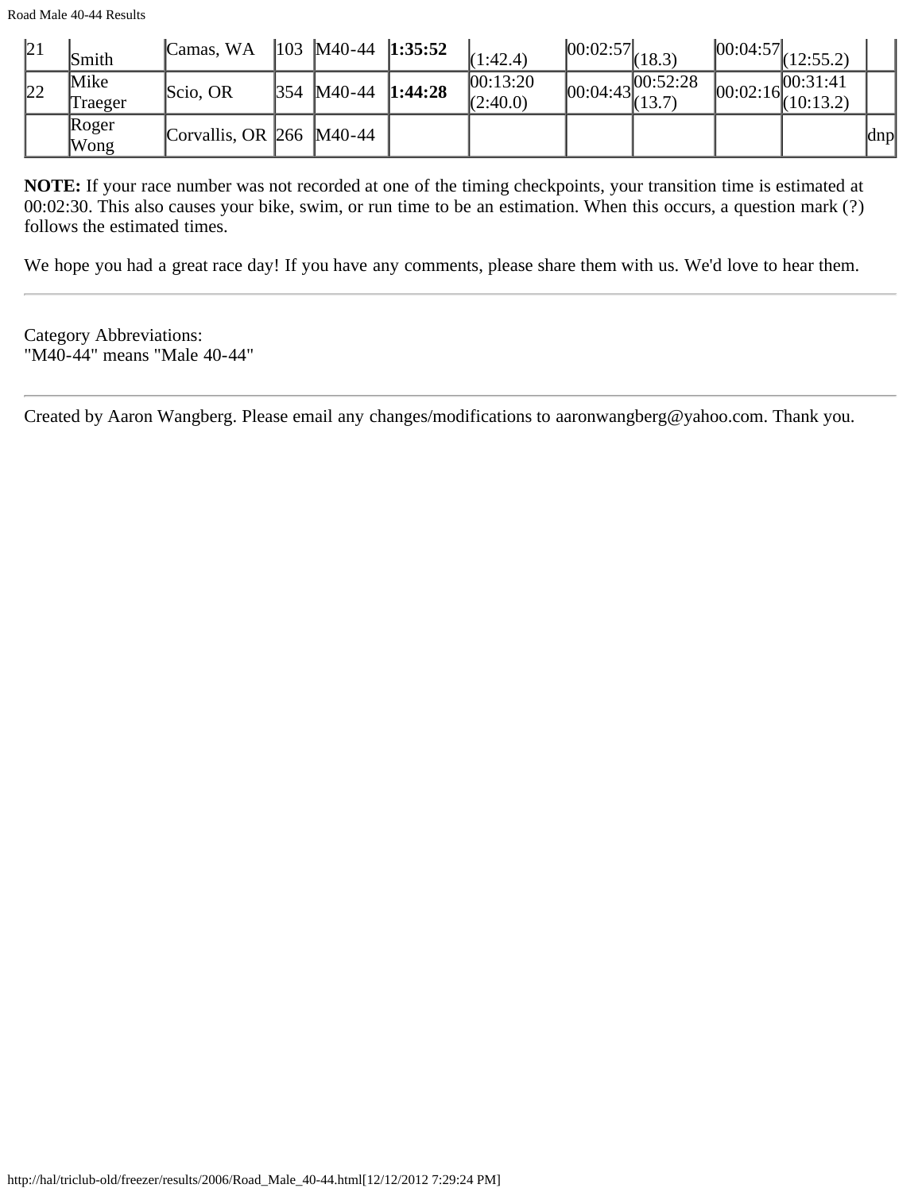| 21 | Smith | Camas, WA | 103 | M40-44 | **1:35:52** | (1:42.4) | 00:02:57 | (18.3) | 00:04:57 | (12:55.2) | |
|---|---|---|---|---|---|---|---|---|---|---|---|
| 22 | Mike Traeger | Scio, OR | 354 | M40-44 | **1:44:28** | 00:13:20 (2:40.0) | 00:04:43 | 00:52:28 (13.7) | 00:02:16 | 00:31:41 (10:13.2) | |
| | Roger Wong | Corvallis, OR | 266 | M40-44 | | | | | | | dnp |

**NOTE:** If your race number was not recorded at one of the timing checkpoints, your transition time is estimated at 00:02:30. This also causes your bike, swim, or run time to be an estimation. When this occurs, a question mark (?) follows the estimated times.

We hope you had a great race day! If you have any comments, please share them with us. We'd love to hear them.

---

Category Abbreviations:
"M40-44" means "Male 40-44"

---

Created by Aaron Wangberg. Please email any changes/modifications to aaronwangberg@yahoo.com. Thank you.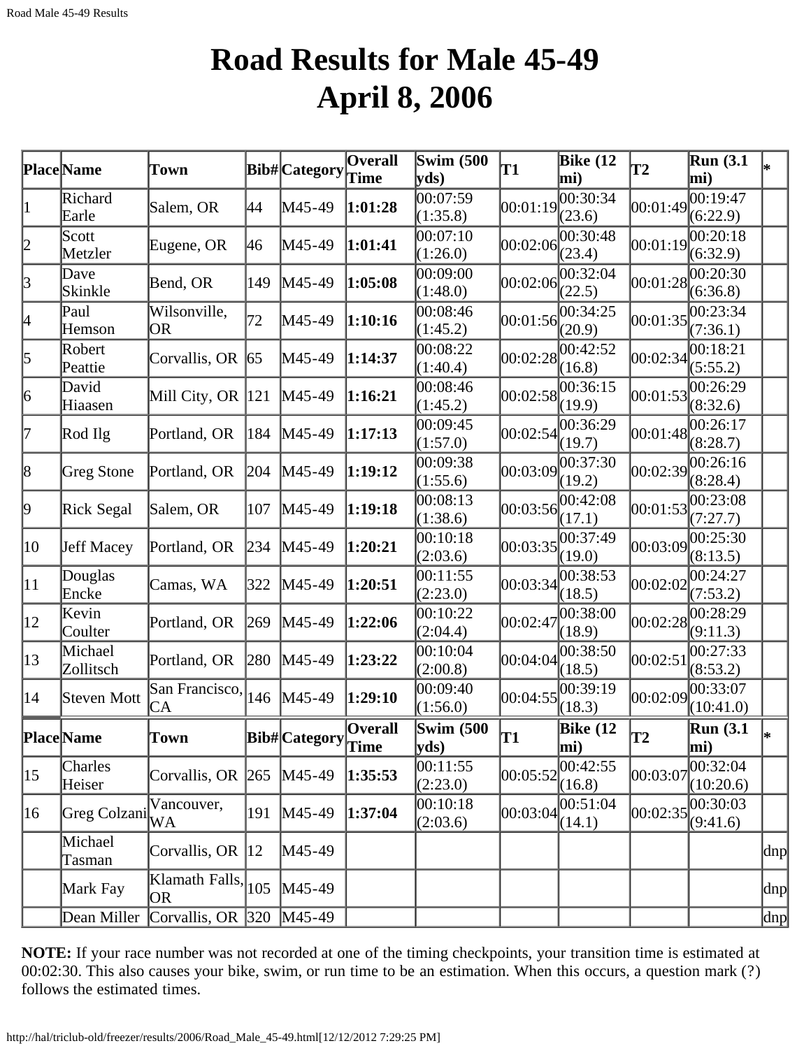# Road Results for Male 45-49
# April 8, 2006

| Place | Name | Town | Bib# | Category | Overall Time | Swim (500 yds) | T1 | Bike (12 mi) | T2 | Run (3.1 mi) | * |
|---|---|---|---|---|---|---|---|---|---|---|---|
| 1 | Richard Earle | Salem, OR | 44 | M45-49 | **1:01:28** | 00:07:59 (1:35.8) | 00:01:19 | 00:30:34 (23.6) | 00:01:49 | 00:19:47 (6:22.9) | |
| 2 | Scott Metzler | Eugene, OR | 46 | M45-49 | **1:01:41** | 00:07:10 (1:26.0) | 00:02:06 | 00:30:48 (23.4) | 00:01:19 | 00:20:18 (6:32.9) | |
| 3 | Dave Skinkle | Bend, OR | 149 | M45-49 | **1:05:08** | 00:09:00 (1:48.0) | 00:02:06 | 00:32:04 (22.5) | 00:01:28 | 00:20:30 (6:36.8) | |
| 4 | Paul Hemson | Wilsonville, OR | 72 | M45-49 | **1:10:16** | 00:08:46 (1:45.2) | 00:01:56 | 00:34:25 (20.9) | 00:01:35 | 00:23:34 (7:36.1) | |
| 5 | Robert Peattie | Corvallis, OR | 65 | M45-49 | **1:14:37** | 00:08:22 (1:40.4) | 00:02:28 | 00:42:52 (16.8) | 00:02:34 | 00:18:21 (5:55.2) | |
| 6 | David Hiaasen | Mill City, OR | 121 | M45-49 | **1:16:21** | 00:08:46 (1:45.2) | 00:02:58 | 00:36:15 (19.9) | 00:01:53 | 00:26:29 (8:32.6) | |
| 7 | Rod Ilg | Portland, OR | 184 | M45-49 | **1:17:13** | 00:09:45 (1:57.0) | 00:02:54 | 00:36:29 (19.7) | 00:01:48 | 00:26:17 (8:28.7) | |
| 8 | Greg Stone | Portland, OR | 204 | M45-49 | **1:19:12** | 00:09:38 (1:55.6) | 00:03:09 | 00:37:30 (19.2) | 00:02:39 | 00:26:16 (8:28.4) | |
| 9 | Rick Segal | Salem, OR | 107 | M45-49 | **1:19:18** | 00:08:13 (1:38.6) | 00:03:56 | 00:42:08 (17.1) | 00:01:53 | 00:23:08 (7:27.7) | |
| 10 | Jeff Macey | Portland, OR | 234 | M45-49 | **1:20:21** | 00:10:18 (2:03.6) | 00:03:35 | 00:37:49 (19.0) | 00:03:09 | 00:25:30 (8:13.5) | |
| 11 | Douglas Encke | Camas, WA | 322 | M45-49 | **1:20:51** | 00:11:55 (2:23.0) | 00:03:34 | 00:38:53 (18.5) | 00:02:02 | 00:24:27 (7:53.2) | |
| 12 | Kevin Coulter | Portland, OR | 269 | M45-49 | **1:22:06** | 00:10:22 (2:04.4) | 00:02:47 | 00:38:00 (18.9) | 00:02:28 | 00:28:29 (9:11.3) | |
| 13 | Michael Zollitsch | Portland, OR | 280 | M45-49 | **1:23:22** | 00:10:04 (2:00.8) | 00:04:04 | 00:38:50 (18.5) | 00:02:51 | 00:27:33 (8:53.2) | |
| 14 | Steven Mott | San Francisco, CA | 146 | M45-49 | **1:29:10** | 00:09:40 (1:56.0) | 00:04:55 | 00:39:19 (18.3) | 00:02:09 | 00:33:07 (10:41.0) | |
| 15 | Charles Heiser | Corvallis, OR | 265 | M45-49 | **1:35:53** | 00:11:55 (2:23.0) | 00:05:52 | 00:42:55 (16.8) | 00:03:07 | 00:32:04 (10:20.6) | |
| 16 | Greg Colzani | Vancouver, WA | 191 | M45-49 | **1:37:04** | 00:10:18 (2:03.6) | 00:03:04 | 00:51:04 (14.1) | 00:02:35 | 00:30:03 (9:41.6) | |
| | Michael Tasman | Corvallis, OR | 12 | M45-49 | | | | | | | dnp |
| | Mark Fay | Klamath Falls, OR | 105 | M45-49 | | | | | | | dnp |
| | Dean Miller | Corvallis, OR | 320 | M45-49 | | | | | | | dnp |

**NOTE:** If your race number was not recorded at one of the timing checkpoints, your transition time is estimated at 00:02:30. This also causes your bike, swim, or run time to be an estimation. When this occurs, a question mark (?) follows the estimated times.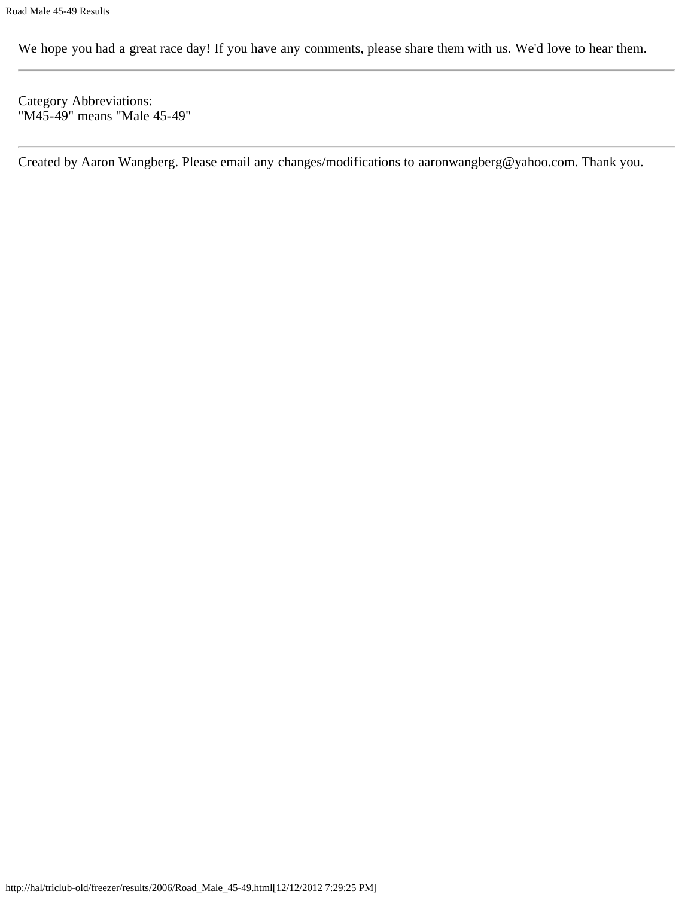We hope you had a great race day! If you have any comments, please share them with us. We'd love to hear them.

---

Category Abbreviations:
"M45-49" means "Male 45-49"

---

Created by Aaron Wangberg. Please email any changes/modifications to aaronwangberg@yahoo.com. Thank you.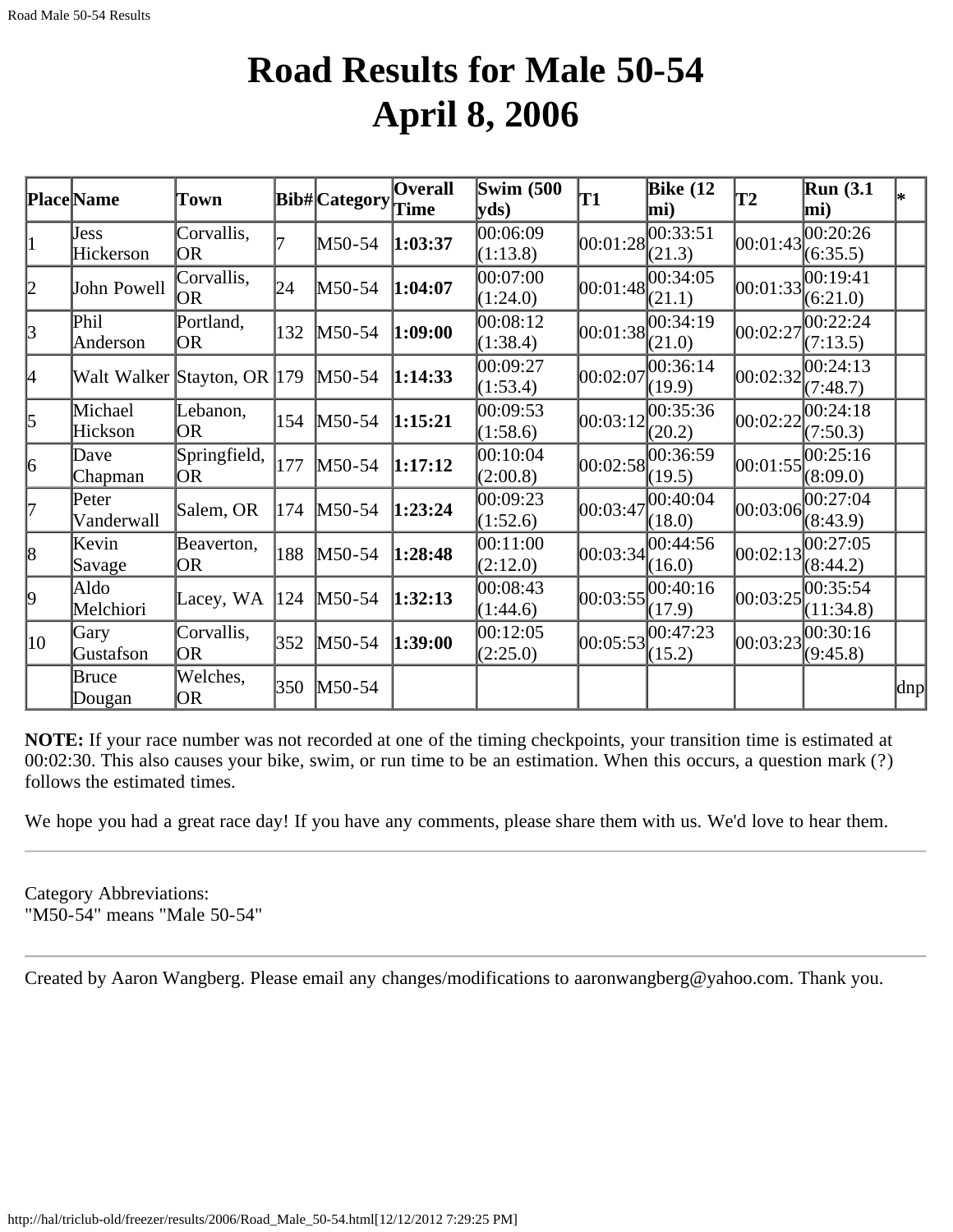# Road Results for Male 50-54
# April 8, 2006

| Place | Name | Town | Bib# | Category | Overall Time | Swim (500 yds) | T1 | Bike (12 mi) | T2 | Run (3.1 mi) | * |
|---|---|---|---|---|---|---|---|---|---|---|---|
| 1 | Jess Hickerson | Corvallis, OR | 7 | M50-54 | **1:03:37** | 00:06:09 (1:13.8) | 00:01:28 | 00:33:51 (21.3) | 00:01:43 | 00:20:26 (6:35.5) | |
| 2 | John Powell | Corvallis, OR | 24 | M50-54 | **1:04:07** | 00:07:00 (1:24.0) | 00:01:48 | 00:34:05 (21.1) | 00:01:33 | 00:19:41 (6:21.0) | |
| 3 | Phil Anderson | Portland, OR | 132 | M50-54 | **1:09:00** | 00:08:12 (1:38.4) | 00:01:38 | 00:34:19 (21.0) | 00:02:27 | 00:22:24 (7:13.5) | |
| 4 | Walt Walker | Stayton, OR | 179 | M50-54 | **1:14:33** | 00:09:27 (1:53.4) | 00:02:07 | 00:36:14 (19.9) | 00:02:32 | 00:24:13 (7:48.7) | |
| 5 | Michael Hickson | Lebanon, OR | 154 | M50-54 | **1:15:21** | 00:09:53 (1:58.6) | 00:03:12 | 00:35:36 (20.2) | 00:02:22 | 00:24:18 (7:50.3) | |
| 6 | Dave Chapman | Springfield, OR | 177 | M50-54 | **1:17:12** | 00:10:04 (2:00.8) | 00:02:58 | 00:36:59 (19.5) | 00:01:55 | 00:25:16 (8:09.0) | |
| 7 | Peter Vanderwall | Salem, OR | 174 | M50-54 | **1:23:24** | 00:09:23 (1:52.6) | 00:03:47 | 00:40:04 (18.0) | 00:03:06 | 00:27:04 (8:43.9) | |
| 8 | Kevin Savage | Beaverton, OR | 188 | M50-54 | **1:28:48** | 00:11:00 (2:12.0) | 00:03:34 | 00:44:56 (16.0) | 00:02:13 | 00:27:05 (8:44.2) | |
| 9 | Aldo Melchiori | Lacey, WA | 124 | M50-54 | **1:32:13** | 00:08:43 (1:44.6) | 00:03:55 | 00:40:16 (17.9) | 00:03:25 | 00:35:54 (11:34.8) | |
| 10 | Gary Gustafson | Corvallis, OR | 352 | M50-54 | **1:39:00** | 00:12:05 (2:25.0) | 00:05:53 | 00:47:23 (15.2) | 00:03:23 | 00:30:16 (9:45.8) | |
| | Bruce Dougan | Welches, OR | 350 | M50-54 | | | | | | | dnp |

**NOTE:** If your race number was not recorded at one of the timing checkpoints, your transition time is estimated at 00:02:30. This also causes your bike, swim, or run time to be an estimation. When this occurs, a question mark (?) follows the estimated times.

We hope you had a great race day! If you have any comments, please share them with us. We'd love to hear them.

---

Category Abbreviations:
"M50-54" means "Male 50-54"

---

Created by Aaron Wangberg. Please email any changes/modifications to aaronwangberg@yahoo.com. Thank you.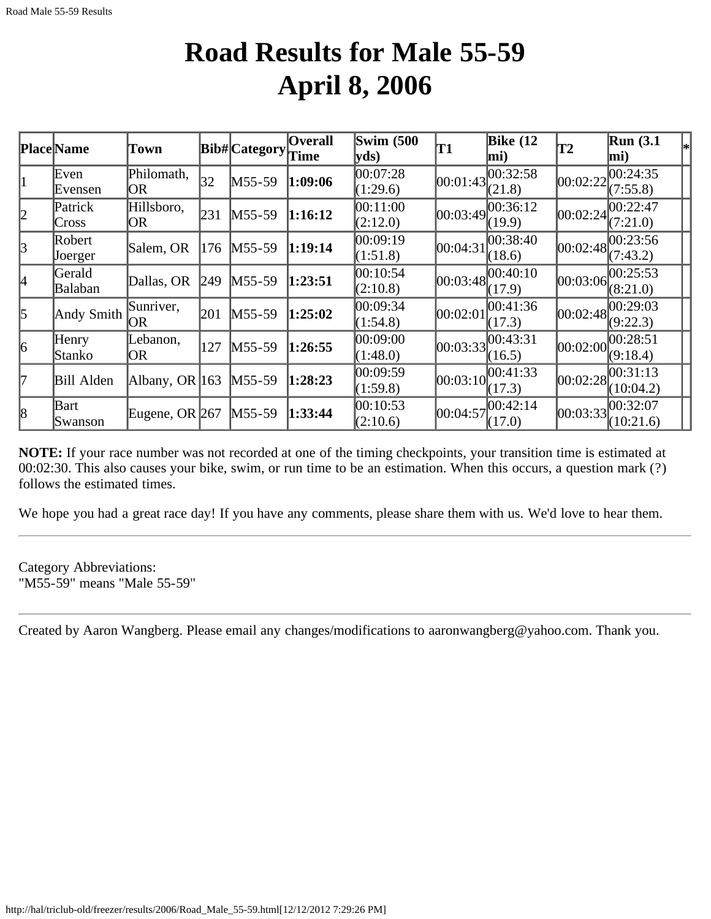# Road Results for Male 55-59
# April 8, 2006

| Place | Name | Town | Bib# | Category | Overall Time | Swim (500 yds) | T1 | Bike (12 mi) | T2 | Run (3.1 mi) | * |
|---|---|---|---|---|---|---|---|---|---|---|---|
| 1 | Even Evensen | Philomath, OR | 32 | M55-59 | **1:09:06** | 00:07:28 (1:29.6) | 00:01:43 | 00:32:58 (21.8) | 00:02:22 | 00:24:35 (7:55.8) | |
| 2 | Patrick Cross | Hillsboro, OR | 231 | M55-59 | **1:16:12** | 00:11:00 (2:12.0) | 00:03:49 | 00:36:12 (19.9) | 00:02:24 | 00:22:47 (7:21.0) | |
| 3 | Robert Joerger | Salem, OR | 176 | M55-59 | **1:19:14** | 00:09:19 (1:51.8) | 00:04:31 | 00:38:40 (18.6) | 00:02:48 | 00:23:56 (7:43.2) | |
| 4 | Gerald Balaban | Dallas, OR | 249 | M55-59 | **1:23:51** | 00:10:54 (2:10.8) | 00:03:48 | 00:40:10 (17.9) | 00:03:06 | 00:25:53 (8:21.0) | |
| 5 | Andy Smith | Sunriver, OR | 201 | M55-59 | **1:25:02** | 00:09:34 (1:54.8) | 00:02:01 | 00:41:36 (17.3) | 00:02:48 | 00:29:03 (9:22.3) | |
| 6 | Henry Stanko | Lebanon, OR | 127 | M55-59 | **1:26:55** | 00:09:00 (1:48.0) | 00:03:33 | 00:43:31 (16.5) | 00:02:00 | 00:28:51 (9:18.4) | |
| 7 | Bill Alden | Albany, OR | 163 | M55-59 | **1:28:23** | 00:09:59 (1:59.8) | 00:03:10 | 00:41:33 (17.3) | 00:02:28 | 00:31:13 (10:04.2) | |
| 8 | Bart Swanson | Eugene, OR | 267 | M55-59 | **1:33:44** | 00:10:53 (2:10.6) | 00:04:57 | 00:42:14 (17.0) | 00:03:33 | 00:32:07 (10:21.6) | |

**NOTE:** If your race number was not recorded at one of the timing checkpoints, your transition time is estimated at 00:02:30. This also causes your bike, swim, or run time to be an estimation. When this occurs, a question mark (?) follows the estimated times.

We hope you had a great race day! If you have any comments, please share them with us. We'd love to hear them.

---

Category Abbreviations:
"M55-59" means "Male 55-59"

---

Created by Aaron Wangberg. Please email any changes/modifications to aaronwangberg@yahoo.com. Thank you.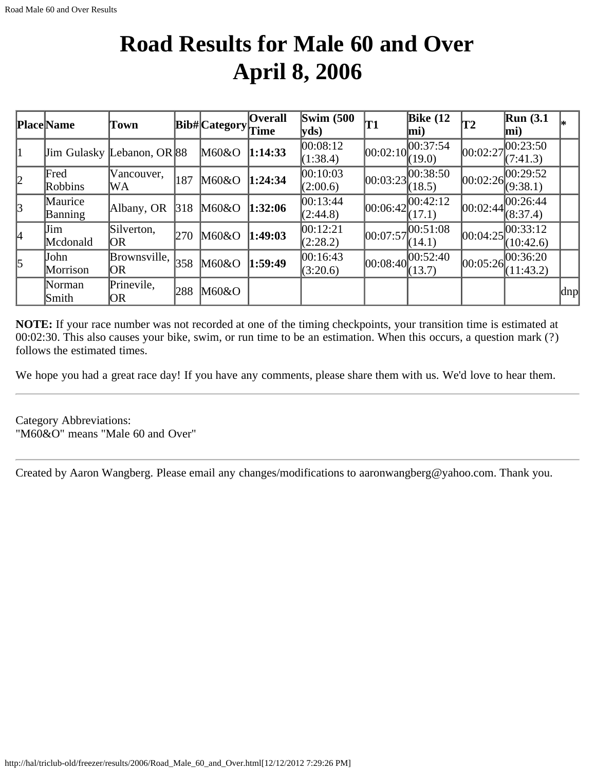# Road Results for Male 60 and Over
# April 8, 2006

| Place | Name | Town | Bib# | Category | Overall Time | Swim (500 yds) | T1 | Bike (12 mi) | T2 | Run (3.1 mi) | * |
|---|---|---|---|---|---|---|---|---|---|---|---|
| 1 | Jim Gulasky | Lebanon, OR | 88 | M60&O | **1:14:33** | 00:08:12 (1:38.4) | 00:02:10 | 00:37:54 (19.0) | 00:02:27 | 00:23:50 (7:41.3) | |
| 2 | Fred Robbins | Vancouver, WA | 187 | M60&O | **1:24:34** | 00:10:03 (2:00.6) | 00:03:23 | 00:38:50 (18.5) | 00:02:26 | 00:29:52 (9:38.1) | |
| 3 | Maurice Banning | Albany, OR | 318 | M60&O | **1:32:06** | 00:13:44 (2:44.8) | 00:06:42 | 00:42:12 (17.1) | 00:02:44 | 00:26:44 (8:37.4) | |
| 4 | Jim Mcdonald | Silverton, OR | 270 | M60&O | **1:49:03** | 00:12:21 (2:28.2) | 00:07:57 | 00:51:08 (14.1) | 00:04:25 | 00:33:12 (10:42.6) | |
| 5 | John Morrison | Brownsville, OR | 358 | M60&O | **1:59:49** | 00:16:43 (3:20.6) | 00:08:40 | 00:52:40 (13.7) | 00:05:26 | 00:36:20 (11:43.2) | |
| | Norman Smith | Prinevile, OR | 288 | M60&O | | | | | | | dnp |

**NOTE:** If your race number was not recorded at one of the timing checkpoints, your transition time is estimated at 00:02:30. This also causes your bike, swim, or run time to be an estimation. When this occurs, a question mark (?) follows the estimated times.

We hope you had a great race day! If you have any comments, please share them with us. We'd love to hear them.

---

Category Abbreviations:
"M60&O" means "Male 60 and Over"

---

Created by Aaron Wangberg. Please email any changes/modifications to aaronwangberg@yahoo.com. Thank you.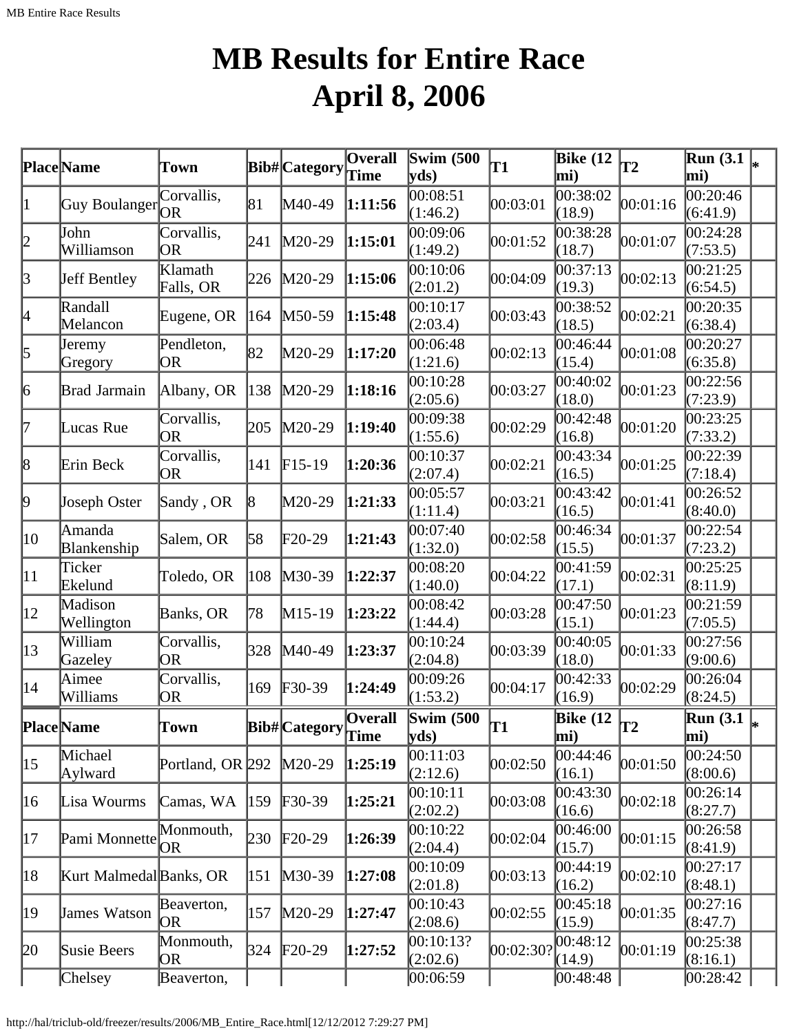# MB Results for Entire Race April 8, 2006

| Place | Name | Town | Bib# | Category | Overall Time | Swim (500 yds) | T1 | Bike (12 mi) | T2 | Run (3.1 mi) | * |
|---|---|---|---|---|---|---|---|---|---|---|---|
| 1 | Guy Boulanger | Corvallis, OR | 81 | M40-49 | **1:11:56** | 00:08:51 (1:46.2) | 00:03:01 | 00:38:02 (18.9) | 00:01:16 | 00:20:46 (6:41.9) | |
| 2 | John Williamson | Corvallis, OR | 241 | M20-29 | **1:15:01** | 00:09:06 (1:49.2) | 00:01:52 | 00:38:28 (18.7) | 00:01:07 | 00:24:28 (7:53.5) | |
| 3 | Jeff Bentley | Klamath Falls, OR | 226 | M20-29 | **1:15:06** | 00:10:06 (2:01.2) | 00:04:09 | 00:37:13 (19.3) | 00:02:13 | 00:21:25 (6:54.5) | |
| 4 | Randall Melancon | Eugene, OR | 164 | M50-59 | **1:15:48** | 00:10:17 (2:03.4) | 00:03:43 | 00:38:52 (18.5) | 00:02:21 | 00:20:35 (6:38.4) | |
| 5 | Jeremy Gregory | Pendleton, OR | 82 | M20-29 | **1:17:20** | 00:06:48 (1:21.6) | 00:02:13 | 00:46:44 (15.4) | 00:01:08 | 00:20:27 (6:35.8) | |
| 6 | Brad Jarmain | Albany, OR | 138 | M20-29 | **1:18:16** | 00:10:28 (2:05.6) | 00:03:27 | 00:40:02 (18.0) | 00:01:23 | 00:22:56 (7:23.9) | |
| 7 | Lucas Rue | Corvallis, OR | 205 | M20-29 | **1:19:40** | 00:09:38 (1:55.6) | 00:02:29 | 00:42:48 (16.8) | 00:01:20 | 00:23:25 (7:33.2) | |
| 8 | Erin Beck | Corvallis, OR | 141 | F15-19 | **1:20:36** | 00:10:37 (2:07.4) | 00:02:21 | 00:43:34 (16.5) | 00:01:25 | 00:22:39 (7:18.4) | |
| 9 | Joseph Oster | Sandy , OR | 8 | M20-29 | **1:21:33** | 00:05:57 (1:11.4) | 00:03:21 | 00:43:42 (16.5) | 00:01:41 | 00:26:52 (8:40.0) | |
| 10 | Amanda Blankenship | Salem, OR | 58 | F20-29 | **1:21:43** | 00:07:40 (1:32.0) | 00:02:58 | 00:46:34 (15.5) | 00:01:37 | 00:22:54 (7:23.2) | |
| 11 | Ticker Ekelund | Toledo, OR | 108 | M30-39 | **1:22:37** | 00:08:20 (1:40.0) | 00:04:22 | 00:41:59 (17.1) | 00:02:31 | 00:25:25 (8:11.9) | |
| 12 | Madison Wellington | Banks, OR | 78 | M15-19 | **1:23:22** | 00:08:42 (1:44.4) | 00:03:28 | 00:47:50 (15.1) | 00:01:23 | 00:21:59 (7:05.5) | |
| 13 | William Gazeley | Corvallis, OR | 328 | M40-49 | **1:23:37** | 00:10:24 (2:04.8) | 00:03:39 | 00:40:05 (18.0) | 00:01:33 | 00:27:56 (9:00.6) | |
| 14 | Aimee Williams | Corvallis, OR | 169 | F30-39 | **1:24:49** | 00:09:26 (1:53.2) | 00:04:17 | 00:42:33 (16.9) | 00:02:29 | 00:26:04 (8:24.5) | |
| 15 | Michael Aylward | Portland, OR | 292 | M20-29 | **1:25:19** | 00:11:03 (2:12.6) | 00:02:50 | 00:44:46 (16.1) | 00:01:50 | 00:24:50 (8:00.6) | |
| 16 | Lisa Wourms | Camas, WA | 159 | F30-39 | **1:25:21** | 00:10:11 (2:02.2) | 00:03:08 | 00:43:30 (16.6) | 00:02:18 | 00:26:14 (8:27.7) | |
| 17 | Pami Monnette | Monmouth, OR | 230 | F20-29 | **1:26:39** | 00:10:22 (2:04.4) | 00:02:04 | 00:46:00 (15.7) | 00:01:15 | 00:26:58 (8:41.9) | |
| 18 | Kurt Malmedal | Banks, OR | 151 | M30-39 | **1:27:08** | 00:10:09 (2:01.8) | 00:03:13 | 00:44:19 (16.2) | 00:02:10 | 00:27:17 (8:48.1) | |
| 19 | James Watson | Beaverton, OR | 157 | M20-29 | **1:27:47** | 00:10:43 (2:08.6) | 00:02:55 | 00:45:18 (15.9) | 00:01:35 | 00:27:16 (8:47.7) | |
| 20 | Susie Beers | Monmouth, OR | 324 | F20-29 | **1:27:52** | 00:10:13? (2:02.6) | 00:02:30? | 00:48:12 (14.9) | 00:01:19 | 00:25:38 (8:16.1) | |
| | Chelsey | Beaverton, | | | | 00:06:59 | | 00:48:48 | | 00:28:42 | |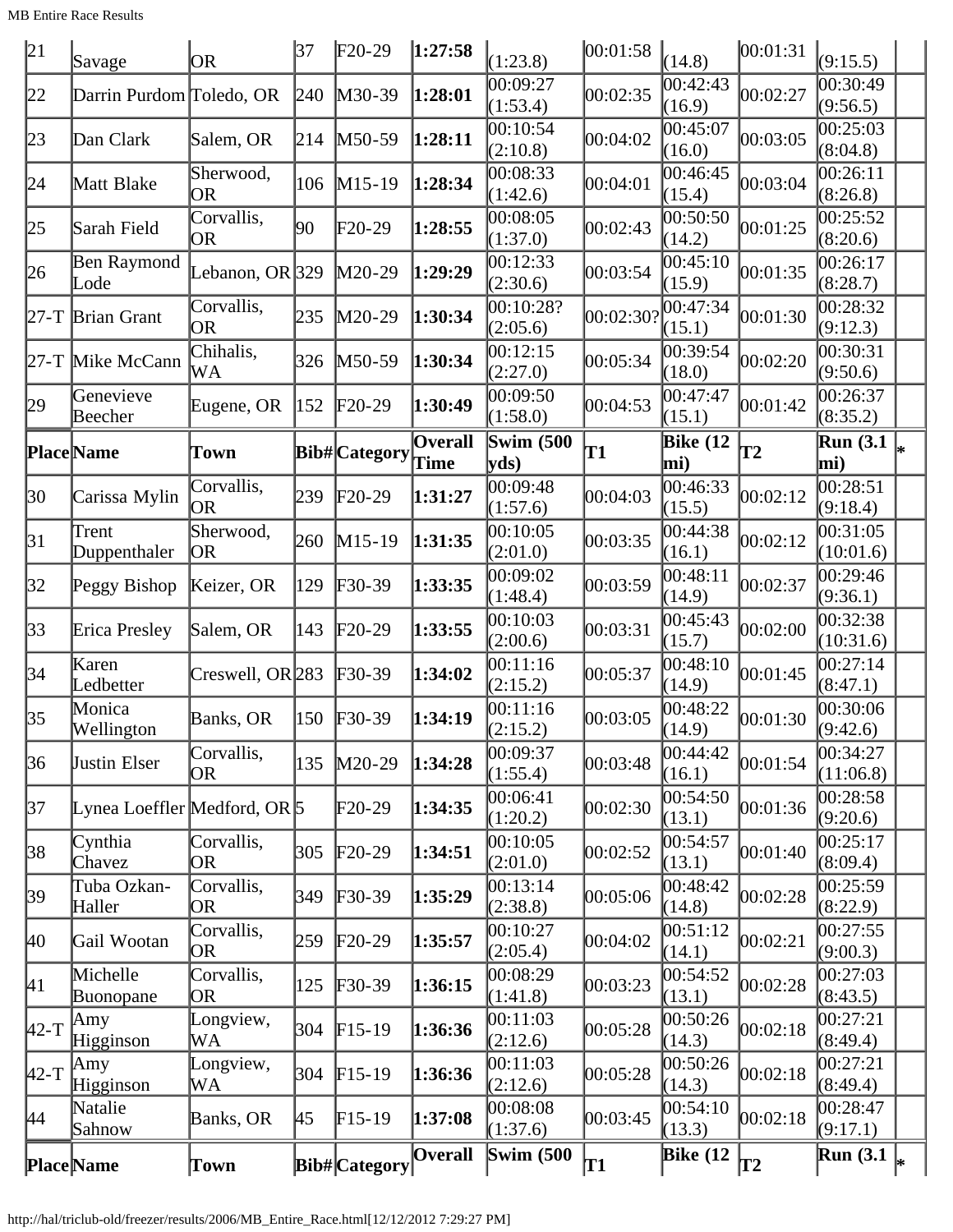| 21 | Savage | OR | 37 | F20-29 | **1:27:58** | (1:23.8) | 00:01:58 | (14.8) | 00:01:31 | (9:15.5) | |
|---|---|---|---|---|---|---|---|---|---|---|---|
| 22 | Darrin Purdom | Toledo, OR | 240 | M30-39 | **1:28:01** | 00:09:27 (1:53.4) | 00:02:35 | 00:42:43 (16.9) | 00:02:27 | 00:30:49 (9:56.5) | |
| 23 | Dan Clark | Salem, OR | 214 | M50-59 | **1:28:11** | 00:10:54 (2:10.8) | 00:04:02 | 00:45:07 (16.0) | 00:03:05 | 00:25:03 (8:04.8) | |
| 24 | Matt Blake | Sherwood, OR | 106 | M15-19 | **1:28:34** | 00:08:33 (1:42.6) | 00:04:01 | 00:46:45 (15.4) | 00:03:04 | 00:26:11 (8:26.8) | |
| 25 | Sarah Field | Corvallis, OR | 90 | F20-29 | **1:28:55** | 00:08:05 (1:37.0) | 00:02:43 | 00:50:50 (14.2) | 00:01:25 | 00:25:52 (8:20.6) | |
| 26 | Ben Raymond Lode | Lebanon, OR | 329 | M20-29 | **1:29:29** | 00:12:33 (2:30.6) | 00:03:54 | 00:45:10 (15.9) | 00:01:35 | 00:26:17 (8:28.7) | |
| 27-T | Brian Grant | Corvallis, OR | 235 | M20-29 | **1:30:34** | 00:10:28? (2:05.6) | 00:02:30? | 00:47:34 (15.1) | 00:01:30 | 00:28:32 (9:12.3) | |
| 27-T | Mike McCann | Chihalis, WA | 326 | M50-59 | **1:30:34** | 00:12:15 (2:27.0) | 00:05:34 | 00:39:54 (18.0) | 00:02:20 | 00:30:31 (9:50.6) | |
| 29 | Genevieve Beecher | Eugene, OR | 152 | F20-29 | **1:30:49** | 00:09:50 (1:58.0) | 00:04:53 | 00:47:47 (15.1) | 00:01:42 | 00:26:37 (8:35.2) | |
| **Place** | **Name** | **Town** | **Bib#** | **Category** | **Overall Time** | **Swim (500 yds)** | **T1** | **Bike (12 mi)** | **T2** | **Run (3.1 mi)** | * |
| 30 | Carissa Mylin | Corvallis, OR | 239 | F20-29 | **1:31:27** | 00:09:48 (1:57.6) | 00:04:03 | 00:46:33 (15.5) | 00:02:12 | 00:28:51 (9:18.4) | |
| 31 | Trent Duppenthaler | Sherwood, OR | 260 | M15-19 | **1:31:35** | 00:10:05 (2:01.0) | 00:03:35 | 00:44:38 (16.1) | 00:02:12 | 00:31:05 (10:01.6) | |
| 32 | Peggy Bishop | Keizer, OR | 129 | F30-39 | **1:33:35** | 00:09:02 (1:48.4) | 00:03:59 | 00:48:11 (14.9) | 00:02:37 | 00:29:46 (9:36.1) | |
| 33 | Erica Presley | Salem, OR | 143 | F20-29 | **1:33:55** | 00:10:03 (2:00.6) | 00:03:31 | 00:45:43 (15.7) | 00:02:00 | 00:32:38 (10:31.6) | |
| 34 | Karen Ledbetter | Creswell, OR | 283 | F30-39 | **1:34:02** | 00:11:16 (2:15.2) | 00:05:37 | 00:48:10 (14.9) | 00:01:45 | 00:27:14 (8:47.1) | |
| 35 | Monica Wellington | Banks, OR | 150 | F30-39 | **1:34:19** | 00:11:16 (2:15.2) | 00:03:05 | 00:48:22 (14.9) | 00:01:30 | 00:30:06 (9:42.6) | |
| 36 | Justin Elser | Corvallis, OR | 135 | M20-29 | **1:34:28** | 00:09:37 (1:55.4) | 00:03:48 | 00:44:42 (16.1) | 00:01:54 | 00:34:27 (11:06.8) | |
| 37 | Lynea Loeffler | Medford, OR | 5 | F20-29 | **1:34:35** | 00:06:41 (1:20.2) | 00:02:30 | 00:54:50 (13.1) | 00:01:36 | 00:28:58 (9:20.6) | |
| 38 | Cynthia Chavez | Corvallis, OR | 305 | F20-29 | **1:34:51** | 00:10:05 (2:01.0) | 00:02:52 | 00:54:57 (13.1) | 00:01:40 | 00:25:17 (8:09.4) | |
| 39 | Tuba Ozkan-Haller | Corvallis, OR | 349 | F30-39 | **1:35:29** | 00:13:14 (2:38.8) | 00:05:06 | 00:48:42 (14.8) | 00:02:28 | 00:25:59 (8:22.9) | |
| 40 | Gail Wootan | Corvallis, OR | 259 | F20-29 | **1:35:57** | 00:10:27 (2:05.4) | 00:04:02 | 00:51:12 (14.1) | 00:02:21 | 00:27:55 (9:00.3) | |
| 41 | Michelle Buonopane | Corvallis, OR | 125 | F30-39 | **1:36:15** | 00:08:29 (1:41.8) | 00:03:23 | 00:54:52 (13.1) | 00:02:28 | 00:27:03 (8:43.5) | |
| 42-T | Amy Higginson | Longview, WA | 304 | F15-19 | **1:36:36** | 00:11:03 (2:12.6) | 00:05:28 | 00:50:26 (14.3) | 00:02:18 | 00:27:21 (8:49.4) | |
| 42-T | Amy Higginson | Longview, WA | 304 | F15-19 | **1:36:36** | 00:11:03 (2:12.6) | 00:05:28 | 00:50:26 (14.3) | 00:02:18 | 00:27:21 (8:49.4) | |
| 44 | Natalie Sahnow | Banks, OR | 45 | F15-19 | **1:37:08** | 00:08:08 (1:37.6) | 00:03:45 | 00:54:10 (13.3) | 00:02:18 | 00:28:47 (9:17.1) | |
| **Place** | **Name** | **Town** | **Bib#** | **Category** | **Overall** | **Swim (500** | **T1** | **Bike (12** | **T2** | **Run (3.1** | * |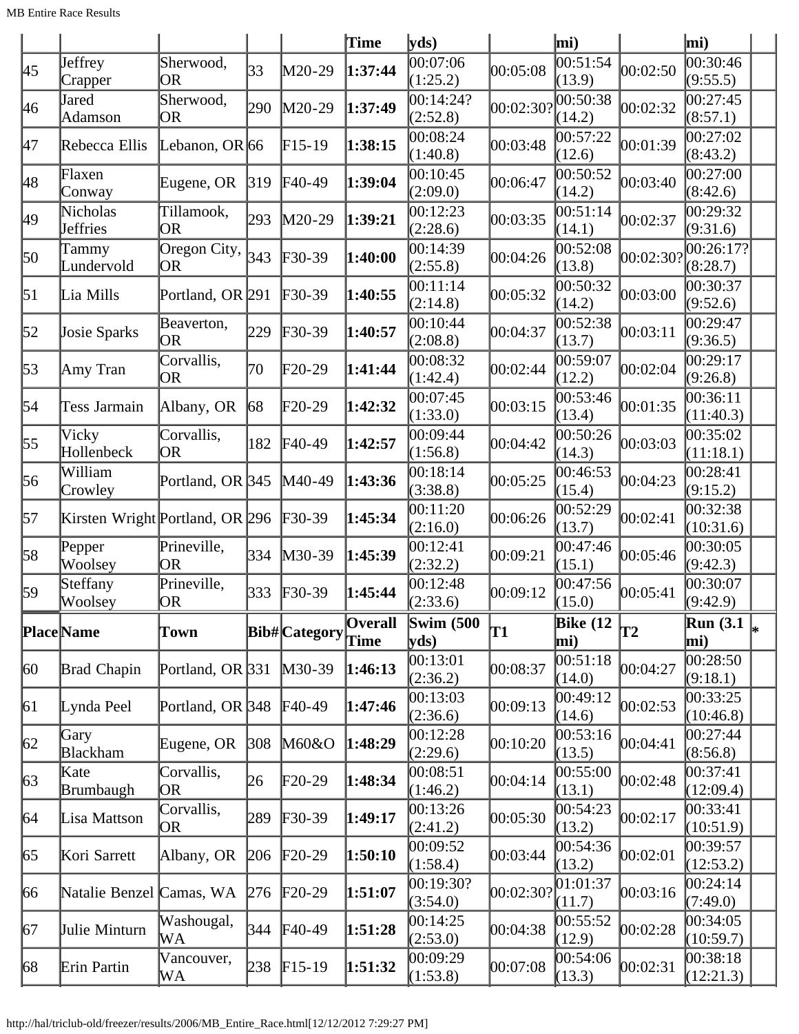| Place | Name | Town | Bib# | Category | Overall Time | Swim (500 yds) | T1 | Bike (12 mi) | T2 | Run (3.1 mi) | * |
|---|---|---|---|---|---|---|---|---|---|---|---|
| 45 | Jeffrey Crapper | Sherwood, OR | 33 | M20-29 | **1:37:44** | 00:07:06 (1:25.2) | 00:05:08 | 00:51:54 (13.9) | 00:02:50 | 00:30:46 (9:55.5) | |
| 46 | Jared Adamson | Sherwood, OR | 290 | M20-29 | **1:37:49** | 00:14:24? (2:52.8) | 00:02:30? | 00:50:38 (14.2) | 00:02:32 | 00:27:45 (8:57.1) | |
| 47 | Rebecca Ellis | Lebanon, OR | 66 | F15-19 | **1:38:15** | 00:08:24 (1:40.8) | 00:03:48 | 00:57:22 (12.6) | 00:01:39 | 00:27:02 (8:43.2) | |
| 48 | Flaxen Conway | Eugene, OR | 319 | F40-49 | **1:39:04** | 00:10:45 (2:09.0) | 00:06:47 | 00:50:52 (14.2) | 00:03:40 | 00:27:00 (8:42.6) | |
| 49 | Nicholas Jeffries | Tillamook, OR | 293 | M20-29 | **1:39:21** | 00:12:23 (2:28.6) | 00:03:35 | 00:51:14 (14.1) | 00:02:37 | 00:29:32 (9:31.6) | |
| 50 | Tammy Lundervold | Oregon City, OR | 343 | F30-39 | **1:40:00** | 00:14:39 (2:55.8) | 00:04:26 | 00:52:08 (13.8) | 00:02:30? | 00:26:17? (8:28.7) | |
| 51 | Lia Mills | Portland, OR | 291 | F30-39 | **1:40:55** | 00:11:14 (2:14.8) | 00:05:32 | 00:50:32 (14.2) | 00:03:00 | 00:30:37 (9:52.6) | |
| 52 | Josie Sparks | Beaverton, OR | 229 | F30-39 | **1:40:57** | 00:10:44 (2:08.8) | 00:04:37 | 00:52:38 (13.7) | 00:03:11 | 00:29:47 (9:36.5) | |
| 53 | Amy Tran | Corvallis, OR | 70 | F20-29 | **1:41:44** | 00:08:32 (1:42.4) | 00:02:44 | 00:59:07 (12.2) | 00:02:04 | 00:29:17 (9:26.8) | |
| 54 | Tess Jarmain | Albany, OR | 68 | F20-29 | **1:42:32** | 00:07:45 (1:33.0) | 00:03:15 | 00:53:46 (13.4) | 00:01:35 | 00:36:11 (11:40.3) | |
| 55 | Vicky Hollenbeck | Corvallis, OR | 182 | F40-49 | **1:42:57** | 00:09:44 (1:56.8) | 00:04:42 | 00:50:26 (14.3) | 00:03:03 | 00:35:02 (11:18.1) | |
| 56 | William Crowley | Portland, OR | 345 | M40-49 | **1:43:36** | 00:18:14 (3:38.8) | 00:05:25 | 00:46:53 (15.4) | 00:04:23 | 00:28:41 (9:15.2) | |
| 57 | Kirsten Wright | Portland, OR | 296 | F30-39 | **1:45:34** | 00:11:20 (2:16.0) | 00:06:26 | 00:52:29 (13.7) | 00:02:41 | 00:32:38 (10:31.6) | |
| 58 | Pepper Woolsey | Prineville, OR | 334 | M30-39 | **1:45:39** | 00:12:41 (2:32.2) | 00:09:21 | 00:47:46 (15.1) | 00:05:46 | 00:30:05 (9:42.3) | |
| 59 | Steffany Woolsey | Prineville, OR | 333 | F30-39 | **1:45:44** | 00:12:48 (2:33.6) | 00:09:12 | 00:47:56 (15.0) | 00:05:41 | 00:30:07 (9:42.9) | |
| **Place** | **Name** | **Town** | **Bib#** | **Category** | **Overall Time** | **Swim (500 yds)** | **T1** | **Bike (12 mi)** | **T2** | **Run (3.1 mi)** | * |
| 60 | Brad Chapin | Portland, OR | 331 | M30-39 | **1:46:13** | 00:13:01 (2:36.2) | 00:08:37 | 00:51:18 (14.0) | 00:04:27 | 00:28:50 (9:18.1) | |
| 61 | Lynda Peel | Portland, OR | 348 | F40-49 | **1:47:46** | 00:13:03 (2:36.6) | 00:09:13 | 00:49:12 (14.6) | 00:02:53 | 00:33:25 (10:46.8) | |
| 62 | Gary Blackham | Eugene, OR | 308 | M60&O | **1:48:29** | 00:12:28 (2:29.6) | 00:10:20 | 00:53:16 (13.5) | 00:04:41 | 00:27:44 (8:56.8) | |
| 63 | Kate Brumbaugh | Corvallis, OR | 26 | F20-29 | **1:48:34** | 00:08:51 (1:46.2) | 00:04:14 | 00:55:00 (13.1) | 00:02:48 | 00:37:41 (12:09.4) | |
| 64 | Lisa Mattson | Corvallis, OR | 289 | F30-39 | **1:49:17** | 00:13:26 (2:41.2) | 00:05:30 | 00:54:23 (13.2) | 00:02:17 | 00:33:41 (10:51.9) | |
| 65 | Kori Sarrett | Albany, OR | 206 | F20-29 | **1:50:10** | 00:09:52 (1:58.4) | 00:03:44 | 00:54:36 (13.2) | 00:02:01 | 00:39:57 (12:53.2) | |
| 66 | Natalie Benzel | Camas, WA | 276 | F20-29 | **1:51:07** | 00:19:30? (3:54.0) | 00:02:30? | 01:01:37 (11.7) | 00:03:16 | 00:24:14 (7:49.0) | |
| 67 | Julie Minturn | Washougal, WA | 344 | F40-49 | **1:51:28** | 00:14:25 (2:53.0) | 00:04:38 | 00:55:52 (12.9) | 00:02:28 | 00:34:05 (10:59.7) | |
| 68 | Erin Partin | Vancouver, WA | 238 | F15-19 | **1:51:32** | 00:09:29 (1:53.8) | 00:07:08 | 00:54:06 (13.3) | 00:02:31 | 00:38:18 (12:21.3) | |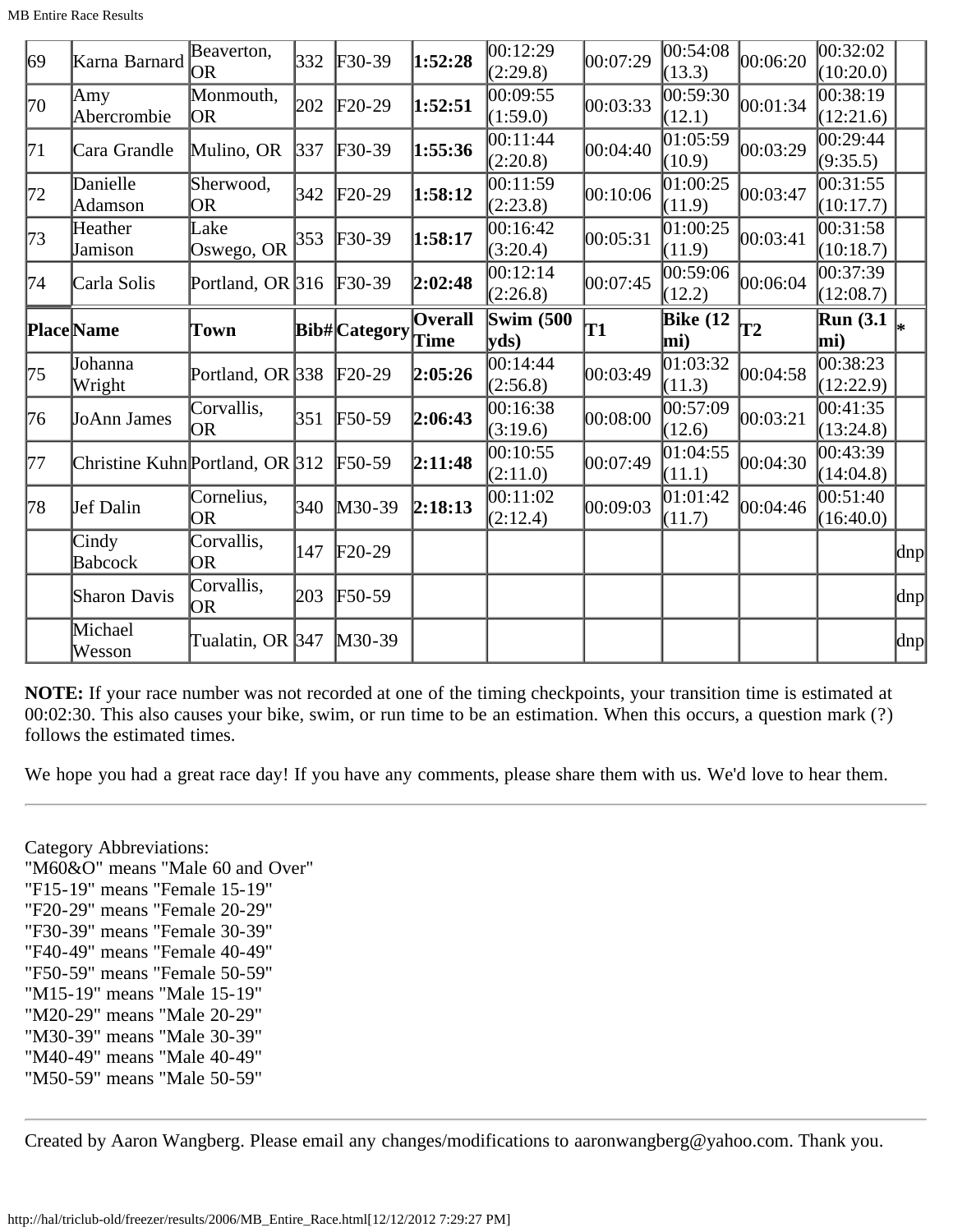| 69 | Karna Barnard | Beaverton, OR | 332 | F30-39 | **1:52:28** | 00:12:29 (2:29.8) | 00:07:29 | 00:54:08 (13.3) | 00:06:20 | 00:32:02 (10:20.0) | |
|---|---|---|---|---|---|---|---|---|---|---|---|
| 70 | Amy Abercrombie | Monmouth, OR | 202 | F20-29 | **1:52:51** | 00:09:55 (1:59.0) | 00:03:33 | 00:59:30 (12.1) | 00:01:34 | 00:38:19 (12:21.6) | |
| 71 | Cara Grandle | Mulino, OR | 337 | F30-39 | **1:55:36** | 00:11:44 (2:20.8) | 00:04:40 | 01:05:59 (10.9) | 00:03:29 | 00:29:44 (9:35.5) | |
| 72 | Danielle Adamson | Sherwood, OR | 342 | F20-29 | **1:58:12** | 00:11:59 (2:23.8) | 00:10:06 | 01:00:25 (11.9) | 00:03:47 | 00:31:55 (10:17.7) | |
| 73 | Heather Jamison | Lake Oswego, OR | 353 | F30-39 | **1:58:17** | 00:16:42 (3:20.4) | 00:05:31 | 01:00:25 (11.9) | 00:03:41 | 00:31:58 (10:18.7) | |
| 74 | Carla Solis | Portland, OR | 316 | F30-39 | **2:02:48** | 00:12:14 (2:26.8) | 00:07:45 | 00:59:06 (12.2) | 00:06:04 | 00:37:39 (12:08.7) | |
| **Place** | **Name** | **Town** | **Bib#** | **Category** | **Overall Time** | **Swim (500 yds)** | **T1** | **Bike (12 mi)** | **T2** | **Run (3.1 mi)** | **\*** |
| 75 | Johanna Wright | Portland, OR | 338 | F20-29 | **2:05:26** | 00:14:44 (2:56.8) | 00:03:49 | 01:03:32 (11.3) | 00:04:58 | 00:38:23 (12:22.9) | |
| 76 | JoAnn James | Corvallis, OR | 351 | F50-59 | **2:06:43** | 00:16:38 (3:19.6) | 00:08:00 | 00:57:09 (12.6) | 00:03:21 | 00:41:35 (13:24.8) | |
| 77 | Christine Kuhn | Portland, OR | 312 | F50-59 | **2:11:48** | 00:10:55 (2:11.0) | 00:07:49 | 01:04:55 (11.1) | 00:04:30 | 00:43:39 (14:04.8) | |
| 78 | Jef Dalin | Cornelius, OR | 340 | M30-39 | **2:18:13** | 00:11:02 (2:12.4) | 00:09:03 | 01:01:42 (11.7) | 00:04:46 | 00:51:40 (16:40.0) | |
| | Cindy Babcock | Corvallis, OR | 147 | F20-29 | | | | | | | dnp |
| | Sharon Davis | Corvallis, OR | 203 | F50-59 | | | | | | | dnp |
| | Michael Wesson | Tualatin, OR | 347 | M30-39 | | | | | | | dnp |

**NOTE:** If your race number was not recorded at one of the timing checkpoints, your transition time is estimated at 00:02:30. This also causes your bike, swim, or run time to be an estimation. When this occurs, a question mark (?) follows the estimated times.

We hope you had a great race day! If you have any comments, please share them with us. We'd love to hear them.

---

Category Abbreviations:
"M60&O" means "Male 60 and Over"
"F15-19" means "Female 15-19"
"F20-29" means "Female 20-29"
"F30-39" means "Female 30-39"
"F40-49" means "Female 40-49"
"F50-59" means "Female 50-59"
"M15-19" means "Male 15-19"
"M20-29" means "Male 20-29"
"M30-39" means "Male 30-39"
"M40-49" means "Male 40-49"
"M50-59" means "Male 50-59"

---

Created by Aaron Wangberg. Please email any changes/modifications to aaronwangberg@yahoo.com. Thank you.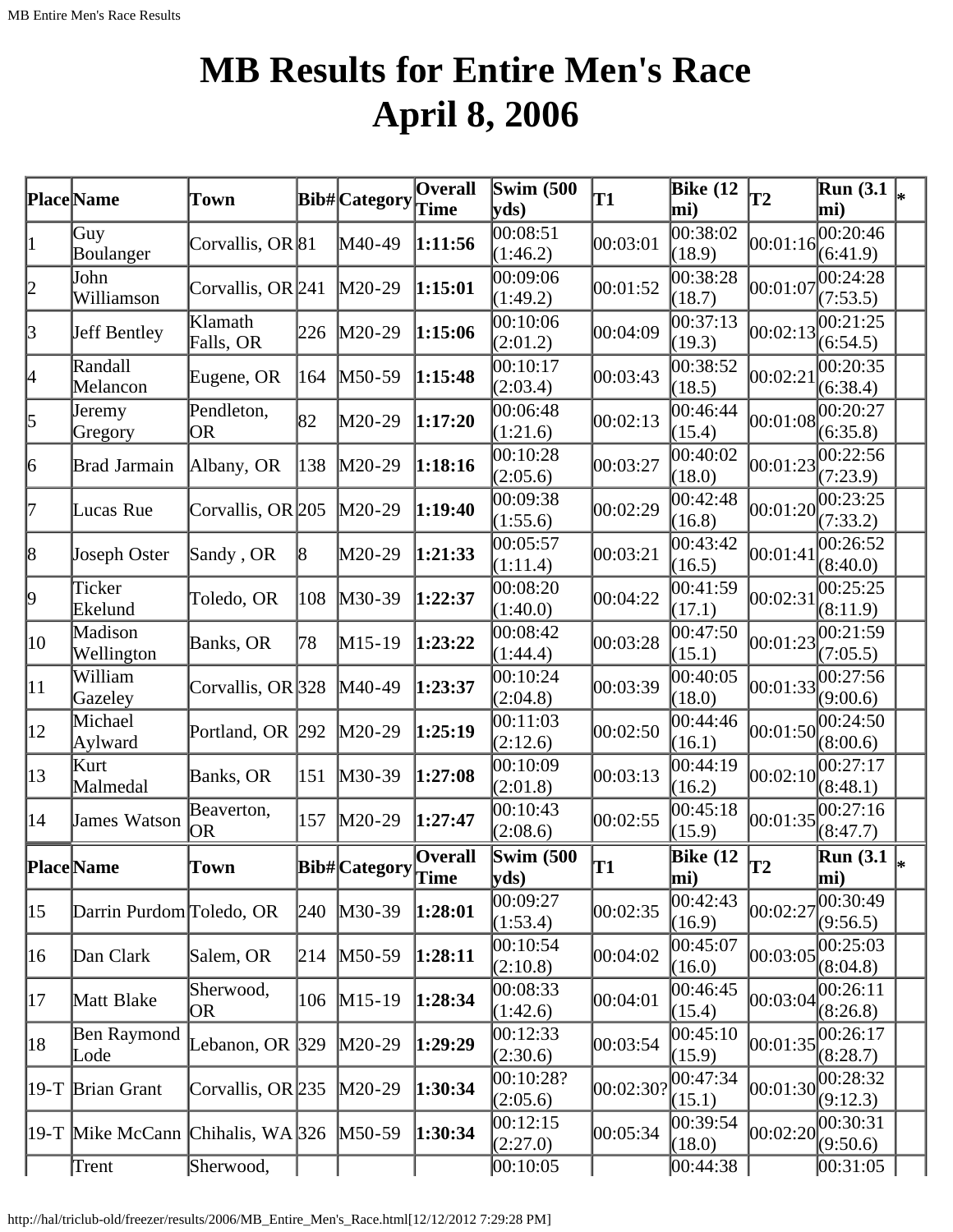# MB Results for Entire Men's Race
# April 8, 2006

| Place | Name | Town | Bib# | Category | Overall Time | Swim (500 yds) | T1 | Bike (12 mi) | T2 | Run (3.1 mi) | * |
|---|---|---|---|---|---|---|---|---|---|---|---|
| 1 | Guy Boulanger | Corvallis, OR | 81 | M40-49 | **1:11:56** | 00:08:51 (1:46.2) | 00:03:01 | 00:38:02 (18.9) | 00:01:16 | 00:20:46 (6:41.9) | |
| 2 | John Williamson | Corvallis, OR | 241 | M20-29 | **1:15:01** | 00:09:06 (1:49.2) | 00:01:52 | 00:38:28 (18.7) | 00:01:07 | 00:24:28 (7:53.5) | |
| 3 | Jeff Bentley | Klamath Falls, OR | 226 | M20-29 | **1:15:06** | 00:10:06 (2:01.2) | 00:04:09 | 00:37:13 (19.3) | 00:02:13 | 00:21:25 (6:54.5) | |
| 4 | Randall Melancon | Eugene, OR | 164 | M50-59 | **1:15:48** | 00:10:17 (2:03.4) | 00:03:43 | 00:38:52 (18.5) | 00:02:21 | 00:20:35 (6:38.4) | |
| 5 | Jeremy Gregory | Pendleton, OR | 82 | M20-29 | **1:17:20** | 00:06:48 (1:21.6) | 00:02:13 | 00:46:44 (15.4) | 00:01:08 | 00:20:27 (6:35.8) | |
| 6 | Brad Jarmain | Albany, OR | 138 | M20-29 | **1:18:16** | 00:10:28 (2:05.6) | 00:03:27 | 00:40:02 (18.0) | 00:01:23 | 00:22:56 (7:23.9) | |
| 7 | Lucas Rue | Corvallis, OR | 205 | M20-29 | **1:19:40** | 00:09:38 (1:55.6) | 00:02:29 | 00:42:48 (16.8) | 00:01:20 | 00:23:25 (7:33.2) | |
| 8 | Joseph Oster | Sandy , OR | 8 | M20-29 | **1:21:33** | 00:05:57 (1:11.4) | 00:03:21 | 00:43:42 (16.5) | 00:01:41 | 00:26:52 (8:40.0) | |
| 9 | Ticker Ekelund | Toledo, OR | 108 | M30-39 | **1:22:37** | 00:08:20 (1:40.0) | 00:04:22 | 00:41:59 (17.1) | 00:02:31 | 00:25:25 (8:11.9) | |
| 10 | Madison Wellington | Banks, OR | 78 | M15-19 | **1:23:22** | 00:08:42 (1:44.4) | 00:03:28 | 00:47:50 (15.1) | 00:01:23 | 00:21:59 (7:05.5) | |
| 11 | William Gazeley | Corvallis, OR | 328 | M40-49 | **1:23:37** | 00:10:24 (2:04.8) | 00:03:39 | 00:40:05 (18.0) | 00:01:33 | 00:27:56 (9:00.6) | |
| 12 | Michael Aylward | Portland, OR | 292 | M20-29 | **1:25:19** | 00:11:03 (2:12.6) | 00:02:50 | 00:44:46 (16.1) | 00:01:50 | 00:24:50 (8:00.6) | |
| 13 | Kurt Malmedal | Banks, OR | 151 | M30-39 | **1:27:08** | 00:10:09 (2:01.8) | 00:03:13 | 00:44:19 (16.2) | 00:02:10 | 00:27:17 (8:48.1) | |
| 14 | James Watson | Beaverton, OR | 157 | M20-29 | **1:27:47** | 00:10:43 (2:08.6) | 00:02:55 | 00:45:18 (15.9) | 00:01:35 | 00:27:16 (8:47.7) | |
| 15 | Darrin Purdom | Toledo, OR | 240 | M30-39 | **1:28:01** | 00:09:27 (1:53.4) | 00:02:35 | 00:42:43 (16.9) | 00:02:27 | 00:30:49 (9:56.5) | |
| 16 | Dan Clark | Salem, OR | 214 | M50-59 | **1:28:11** | 00:10:54 (2:10.8) | 00:04:02 | 00:45:07 (16.0) | 00:03:05 | 00:25:03 (8:04.8) | |
| 17 | Matt Blake | Sherwood, OR | 106 | M15-19 | **1:28:34** | 00:08:33 (1:42.6) | 00:04:01 | 00:46:45 (15.4) | 00:03:04 | 00:26:11 (8:26.8) | |
| 18 | Ben Raymond Lode | Lebanon, OR | 329 | M20-29 | **1:29:29** | 00:12:33 (2:30.6) | 00:03:54 | 00:45:10 (15.9) | 00:01:35 | 00:26:17 (8:28.7) | |
| 19-T | Brian Grant | Corvallis, OR | 235 | M20-29 | **1:30:34** | 00:10:28? (2:05.6) | 00:02:30? | 00:47:34 (15.1) | 00:01:30 | 00:28:32 (9:12.3) | |
| 19-T | Mike McCann | Chihalis, WA | 326 | M50-59 | **1:30:34** | 00:12:15 (2:27.0) | 00:05:34 | 00:39:54 (18.0) | 00:02:20 | 00:30:31 (9:50.6) | |
| | Trent | Sherwood, | | | | 00:10:05 | | 00:44:38 | | 00:31:05 | |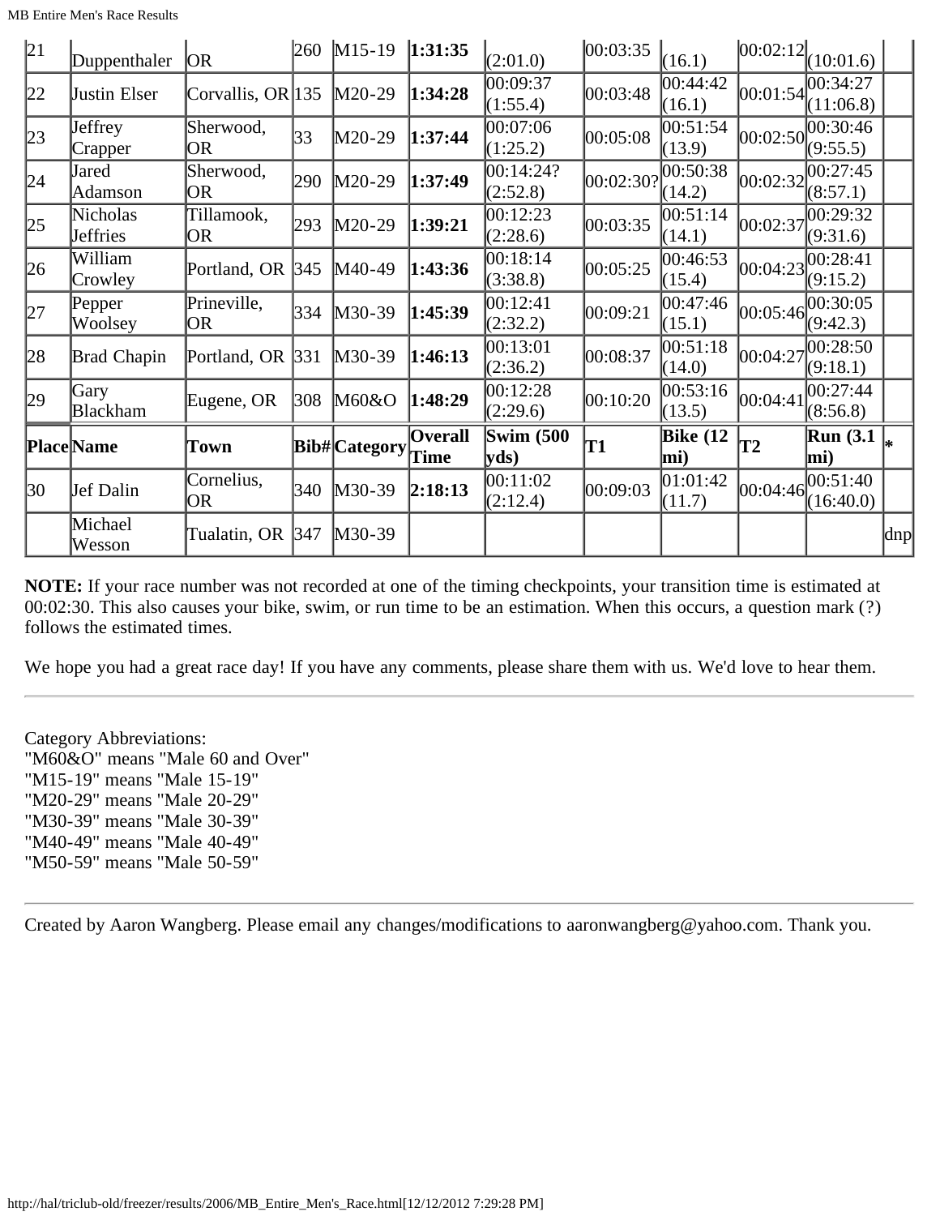| 21 | Duppenthaler | OR | 260 | M15-19 | **1:31:35** | (2:01.0) | 00:03:35 | (16.1) | 00:02:12 | (10:01.6) | |
|---|---|---|---|---|---|---|---|---|---|---|---|
| 22 | Justin Elser | Corvallis, OR | 135 | M20-29 | **1:34:28** | 00:09:37 (1:55.4) | 00:03:48 | 00:44:42 (16.1) | 00:01:54 | 00:34:27 (11:06.8) | |
| 23 | Jeffrey Crapper | Sherwood, OR | 33 | M20-29 | **1:37:44** | 00:07:06 (1:25.2) | 00:05:08 | 00:51:54 (13.9) | 00:02:50 | 00:30:46 (9:55.5) | |
| 24 | Jared Adamson | Sherwood, OR | 290 | M20-29 | **1:37:49** | 00:14:24? (2:52.8) | 00:02:30? | 00:50:38 (14.2) | 00:02:32 | 00:27:45 (8:57.1) | |
| 25 | Nicholas Jeffries | Tillamook, OR | 293 | M20-29 | **1:39:21** | 00:12:23 (2:28.6) | 00:03:35 | 00:51:14 (14.1) | 00:02:37 | 00:29:32 (9:31.6) | |
| 26 | William Crowley | Portland, OR | 345 | M40-49 | **1:43:36** | 00:18:14 (3:38.8) | 00:05:25 | 00:46:53 (15.4) | 00:04:23 | 00:28:41 (9:15.2) | |
| 27 | Pepper Woolsey | Prineville, OR | 334 | M30-39 | **1:45:39** | 00:12:41 (2:32.2) | 00:09:21 | 00:47:46 (15.1) | 00:05:46 | 00:30:05 (9:42.3) | |
| 28 | Brad Chapin | Portland, OR | 331 | M30-39 | **1:46:13** | 00:13:01 (2:36.2) | 00:08:37 | 00:51:18 (14.0) | 00:04:27 | 00:28:50 (9:18.1) | |
| 29 | Gary Blackham | Eugene, OR | 308 | M60&O | **1:48:29** | 00:12:28 (2:29.6) | 00:10:20 | 00:53:16 (13.5) | 00:04:41 | 00:27:44 (8:56.8) | |
| **Place** | **Name** | **Town** | **Bib#** | **Category** | **Overall Time** | **Swim (500 yds)** | **T1** | **Bike (12 mi)** | **T2** | **Run (3.1 mi)** | ***** |
| 30 | Jef Dalin | Cornelius, OR | 340 | M30-39 | **2:18:13** | 00:11:02 (2:12.4) | 00:09:03 | 01:01:42 (11.7) | 00:04:46 | 00:51:40 (16:40.0) | |
| | Michael Wesson | Tualatin, OR | 347 | M30-39 | | | | | | | dnp |

**NOTE:** If your race number was not recorded at one of the timing checkpoints, your transition time is estimated at 00:02:30. This also causes your bike, swim, or run time to be an estimation. When this occurs, a question mark (?) follows the estimated times.

We hope you had a great race day! If you have any comments, please share them with us. We'd love to hear them.

---

Category Abbreviations:
"M60&O" means "Male 60 and Over"
"M15-19" means "Male 15-19"
"M20-29" means "Male 20-29"
"M30-39" means "Male 30-39"
"M40-49" means "Male 40-49"
"M50-59" means "Male 50-59"

---

Created by Aaron Wangberg. Please email any changes/modifications to aaronwangberg@yahoo.com. Thank you.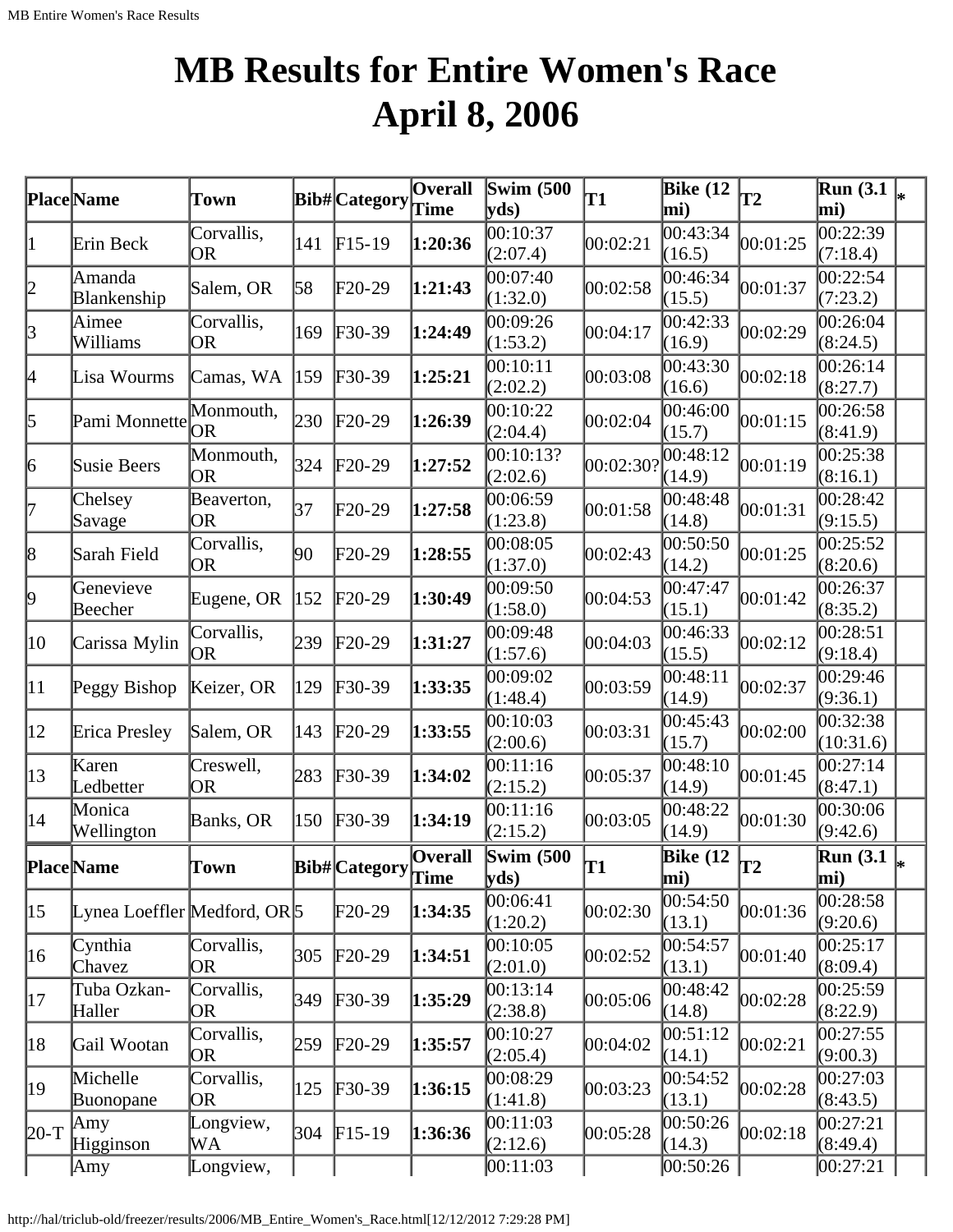# MB Results for Entire Women's Race April 8, 2006

| Place | Name | Town | Bib# | Category | Overall Time | Swim (500 yds) | T1 | Bike (12 mi) | T2 | Run (3.1 mi) | * |
|---|---|---|---|---|---|---|---|---|---|---|---|
| 1 | Erin Beck | Corvallis, OR | 141 | F15-19 | **1:20:36** | 00:10:37 (2:07.4) | 00:02:21 | 00:43:34 (16.5) | 00:01:25 | 00:22:39 (7:18.4) | |
| 2 | Amanda Blankenship | Salem, OR | 58 | F20-29 | **1:21:43** | 00:07:40 (1:32.0) | 00:02:58 | 00:46:34 (15.5) | 00:01:37 | 00:22:54 (7:23.2) | |
| 3 | Aimee Williams | Corvallis, OR | 169 | F30-39 | **1:24:49** | 00:09:26 (1:53.2) | 00:04:17 | 00:42:33 (16.9) | 00:02:29 | 00:26:04 (8:24.5) | |
| 4 | Lisa Wourms | Camas, WA | 159 | F30-39 | **1:25:21** | 00:10:11 (2:02.2) | 00:03:08 | 00:43:30 (16.6) | 00:02:18 | 00:26:14 (8:27.7) | |
| 5 | Pami Monnette | Monmouth, OR | 230 | F20-29 | **1:26:39** | 00:10:22 (2:04.4) | 00:02:04 | 00:46:00 (15.7) | 00:01:15 | 00:26:58 (8:41.9) | |
| 6 | Susie Beers | Monmouth, OR | 324 | F20-29 | **1:27:52** | 00:10:13? (2:02.6) | 00:02:30? | 00:48:12 (14.9) | 00:01:19 | 00:25:38 (8:16.1) | |
| 7 | Chelsey Savage | Beaverton, OR | 37 | F20-29 | **1:27:58** | 00:06:59 (1:23.8) | 00:01:58 | 00:48:48 (14.8) | 00:01:31 | 00:28:42 (9:15.5) | |
| 8 | Sarah Field | Corvallis, OR | 90 | F20-29 | **1:28:55** | 00:08:05 (1:37.0) | 00:02:43 | 00:50:50 (14.2) | 00:01:25 | 00:25:52 (8:20.6) | |
| 9 | Genevieve Beecher | Eugene, OR | 152 | F20-29 | **1:30:49** | 00:09:50 (1:58.0) | 00:04:53 | 00:47:47 (15.1) | 00:01:42 | 00:26:37 (8:35.2) | |
| 10 | Carissa Mylin | Corvallis, OR | 239 | F20-29 | **1:31:27** | 00:09:48 (1:57.6) | 00:04:03 | 00:46:33 (15.5) | 00:02:12 | 00:28:51 (9:18.4) | |
| 11 | Peggy Bishop | Keizer, OR | 129 | F30-39 | **1:33:35** | 00:09:02 (1:48.4) | 00:03:59 | 00:48:11 (14.9) | 00:02:37 | 00:29:46 (9:36.1) | |
| 12 | Erica Presley | Salem, OR | 143 | F20-29 | **1:33:55** | 00:10:03 (2:00.6) | 00:03:31 | 00:45:43 (15.7) | 00:02:00 | 00:32:38 (10:31.6) | |
| 13 | Karen Ledbetter | Creswell, OR | 283 | F30-39 | **1:34:02** | 00:11:16 (2:15.2) | 00:05:37 | 00:48:10 (14.9) | 00:01:45 | 00:27:14 (8:47.1) | |
| 14 | Monica Wellington | Banks, OR | 150 | F30-39 | **1:34:19** | 00:11:16 (2:15.2) | 00:03:05 | 00:48:22 (14.9) | 00:01:30 | 00:30:06 (9:42.6) | |
| **Place** | **Name** | **Town** | **Bib#** | **Category** | **Overall Time** | **Swim (500 yds)** | **T1** | **Bike (12 mi)** | **T2** | **Run (3.1 mi)** | ***** |
| 15 | Lynea Loeffler | Medford, OR | 5 | F20-29 | **1:34:35** | 00:06:41 (1:20.2) | 00:02:30 | 00:54:50 (13.1) | 00:01:36 | 00:28:58 (9:20.6) | |
| 16 | Cynthia Chavez | Corvallis, OR | 305 | F20-29 | **1:34:51** | 00:10:05 (2:01.0) | 00:02:52 | 00:54:57 (13.1) | 00:01:40 | 00:25:17 (8:09.4) | |
| 17 | Tuba Ozkan-Haller | Corvallis, OR | 349 | F30-39 | **1:35:29** | 00:13:14 (2:38.8) | 00:05:06 | 00:48:42 (14.8) | 00:02:28 | 00:25:59 (8:22.9) | |
| 18 | Gail Wootan | Corvallis, OR | 259 | F20-29 | **1:35:57** | 00:10:27 (2:05.4) | 00:04:02 | 00:51:12 (14.1) | 00:02:21 | 00:27:55 (9:00.3) | |
| 19 | Michelle Buonopane | Corvallis, OR | 125 | F30-39 | **1:36:15** | 00:08:29 (1:41.8) | 00:03:23 | 00:54:52 (13.1) | 00:02:28 | 00:27:03 (8:43.5) | |
| 20-T | Amy Higginson | Longview, WA | 304 | F15-19 | **1:36:36** | 00:11:03 (2:12.6) | 00:05:28 | 00:50:26 (14.3) | 00:02:18 | 00:27:21 (8:49.4) | |
| | Amy | Longview, | | | | 00:11:03 | | 00:50:26 | | 00:27:21 | |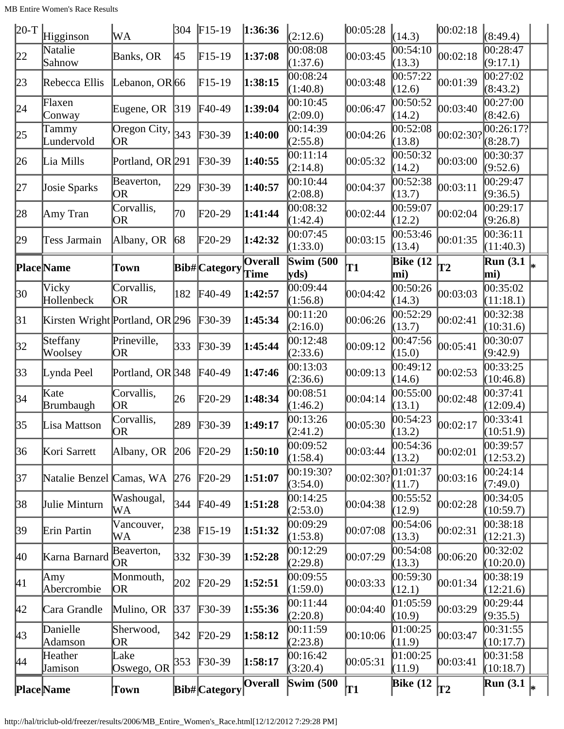| 20-T | Higginson | WA | 304 | F15-19 | **1:36:36** | (2:12.6) | 00:05:28 | (14.3) | 00:02:18 | (8:49.4) | |
|---|---|---|---|---|---|---|---|---|---|---|---|
| 22 | Natalie Sahnow | Banks, OR | 45 | F15-19 | **1:37:08** | 00:08:08 (1:37.6) | 00:03:45 | 00:54:10 (13.3) | 00:02:18 | 00:28:47 (9:17.1) | |
| 23 | Rebecca Ellis | Lebanon, OR | 66 | F15-19 | **1:38:15** | 00:08:24 (1:40.8) | 00:03:48 | 00:57:22 (12.6) | 00:01:39 | 00:27:02 (8:43.2) | |
| 24 | Flaxen Conway | Eugene, OR | 319 | F40-49 | **1:39:04** | 00:10:45 (2:09.0) | 00:06:47 | 00:50:52 (14.2) | 00:03:40 | 00:27:00 (8:42.6) | |
| 25 | Tammy Lundervold | Oregon City, OR | 343 | F30-39 | **1:40:00** | 00:14:39 (2:55.8) | 00:04:26 | 00:52:08 (13.8) | 00:02:30? | 00:26:17? (8:28.7) | |
| 26 | Lia Mills | Portland, OR | 291 | F30-39 | **1:40:55** | 00:11:14 (2:14.8) | 00:05:32 | 00:50:32 (14.2) | 00:03:00 | 00:30:37 (9:52.6) | |
| 27 | Josie Sparks | Beaverton, OR | 229 | F30-39 | **1:40:57** | 00:10:44 (2:08.8) | 00:04:37 | 00:52:38 (13.7) | 00:03:11 | 00:29:47 (9:36.5) | |
| 28 | Amy Tran | Corvallis, OR | 70 | F20-29 | **1:41:44** | 00:08:32 (1:42.4) | 00:02:44 | 00:59:07 (12.2) | 00:02:04 | 00:29:17 (9:26.8) | |
| 29 | Tess Jarmain | Albany, OR | 68 | F20-29 | **1:42:32** | 00:07:45 (1:33.0) | 00:03:15 | 00:53:46 (13.4) | 00:01:35 | 00:36:11 (11:40.3) | |
| **Place** | **Name** | **Town** | **Bib#** | **Category** | **Overall Time** | **Swim (500 yds)** | **T1** | **Bike (12 mi)** | **T2** | **Run (3.1 mi)** | * |
| 30 | Vicky Hollenbeck | Corvallis, OR | 182 | F40-49 | **1:42:57** | 00:09:44 (1:56.8) | 00:04:42 | 00:50:26 (14.3) | 00:03:03 | 00:35:02 (11:18.1) | |
| 31 | Kirsten Wright | Portland, OR | 296 | F30-39 | **1:45:34** | 00:11:20 (2:16.0) | 00:06:26 | 00:52:29 (13.7) | 00:02:41 | 00:32:38 (10:31.6) | |
| 32 | Steffany Woolsey | Prineville, OR | 333 | F30-39 | **1:45:44** | 00:12:48 (2:33.6) | 00:09:12 | 00:47:56 (15.0) | 00:05:41 | 00:30:07 (9:42.9) | |
| 33 | Lynda Peel | Portland, OR | 348 | F40-49 | **1:47:46** | 00:13:03 (2:36.6) | 00:09:13 | 00:49:12 (14.6) | 00:02:53 | 00:33:25 (10:46.8) | |
| 34 | Kate Brumbaugh | Corvallis, OR | 26 | F20-29 | **1:48:34** | 00:08:51 (1:46.2) | 00:04:14 | 00:55:00 (13.1) | 00:02:48 | 00:37:41 (12:09.4) | |
| 35 | Lisa Mattson | Corvallis, OR | 289 | F30-39 | **1:49:17** | 00:13:26 (2:41.2) | 00:05:30 | 00:54:23 (13.2) | 00:02:17 | 00:33:41 (10:51.9) | |
| 36 | Kori Sarrett | Albany, OR | 206 | F20-29 | **1:50:10** | 00:09:52 (1:58.4) | 00:03:44 | 00:54:36 (13.2) | 00:02:01 | 00:39:57 (12:53.2) | |
| 37 | Natalie Benzel | Camas, WA | 276 | F20-29 | **1:51:07** | 00:19:30? (3:54.0) | 00:02:30? | 01:01:37 (11.7) | 00:03:16 | 00:24:14 (7:49.0) | |
| 38 | Julie Minturn | Washougal, WA | 344 | F40-49 | **1:51:28** | 00:14:25 (2:53.0) | 00:04:38 | 00:55:52 (12.9) | 00:02:28 | 00:34:05 (10:59.7) | |
| 39 | Erin Partin | Vancouver, WA | 238 | F15-19 | **1:51:32** | 00:09:29 (1:53.8) | 00:07:08 | 00:54:06 (13.3) | 00:02:31 | 00:38:18 (12:21.3) | |
| 40 | Karna Barnard | Beaverton, OR | 332 | F30-39 | **1:52:28** | 00:12:29 (2:29.8) | 00:07:29 | 00:54:08 (13.3) | 00:06:20 | 00:32:02 (10:20.0) | |
| 41 | Amy Abercrombie | Monmouth, OR | 202 | F20-29 | **1:52:51** | 00:09:55 (1:59.0) | 00:03:33 | 00:59:30 (12.1) | 00:01:34 | 00:38:19 (12:21.6) | |
| 42 | Cara Grandle | Mulino, OR | 337 | F30-39 | **1:55:36** | 00:11:44 (2:20.8) | 00:04:40 | 01:05:59 (10.9) | 00:03:29 | 00:29:44 (9:35.5) | |
| 43 | Danielle Adamson | Sherwood, OR | 342 | F20-29 | **1:58:12** | 00:11:59 (2:23.8) | 00:10:06 | 01:00:25 (11.9) | 00:03:47 | 00:31:55 (10:17.7) | |
| 44 | Heather Jamison | Lake Oswego, OR | 353 | F30-39 | **1:58:17** | 00:16:42 (3:20.4) | 00:05:31 | 01:00:25 (11.9) | 00:03:41 | 00:31:58 (10:18.7) | |
| **Place** | **Name** | **Town** | **Bib#** | **Category** | **Overall** | **Swim (500** | **T1** | **Bike (12** | **T2** | **Run (3.1** | * |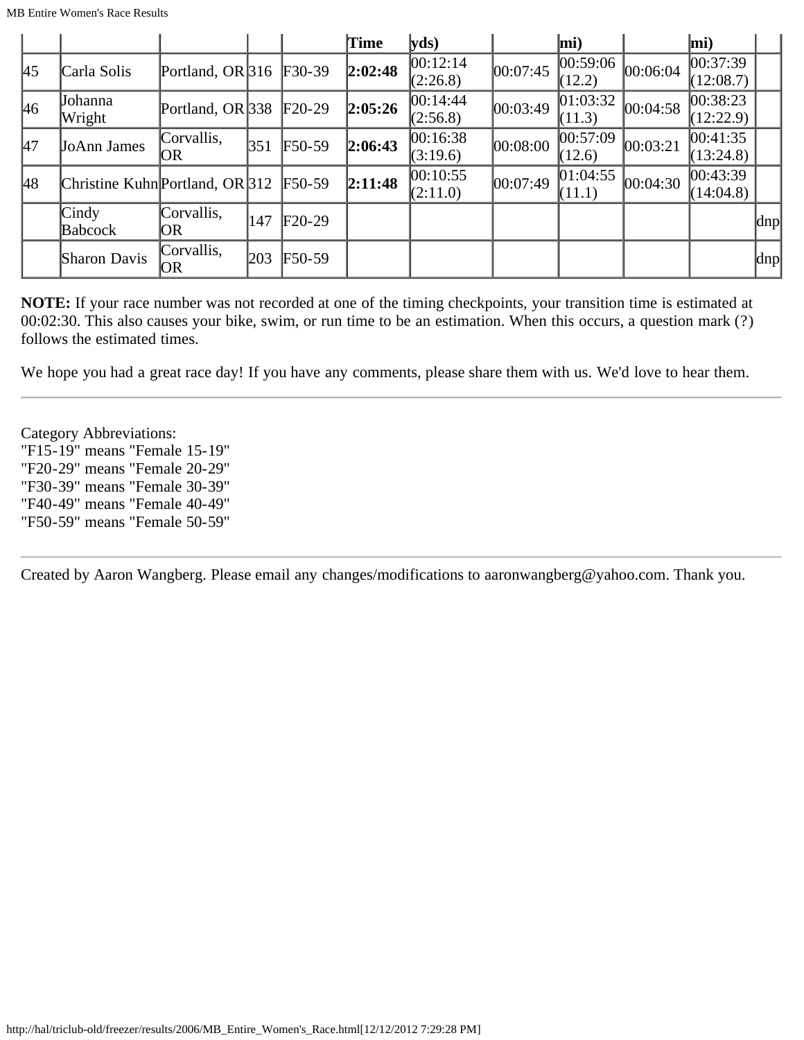| | | | | | Time | yds) | | mi) | | mi) | |
|---|---|---|---|---|---|---|---|---|---|---|---|
| 45 | Carla Solis | Portland, OR | 316 | F30-39 | **2:02:48** | 00:12:14 (2:26.8) | 00:07:45 | 00:59:06 (12.2) | 00:06:04 | 00:37:39 (12:08.7) | |
| 46 | Johanna Wright | Portland, OR | 338 | F20-29 | **2:05:26** | 00:14:44 (2:56.8) | 00:03:49 | 01:03:32 (11.3) | 00:04:58 | 00:38:23 (12:22.9) | |
| 47 | JoAnn James | Corvallis, OR | 351 | F50-59 | **2:06:43** | 00:16:38 (3:19.6) | 00:08:00 | 00:57:09 (12.6) | 00:03:21 | 00:41:35 (13:24.8) | |
| 48 | Christine Kuhn | Portland, OR | 312 | F50-59 | **2:11:48** | 00:10:55 (2:11.0) | 00:07:49 | 01:04:55 (11.1) | 00:04:30 | 00:43:39 (14:04.8) | |
| | Cindy Babcock | Corvallis, OR | 147 | F20-29 | | | | | | | dnp |
| | Sharon Davis | Corvallis, OR | 203 | F50-59 | | | | | | | dnp |

**NOTE:** If your race number was not recorded at one of the timing checkpoints, your transition time is estimated at 00:02:30. This also causes your bike, swim, or run time to be an estimation. When this occurs, a question mark (?) follows the estimated times.

We hope you had a great race day! If you have any comments, please share them with us. We'd love to hear them.

---

Category Abbreviations:
"F15-19" means "Female 15-19"
"F20-29" means "Female 20-29"
"F30-39" means "Female 30-39"
"F40-49" means "Female 40-49"
"F50-59" means "Female 50-59"

---

Created by Aaron Wangberg. Please email any changes/modifications to aaronwangberg@yahoo.com. Thank you.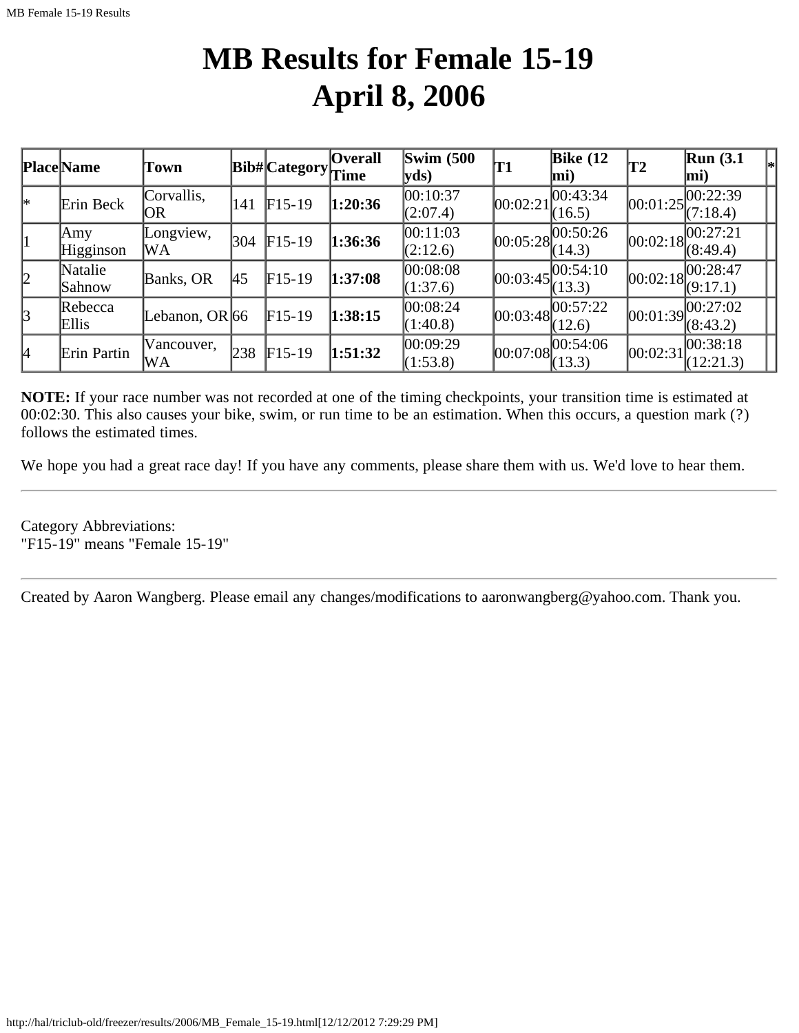# MB Results for Female 15-19
# April 8, 2006

| Place | Name | Town | Bib# | Category | Overall Time | Swim (500 yds) | T1 | Bike (12 mi) | T2 | Run (3.1 mi) | * |
|---|---|---|---|---|---|---|---|---|---|---|---|
| * | Erin Beck | Corvallis, OR | 141 | F15-19 | **1:20:36** | 00:10:37 (2:07.4) | 00:02:21 | 00:43:34 (16.5) | 00:01:25 | 00:22:39 (7:18.4) | |
| 1 | Amy Higginson | Longview, WA | 304 | F15-19 | **1:36:36** | 00:11:03 (2:12.6) | 00:05:28 | 00:50:26 (14.3) | 00:02:18 | 00:27:21 (8:49.4) | |
| 2 | Natalie Sahnow | Banks, OR | 45 | F15-19 | **1:37:08** | 00:08:08 (1:37.6) | 00:03:45 | 00:54:10 (13.3) | 00:02:18 | 00:28:47 (9:17.1) | |
| 3 | Rebecca Ellis | Lebanon, OR | 66 | F15-19 | **1:38:15** | 00:08:24 (1:40.8) | 00:03:48 | 00:57:22 (12.6) | 00:01:39 | 00:27:02 (8:43.2) | |
| 4 | Erin Partin | Vancouver, WA | 238 | F15-19 | **1:51:32** | 00:09:29 (1:53.8) | 00:07:08 | 00:54:06 (13.3) | 00:02:31 | 00:38:18 (12:21.3) | |

**NOTE:** If your race number was not recorded at one of the timing checkpoints, your transition time is estimated at 00:02:30. This also causes your bike, swim, or run time to be an estimation. When this occurs, a question mark (?) follows the estimated times.

We hope you had a great race day! If you have any comments, please share them with us. We'd love to hear them.

---

Category Abbreviations:
"F15-19" means "Female 15-19"

---

Created by Aaron Wangberg. Please email any changes/modifications to aaronwangberg@yahoo.com. Thank you.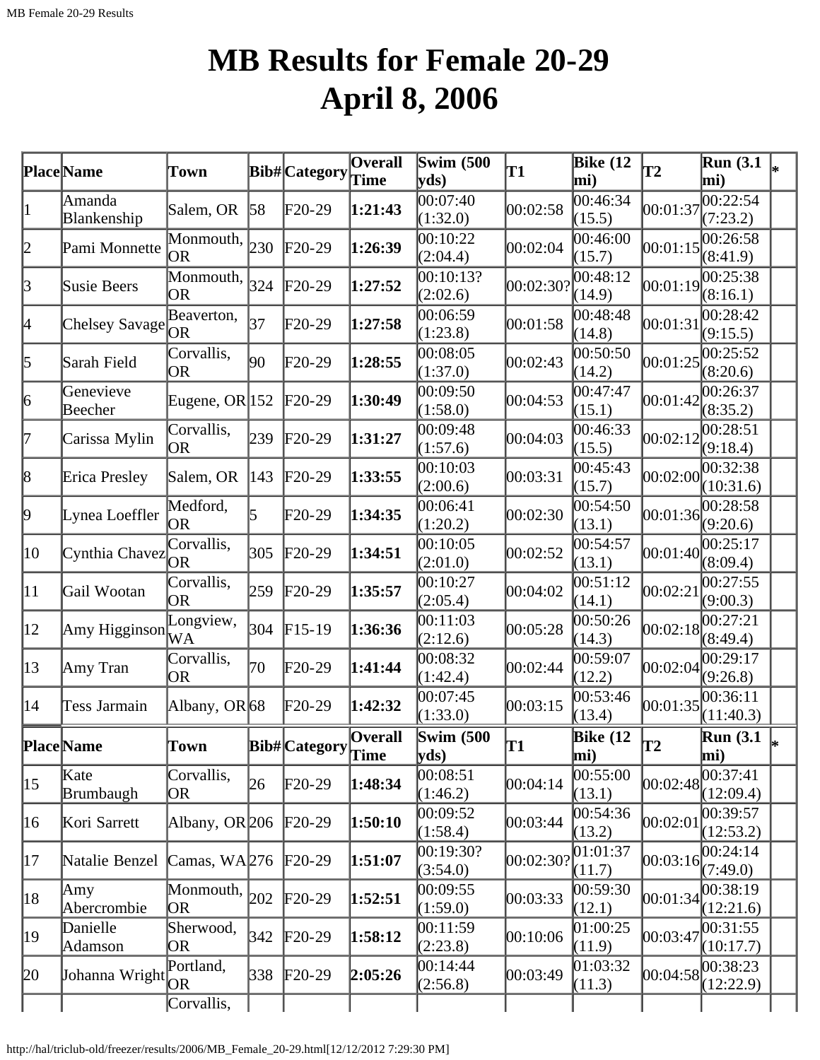# MB Results for Female 20-29
# April 8, 2006

| Place | Name | Town | Bib# | Category | Overall Time | Swim (500 yds) | T1 | Bike (12 mi) | T2 | Run (3.1 mi) | * |
|---|---|---|---|---|---|---|---|---|---|---|---|
| 1 | Amanda Blankenship | Salem, OR | 58 | F20-29 | **1:21:43** | 00:07:40 (1:32.0) | 00:02:58 | 00:46:34 (15.5) | 00:01:37 | 00:22:54 (7:23.2) | |
| 2 | Pami Monnette | Monmouth, OR | 230 | F20-29 | **1:26:39** | 00:10:22 (2:04.4) | 00:02:04 | 00:46:00 (15.7) | 00:01:15 | 00:26:58 (8:41.9) | |
| 3 | Susie Beers | Monmouth, OR | 324 | F20-29 | **1:27:52** | 00:10:13? (2:02.6) | 00:02:30? | 00:48:12 (14.9) | 00:01:19 | 00:25:38 (8:16.1) | |
| 4 | Chelsey Savage | Beaverton, OR | 37 | F20-29 | **1:27:58** | 00:06:59 (1:23.8) | 00:01:58 | 00:48:48 (14.8) | 00:01:31 | 00:28:42 (9:15.5) | |
| 5 | Sarah Field | Corvallis, OR | 90 | F20-29 | **1:28:55** | 00:08:05 (1:37.0) | 00:02:43 | 00:50:50 (14.2) | 00:01:25 | 00:25:52 (8:20.6) | |
| 6 | Genevieve Beecher | Eugene, OR | 152 | F20-29 | **1:30:49** | 00:09:50 (1:58.0) | 00:04:53 | 00:47:47 (15.1) | 00:01:42 | 00:26:37 (8:35.2) | |
| 7 | Carissa Mylin | Corvallis, OR | 239 | F20-29 | **1:31:27** | 00:09:48 (1:57.6) | 00:04:03 | 00:46:33 (15.5) | 00:02:12 | 00:28:51 (9:18.4) | |
| 8 | Erica Presley | Salem, OR | 143 | F20-29 | **1:33:55** | 00:10:03 (2:00.6) | 00:03:31 | 00:45:43 (15.7) | 00:02:00 | 00:32:38 (10:31.6) | |
| 9 | Lynea Loeffler | Medford, OR | 5 | F20-29 | **1:34:35** | 00:06:41 (1:20.2) | 00:02:30 | 00:54:50 (13.1) | 00:01:36 | 00:28:58 (9:20.6) | |
| 10 | Cynthia Chavez | Corvallis, OR | 305 | F20-29 | **1:34:51** | 00:10:05 (2:01.0) | 00:02:52 | 00:54:57 (13.1) | 00:01:40 | 00:25:17 (8:09.4) | |
| 11 | Gail Wootan | Corvallis, OR | 259 | F20-29 | **1:35:57** | 00:10:27 (2:05.4) | 00:04:02 | 00:51:12 (14.1) | 00:02:21 | 00:27:55 (9:00.3) | |
| 12 | Amy Higginson | Longview, WA | 304 | F15-19 | **1:36:36** | 00:11:03 (2:12.6) | 00:05:28 | 00:50:26 (14.3) | 00:02:18 | 00:27:21 (8:49.4) | |
| 13 | Amy Tran | Corvallis, OR | 70 | F20-29 | **1:41:44** | 00:08:32 (1:42.4) | 00:02:44 | 00:59:07 (12.2) | 00:02:04 | 00:29:17 (9:26.8) | |
| 14 | Tess Jarmain | Albany, OR | 68 | F20-29 | **1:42:32** | 00:07:45 (1:33.0) | 00:03:15 | 00:53:46 (13.4) | 00:01:35 | 00:36:11 (11:40.3) | |
| 15 | Kate Brumbaugh | Corvallis, OR | 26 | F20-29 | **1:48:34** | 00:08:51 (1:46.2) | 00:04:14 | 00:55:00 (13.1) | 00:02:48 | 00:37:41 (12:09.4) | |
| 16 | Kori Sarrett | Albany, OR | 206 | F20-29 | **1:50:10** | 00:09:52 (1:58.4) | 00:03:44 | 00:54:36 (13.2) | 00:02:01 | 00:39:57 (12:53.2) | |
| 17 | Natalie Benzel | Camas, WA | 276 | F20-29 | **1:51:07** | 00:19:30? (3:54.0) | 00:02:30? | 01:01:37 (11.7) | 00:03:16 | 00:24:14 (7:49.0) | |
| 18 | Amy Abercrombie | Monmouth, OR | 202 | F20-29 | **1:52:51** | 00:09:55 (1:59.0) | 00:03:33 | 00:59:30 (12.1) | 00:01:34 | 00:38:19 (12:21.6) | |
| 19 | Danielle Adamson | Sherwood, OR | 342 | F20-29 | **1:58:12** | 00:11:59 (2:23.8) | 00:10:06 | 01:00:25 (11.9) | 00:03:47 | 00:31:55 (10:17.7) | |
| 20 | Johanna Wright | Portland, OR | 338 | F20-29 | **2:05:26** | 00:14:44 (2:56.8) | 00:03:49 | 01:03:32 (11.3) | 00:04:58 | 00:38:23 (12:22.9) | |
| | | Corvallis, | | | | | | | | | |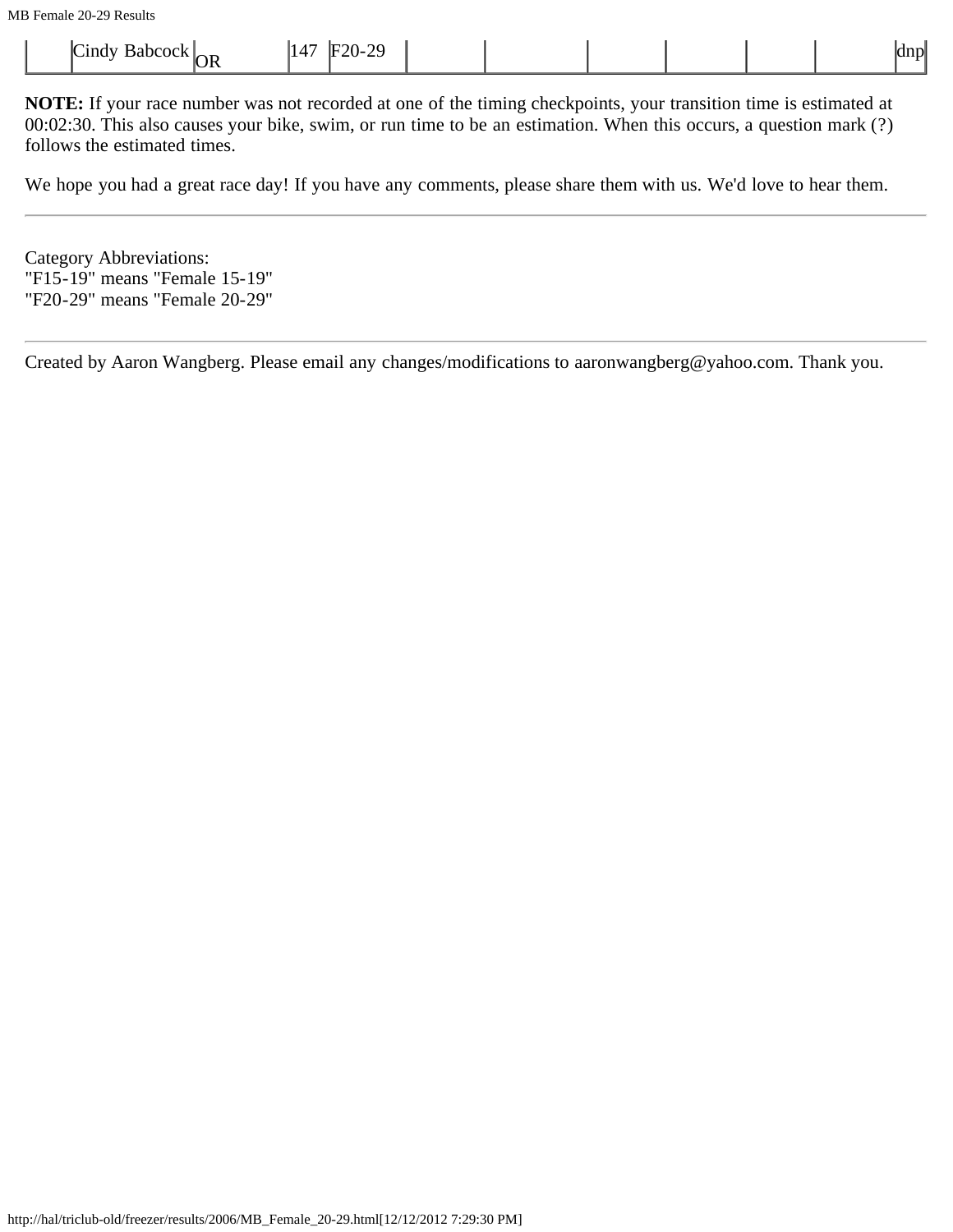|  | Cindy Babcock | OR | 147 | F20-29 |  |  |  |  |  |  | dnp |
|---|---|---|---|---|---|---|---|---|---|---|---|

**NOTE:** If your race number was not recorded at one of the timing checkpoints, your transition time is estimated at 00:02:30. This also causes your bike, swim, or run time to be an estimation. When this occurs, a question mark (?) follows the estimated times.

We hope you had a great race day! If you have any comments, please share them with us. We'd love to hear them.

---

Category Abbreviations:
"F15-19" means "Female 15-19"
"F20-29" means "Female 20-29"

---

Created by Aaron Wangberg. Please email any changes/modifications to aaronwangberg@yahoo.com. Thank you.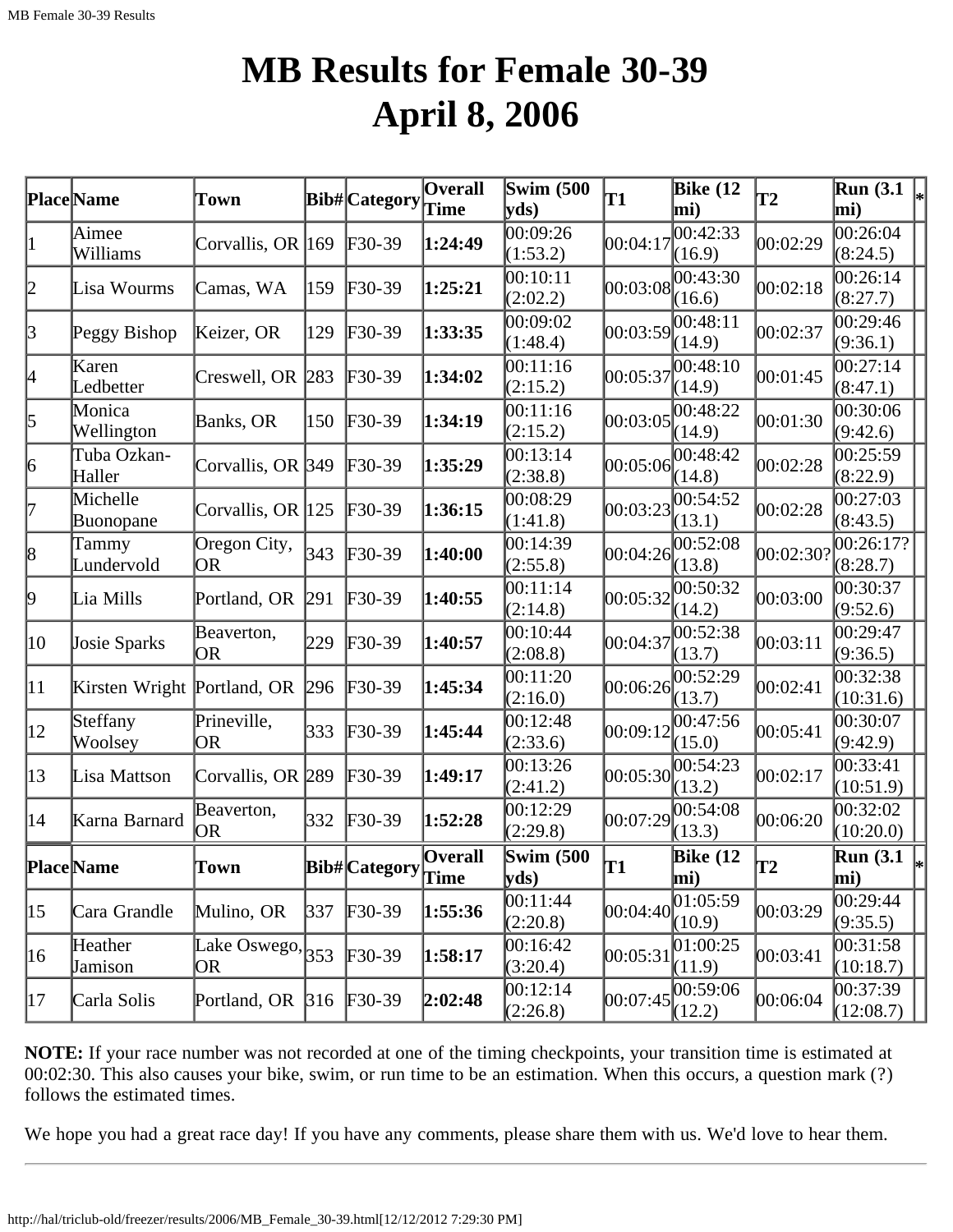# MB Results for Female 30-39
# April 8, 2006

| Place | Name | Town | Bib# | Category | Overall Time | Swim (500 yds) | T1 | Bike (12 mi) | T2 | Run (3.1 mi) | * |
|---|---|---|---|---|---|---|---|---|---|---|---|
| 1 | Aimee Williams | Corvallis, OR | 169 | F30-39 | **1:24:49** | 00:09:26 (1:53.2) | 00:04:17 | 00:42:33 (16.9) | 00:02:29 | 00:26:04 (8:24.5) | |
| 2 | Lisa Wourms | Camas, WA | 159 | F30-39 | **1:25:21** | 00:10:11 (2:02.2) | 00:03:08 | 00:43:30 (16.6) | 00:02:18 | 00:26:14 (8:27.7) | |
| 3 | Peggy Bishop | Keizer, OR | 129 | F30-39 | **1:33:35** | 00:09:02 (1:48.4) | 00:03:59 | 00:48:11 (14.9) | 00:02:37 | 00:29:46 (9:36.1) | |
| 4 | Karen Ledbetter | Creswell, OR | 283 | F30-39 | **1:34:02** | 00:11:16 (2:15.2) | 00:05:37 | 00:48:10 (14.9) | 00:01:45 | 00:27:14 (8:47.1) | |
| 5 | Monica Wellington | Banks, OR | 150 | F30-39 | **1:34:19** | 00:11:16 (2:15.2) | 00:03:05 | 00:48:22 (14.9) | 00:01:30 | 00:30:06 (9:42.6) | |
| 6 | Tuba Ozkan-Haller | Corvallis, OR | 349 | F30-39 | **1:35:29** | 00:13:14 (2:38.8) | 00:05:06 | 00:48:42 (14.8) | 00:02:28 | 00:25:59 (8:22.9) | |
| 7 | Michelle Buonopane | Corvallis, OR | 125 | F30-39 | **1:36:15** | 00:08:29 (1:41.8) | 00:03:23 | 00:54:52 (13.1) | 00:02:28 | 00:27:03 (8:43.5) | |
| 8 | Tammy Lundervold | Oregon City, OR | 343 | F30-39 | **1:40:00** | 00:14:39 (2:55.8) | 00:04:26 | 00:52:08 (13.8) | 00:02:30? | 00:26:17? (8:28.7) | |
| 9 | Lia Mills | Portland, OR | 291 | F30-39 | **1:40:55** | 00:11:14 (2:14.8) | 00:05:32 | 00:50:32 (14.2) | 00:03:00 | 00:30:37 (9:52.6) | |
| 10 | Josie Sparks | Beaverton, OR | 229 | F30-39 | **1:40:57** | 00:10:44 (2:08.8) | 00:04:37 | 00:52:38 (13.7) | 00:03:11 | 00:29:47 (9:36.5) | |
| 11 | Kirsten Wright | Portland, OR | 296 | F30-39 | **1:45:34** | 00:11:20 (2:16.0) | 00:06:26 | 00:52:29 (13.7) | 00:02:41 | 00:32:38 (10:31.6) | |
| 12 | Steffany Woolsey | Prineville, OR | 333 | F30-39 | **1:45:44** | 00:12:48 (2:33.6) | 00:09:12 | 00:47:56 (15.0) | 00:05:41 | 00:30:07 (9:42.9) | |
| 13 | Lisa Mattson | Corvallis, OR | 289 | F30-39 | **1:49:17** | 00:13:26 (2:41.2) | 00:05:30 | 00:54:23 (13.2) | 00:02:17 | 00:33:41 (10:51.9) | |
| 14 | Karna Barnard | Beaverton, OR | 332 | F30-39 | **1:52:28** | 00:12:29 (2:29.8) | 00:07:29 | 00:54:08 (13.3) | 00:06:20 | 00:32:02 (10:20.0) | |
| **Place** | **Name** | **Town** | **Bib#** | **Category** | **Overall Time** | **Swim (500 yds)** | **T1** | **Bike (12 mi)** | **T2** | **Run (3.1 mi)** | ***** |
| 15 | Cara Grandle | Mulino, OR | 337 | F30-39 | **1:55:36** | 00:11:44 (2:20.8) | 00:04:40 | 01:05:59 (10.9) | 00:03:29 | 00:29:44 (9:35.5) | |
| 16 | Heather Jamison | Lake Oswego, OR | 353 | F30-39 | **1:58:17** | 00:16:42 (3:20.4) | 00:05:31 | 01:00:25 (11.9) | 00:03:41 | 00:31:58 (10:18.7) | |
| 17 | Carla Solis | Portland, OR | 316 | F30-39 | **2:02:48** | 00:12:14 (2:26.8) | 00:07:45 | 00:59:06 (12.2) | 00:06:04 | 00:37:39 (12:08.7) | |

**NOTE:** If your race number was not recorded at one of the timing checkpoints, your transition time is estimated at 00:02:30. This also causes your bike, swim, or run time to be an estimation. When this occurs, a question mark (?) follows the estimated times.

We hope you had a great race day! If you have any comments, please share them with us. We'd love to hear them.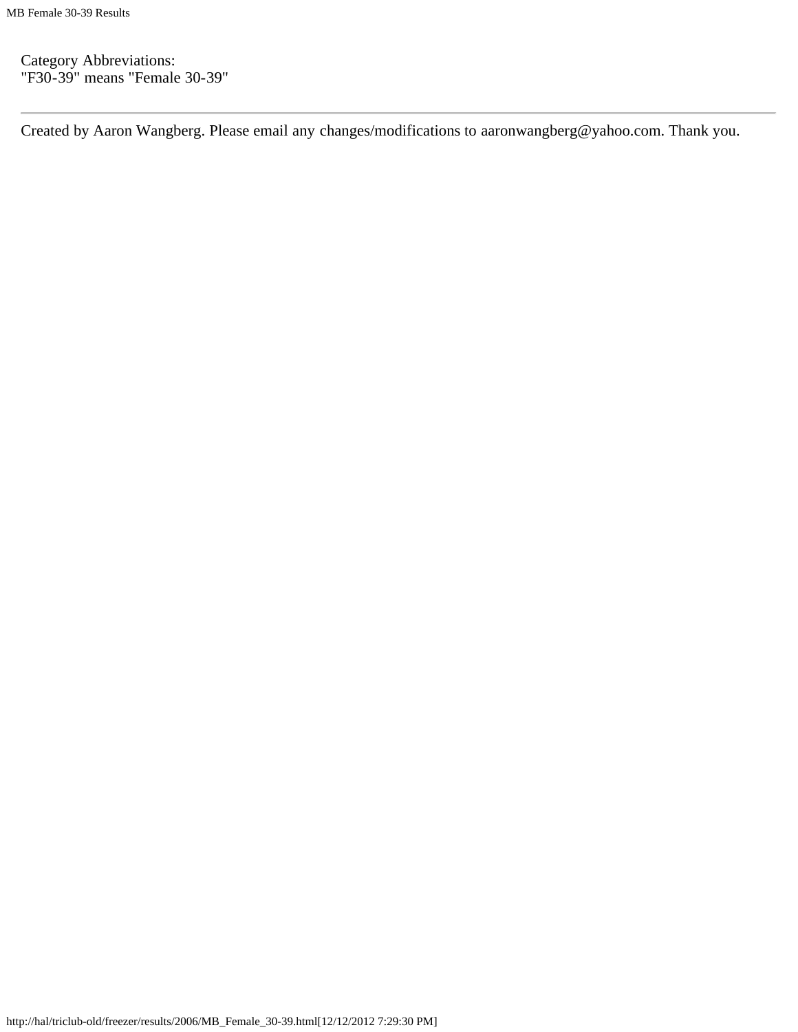Category Abbreviations:
"F30-39" means "Female 30-39"

---

Created by Aaron Wangberg. Please email any changes/modifications to aaronwangberg@yahoo.com. Thank you.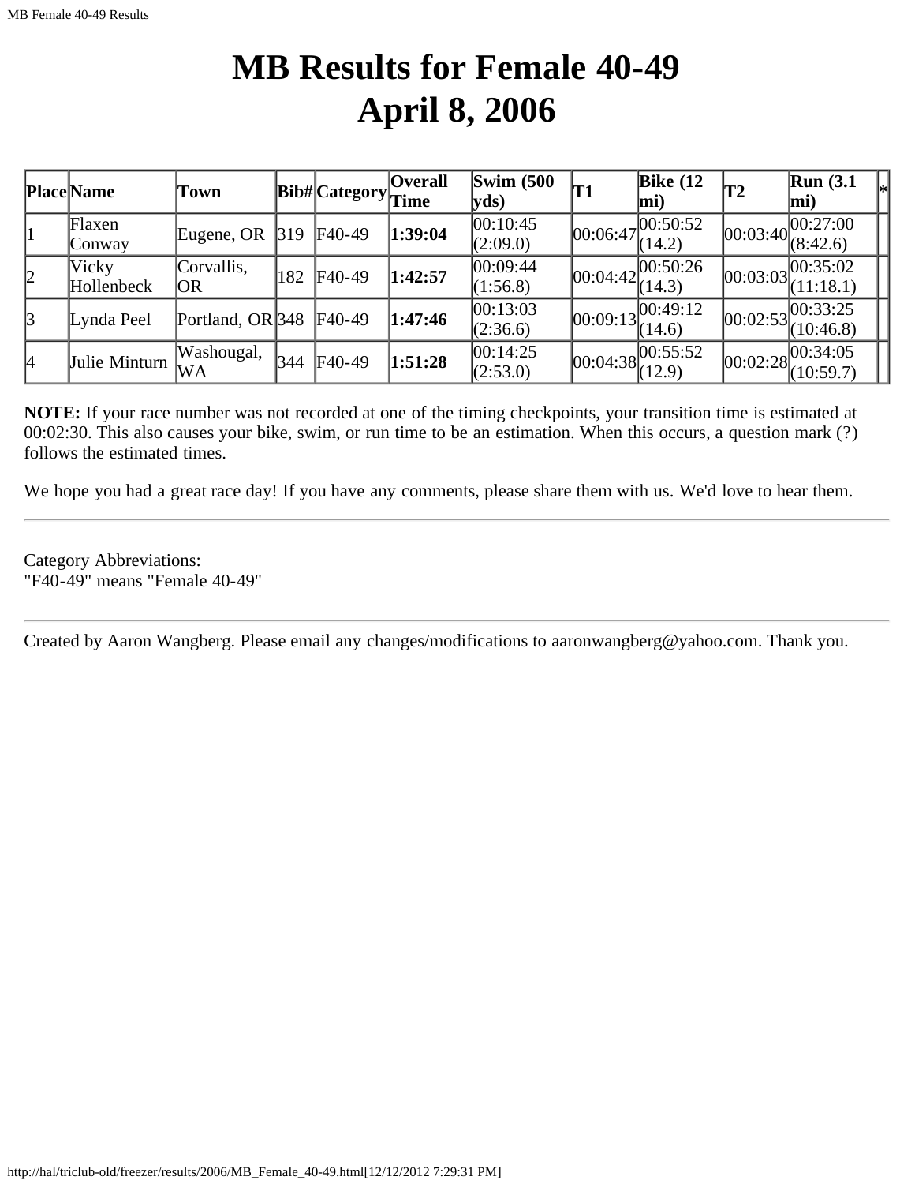# MB Results for Female 40-49
# April 8, 2006

| Place | Name | Town | Bib# | Category | Overall Time | Swim (500 yds) | T1 | Bike (12 mi) | T2 | Run (3.1 mi) | * |
|---|---|---|---|---|---|---|---|---|---|---|---|
| 1 | Flaxen Conway | Eugene, OR | 319 | F40-49 | **1:39:04** | 00:10:45 (2:09.0) | 00:06:47 | 00:50:52 (14.2) | 00:03:40 | 00:27:00 (8:42.6) | |
| 2 | Vicky Hollenbeck | Corvallis, OR | 182 | F40-49 | **1:42:57** | 00:09:44 (1:56.8) | 00:04:42 | 00:50:26 (14.3) | 00:03:03 | 00:35:02 (11:18.1) | |
| 3 | Lynda Peel | Portland, OR | 348 | F40-49 | **1:47:46** | 00:13:03 (2:36.6) | 00:09:13 | 00:49:12 (14.6) | 00:02:53 | 00:33:25 (10:46.8) | |
| 4 | Julie Minturn | Washougal, WA | 344 | F40-49 | **1:51:28** | 00:14:25 (2:53.0) | 00:04:38 | 00:55:52 (12.9) | 00:02:28 | 00:34:05 (10:59.7) | |

**NOTE:** If your race number was not recorded at one of the timing checkpoints, your transition time is estimated at 00:02:30. This also causes your bike, swim, or run time to be an estimation. When this occurs, a question mark (?) follows the estimated times.

We hope you had a great race day! If you have any comments, please share them with us. We'd love to hear them.

---

Category Abbreviations:
"F40-49" means "Female 40-49"

---

Created by Aaron Wangberg. Please email any changes/modifications to aaronwangberg@yahoo.com. Thank you.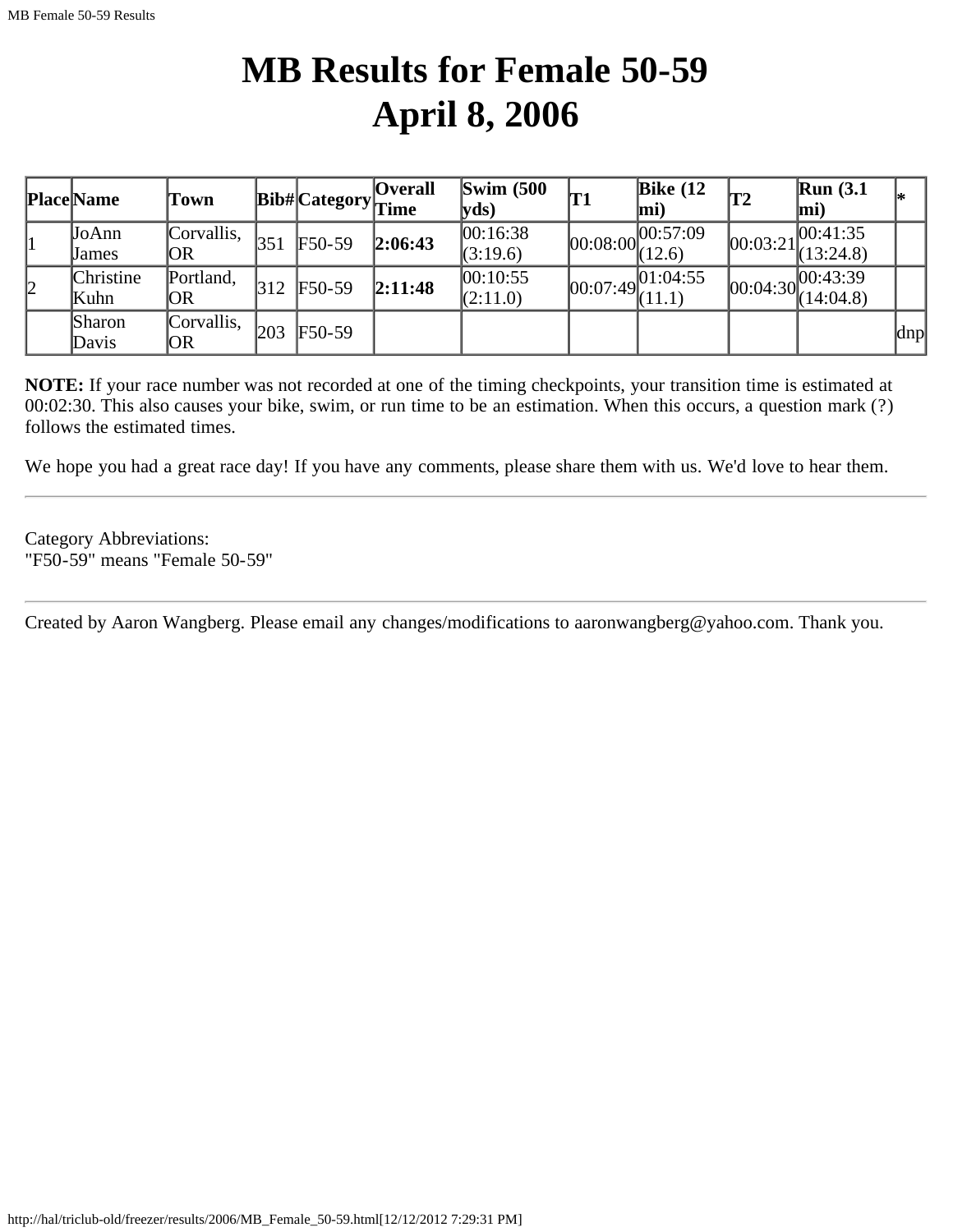# MB Results for Female 50-59
# April 8, 2006

| Place | Name | Town | Bib# | Category | Overall Time | Swim (500 yds) | T1 | Bike (12 mi) | T2 | Run (3.1 mi) | * |
|---|---|---|---|---|---|---|---|---|---|---|---|
| 1 | JoAnn James | Corvallis, OR | 351 | F50-59 | **2:06:43** | 00:16:38 (3:19.6) | 00:08:00 | 00:57:09 (12.6) | 00:03:21 | 00:41:35 (13:24.8) | |
| 2 | Christine Kuhn | Portland, OR | 312 | F50-59 | **2:11:48** | 00:10:55 (2:11.0) | 00:07:49 | 01:04:55 (11.1) | 00:04:30 | 00:43:39 (14:04.8) | |
| | Sharon Davis | Corvallis, OR | 203 | F50-59 | | | | | | | dnp |

**NOTE:** If your race number was not recorded at one of the timing checkpoints, your transition time is estimated at 00:02:30. This also causes your bike, swim, or run time to be an estimation. When this occurs, a question mark (?) follows the estimated times.

We hope you had a great race day! If you have any comments, please share them with us. We'd love to hear them.

---

Category Abbreviations:
"F50-59" means "Female 50-59"

---

Created by Aaron Wangberg. Please email any changes/modifications to aaronwangberg@yahoo.com. Thank you.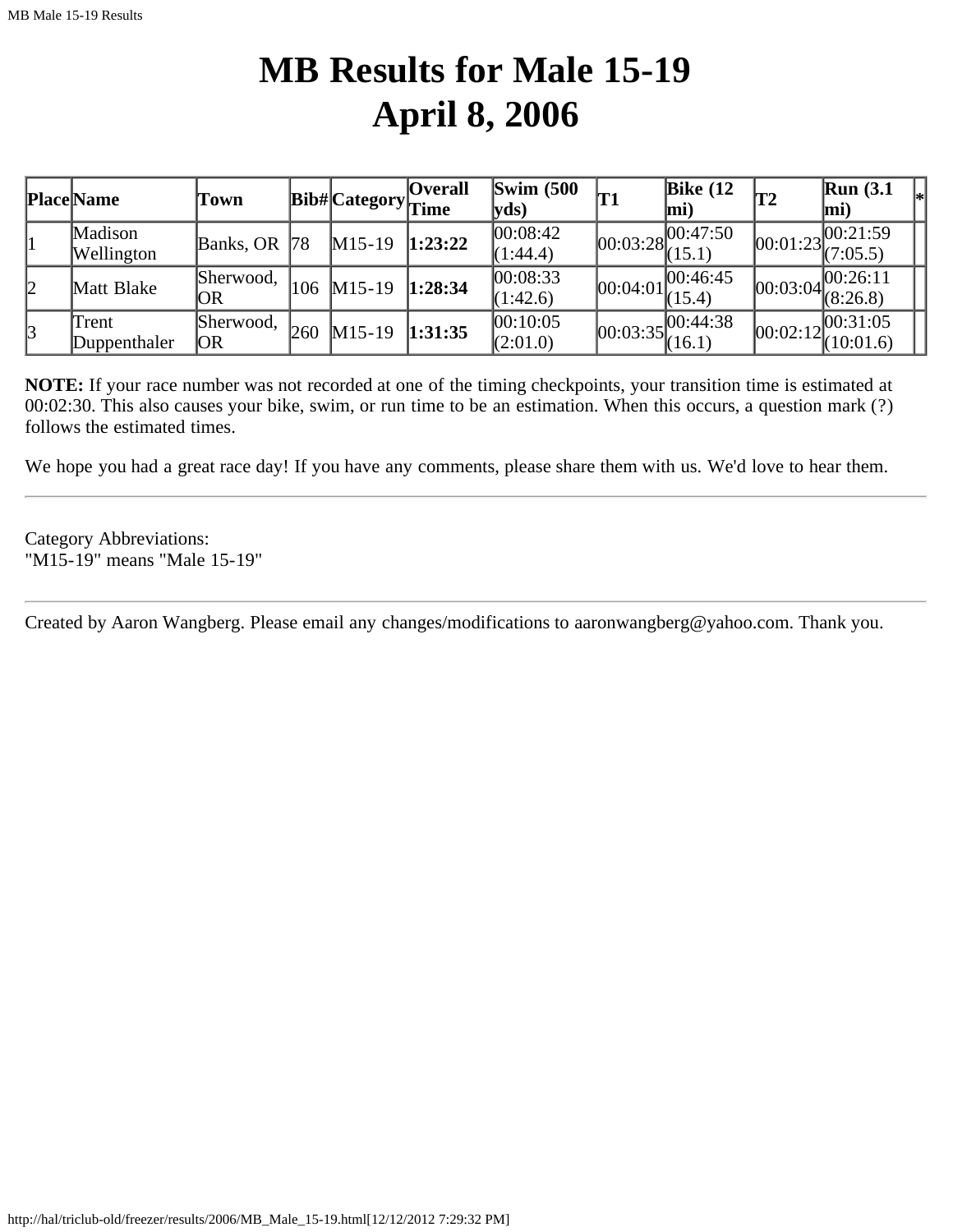# MB Results for Male 15-19
# April 8, 2006

| Place | Name | Town | Bib# | Category | Overall Time | Swim (500 yds) | T1 | Bike (12 mi) | T2 | Run (3.1 mi) | * |
|---|---|---|---|---|---|---|---|---|---|---|---|
| 1 | Madison Wellington | Banks, OR | 78 | M15-19 | **1:23:22** | 00:08:42 (1:44.4) | 00:03:28 | 00:47:50 (15.1) | 00:01:23 | 00:21:59 (7:05.5) | |
| 2 | Matt Blake | Sherwood, OR | 106 | M15-19 | **1:28:34** | 00:08:33 (1:42.6) | 00:04:01 | 00:46:45 (15.4) | 00:03:04 | 00:26:11 (8:26.8) | |
| 3 | Trent Duppenthaler | Sherwood, OR | 260 | M15-19 | **1:31:35** | 00:10:05 (2:01.0) | 00:03:35 | 00:44:38 (16.1) | 00:02:12 | 00:31:05 (10:01.6) | |

**NOTE:** If your race number was not recorded at one of the timing checkpoints, your transition time is estimated at 00:02:30. This also causes your bike, swim, or run time to be an estimation. When this occurs, a question mark (?) follows the estimated times.

We hope you had a great race day! If you have any comments, please share them with us. We'd love to hear them.

---

Category Abbreviations:
"M15-19" means "Male 15-19"

---

Created by Aaron Wangberg. Please email any changes/modifications to aaronwangberg@yahoo.com. Thank you.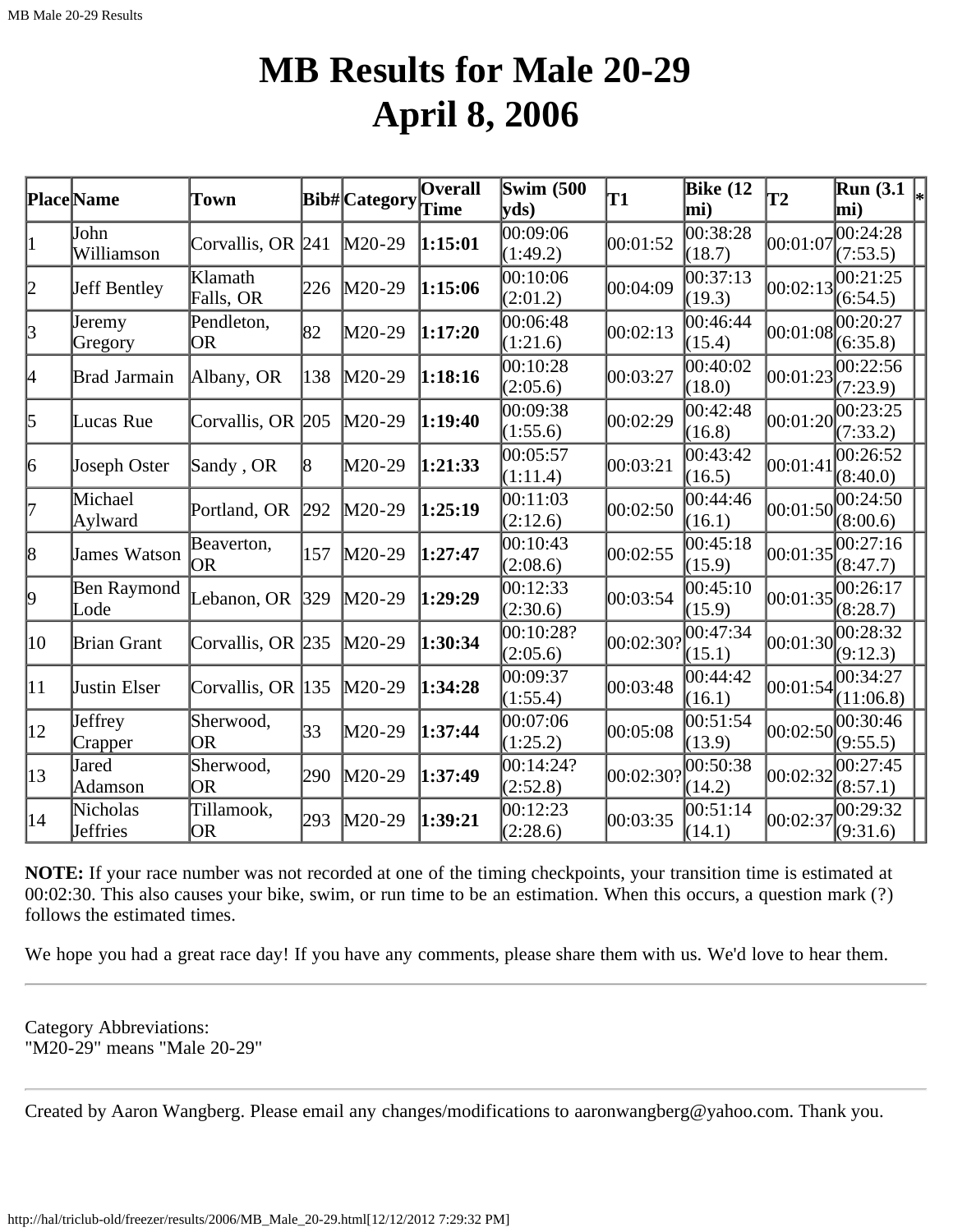# MB Results for Male 20-29
# April 8, 2006

| Place | Name | Town | Bib# | Category | Overall Time | Swim (500 yds) | T1 | Bike (12 mi) | T2 | Run (3.1 mi) | * |
|---|---|---|---|---|---|---|---|---|---|---|---|
| 1 | John Williamson | Corvallis, OR | 241 | M20-29 | **1:15:01** | 00:09:06 (1:49.2) | 00:01:52 | 00:38:28 (18.7) | 00:01:07 | 00:24:28 (7:53.5) | |
| 2 | Jeff Bentley | Klamath Falls, OR | 226 | M20-29 | **1:15:06** | 00:10:06 (2:01.2) | 00:04:09 | 00:37:13 (19.3) | 00:02:13 | 00:21:25 (6:54.5) | |
| 3 | Jeremy Gregory | Pendleton, OR | 82 | M20-29 | **1:17:20** | 00:06:48 (1:21.6) | 00:02:13 | 00:46:44 (15.4) | 00:01:08 | 00:20:27 (6:35.8) | |
| 4 | Brad Jarmain | Albany, OR | 138 | M20-29 | **1:18:16** | 00:10:28 (2:05.6) | 00:03:27 | 00:40:02 (18.0) | 00:01:23 | 00:22:56 (7:23.9) | |
| 5 | Lucas Rue | Corvallis, OR | 205 | M20-29 | **1:19:40** | 00:09:38 (1:55.6) | 00:02:29 | 00:42:48 (16.8) | 00:01:20 | 00:23:25 (7:33.2) | |
| 6 | Joseph Oster | Sandy , OR | 8 | M20-29 | **1:21:33** | 00:05:57 (1:11.4) | 00:03:21 | 00:43:42 (16.5) | 00:01:41 | 00:26:52 (8:40.0) | |
| 7 | Michael Aylward | Portland, OR | 292 | M20-29 | **1:25:19** | 00:11:03 (2:12.6) | 00:02:50 | 00:44:46 (16.1) | 00:01:50 | 00:24:50 (8:00.6) | |
| 8 | James Watson | Beaverton, OR | 157 | M20-29 | **1:27:47** | 00:10:43 (2:08.6) | 00:02:55 | 00:45:18 (15.9) | 00:01:35 | 00:27:16 (8:47.7) | |
| 9 | Ben Raymond Lode | Lebanon, OR | 329 | M20-29 | **1:29:29** | 00:12:33 (2:30.6) | 00:03:54 | 00:45:10 (15.9) | 00:01:35 | 00:26:17 (8:28.7) | |
| 10 | Brian Grant | Corvallis, OR | 235 | M20-29 | **1:30:34** | 00:10:28? (2:05.6) | 00:02:30? | 00:47:34 (15.1) | 00:01:30 | 00:28:32 (9:12.3) | |
| 11 | Justin Elser | Corvallis, OR | 135 | M20-29 | **1:34:28** | 00:09:37 (1:55.4) | 00:03:48 | 00:44:42 (16.1) | 00:01:54 | 00:34:27 (11:06.8) | |
| 12 | Jeffrey Crapper | Sherwood, OR | 33 | M20-29 | **1:37:44** | 00:07:06 (1:25.2) | 00:05:08 | 00:51:54 (13.9) | 00:02:50 | 00:30:46 (9:55.5) | |
| 13 | Jared Adamson | Sherwood, OR | 290 | M20-29 | **1:37:49** | 00:14:24? (2:52.8) | 00:02:30? | 00:50:38 (14.2) | 00:02:32 | 00:27:45 (8:57.1) | |
| 14 | Nicholas Jeffries | Tillamook, OR | 293 | M20-29 | **1:39:21** | 00:12:23 (2:28.6) | 00:03:35 | 00:51:14 (14.1) | 00:02:37 | 00:29:32 (9:31.6) | |

**NOTE:** If your race number was not recorded at one of the timing checkpoints, your transition time is estimated at 00:02:30. This also causes your bike, swim, or run time to be an estimation. When this occurs, a question mark (?) follows the estimated times.

We hope you had a great race day! If you have any comments, please share them with us. We'd love to hear them.

---

Category Abbreviations:
"M20-29" means "Male 20-29"

---

Created by Aaron Wangberg. Please email any changes/modifications to aaronwangberg@yahoo.com. Thank you.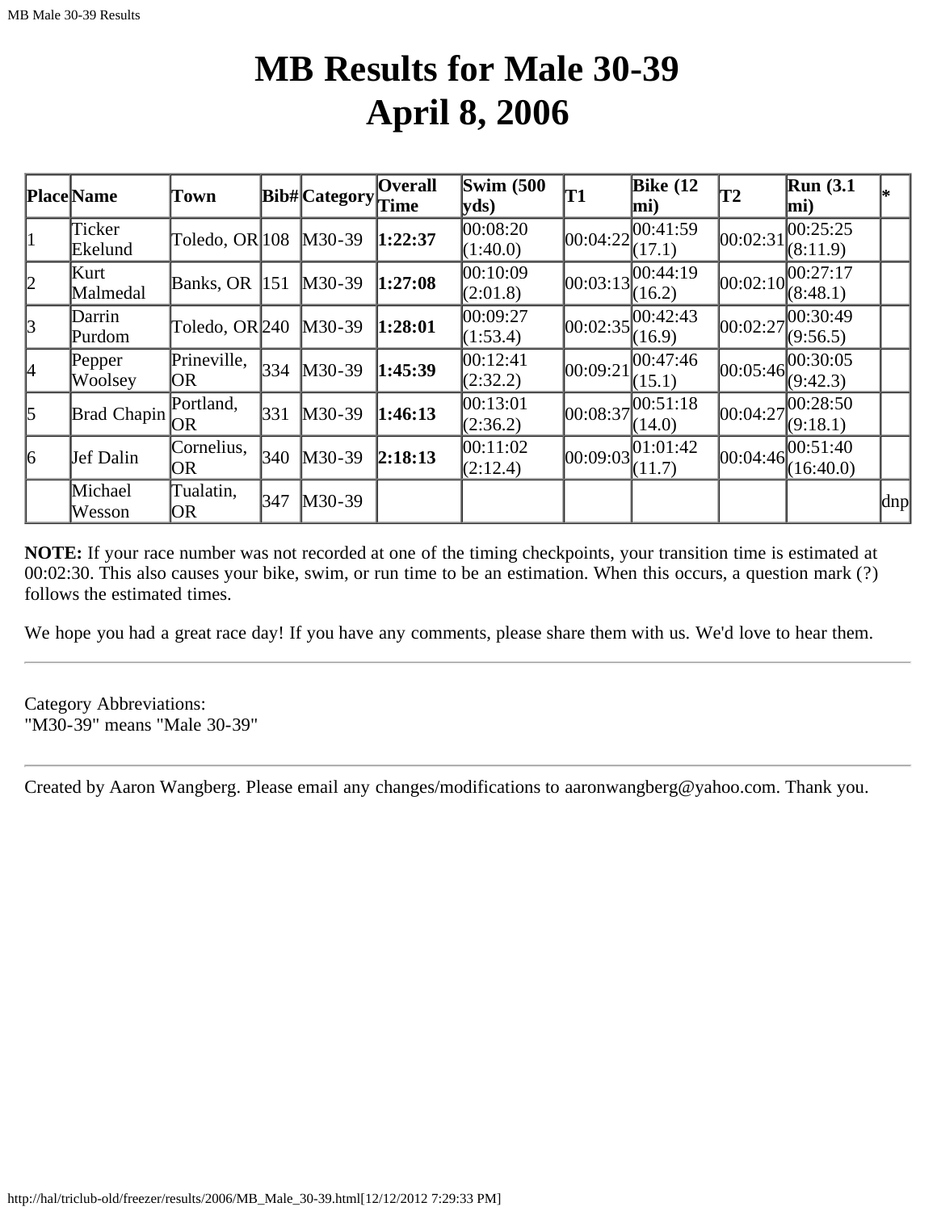# MB Results for Male 30-39
# April 8, 2006

| Place | Name | Town | Bib# | Category | Overall Time | Swim (500 yds) | T1 | Bike (12 mi) | T2 | Run (3.1 mi) | * |
|---|---|---|---|---|---|---|---|---|---|---|---|
| 1 | Ticker Ekelund | Toledo, OR | 108 | M30-39 | **1:22:37** | 00:08:20 (1:40.0) | 00:04:22 | 00:41:59 (17.1) | 00:02:31 | 00:25:25 (8:11.9) | |
| 2 | Kurt Malmedal | Banks, OR | 151 | M30-39 | **1:27:08** | 00:10:09 (2:01.8) | 00:03:13 | 00:44:19 (16.2) | 00:02:10 | 00:27:17 (8:48.1) | |
| 3 | Darrin Purdom | Toledo, OR | 240 | M30-39 | **1:28:01** | 00:09:27 (1:53.4) | 00:02:35 | 00:42:43 (16.9) | 00:02:27 | 00:30:49 (9:56.5) | |
| 4 | Pepper Woolsey | Prineville, OR | 334 | M30-39 | **1:45:39** | 00:12:41 (2:32.2) | 00:09:21 | 00:47:46 (15.1) | 00:05:46 | 00:30:05 (9:42.3) | |
| 5 | Brad Chapin | Portland, OR | 331 | M30-39 | **1:46:13** | 00:13:01 (2:36.2) | 00:08:37 | 00:51:18 (14.0) | 00:04:27 | 00:28:50 (9:18.1) | |
| 6 | Jef Dalin | Cornelius, OR | 340 | M30-39 | **2:18:13** | 00:11:02 (2:12.4) | 00:09:03 | 01:01:42 (11.7) | 00:04:46 | 00:51:40 (16:40.0) | |
| | Michael Wesson | Tualatin, OR | 347 | M30-39 | | | | | | | dnp |

**NOTE:** If your race number was not recorded at one of the timing checkpoints, your transition time is estimated at 00:02:30. This also causes your bike, swim, or run time to be an estimation. When this occurs, a question mark (?) follows the estimated times.

We hope you had a great race day! If you have any comments, please share them with us. We'd love to hear them.

---

Category Abbreviations:
"M30-39" means "Male 30-39"

---

Created by Aaron Wangberg. Please email any changes/modifications to aaronwangberg@yahoo.com. Thank you.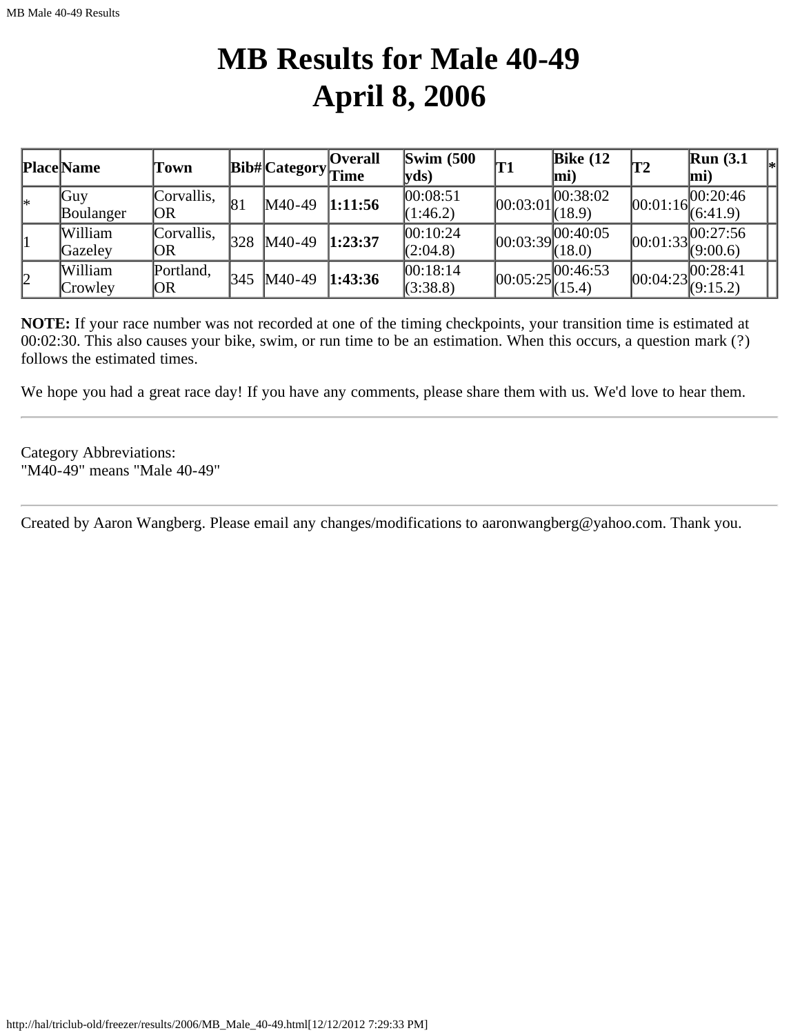# MB Results for Male 40-49
# April 8, 2006

| Place | Name | Town | Bib# | Category | Overall Time | Swim (500 yds) | T1 | Bike (12 mi) | T2 | Run (3.1 mi) | * |
|---|---|---|---|---|---|---|---|---|---|---|---|
| * | Guy Boulanger | Corvallis, OR | 81 | M40-49 | **1:11:56** | 00:08:51 (1:46.2) | 00:03:01 | 00:38:02 (18.9) | 00:01:16 | 00:20:46 (6:41.9) | |
| 1 | William Gazeley | Corvallis, OR | 328 | M40-49 | **1:23:37** | 00:10:24 (2:04.8) | 00:03:39 | 00:40:05 (18.0) | 00:01:33 | 00:27:56 (9:00.6) | |
| 2 | William Crowley | Portland, OR | 345 | M40-49 | **1:43:36** | 00:18:14 (3:38.8) | 00:05:25 | 00:46:53 (15.4) | 00:04:23 | 00:28:41 (9:15.2) | |

**NOTE:** If your race number was not recorded at one of the timing checkpoints, your transition time is estimated at 00:02:30. This also causes your bike, swim, or run time to be an estimation. When this occurs, a question mark (?) follows the estimated times.

We hope you had a great race day! If you have any comments, please share them with us. We'd love to hear them.

---

Category Abbreviations:
"M40-49" means "Male 40-49"

---

Created by Aaron Wangberg. Please email any changes/modifications to aaronwangberg@yahoo.com. Thank you.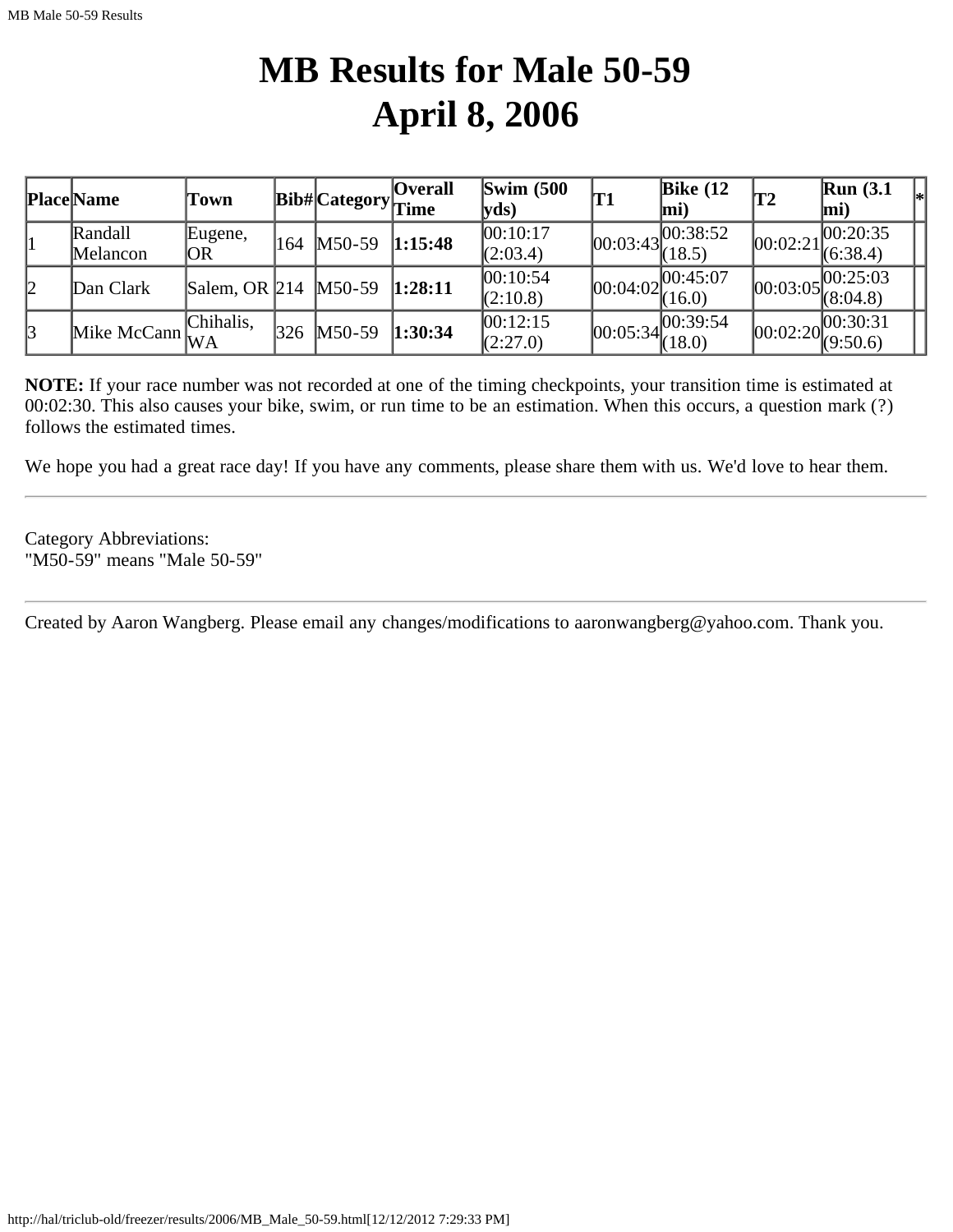# MB Results for Male 50-59
# April 8, 2006

| Place | Name | Town | Bib# | Category | Overall Time | Swim (500 yds) | T1 | Bike (12 mi) | T2 | Run (3.1 mi) | * |
|---|---|---|---|---|---|---|---|---|---|---|---|
| 1 | Randall Melancon | Eugene, OR | 164 | M50-59 | **1:15:48** | 00:10:17 (2:03.4) | 00:03:43 | 00:38:52 (18.5) | 00:02:21 | 00:20:35 (6:38.4) | |
| 2 | Dan Clark | Salem, OR | 214 | M50-59 | **1:28:11** | 00:10:54 (2:10.8) | 00:04:02 | 00:45:07 (16.0) | 00:03:05 | 00:25:03 (8:04.8) | |
| 3 | Mike McCann | Chihalis, WA | 326 | M50-59 | **1:30:34** | 00:12:15 (2:27.0) | 00:05:34 | 00:39:54 (18.0) | 00:02:20 | 00:30:31 (9:50.6) | |

**NOTE:** If your race number was not recorded at one of the timing checkpoints, your transition time is estimated at 00:02:30. This also causes your bike, swim, or run time to be an estimation. When this occurs, a question mark (?) follows the estimated times.

We hope you had a great race day! If you have any comments, please share them with us. We'd love to hear them.

---

Category Abbreviations:
"M50-59" means "Male 50-59"

---

Created by Aaron Wangberg. Please email any changes/modifications to aaronwangberg@yahoo.com. Thank you.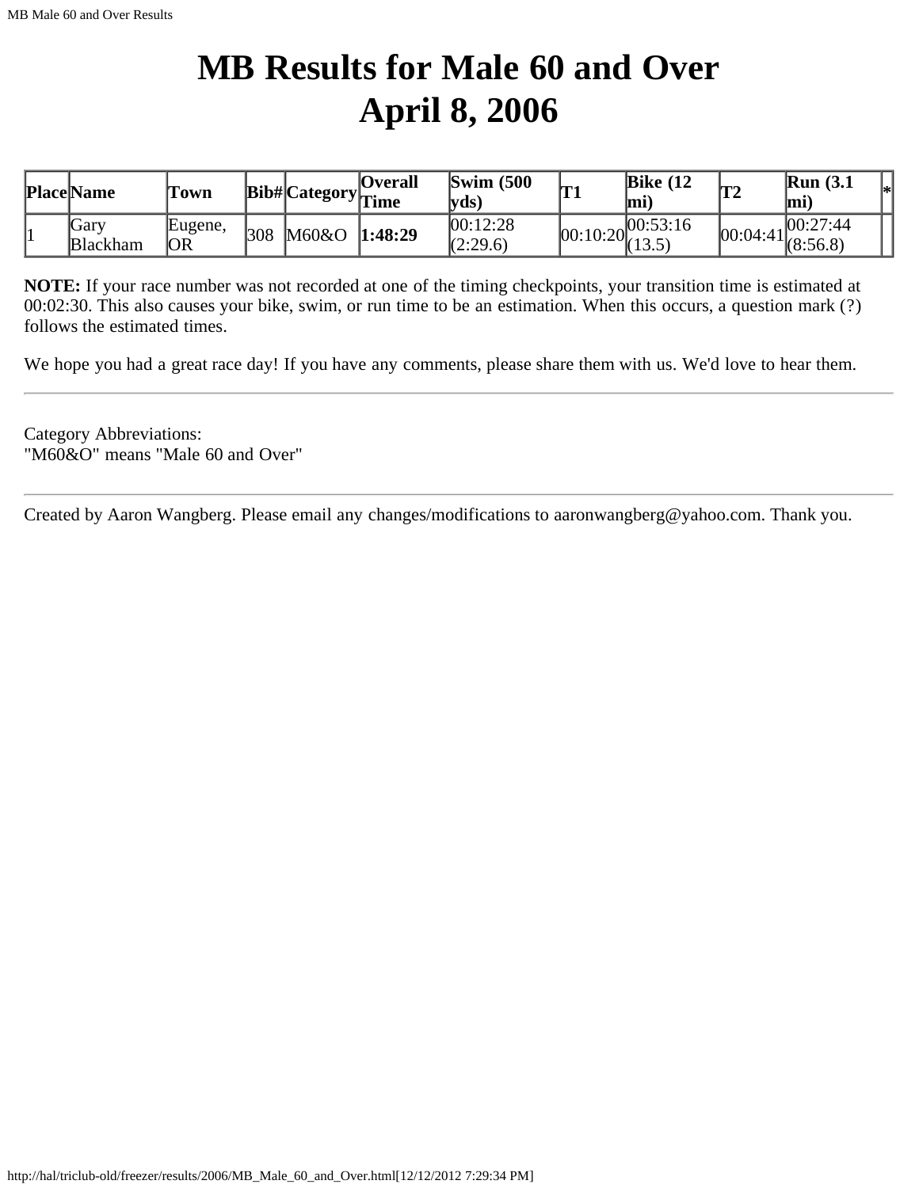# MB Results for Male 60 and Over
# April 8, 2006

| Place | Name | Town | Bib# | Category | Overall Time | Swim (500 yds) | T1 | Bike (12 mi) | T2 | Run (3.1 mi) | * |
|---|---|---|---|---|---|---|---|---|---|---|---|
| 1 | Gary Blackham | Eugene, OR | 308 | M60&O | **1:48:29** | 00:12:28 (2:29.6) | 00:10:20 | 00:53:16 (13.5) | 00:04:41 | 00:27:44 (8:56.8) | |

**NOTE:** If your race number was not recorded at one of the timing checkpoints, your transition time is estimated at 00:02:30. This also causes your bike, swim, or run time to be an estimation. When this occurs, a question mark (?) follows the estimated times.

We hope you had a great race day! If you have any comments, please share them with us. We'd love to hear them.

---

Category Abbreviations:
"M60&O" means "Male 60 and Over"

---

Created by Aaron Wangberg. Please email any changes/modifications to aaronwangberg@yahoo.com. Thank you.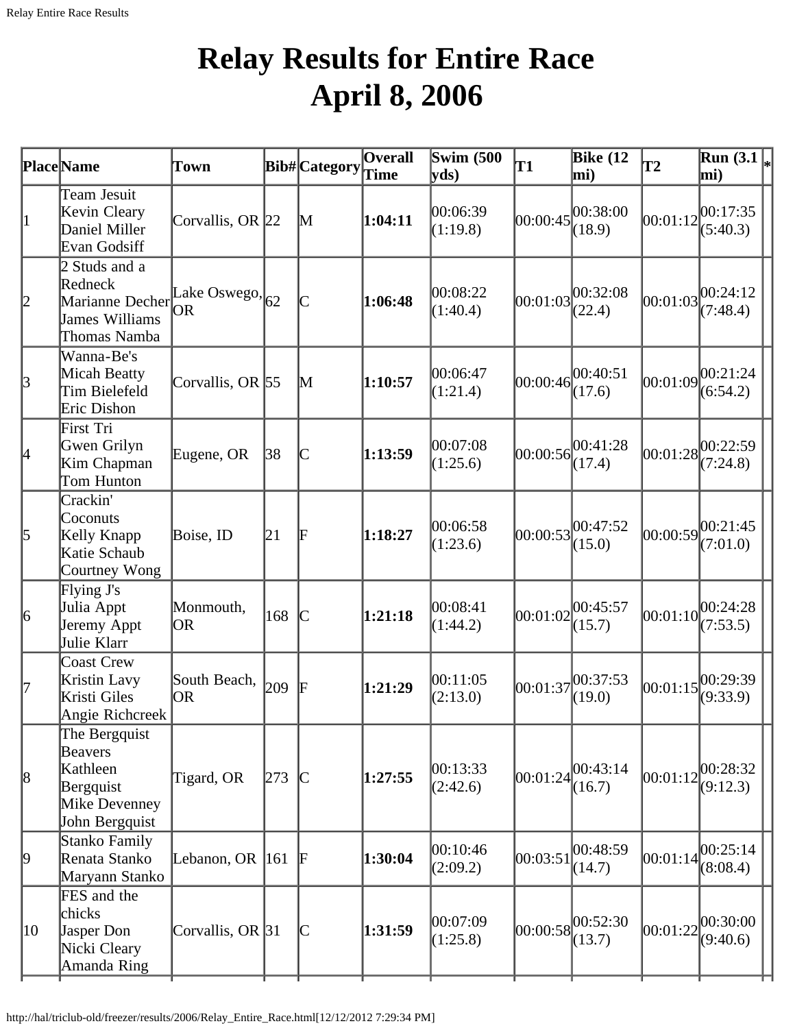# Relay Results for Entire Race
# April 8, 2006

| Place | Name | Town | Bib# | Category | Overall Time | Swim (500 yds) | T1 | Bike (12 mi) | T2 | Run (3.1 mi) | * |
|---|---|---|---|---|---|---|---|---|---|---|---|
| 1 | Team Jesuit Kevin Cleary Daniel Miller Evan Godsiff | Corvallis, OR | 22 | M | **1:04:11** | 00:06:39 (1:19.8) | 00:00:45 | 00:38:00 (18.9) | 00:01:12 | 00:17:35 (5:40.3) | |
| 2 | 2 Studs and a Redneck Marianne Decher James Williams Thomas Namba | Lake Oswego, OR | 62 | C | **1:06:48** | 00:08:22 (1:40.4) | 00:01:03 | 00:32:08 (22.4) | 00:01:03 | 00:24:12 (7:48.4) | |
| 3 | Wanna-Be's Micah Beatty Tim Bielefeld Eric Dishon | Corvallis, OR | 55 | M | **1:10:57** | 00:06:47 (1:21.4) | 00:00:46 | 00:40:51 (17.6) | 00:01:09 | 00:21:24 (6:54.2) | |
| 4 | First Tri Gwen Grilyn Kim Chapman Tom Hunton | Eugene, OR | 38 | C | **1:13:59** | 00:07:08 (1:25.6) | 00:00:56 | 00:41:28 (17.4) | 00:01:28 | 00:22:59 (7:24.8) | |
| 5 | Crackin' Coconuts Kelly Knapp Katie Schaub Courtney Wong | Boise, ID | 21 | F | **1:18:27** | 00:06:58 (1:23.6) | 00:00:53 | 00:47:52 (15.0) | 00:00:59 | 00:21:45 (7:01.0) | |
| 6 | Flying J's Julia Appt Jeremy Appt Julie Klarr | Monmouth, OR | 168 | C | **1:21:18** | 00:08:41 (1:44.2) | 00:01:02 | 00:45:57 (15.7) | 00:01:10 | 00:24:28 (7:53.5) | |
| 7 | Coast Crew Kristin Lavy Kristi Giles Angie Richcreek | South Beach, OR | 209 | F | **1:21:29** | 00:11:05 (2:13.0) | 00:01:37 | 00:37:53 (19.0) | 00:01:15 | 00:29:39 (9:33.9) | |
| 8 | The Bergquist Beavers Kathleen Bergquist Mike Devenney John Bergquist | Tigard, OR | 273 | C | **1:27:55** | 00:13:33 (2:42.6) | 00:01:24 | 00:43:14 (16.7) | 00:01:12 | 00:28:32 (9:12.3) | |
| 9 | Stanko Family Renata Stanko Maryann Stanko | Lebanon, OR | 161 | F | **1:30:04** | 00:10:46 (2:09.2) | 00:03:51 | 00:48:59 (14.7) | 00:01:14 | 00:25:14 (8:08.4) | |
| 10 | FES and the chicks Jasper Don Nicki Cleary Amanda Ring | Corvallis, OR | 31 | C | **1:31:59** | 00:07:09 (1:25.8) | 00:00:58 | 00:52:30 (13.7) | 00:01:22 | 00:30:00 (9:40.6) | |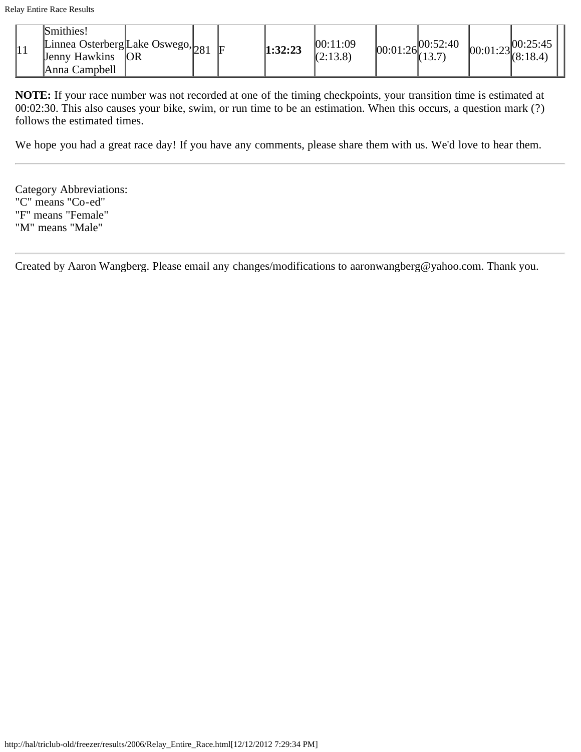| 11 | Smithies! Linnea Osterberg Jenny Hawkins Anna Campbell | Lake Oswego, OR | 281 | F | | **1:32:23** | 00:11:09 (2:13.8) | 00:01:26 | 00:52:40 (13.7) | 00:01:23 | 00:25:45 (8:18.4) | |
|---|---|---|---|---|---|---|---|---|---|---|---|---|

**NOTE:** If your race number was not recorded at one of the timing checkpoints, your transition time is estimated at 00:02:30. This also causes your bike, swim, or run time to be an estimation. When this occurs, a question mark (?) follows the estimated times.

We hope you had a great race day! If you have any comments, please share them with us. We'd love to hear them.

---

Category Abbreviations:
"C" means "Co-ed"
"F" means "Female"
"M" means "Male"

---

Created by Aaron Wangberg. Please email any changes/modifications to aaronwangberg@yahoo.com. Thank you.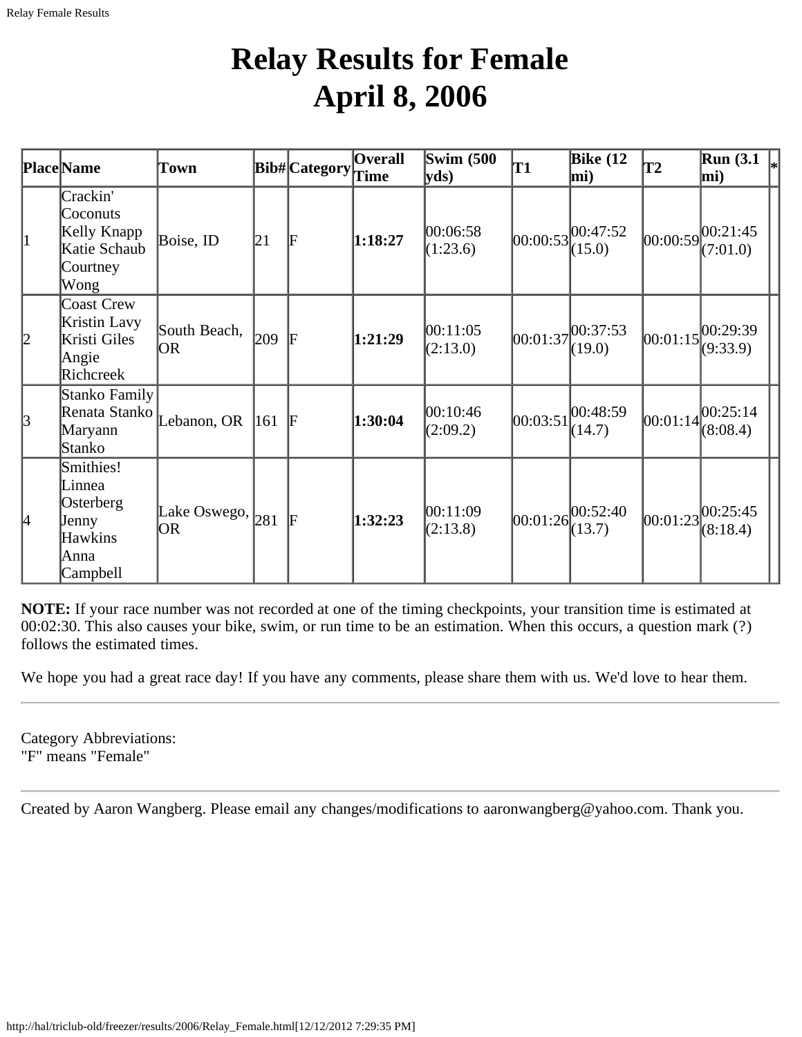# Relay Results for Female
# April 8, 2006

| Place | Name | Town | Bib# | Category | Overall Time | Swim (500 yds) | T1 | Bike (12 mi) | T2 | Run (3.1 mi) | * |
|---|---|---|---|---|---|---|---|---|---|---|---|
| 1 | Crackin' Coconuts Kelly Knapp Katie Schaub Courtney Wong | Boise, ID | 21 | F | **1:18:27** | 00:06:58 (1:23.6) | 00:00:53 | 00:47:52 (15.0) | 00:00:59 | 00:21:45 (7:01.0) | |
| 2 | Coast Crew Kristin Lavy Kristi Giles Angie Richcreek | South Beach, OR | 209 | F | **1:21:29** | 00:11:05 (2:13.0) | 00:01:37 | 00:37:53 (19.0) | 00:01:15 | 00:29:39 (9:33.9) | |
| 3 | Stanko Family Renata Stanko Maryann Stanko | Lebanon, OR | 161 | F | **1:30:04** | 00:10:46 (2:09.2) | 00:03:51 | 00:48:59 (14.7) | 00:01:14 | 00:25:14 (8:08.4) | |
| 4 | Smithies! Linnea Osterberg Jenny Hawkins Anna Campbell | Lake Oswego, OR | 281 | F | **1:32:23** | 00:11:09 (2:13.8) | 00:01:26 | 00:52:40 (13.7) | 00:01:23 | 00:25:45 (8:18.4) | |

**NOTE:** If your race number was not recorded at one of the timing checkpoints, your transition time is estimated at 00:02:30. This also causes your bike, swim, or run time to be an estimation. When this occurs, a question mark (?) follows the estimated times.

We hope you had a great race day! If you have any comments, please share them with us. We'd love to hear them.

---

Category Abbreviations:
"F" means "Female"

---

Created by Aaron Wangberg. Please email any changes/modifications to aaronwangberg@yahoo.com. Thank you.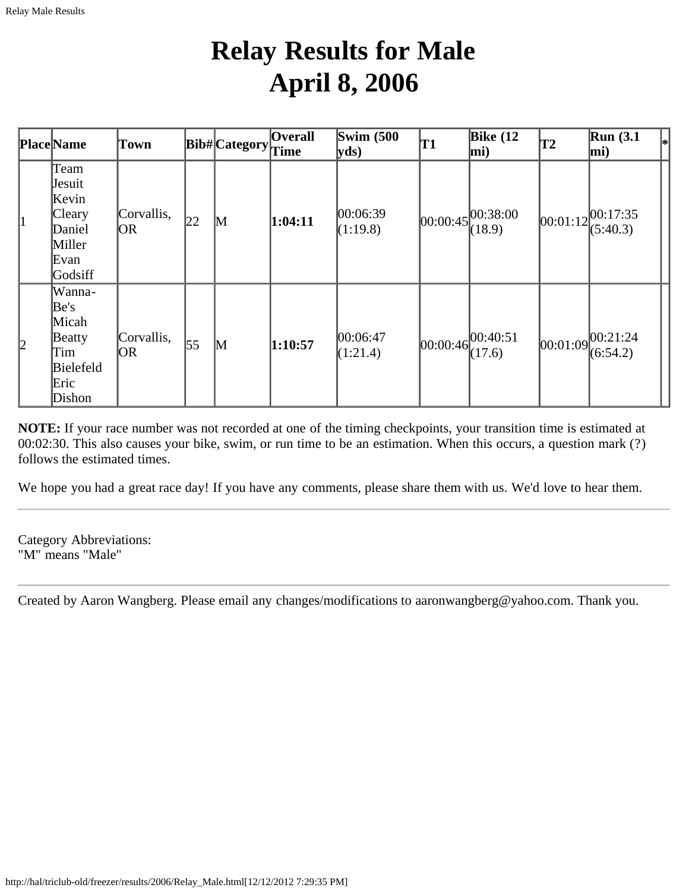# Relay Results for Male
# April 8, 2006

| Place | Name | Town | Bib# | Category | Overall Time | Swim (500 yds) | T1 | Bike (12 mi) | T2 | Run (3.1 mi) | * |
|---|---|---|---|---|---|---|---|---|---|---|---|
| 1 | Team Jesuit Kevin Cleary Daniel Miller Evan Godsiff | Corvallis, OR | 22 | M | **1:04:11** | 00:06:39 (1:19.8) | 00:00:45 | 00:38:00 (18.9) | 00:01:12 | 00:17:35 (5:40.3) | |
| 2 | Wanna-Be's Micah Beatty Tim Bielefeld Eric Dishon | Corvallis, OR | 55 | M | **1:10:57** | 00:06:47 (1:21.4) | 00:00:46 | 00:40:51 (17.6) | 00:01:09 | 00:21:24 (6:54.2) | |

**NOTE:** If your race number was not recorded at one of the timing checkpoints, your transition time is estimated at 00:02:30. This also causes your bike, swim, or run time to be an estimation. When this occurs, a question mark (?) follows the estimated times.

We hope you had a great race day! If you have any comments, please share them with us. We'd love to hear them.

---

Category Abbreviations:
"M" means "Male"

---

Created by Aaron Wangberg. Please email any changes/modifications to aaronwangberg@yahoo.com. Thank you.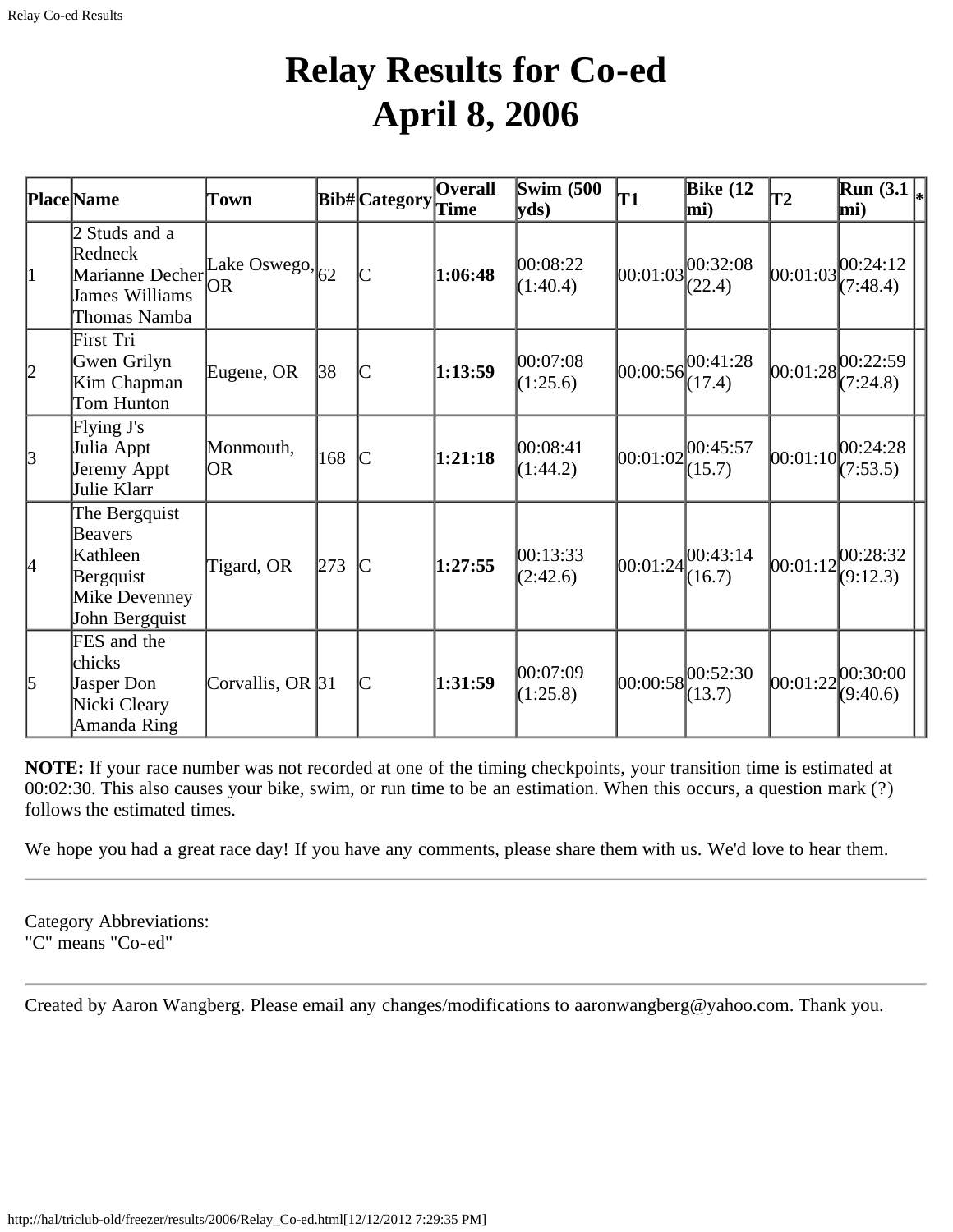# Relay Results for Co-ed
# April 8, 2006

| Place | Name | Town | Bib# | Category | Overall Time | Swim (500 yds) | T1 | Bike (12 mi) | T2 | Run (3.1 mi) | * |
|---|---|---|---|---|---|---|---|---|---|---|---|
| 1 | 2 Studs and a Redneck Marianne Decher James Williams Thomas Namba | Lake Oswego, OR | 62 | C | **1:06:48** | 00:08:22 (1:40.4) | 00:01:03 | 00:32:08 (22.4) | 00:01:03 | 00:24:12 (7:48.4) | |
| 2 | First Tri Gwen Grilyn Kim Chapman Tom Hunton | Eugene, OR | 38 | C | **1:13:59** | 00:07:08 (1:25.6) | 00:00:56 | 00:41:28 (17.4) | 00:01:28 | 00:22:59 (7:24.8) | |
| 3 | Flying J's Julia Appt Jeremy Appt Julie Klarr | Monmouth, OR | 168 | C | **1:21:18** | 00:08:41 (1:44.2) | 00:01:02 | 00:45:57 (15.7) | 00:01:10 | 00:24:28 (7:53.5) | |
| 4 | The Bergquist Beavers Kathleen Bergquist Mike Devenney John Bergquist | Tigard, OR | 273 | C | **1:27:55** | 00:13:33 (2:42.6) | 00:01:24 | 00:43:14 (16.7) | 00:01:12 | 00:28:32 (9:12.3) | |
| 5 | FES and the chicks Jasper Don Nicki Cleary Amanda Ring | Corvallis, OR | 31 | C | **1:31:59** | 00:07:09 (1:25.8) | 00:00:58 | 00:52:30 (13.7) | 00:01:22 | 00:30:00 (9:40.6) | |

**NOTE:** If your race number was not recorded at one of the timing checkpoints, your transition time is estimated at 00:02:30. This also causes your bike, swim, or run time to be an estimation. When this occurs, a question mark (?) follows the estimated times.

We hope you had a great race day! If you have any comments, please share them with us. We'd love to hear them.

---

Category Abbreviations:
"C" means "Co-ed"

---

Created by Aaron Wangberg. Please email any changes/modifications to aaronwangberg@yahoo.com. Thank you.